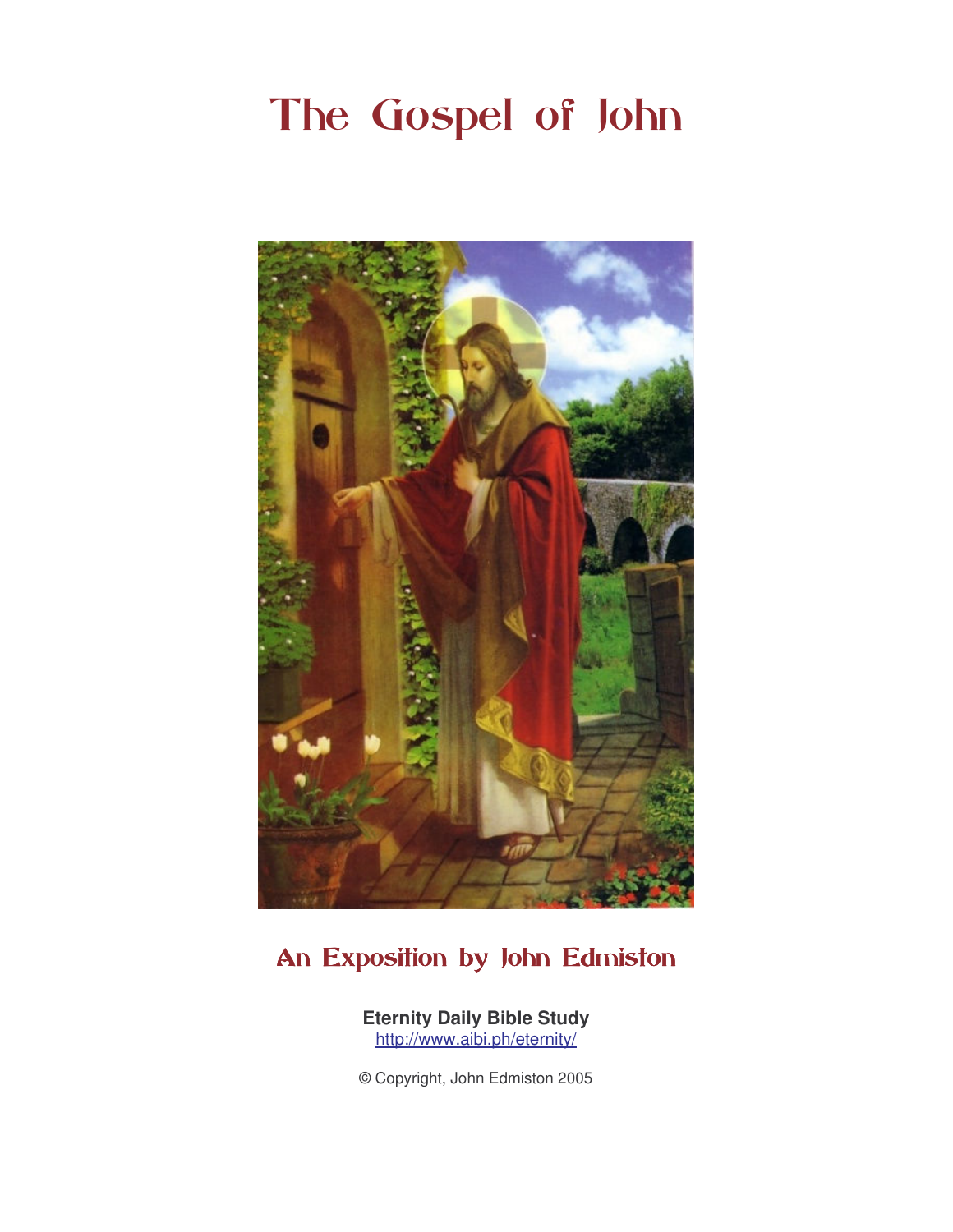# The Gospel of John

## An Exposition by John Edmiston

**Eternity Daily Bible Study**
http://www.aibi.ph/eternity/

© Copyright, John Edmiston 2005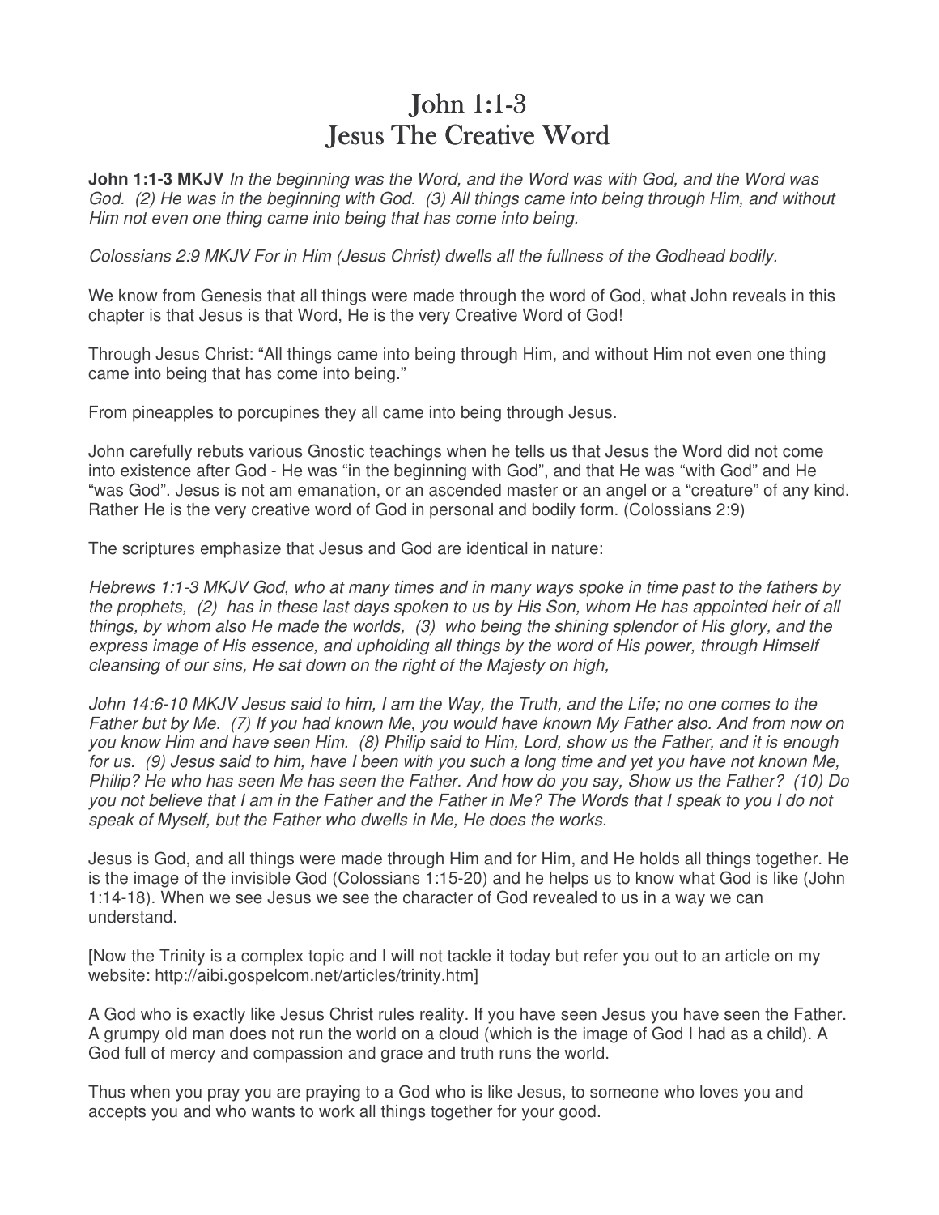# John 1:1-3
# Jesus The Creative Word

**John 1:1-3 MKJV** *In the beginning was the Word, and the Word was with God, and the Word was God. (2) He was in the beginning with God. (3) All things came into being through Him, and without Him not even one thing came into being that has come into being.*

*Colossians 2:9 MKJV For in Him (Jesus Christ) dwells all the fullness of the Godhead bodily.*

We know from Genesis that all things were made through the word of God, what John reveals in this chapter is that Jesus is that Word, He is the very Creative Word of God!

Through Jesus Christ: "All things came into being through Him, and without Him not even one thing came into being that has come into being."

From pineapples to porcupines they all came into being through Jesus.

John carefully rebuts various Gnostic teachings when he tells us that Jesus the Word did not come into existence after God - He was "in the beginning with God", and that He was "with God" and He "was God". Jesus is not am emanation, or an ascended master or an angel or a "creature" of any kind. Rather He is the very creative word of God in personal and bodily form. (Colossians 2:9)

The scriptures emphasize that Jesus and God are identical in nature:

*Hebrews 1:1-3 MKJV God, who at many times and in many ways spoke in time past to the fathers by the prophets, (2) has in these last days spoken to us by His Son, whom He has appointed heir of all things, by whom also He made the worlds, (3) who being the shining splendor of His glory, and the express image of His essence, and upholding all things by the word of His power, through Himself cleansing of our sins, He sat down on the right of the Majesty on high,*

*John 14:6-10 MKJV Jesus said to him, I am the Way, the Truth, and the Life; no one comes to the Father but by Me. (7) If you had known Me, you would have known My Father also. And from now on you know Him and have seen Him. (8) Philip said to Him, Lord, show us the Father, and it is enough for us. (9) Jesus said to him, have I been with you such a long time and yet you have not known Me, Philip? He who has seen Me has seen the Father. And how do you say, Show us the Father? (10) Do you not believe that I am in the Father and the Father in Me? The Words that I speak to you I do not speak of Myself, but the Father who dwells in Me, He does the works.*

Jesus is God, and all things were made through Him and for Him, and He holds all things together. He is the image of the invisible God (Colossians 1:15-20) and he helps us to know what God is like (John 1:14-18). When we see Jesus we see the character of God revealed to us in a way we can understand.

[Now the Trinity is a complex topic and I will not tackle it today but refer you out to an article on my website: http://aibi.gospelcom.net/articles/trinity.htm]

A God who is exactly like Jesus Christ rules reality. If you have seen Jesus you have seen the Father. A grumpy old man does not run the world on a cloud (which is the image of God I had as a child). A God full of mercy and compassion and grace and truth runs the world.

Thus when you pray you are praying to a God who is like Jesus, to someone who loves you and accepts you and who wants to work all things together for your good.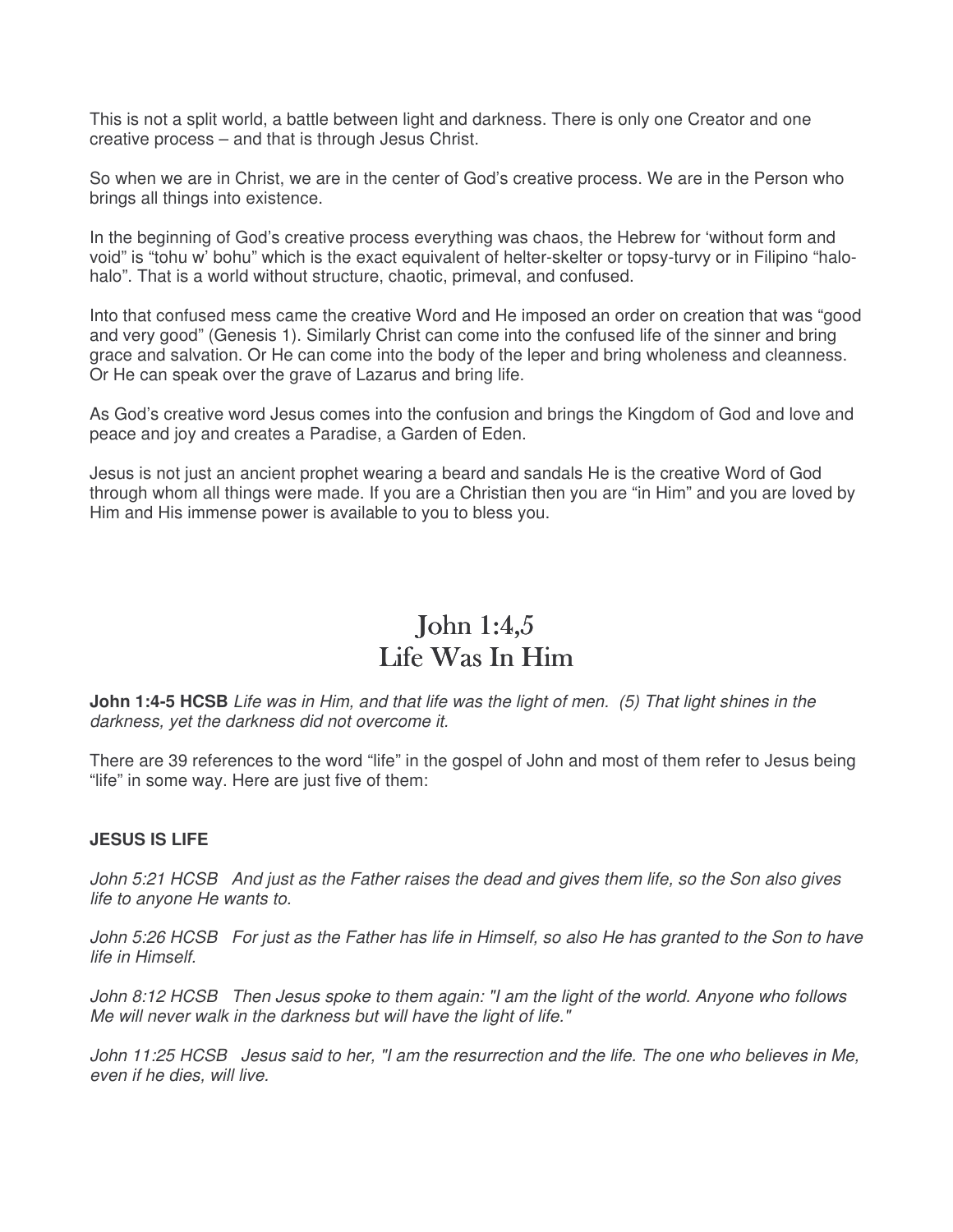This is not a split world, a battle between light and darkness. There is only one Creator and one creative process – and that is through Jesus Christ.

So when we are in Christ, we are in the center of God's creative process. We are in the Person who brings all things into existence.

In the beginning of God's creative process everything was chaos, the Hebrew for 'without form and void" is "tohu w' bohu" which is the exact equivalent of helter-skelter or topsy-turvy or in Filipino "halo-halo". That is a world without structure, chaotic, primeval, and confused.

Into that confused mess came the creative Word and He imposed an order on creation that was "good and very good" (Genesis 1). Similarly Christ can come into the confused life of the sinner and bring grace and salvation. Or He can come into the body of the leper and bring wholeness and cleanness. Or He can speak over the grave of Lazarus and bring life.

As God's creative word Jesus comes into the confusion and brings the Kingdom of God and love and peace and joy and creates a Paradise, a Garden of Eden.

Jesus is not just an ancient prophet wearing a beard and sandals He is the creative Word of God through whom all things were made. If you are a Christian then you are "in Him" and you are loved by Him and His immense power is available to you to bless you.

# John 1:4,5
# Life Was In Him

**John 1:4-5 HCSB** *Life was in Him, and that life was the light of men. (5) That light shines in the darkness, yet the darkness did not overcome it.*

There are 39 references to the word "life" in the gospel of John and most of them refer to Jesus being "life" in some way. Here are just five of them:

**JESUS IS LIFE**

*John 5:21 HCSB And just as the Father raises the dead and gives them life, so the Son also gives life to anyone He wants to.*

*John 5:26 HCSB For just as the Father has life in Himself, so also He has granted to the Son to have life in Himself.*

*John 8:12 HCSB Then Jesus spoke to them again: "I am the light of the world. Anyone who follows Me will never walk in the darkness but will have the light of life."*

*John 11:25 HCSB Jesus said to her, "I am the resurrection and the life. The one who believes in Me, even if he dies, will live.*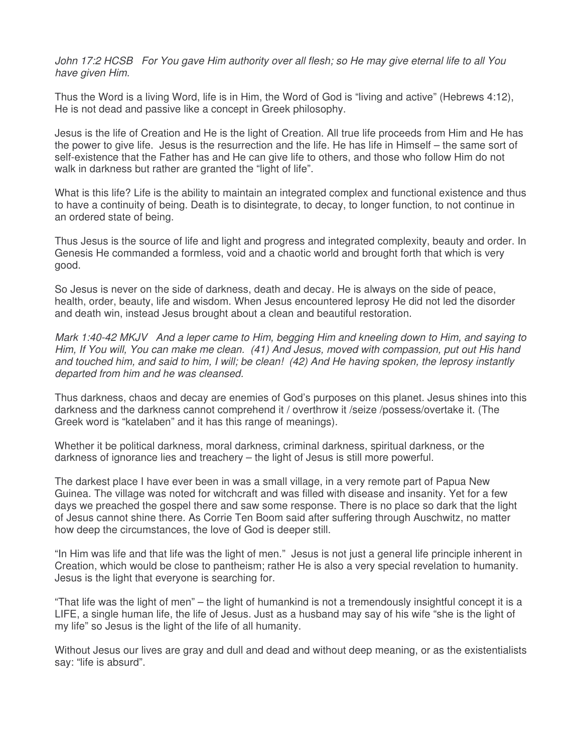*John 17:2 HCSB For You gave Him authority over all flesh; so He may give eternal life to all You have given Him.*

Thus the Word is a living Word, life is in Him, the Word of God is "living and active" (Hebrews 4:12), He is not dead and passive like a concept in Greek philosophy.

Jesus is the life of Creation and He is the light of Creation. All true life proceeds from Him and He has the power to give life. Jesus is the resurrection and the life. He has life in Himself – the same sort of self-existence that the Father has and He can give life to others, and those who follow Him do not walk in darkness but rather are granted the "light of life".

What is this life? Life is the ability to maintain an integrated complex and functional existence and thus to have a continuity of being. Death is to disintegrate, to decay, to longer function, to not continue in an ordered state of being.

Thus Jesus is the source of life and light and progress and integrated complexity, beauty and order. In Genesis He commanded a formless, void and a chaotic world and brought forth that which is very good.

So Jesus is never on the side of darkness, death and decay. He is always on the side of peace, health, order, beauty, life and wisdom. When Jesus encountered leprosy He did not led the disorder and death win, instead Jesus brought about a clean and beautiful restoration.

*Mark 1:40-42 MKJV And a leper came to Him, begging Him and kneeling down to Him, and saying to Him, If You will, You can make me clean. (41) And Jesus, moved with compassion, put out His hand and touched him, and said to him, I will; be clean! (42) And He having spoken, the leprosy instantly departed from him and he was cleansed.*

Thus darkness, chaos and decay are enemies of God's purposes on this planet. Jesus shines into this darkness and the darkness cannot comprehend it / overthrow it /seize /possess/overtake it. (The Greek word is "katelaben" and it has this range of meanings).

Whether it be political darkness, moral darkness, criminal darkness, spiritual darkness, or the darkness of ignorance lies and treachery – the light of Jesus is still more powerful.

The darkest place I have ever been in was a small village, in a very remote part of Papua New Guinea. The village was noted for witchcraft and was filled with disease and insanity. Yet for a few days we preached the gospel there and saw some response. There is no place so dark that the light of Jesus cannot shine there. As Corrie Ten Boom said after suffering through Auschwitz, no matter how deep the circumstances, the love of God is deeper still.

"In Him was life and that life was the light of men." Jesus is not just a general life principle inherent in Creation, which would be close to pantheism; rather He is also a very special revelation to humanity. Jesus is the light that everyone is searching for.

"That life was the light of men" – the light of humankind is not a tremendously insightful concept it is a LIFE, a single human life, the life of Jesus. Just as a husband may say of his wife "she is the light of my life" so Jesus is the light of the life of all humanity.

Without Jesus our lives are gray and dull and dead and without deep meaning, or as the existentialists say: "life is absurd".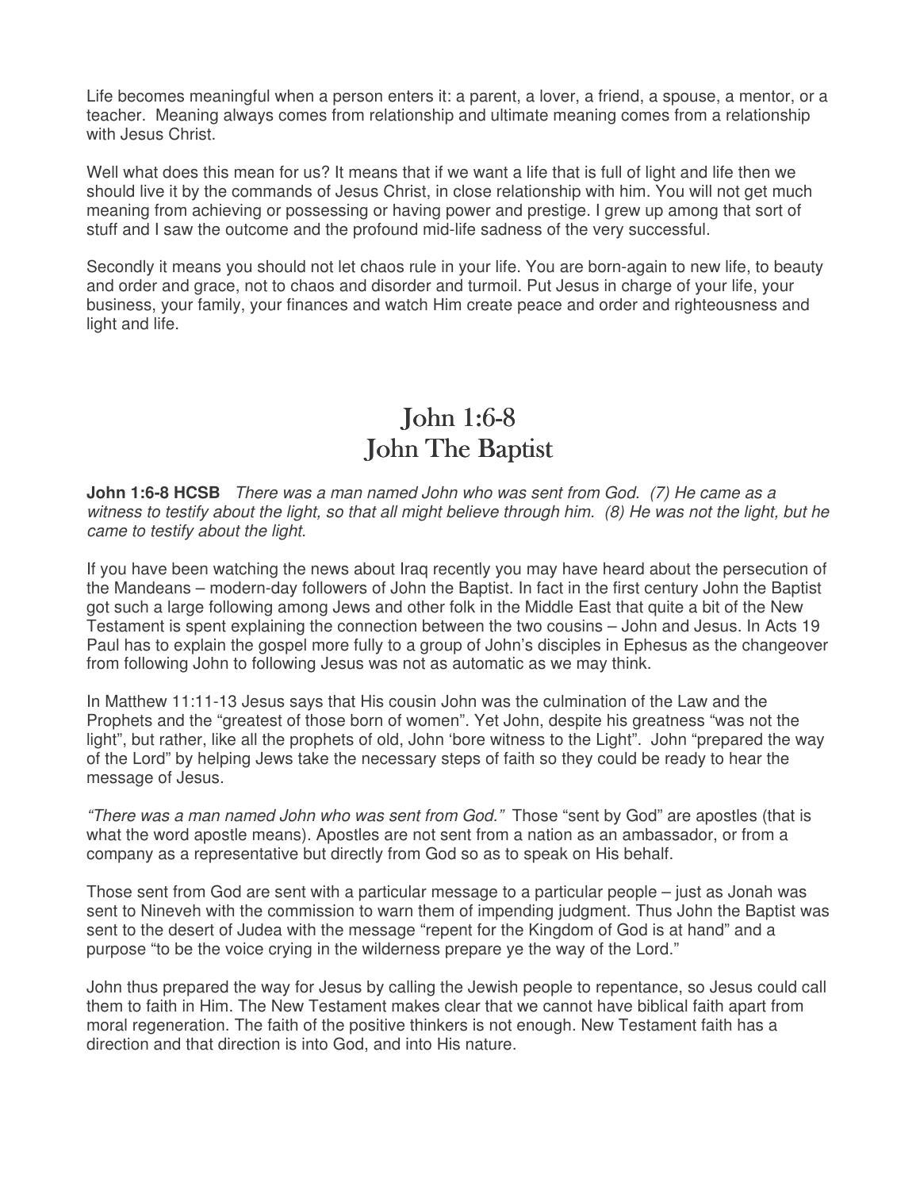Life becomes meaningful when a person enters it: a parent, a lover, a friend, a spouse, a mentor, or a teacher. Meaning always comes from relationship and ultimate meaning comes from a relationship with Jesus Christ.

Well what does this mean for us? It means that if we want a life that is full of light and life then we should live it by the commands of Jesus Christ, in close relationship with him. You will not get much meaning from achieving or possessing or having power and prestige. I grew up among that sort of stuff and I saw the outcome and the profound mid-life sadness of the very successful.

Secondly it means you should not let chaos rule in your life. You are born-again to new life, to beauty and order and grace, not to chaos and disorder and turmoil. Put Jesus in charge of your life, your business, your family, your finances and watch Him create peace and order and righteousness and light and life.

# John 1:6-8
# John The Baptist

**John 1:6-8 HCSB** *There was a man named John who was sent from God. (7) He came as a witness to testify about the light, so that all might believe through him. (8) He was not the light, but he came to testify about the light.*

If you have been watching the news about Iraq recently you may have heard about the persecution of the Mandeans – modern-day followers of John the Baptist. In fact in the first century John the Baptist got such a large following among Jews and other folk in the Middle East that quite a bit of the New Testament is spent explaining the connection between the two cousins – John and Jesus. In Acts 19 Paul has to explain the gospel more fully to a group of John's disciples in Ephesus as the changeover from following John to following Jesus was not as automatic as we may think.

In Matthew 11:11-13 Jesus says that His cousin John was the culmination of the Law and the Prophets and the "greatest of those born of women". Yet John, despite his greatness "was not the light", but rather, like all the prophets of old, John 'bore witness to the Light". John "prepared the way of the Lord" by helping Jews take the necessary steps of faith so they could be ready to hear the message of Jesus.

*"There was a man named John who was sent from God."* Those "sent by God" are apostles (that is what the word apostle means). Apostles are not sent from a nation as an ambassador, or from a company as a representative but directly from God so as to speak on His behalf.

Those sent from God are sent with a particular message to a particular people – just as Jonah was sent to Nineveh with the commission to warn them of impending judgment. Thus John the Baptist was sent to the desert of Judea with the message "repent for the Kingdom of God is at hand" and a purpose "to be the voice crying in the wilderness prepare ye the way of the Lord."

John thus prepared the way for Jesus by calling the Jewish people to repentance, so Jesus could call them to faith in Him. The New Testament makes clear that we cannot have biblical faith apart from moral regeneration. The faith of the positive thinkers is not enough. New Testament faith has a direction and that direction is into God, and into His nature.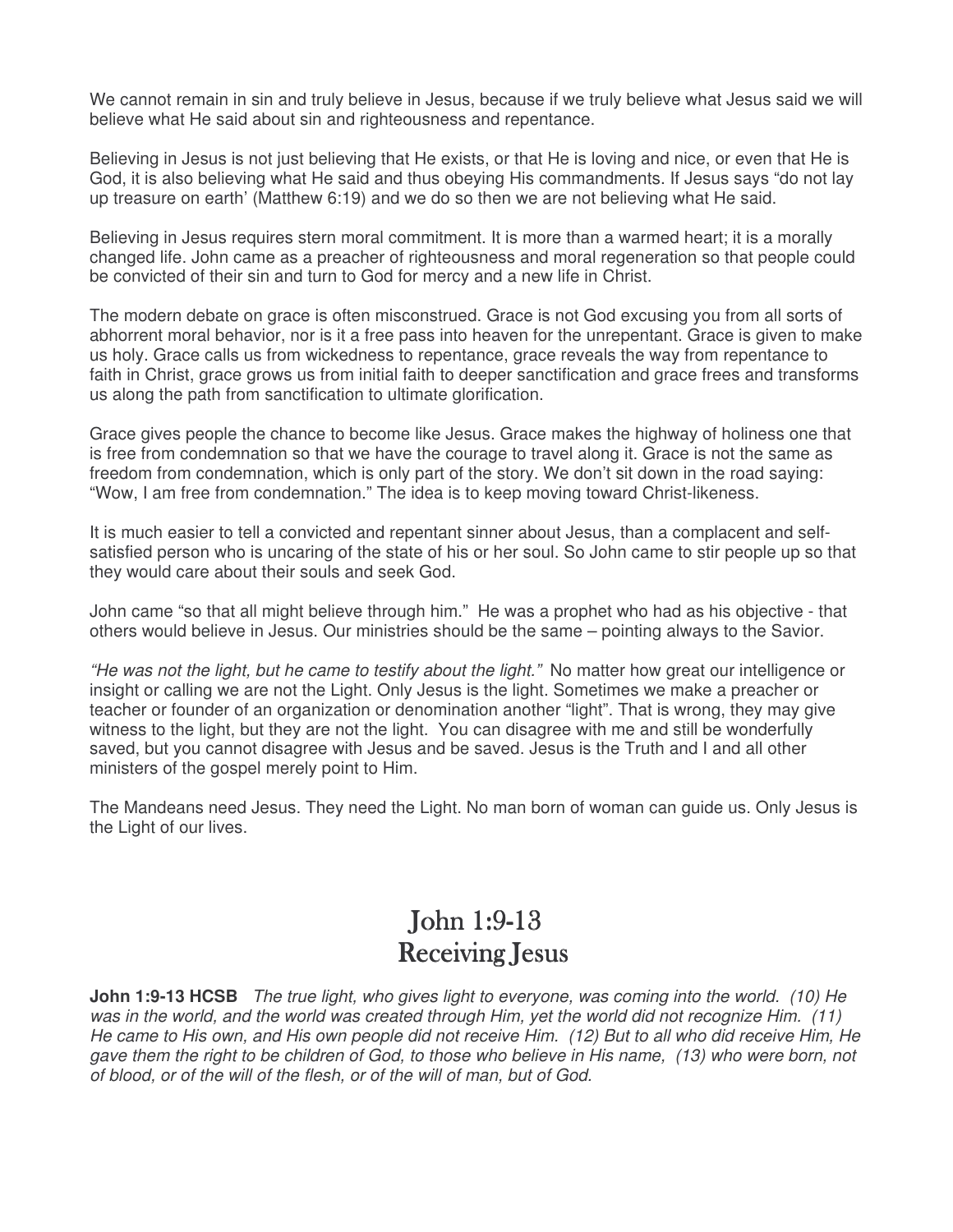We cannot remain in sin and truly believe in Jesus, because if we truly believe what Jesus said we will believe what He said about sin and righteousness and repentance.

Believing in Jesus is not just believing that He exists, or that He is loving and nice, or even that He is God, it is also believing what He said and thus obeying His commandments. If Jesus says "do not lay up treasure on earth' (Matthew 6:19) and we do so then we are not believing what He said.

Believing in Jesus requires stern moral commitment. It is more than a warmed heart; it is a morally changed life. John came as a preacher of righteousness and moral regeneration so that people could be convicted of their sin and turn to God for mercy and a new life in Christ.

The modern debate on grace is often misconstrued. Grace is not God excusing you from all sorts of abhorrent moral behavior, nor is it a free pass into heaven for the unrepentant. Grace is given to make us holy. Grace calls us from wickedness to repentance, grace reveals the way from repentance to faith in Christ, grace grows us from initial faith to deeper sanctification and grace frees and transforms us along the path from sanctification to ultimate glorification.

Grace gives people the chance to become like Jesus. Grace makes the highway of holiness one that is free from condemnation so that we have the courage to travel along it. Grace is not the same as freedom from condemnation, which is only part of the story. We don't sit down in the road saying: "Wow, I am free from condemnation." The idea is to keep moving toward Christ-likeness.

It is much easier to tell a convicted and repentant sinner about Jesus, than a complacent and self-satisfied person who is uncaring of the state of his or her soul. So John came to stir people up so that they would care about their souls and seek God.

John came "so that all might believe through him." He was a prophet who had as his objective - that others would believe in Jesus. Our ministries should be the same – pointing always to the Savior.

*"He was not the light, but he came to testify about the light."* No matter how great our intelligence or insight or calling we are not the Light. Only Jesus is the light. Sometimes we make a preacher or teacher or founder of an organization or denomination another "light". That is wrong, they may give witness to the light, but they are not the light. You can disagree with me and still be wonderfully saved, but you cannot disagree with Jesus and be saved. Jesus is the Truth and I and all other ministers of the gospel merely point to Him.

The Mandeans need Jesus. They need the Light. No man born of woman can guide us. Only Jesus is the Light of our lives.

# John 1:9-13
# Receiving Jesus

**John 1:9-13 HCSB** *The true light, who gives light to everyone, was coming into the world. (10) He was in the world, and the world was created through Him, yet the world did not recognize Him. (11) He came to His own, and His own people did not receive Him. (12) But to all who did receive Him, He gave them the right to be children of God, to those who believe in His name, (13) who were born, not of blood, or of the will of the flesh, or of the will of man, but of God.*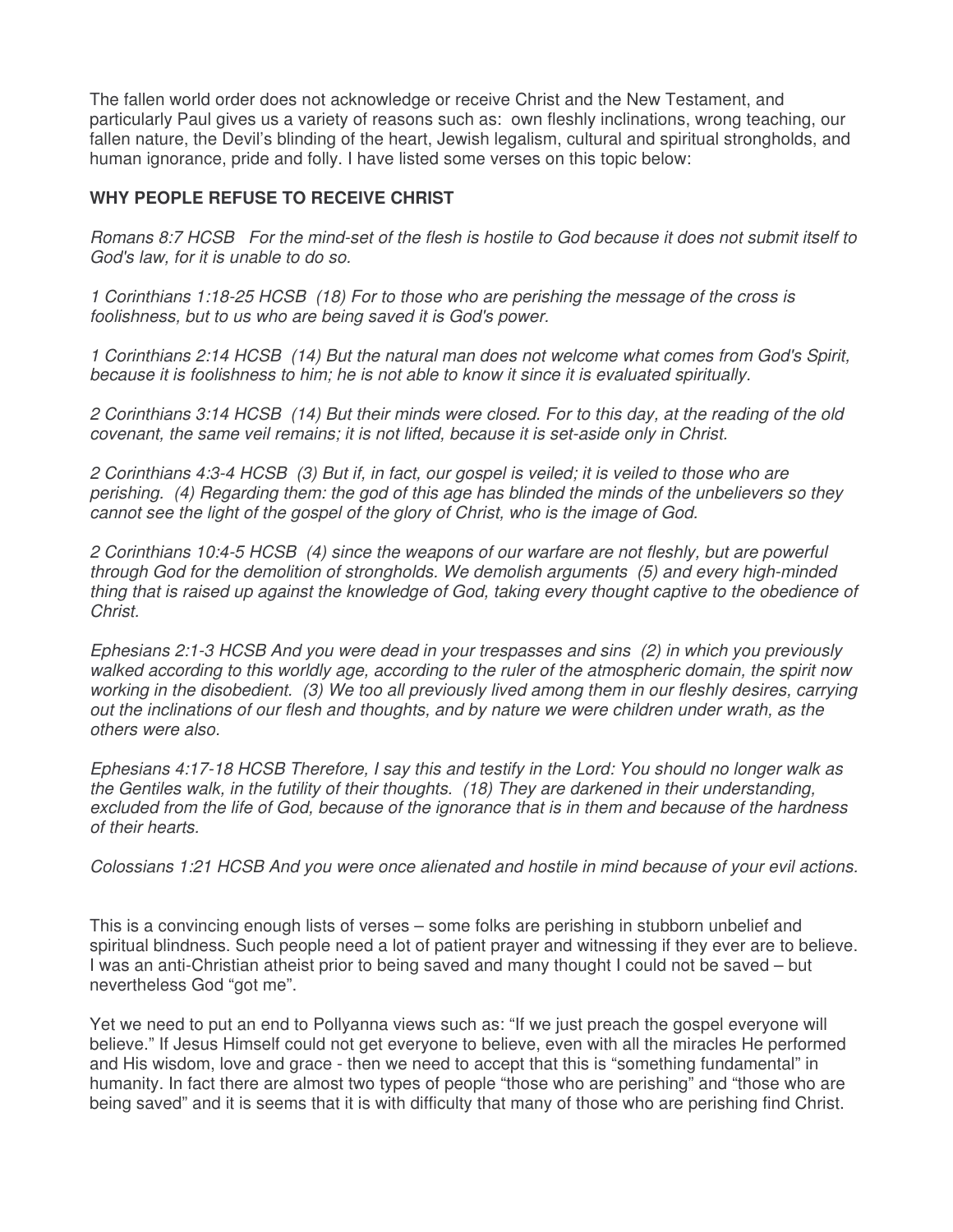The fallen world order does not acknowledge or receive Christ and the New Testament, and particularly Paul gives us a variety of reasons such as: own fleshly inclinations, wrong teaching, our fallen nature, the Devil's blinding of the heart, Jewish legalism, cultural and spiritual strongholds, and human ignorance, pride and folly. I have listed some verses on this topic below:

**WHY PEOPLE REFUSE TO RECEIVE CHRIST**

*Romans 8:7 HCSB For the mind-set of the flesh is hostile to God because it does not submit itself to God's law, for it is unable to do so.*

*1 Corinthians 1:18-25 HCSB (18) For to those who are perishing the message of the cross is foolishness, but to us who are being saved it is God's power.*

*1 Corinthians 2:14 HCSB (14) But the natural man does not welcome what comes from God's Spirit, because it is foolishness to him; he is not able to know it since it is evaluated spiritually.*

*2 Corinthians 3:14 HCSB (14) But their minds were closed. For to this day, at the reading of the old covenant, the same veil remains; it is not lifted, because it is set-aside only in Christ.*

*2 Corinthians 4:3-4 HCSB (3) But if, in fact, our gospel is veiled; it is veiled to those who are perishing. (4) Regarding them: the god of this age has blinded the minds of the unbelievers so they cannot see the light of the gospel of the glory of Christ, who is the image of God.*

*2 Corinthians 10:4-5 HCSB (4) since the weapons of our warfare are not fleshly, but are powerful through God for the demolition of strongholds. We demolish arguments (5) and every high-minded thing that is raised up against the knowledge of God, taking every thought captive to the obedience of Christ.*

*Ephesians 2:1-3 HCSB And you were dead in your trespasses and sins (2) in which you previously walked according to this worldly age, according to the ruler of the atmospheric domain, the spirit now working in the disobedient. (3) We too all previously lived among them in our fleshly desires, carrying out the inclinations of our flesh and thoughts, and by nature we were children under wrath, as the others were also.*

*Ephesians 4:17-18 HCSB Therefore, I say this and testify in the Lord: You should no longer walk as the Gentiles walk, in the futility of their thoughts. (18) They are darkened in their understanding, excluded from the life of God, because of the ignorance that is in them and because of the hardness of their hearts.*

*Colossians 1:21 HCSB And you were once alienated and hostile in mind because of your evil actions.*

This is a convincing enough lists of verses – some folks are perishing in stubborn unbelief and spiritual blindness. Such people need a lot of patient prayer and witnessing if they ever are to believe. I was an anti-Christian atheist prior to being saved and many thought I could not be saved – but nevertheless God "got me".

Yet we need to put an end to Pollyanna views such as: "If we just preach the gospel everyone will believe." If Jesus Himself could not get everyone to believe, even with all the miracles He performed and His wisdom, love and grace - then we need to accept that this is "something fundamental" in humanity. In fact there are almost two types of people "those who are perishing" and "those who are being saved" and it is seems that it is with difficulty that many of those who are perishing find Christ.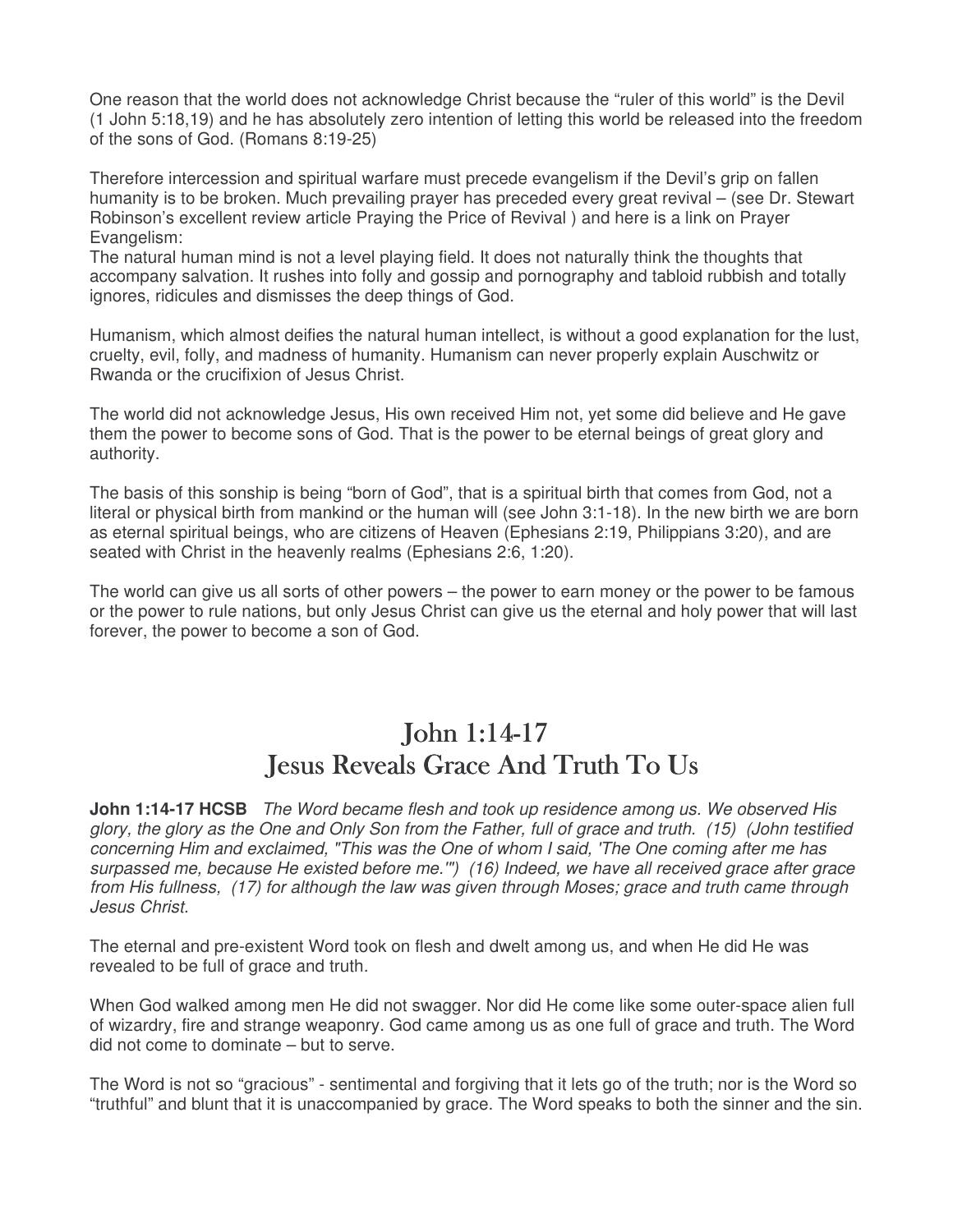One reason that the world does not acknowledge Christ because the "ruler of this world" is the Devil (1 John 5:18,19) and he has absolutely zero intention of letting this world be released into the freedom of the sons of God. (Romans 8:19-25)

Therefore intercession and spiritual warfare must precede evangelism if the Devil's grip on fallen humanity is to be broken. Much prevailing prayer has preceded every great revival – (see Dr. Stewart Robinson's excellent review article Praying the Price of Revival ) and here is a link on Prayer Evangelism:
The natural human mind is not a level playing field. It does not naturally think the thoughts that accompany salvation. It rushes into folly and gossip and pornography and tabloid rubbish and totally ignores, ridicules and dismisses the deep things of God.

Humanism, which almost deifies the natural human intellect, is without a good explanation for the lust, cruelty, evil, folly, and madness of humanity. Humanism can never properly explain Auschwitz or Rwanda or the crucifixion of Jesus Christ.

The world did not acknowledge Jesus, His own received Him not, yet some did believe and He gave them the power to become sons of God. That is the power to be eternal beings of great glory and authority.

The basis of this sonship is being "born of God", that is a spiritual birth that comes from God, not a literal or physical birth from mankind or the human will (see John 3:1-18). In the new birth we are born as eternal spiritual beings, who are citizens of Heaven (Ephesians 2:19, Philippians 3:20), and are seated with Christ in the heavenly realms (Ephesians 2:6, 1:20).

The world can give us all sorts of other powers – the power to earn money or the power to be famous or the power to rule nations, but only Jesus Christ can give us the eternal and holy power that will last forever, the power to become a son of God.

# John 1:14-17
# Jesus Reveals Grace And Truth To Us

**John 1:14-17 HCSB** *The Word became flesh and took up residence among us. We observed His glory, the glory as the One and Only Son from the Father, full of grace and truth. (15) (John testified concerning Him and exclaimed, "This was the One of whom I said, 'The One coming after me has surpassed me, because He existed before me.'") (16) Indeed, we have all received grace after grace from His fullness, (17) for although the law was given through Moses; grace and truth came through Jesus Christ.*

The eternal and pre-existent Word took on flesh and dwelt among us, and when He did He was revealed to be full of grace and truth.

When God walked among men He did not swagger. Nor did He come like some outer-space alien full of wizardry, fire and strange weaponry. God came among us as one full of grace and truth. The Word did not come to dominate – but to serve.

The Word is not so "gracious" - sentimental and forgiving that it lets go of the truth; nor is the Word so "truthful" and blunt that it is unaccompanied by grace. The Word speaks to both the sinner and the sin.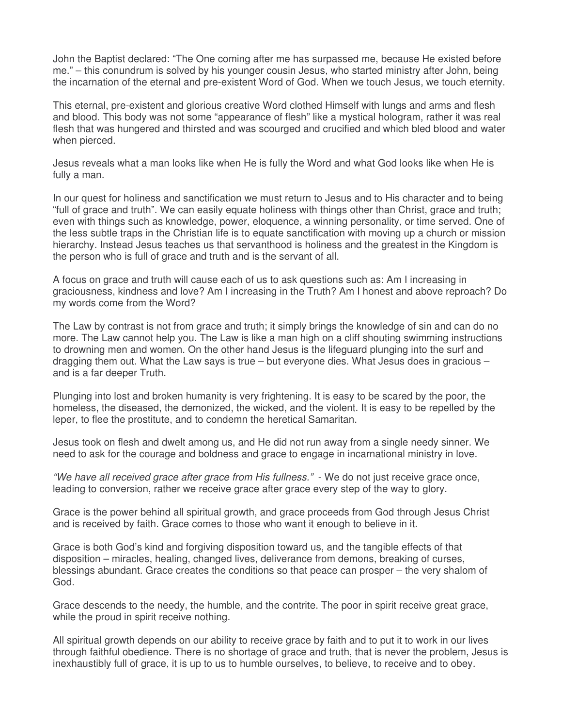John the Baptist declared: “The One coming after me has surpassed me, because He existed before me.” – this conundrum is solved by his younger cousin Jesus, who started ministry after John, being the incarnation of the eternal and pre-existent Word of God. When we touch Jesus, we touch eternity.

This eternal, pre-existent and glorious creative Word clothed Himself with lungs and arms and flesh and blood. This body was not some “appearance of flesh” like a mystical hologram, rather it was real flesh that was hungered and thirsted and was scourged and crucified and which bled blood and water when pierced.

Jesus reveals what a man looks like when He is fully the Word and what God looks like when He is fully a man.

In our quest for holiness and sanctification we must return to Jesus and to His character and to being “full of grace and truth”. We can easily equate holiness with things other than Christ, grace and truth; even with things such as knowledge, power, eloquence, a winning personality, or time served. One of the less subtle traps in the Christian life is to equate sanctification with moving up a church or mission hierarchy. Instead Jesus teaches us that servanthood is holiness and the greatest in the Kingdom is the person who is full of grace and truth and is the servant of all.

A focus on grace and truth will cause each of us to ask questions such as: Am I increasing in graciousness, kindness and love? Am I increasing in the Truth? Am I honest and above reproach? Do my words come from the Word?

The Law by contrast is not from grace and truth; it simply brings the knowledge of sin and can do no more. The Law cannot help you. The Law is like a man high on a cliff shouting swimming instructions to drowning men and women. On the other hand Jesus is the lifeguard plunging into the surf and dragging them out. What the Law says is true – but everyone dies. What Jesus does in gracious – and is a far deeper Truth.

Plunging into lost and broken humanity is very frightening. It is easy to be scared by the poor, the homeless, the diseased, the demonized, the wicked, and the violent. It is easy to be repelled by the leper, to flee the prostitute, and to condemn the heretical Samaritan.

Jesus took on flesh and dwelt among us, and He did not run away from a single needy sinner. We need to ask for the courage and boldness and grace to engage in incarnational ministry in love.

*“We have all received grace after grace from His fullness.”* - We do not just receive grace once, leading to conversion, rather we receive grace after grace every step of the way to glory.

Grace is the power behind all spiritual growth, and grace proceeds from God through Jesus Christ and is received by faith. Grace comes to those who want it enough to believe in it.

Grace is both God’s kind and forgiving disposition toward us, and the tangible effects of that disposition – miracles, healing, changed lives, deliverance from demons, breaking of curses, blessings abundant. Grace creates the conditions so that peace can prosper – the very shalom of God.

Grace descends to the needy, the humble, and the contrite. The poor in spirit receive great grace, while the proud in spirit receive nothing.

All spiritual growth depends on our ability to receive grace by faith and to put it to work in our lives through faithful obedience. There is no shortage of grace and truth, that is never the problem, Jesus is inexhaustibly full of grace, it is up to us to humble ourselves, to believe, to receive and to obey.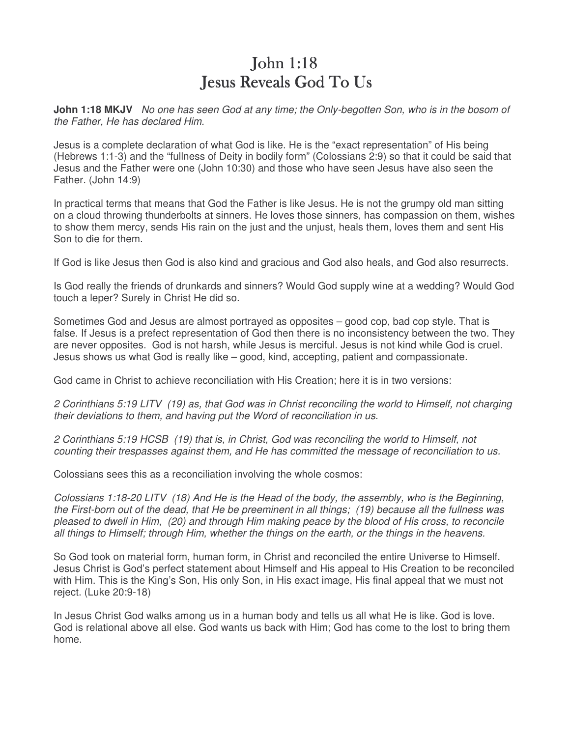# John 1:18
# Jesus Reveals God To Us

**John 1:18 MKJV** *No one has seen God at any time; the Only-begotten Son, who is in the bosom of the Father, He has declared Him.*

Jesus is a complete declaration of what God is like. He is the "exact representation" of His being (Hebrews 1:1-3) and the "fullness of Deity in bodily form" (Colossians 2:9) so that it could be said that Jesus and the Father were one (John 10:30) and those who have seen Jesus have also seen the Father. (John 14:9)

In practical terms that means that God the Father is like Jesus. He is not the grumpy old man sitting on a cloud throwing thunderbolts at sinners. He loves those sinners, has compassion on them, wishes to show them mercy, sends His rain on the just and the unjust, heals them, loves them and sent His Son to die for them.

If God is like Jesus then God is also kind and gracious and God also heals, and God also resurrects.

Is God really the friends of drunkards and sinners? Would God supply wine at a wedding? Would God touch a leper? Surely in Christ He did so.

Sometimes God and Jesus are almost portrayed as opposites – good cop, bad cop style. That is false. If Jesus is a prefect representation of God then there is no inconsistency between the two. They are never opposites. God is not harsh, while Jesus is merciful. Jesus is not kind while God is cruel. Jesus shows us what God is really like – good, kind, accepting, patient and compassionate.

God came in Christ to achieve reconciliation with His Creation; here it is in two versions:

*2 Corinthians 5:19 LITV (19) as, that God was in Christ reconciling the world to Himself, not charging their deviations to them, and having put the Word of reconciliation in us.*

*2 Corinthians 5:19 HCSB (19) that is, in Christ, God was reconciling the world to Himself, not counting their trespasses against them, and He has committed the message of reconciliation to us.*

Colossians sees this as a reconciliation involving the whole cosmos:

*Colossians 1:18-20 LITV (18) And He is the Head of the body, the assembly, who is the Beginning, the First-born out of the dead, that He be preeminent in all things; (19) because all the fullness was pleased to dwell in Him, (20) and through Him making peace by the blood of His cross, to reconcile all things to Himself; through Him, whether the things on the earth, or the things in the heavens.*

So God took on material form, human form, in Christ and reconciled the entire Universe to Himself. Jesus Christ is God's perfect statement about Himself and His appeal to His Creation to be reconciled with Him. This is the King's Son, His only Son, in His exact image, His final appeal that we must not reject. (Luke 20:9-18)

In Jesus Christ God walks among us in a human body and tells us all what He is like. God is love. God is relational above all else. God wants us back with Him; God has come to the lost to bring them home.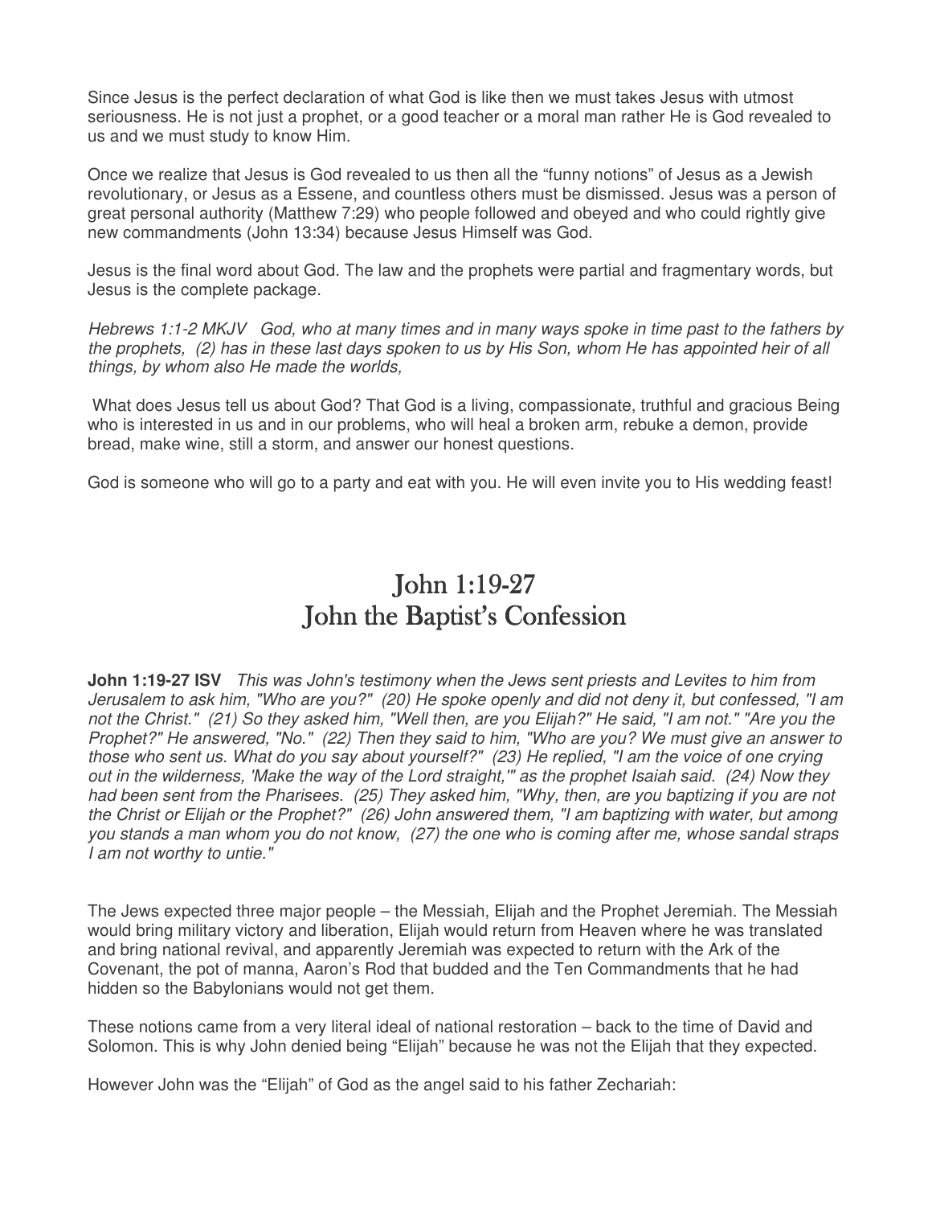Since Jesus is the perfect declaration of what God is like then we must takes Jesus with utmost seriousness. He is not just a prophet, or a good teacher or a moral man rather He is God revealed to us and we must study to know Him.

Once we realize that Jesus is God revealed to us then all the "funny notions" of Jesus as a Jewish revolutionary, or Jesus as a Essene, and countless others must be dismissed. Jesus was a person of great personal authority (Matthew 7:29) who people followed and obeyed and who could rightly give new commandments (John 13:34) because Jesus Himself was God.

Jesus is the final word about God. The law and the prophets were partial and fragmentary words, but Jesus is the complete package.

*Hebrews 1:1-2 MKJV  God, who at many times and in many ways spoke in time past to the fathers by the prophets, (2) has in these last days spoken to us by His Son, whom He has appointed heir of all things, by whom also He made the worlds,*

What does Jesus tell us about God? That God is a living, compassionate, truthful and gracious Being who is interested in us and in our problems, who will heal a broken arm, rebuke a demon, provide bread, make wine, still a storm, and answer our honest questions.

God is someone who will go to a party and eat with you. He will even invite you to His wedding feast!

# John 1:19-27
# John the Baptist's Confession

**John 1:19-27 ISV** *This was John's testimony when the Jews sent priests and Levites to him from Jerusalem to ask him, "Who are you?" (20) He spoke openly and did not deny it, but confessed, "I am not the Christ." (21) So they asked him, "Well then, are you Elijah?" He said, "I am not." "Are you the Prophet?" He answered, "No." (22) Then they said to him, "Who are you? We must give an answer to those who sent us. What do you say about yourself?" (23) He replied, "I am the voice of one crying out in the wilderness, 'Make the way of the Lord straight,'" as the prophet Isaiah said. (24) Now they had been sent from the Pharisees. (25) They asked him, "Why, then, are you baptizing if you are not the Christ or Elijah or the Prophet?" (26) John answered them, "I am baptizing with water, but among you stands a man whom you do not know, (27) the one who is coming after me, whose sandal straps I am not worthy to untie."*

The Jews expected three major people – the Messiah, Elijah and the Prophet Jeremiah. The Messiah would bring military victory and liberation, Elijah would return from Heaven where he was translated and bring national revival, and apparently Jeremiah was expected to return with the Ark of the Covenant, the pot of manna, Aaron's Rod that budded and the Ten Commandments that he had hidden so the Babylonians would not get them.

These notions came from a very literal ideal of national restoration – back to the time of David and Solomon. This is why John denied being "Elijah" because he was not the Elijah that they expected.

However John was the "Elijah" of God as the angel said to his father Zechariah: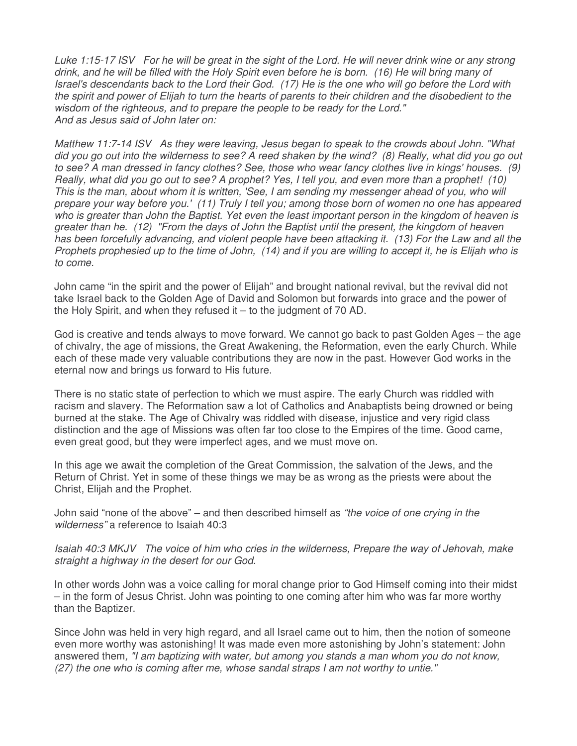*Luke 1:15-17 ISV For he will be great in the sight of the Lord. He will never drink wine or any strong drink, and he will be filled with the Holy Spirit even before he is born. (16) He will bring many of Israel's descendants back to the Lord their God. (17) He is the one who will go before the Lord with the spirit and power of Elijah to turn the hearts of parents to their children and the disobedient to the wisdom of the righteous, and to prepare the people to be ready for the Lord."*
*And as Jesus said of John later on:*

*Matthew 11:7-14 ISV As they were leaving, Jesus began to speak to the crowds about John. "What did you go out into the wilderness to see? A reed shaken by the wind? (8) Really, what did you go out to see? A man dressed in fancy clothes? See, those who wear fancy clothes live in kings' houses. (9) Really, what did you go out to see? A prophet? Yes, I tell you, and even more than a prophet! (10) This is the man, about whom it is written, 'See, I am sending my messenger ahead of you, who will prepare your way before you.' (11) Truly I tell you; among those born of women no one has appeared who is greater than John the Baptist. Yet even the least important person in the kingdom of heaven is greater than he. (12) "From the days of John the Baptist until the present, the kingdom of heaven has been forcefully advancing, and violent people have been attacking it. (13) For the Law and all the Prophets prophesied up to the time of John, (14) and if you are willing to accept it, he is Elijah who is to come.*

John came "in the spirit and the power of Elijah" and brought national revival, but the revival did not take Israel back to the Golden Age of David and Solomon but forwards into grace and the power of the Holy Spirit, and when they refused it – to the judgment of 70 AD.

God is creative and tends always to move forward. We cannot go back to past Golden Ages – the age of chivalry, the age of missions, the Great Awakening, the Reformation, even the early Church. While each of these made very valuable contributions they are now in the past. However God works in the eternal now and brings us forward to His future.

There is no static state of perfection to which we must aspire. The early Church was riddled with racism and slavery. The Reformation saw a lot of Catholics and Anabaptists being drowned or being burned at the stake. The Age of Chivalry was riddled with disease, injustice and very rigid class distinction and the age of Missions was often far too close to the Empires of the time. Good came, even great good, but they were imperfect ages, and we must move on.

In this age we await the completion of the Great Commission, the salvation of the Jews, and the Return of Christ. Yet in some of these things we may be as wrong as the priests were about the Christ, Elijah and the Prophet.

John said "none of the above" – and then described himself as *"the voice of one crying in the wilderness"* a reference to Isaiah 40:3

*Isaiah 40:3 MKJV The voice of him who cries in the wilderness, Prepare the way of Jehovah, make straight a highway in the desert for our God.*

In other words John was a voice calling for moral change prior to God Himself coming into their midst – in the form of Jesus Christ. John was pointing to one coming after him who was far more worthy than the Baptizer.

Since John was held in very high regard, and all Israel came out to him, then the notion of someone even more worthy was astonishing! It was made even more astonishing by John's statement: John answered them, *"I am baptizing with water, but among you stands a man whom you do not know, (27) the one who is coming after me, whose sandal straps I am not worthy to untie."*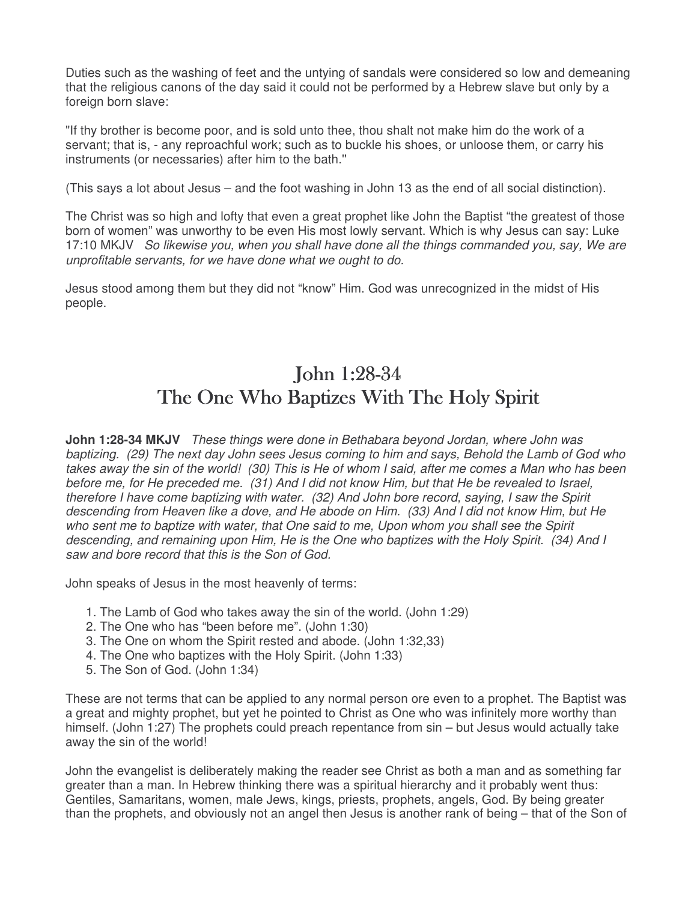Duties such as the washing of feet and the untying of sandals were considered so low and demeaning that the religious canons of the day said it could not be performed by a Hebrew slave but only by a foreign born slave:

"If thy brother is become poor, and is sold unto thee, thou shalt not make him do the work of a servant; that is, - any reproachful work; such as to buckle his shoes, or unloose them, or carry his instruments (or necessaries) after him to the bath."

(This says a lot about Jesus – and the foot washing in John 13 as the end of all social distinction).

The Christ was so high and lofty that even a great prophet like John the Baptist "the greatest of those born of women" was unworthy to be even His most lowly servant. Which is why Jesus can say: Luke 17:10 MKJV *So likewise you, when you shall have done all the things commanded you, say, We are unprofitable servants, for we have done what we ought to do.*

Jesus stood among them but they did not "know" Him. God was unrecognized in the midst of His people.

# John 1:28-34
# The One Who Baptizes With The Holy Spirit

**John 1:28-34 MKJV** *These things were done in Bethabara beyond Jordan, where John was baptizing. (29) The next day John sees Jesus coming to him and says, Behold the Lamb of God who takes away the sin of the world! (30) This is He of whom I said, after me comes a Man who has been before me, for He preceded me. (31) And I did not know Him, but that He be revealed to Israel, therefore I have come baptizing with water. (32) And John bore record, saying, I saw the Spirit descending from Heaven like a dove, and He abode on Him. (33) And I did not know Him, but He who sent me to baptize with water, that One said to me, Upon whom you shall see the Spirit descending, and remaining upon Him, He is the One who baptizes with the Holy Spirit. (34) And I saw and bore record that this is the Son of God.*

John speaks of Jesus in the most heavenly of terms:

1. The Lamb of God who takes away the sin of the world. (John 1:29)
2. The One who has "been before me". (John 1:30)
3. The One on whom the Spirit rested and abode. (John 1:32,33)
4. The One who baptizes with the Holy Spirit. (John 1:33)
5. The Son of God. (John 1:34)

These are not terms that can be applied to any normal person ore even to a prophet. The Baptist was a great and mighty prophet, but yet he pointed to Christ as One who was infinitely more worthy than himself. (John 1:27) The prophets could preach repentance from sin – but Jesus would actually take away the sin of the world!

John the evangelist is deliberately making the reader see Christ as both a man and as something far greater than a man. In Hebrew thinking there was a spiritual hierarchy and it probably went thus: Gentiles, Samaritans, women, male Jews, kings, priests, prophets, angels, God. By being greater than the prophets, and obviously not an angel then Jesus is another rank of being – that of the Son of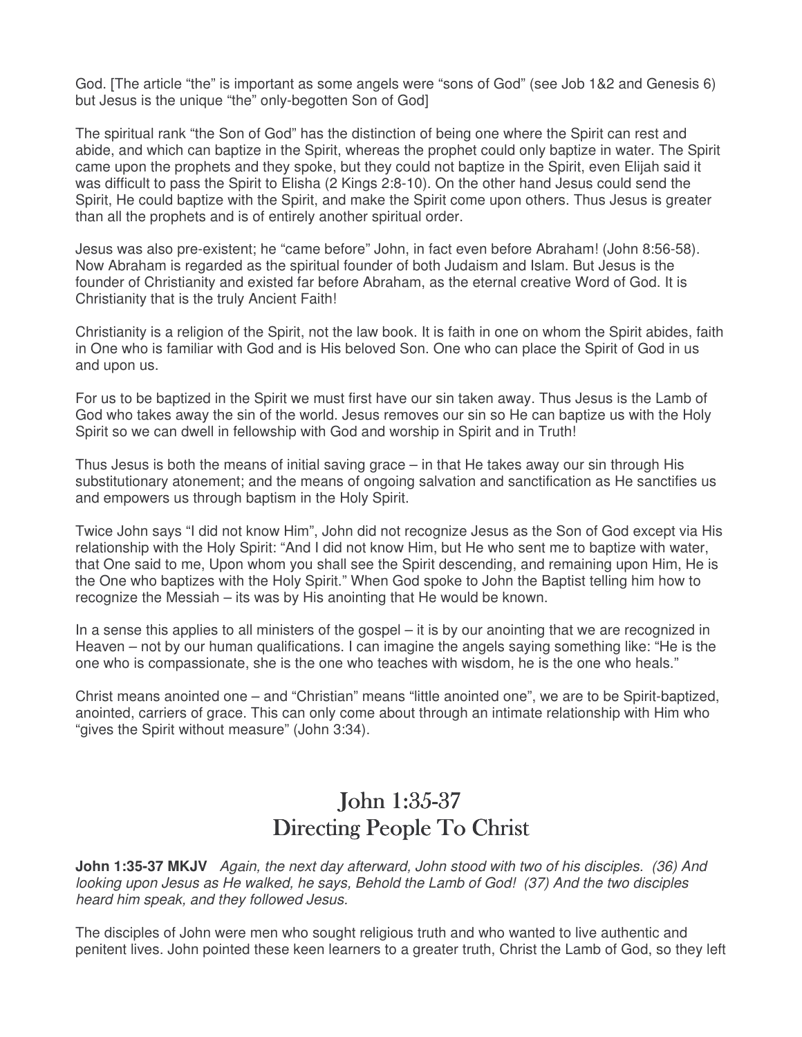God. [The article "the" is important as some angels were "sons of God" (see Job 1&2 and Genesis 6) but Jesus is the unique "the" only-begotten Son of God]

The spiritual rank "the Son of God" has the distinction of being one where the Spirit can rest and abide, and which can baptize in the Spirit, whereas the prophet could only baptize in water. The Spirit came upon the prophets and they spoke, but they could not baptize in the Spirit, even Elijah said it was difficult to pass the Spirit to Elisha (2 Kings 2:8-10). On the other hand Jesus could send the Spirit, He could baptize with the Spirit, and make the Spirit come upon others. Thus Jesus is greater than all the prophets and is of entirely another spiritual order.

Jesus was also pre-existent; he "came before" John, in fact even before Abraham! (John 8:56-58). Now Abraham is regarded as the spiritual founder of both Judaism and Islam. But Jesus is the founder of Christianity and existed far before Abraham, as the eternal creative Word of God. It is Christianity that is the truly Ancient Faith!

Christianity is a religion of the Spirit, not the law book. It is faith in one on whom the Spirit abides, faith in One who is familiar with God and is His beloved Son. One who can place the Spirit of God in us and upon us.

For us to be baptized in the Spirit we must first have our sin taken away. Thus Jesus is the Lamb of God who takes away the sin of the world. Jesus removes our sin so He can baptize us with the Holy Spirit so we can dwell in fellowship with God and worship in Spirit and in Truth!

Thus Jesus is both the means of initial saving grace – in that He takes away our sin through His substitutionary atonement; and the means of ongoing salvation and sanctification as He sanctifies us and empowers us through baptism in the Holy Spirit.

Twice John says "I did not know Him", John did not recognize Jesus as the Son of God except via His relationship with the Holy Spirit: "And I did not know Him, but He who sent me to baptize with water, that One said to me, Upon whom you shall see the Spirit descending, and remaining upon Him, He is the One who baptizes with the Holy Spirit." When God spoke to John the Baptist telling him how to recognize the Messiah – its was by His anointing that He would be known.

In a sense this applies to all ministers of the gospel – it is by our anointing that we are recognized in Heaven – not by our human qualifications. I can imagine the angels saying something like: "He is the one who is compassionate, she is the one who teaches with wisdom, he is the one who heals."

Christ means anointed one – and "Christian" means "little anointed one", we are to be Spirit-baptized, anointed, carriers of grace. This can only come about through an intimate relationship with Him who "gives the Spirit without measure" (John 3:34).

# John 1:35-37
# Directing People To Christ

**John 1:35-37 MKJV** *Again, the next day afterward, John stood with two of his disciples. (36) And looking upon Jesus as He walked, he says, Behold the Lamb of God! (37) And the two disciples heard him speak, and they followed Jesus.*

The disciples of John were men who sought religious truth and who wanted to live authentic and penitent lives. John pointed these keen learners to a greater truth, Christ the Lamb of God, so they left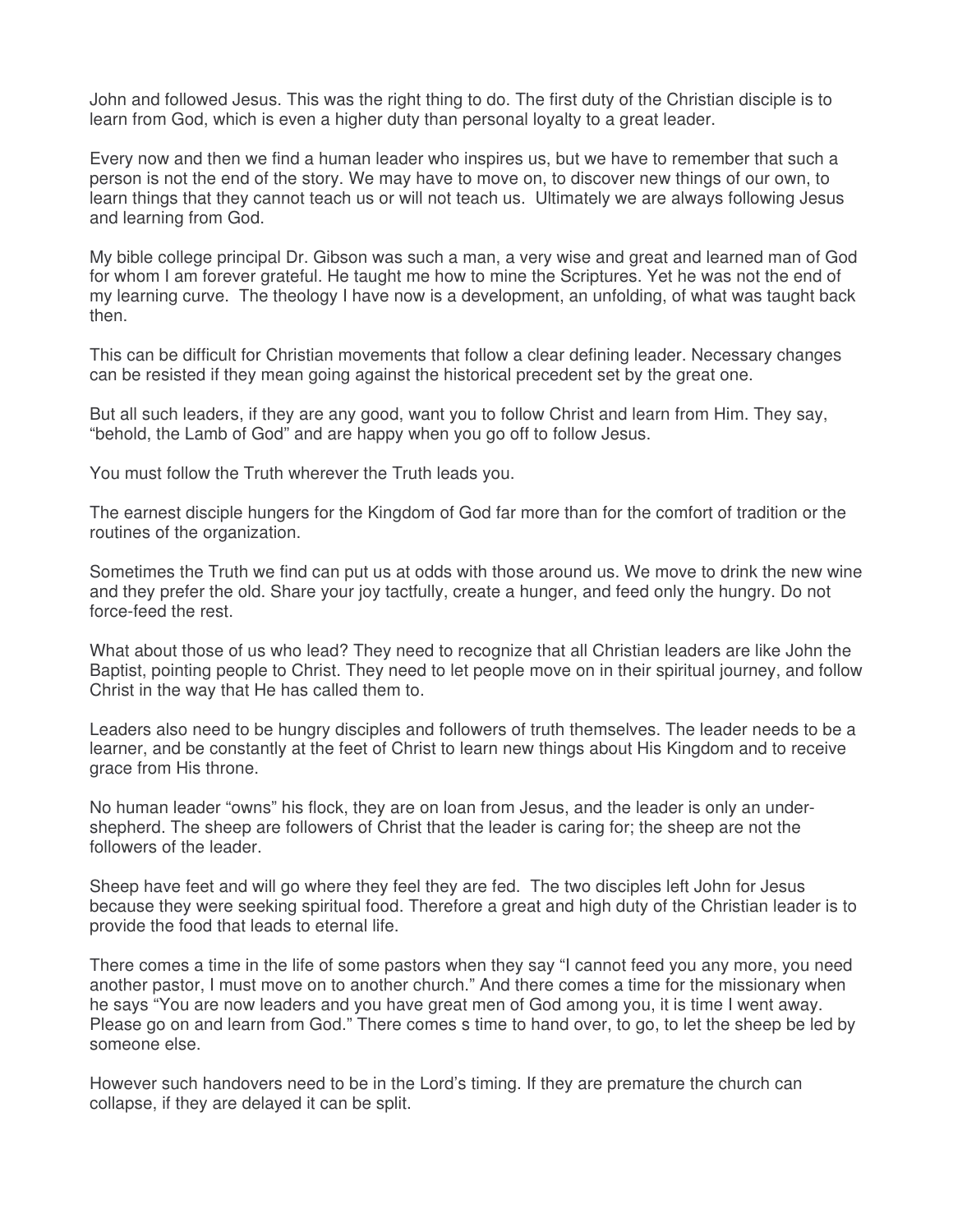John and followed Jesus. This was the right thing to do. The first duty of the Christian disciple is to learn from God, which is even a higher duty than personal loyalty to a great leader.

Every now and then we find a human leader who inspires us, but we have to remember that such a person is not the end of the story. We may have to move on, to discover new things of our own, to learn things that they cannot teach us or will not teach us. Ultimately we are always following Jesus and learning from God.

My bible college principal Dr. Gibson was such a man, a very wise and great and learned man of God for whom I am forever grateful. He taught me how to mine the Scriptures. Yet he was not the end of my learning curve. The theology I have now is a development, an unfolding, of what was taught back then.

This can be difficult for Christian movements that follow a clear defining leader. Necessary changes can be resisted if they mean going against the historical precedent set by the great one.

But all such leaders, if they are any good, want you to follow Christ and learn from Him. They say, "behold, the Lamb of God" and are happy when you go off to follow Jesus.

You must follow the Truth wherever the Truth leads you.

The earnest disciple hungers for the Kingdom of God far more than for the comfort of tradition or the routines of the organization.

Sometimes the Truth we find can put us at odds with those around us. We move to drink the new wine and they prefer the old. Share your joy tactfully, create a hunger, and feed only the hungry. Do not force-feed the rest.

What about those of us who lead? They need to recognize that all Christian leaders are like John the Baptist, pointing people to Christ. They need to let people move on in their spiritual journey, and follow Christ in the way that He has called them to.

Leaders also need to be hungry disciples and followers of truth themselves. The leader needs to be a learner, and be constantly at the feet of Christ to learn new things about His Kingdom and to receive grace from His throne.

No human leader "owns" his flock, they are on loan from Jesus, and the leader is only an under-shepherd. The sheep are followers of Christ that the leader is caring for; the sheep are not the followers of the leader.

Sheep have feet and will go where they feel they are fed. The two disciples left John for Jesus because they were seeking spiritual food. Therefore a great and high duty of the Christian leader is to provide the food that leads to eternal life.

There comes a time in the life of some pastors when they say "I cannot feed you any more, you need another pastor, I must move on to another church." And there comes a time for the missionary when he says "You are now leaders and you have great men of God among you, it is time I went away. Please go on and learn from God." There comes s time to hand over, to go, to let the sheep be led by someone else.

However such handovers need to be in the Lord's timing. If they are premature the church can collapse, if they are delayed it can be split.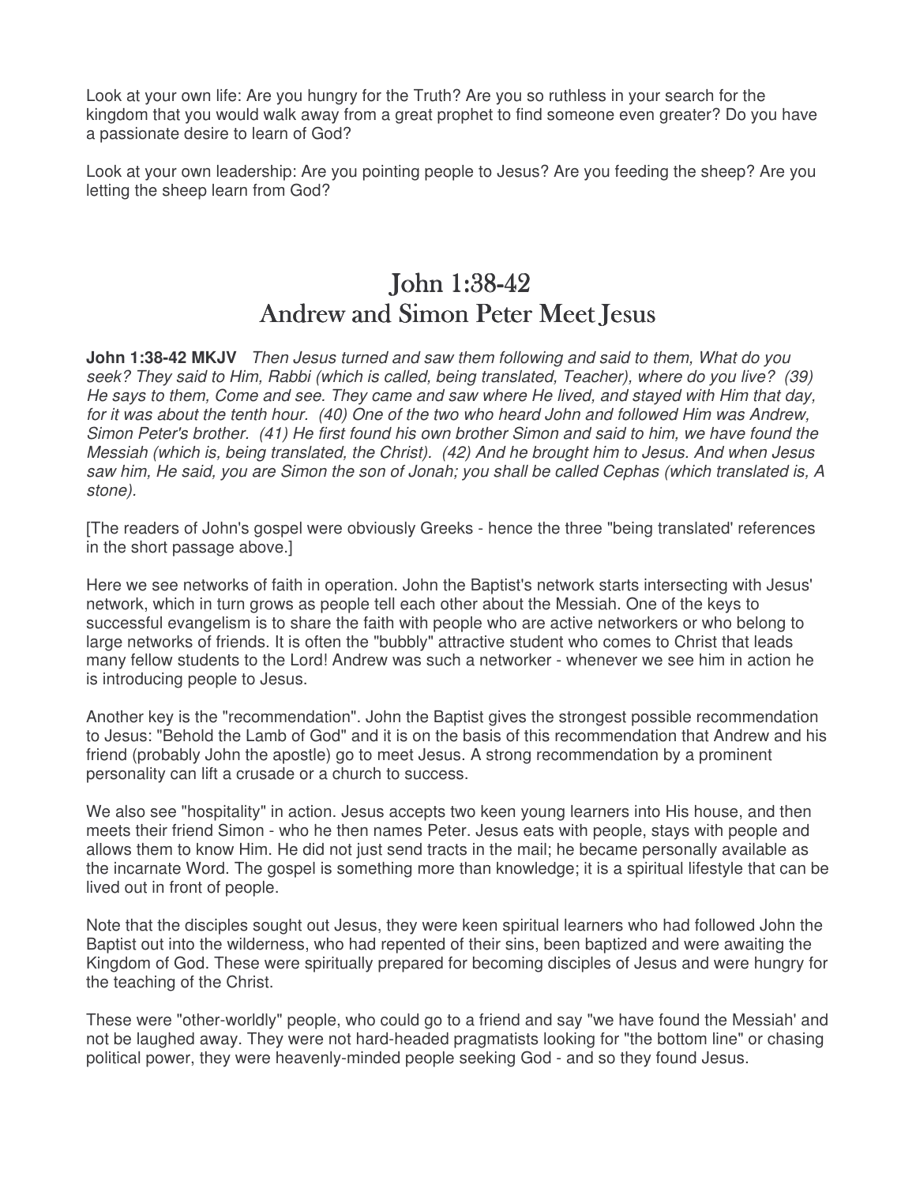Look at your own life: Are you hungry for the Truth? Are you so ruthless in your search for the kingdom that you would walk away from a great prophet to find someone even greater? Do you have a passionate desire to learn of God?

Look at your own leadership: Are you pointing people to Jesus? Are you feeding the sheep? Are you letting the sheep learn from God?

# John 1:38-42
## Andrew and Simon Peter Meet Jesus

**John 1:38-42 MKJV** *Then Jesus turned and saw them following and said to them, What do you seek? They said to Him, Rabbi (which is called, being translated, Teacher), where do you live? (39) He says to them, Come and see. They came and saw where He lived, and stayed with Him that day, for it was about the tenth hour. (40) One of the two who heard John and followed Him was Andrew, Simon Peter's brother. (41) He first found his own brother Simon and said to him, we have found the Messiah (which is, being translated, the Christ). (42) And he brought him to Jesus. And when Jesus saw him, He said, you are Simon the son of Jonah; you shall be called Cephas (which translated is, A stone).*

[The readers of John's gospel were obviously Greeks - hence the three "being translated' references in the short passage above.]

Here we see networks of faith in operation. John the Baptist's network starts intersecting with Jesus' network, which in turn grows as people tell each other about the Messiah. One of the keys to successful evangelism is to share the faith with people who are active networkers or who belong to large networks of friends. It is often the "bubbly" attractive student who comes to Christ that leads many fellow students to the Lord! Andrew was such a networker - whenever we see him in action he is introducing people to Jesus.

Another key is the "recommendation". John the Baptist gives the strongest possible recommendation to Jesus: "Behold the Lamb of God" and it is on the basis of this recommendation that Andrew and his friend (probably John the apostle) go to meet Jesus. A strong recommendation by a prominent personality can lift a crusade or a church to success.

We also see "hospitality" in action. Jesus accepts two keen young learners into His house, and then meets their friend Simon - who he then names Peter. Jesus eats with people, stays with people and allows them to know Him. He did not just send tracts in the mail; he became personally available as the incarnate Word. The gospel is something more than knowledge; it is a spiritual lifestyle that can be lived out in front of people.

Note that the disciples sought out Jesus, they were keen spiritual learners who had followed John the Baptist out into the wilderness, who had repented of their sins, been baptized and were awaiting the Kingdom of God. These were spiritually prepared for becoming disciples of Jesus and were hungry for the teaching of the Christ.

These were "other-worldly" people, who could go to a friend and say "we have found the Messiah' and not be laughed away. They were not hard-headed pragmatists looking for "the bottom line" or chasing political power, they were heavenly-minded people seeking God - and so they found Jesus.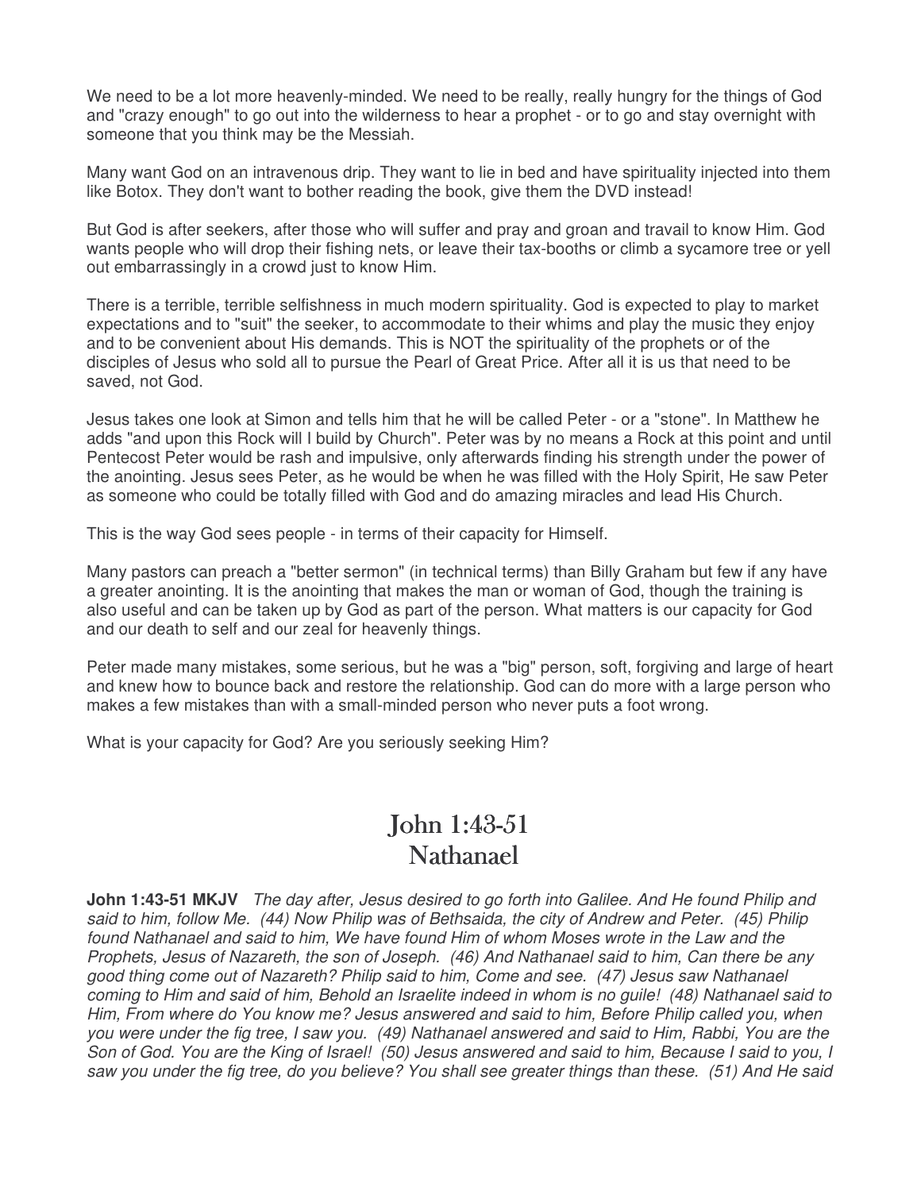We need to be a lot more heavenly-minded. We need to be really, really hungry for the things of God and "crazy enough" to go out into the wilderness to hear a prophet - or to go and stay overnight with someone that you think may be the Messiah.

Many want God on an intravenous drip. They want to lie in bed and have spirituality injected into them like Botox. They don't want to bother reading the book, give them the DVD instead!

But God is after seekers, after those who will suffer and pray and groan and travail to know Him. God wants people who will drop their fishing nets, or leave their tax-booths or climb a sycamore tree or yell out embarrassingly in a crowd just to know Him.

There is a terrible, terrible selfishness in much modern spirituality. God is expected to play to market expectations and to "suit" the seeker, to accommodate to their whims and play the music they enjoy and to be convenient about His demands. This is NOT the spirituality of the prophets or of the disciples of Jesus who sold all to pursue the Pearl of Great Price. After all it is us that need to be saved, not God.

Jesus takes one look at Simon and tells him that he will be called Peter - or a "stone". In Matthew he adds "and upon this Rock will I build by Church". Peter was by no means a Rock at this point and until Pentecost Peter would be rash and impulsive, only afterwards finding his strength under the power of the anointing. Jesus sees Peter, as he would be when he was filled with the Holy Spirit, He saw Peter as someone who could be totally filled with God and do amazing miracles and lead His Church.

This is the way God sees people - in terms of their capacity for Himself.

Many pastors can preach a "better sermon" (in technical terms) than Billy Graham but few if any have a greater anointing. It is the anointing that makes the man or woman of God, though the training is also useful and can be taken up by God as part of the person. What matters is our capacity for God and our death to self and our zeal for heavenly things.

Peter made many mistakes, some serious, but he was a "big" person, soft, forgiving and large of heart and knew how to bounce back and restore the relationship. God can do more with a large person who makes a few mistakes than with a small-minded person who never puts a foot wrong.

What is your capacity for God? Are you seriously seeking Him?

# John 1:43-51
## Nathanael

**John 1:43-51 MKJV** *The day after, Jesus desired to go forth into Galilee. And He found Philip and said to him, follow Me. (44) Now Philip was of Bethsaida, the city of Andrew and Peter. (45) Philip found Nathanael and said to him, We have found Him of whom Moses wrote in the Law and the Prophets, Jesus of Nazareth, the son of Joseph. (46) And Nathanael said to him, Can there be any good thing come out of Nazareth? Philip said to him, Come and see. (47) Jesus saw Nathanael coming to Him and said of him, Behold an Israelite indeed in whom is no guile! (48) Nathanael said to Him, From where do You know me? Jesus answered and said to him, Before Philip called you, when you were under the fig tree, I saw you. (49) Nathanael answered and said to Him, Rabbi, You are the Son of God. You are the King of Israel! (50) Jesus answered and said to him, Because I said to you, I saw you under the fig tree, do you believe? You shall see greater things than these. (51) And He said*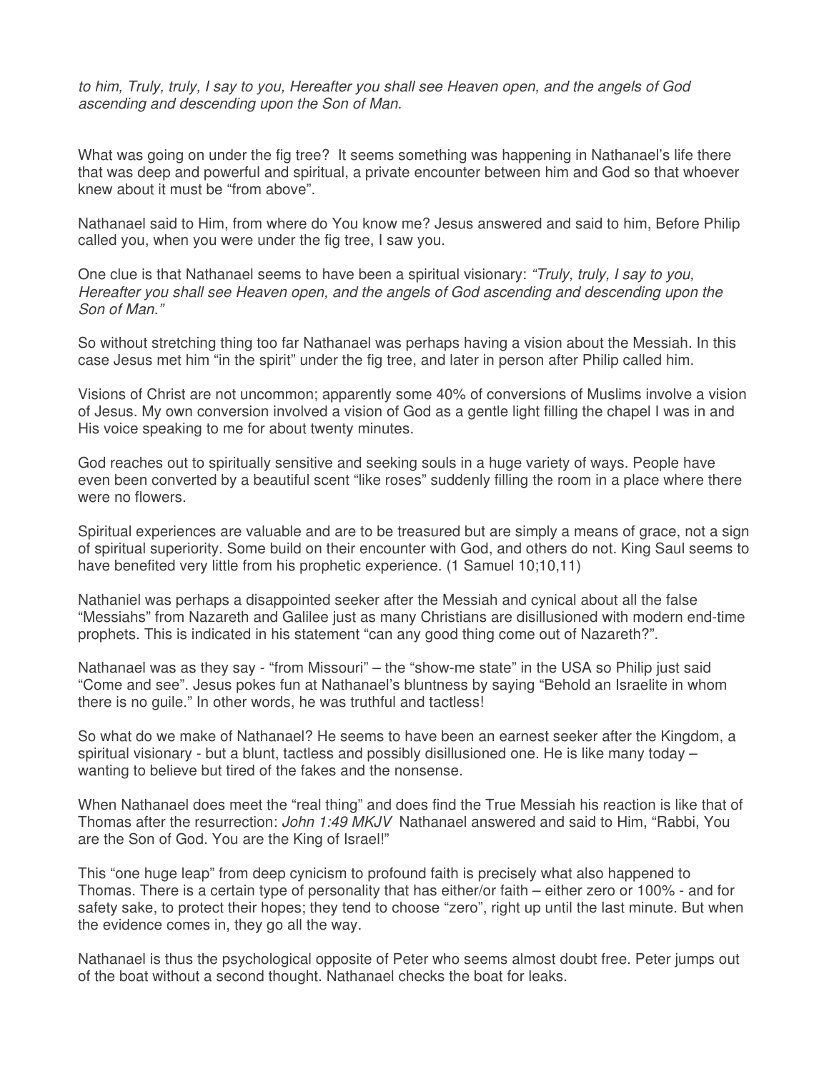*to him, Truly, truly, I say to you, Hereafter you shall see Heaven open, and the angels of God ascending and descending upon the Son of Man.*

What was going on under the fig tree? It seems something was happening in Nathanael's life there that was deep and powerful and spiritual, a private encounter between him and God so that whoever knew about it must be "from above".

Nathanael said to Him, from where do You know me? Jesus answered and said to him, Before Philip called you, when you were under the fig tree, I saw you.

One clue is that Nathanael seems to have been a spiritual visionary: *"Truly, truly, I say to you, Hereafter you shall see Heaven open, and the angels of God ascending and descending upon the Son of Man."*

So without stretching thing too far Nathanael was perhaps having a vision about the Messiah. In this case Jesus met him "in the spirit" under the fig tree, and later in person after Philip called him.

Visions of Christ are not uncommon; apparently some 40% of conversions of Muslims involve a vision of Jesus. My own conversion involved a vision of God as a gentle light filling the chapel I was in and His voice speaking to me for about twenty minutes.

God reaches out to spiritually sensitive and seeking souls in a huge variety of ways. People have even been converted by a beautiful scent "like roses" suddenly filling the room in a place where there were no flowers.

Spiritual experiences are valuable and are to be treasured but are simply a means of grace, not a sign of spiritual superiority. Some build on their encounter with God, and others do not. King Saul seems to have benefited very little from his prophetic experience. (1 Samuel 10;10,11)

Nathaniel was perhaps a disappointed seeker after the Messiah and cynical about all the false "Messiahs" from Nazareth and Galilee just as many Christians are disillusioned with modern end-time prophets. This is indicated in his statement "can any good thing come out of Nazareth?".

Nathanael was as they say - "from Missouri" – the "show-me state" in the USA so Philip just said "Come and see". Jesus pokes fun at Nathanael's bluntness by saying "Behold an Israelite in whom there is no guile." In other words, he was truthful and tactless!

So what do we make of Nathanael? He seems to have been an earnest seeker after the Kingdom, a spiritual visionary - but a blunt, tactless and possibly disillusioned one. He is like many today – wanting to believe but tired of the fakes and the nonsense.

When Nathanael does meet the "real thing" and does find the True Messiah his reaction is like that of Thomas after the resurrection: *John 1:49 MKJV* Nathanael answered and said to Him, "Rabbi, You are the Son of God. You are the King of Israel!"

This "one huge leap" from deep cynicism to profound faith is precisely what also happened to Thomas. There is a certain type of personality that has either/or faith – either zero or 100% - and for safety sake, to protect their hopes; they tend to choose "zero", right up until the last minute. But when the evidence comes in, they go all the way.

Nathanael is thus the psychological opposite of Peter who seems almost doubt free. Peter jumps out of the boat without a second thought. Nathanael checks the boat for leaks.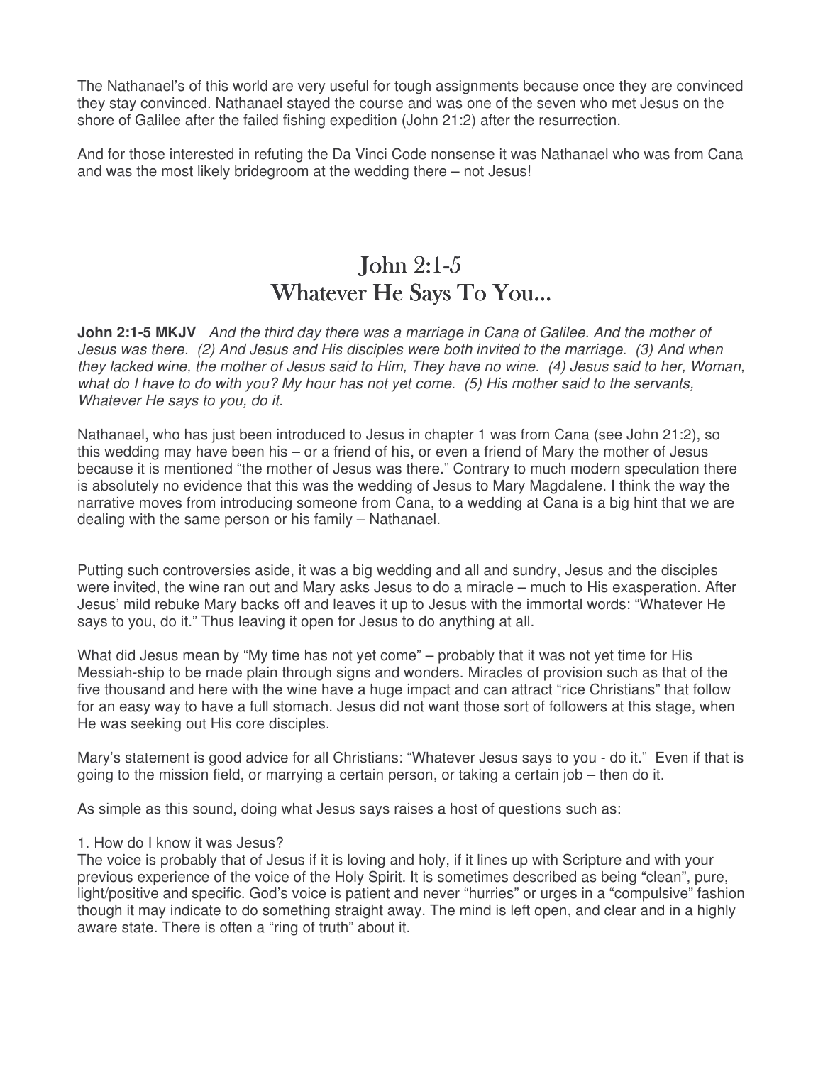The Nathanael's of this world are very useful for tough assignments because once they are convinced they stay convinced. Nathanael stayed the course and was one of the seven who met Jesus on the shore of Galilee after the failed fishing expedition (John 21:2) after the resurrection.

And for those interested in refuting the Da Vinci Code nonsense it was Nathanael who was from Cana and was the most likely bridegroom at the wedding there – not Jesus!

# John 2:1-5
# Whatever He Says To You...

**John 2:1-5 MKJV** *And the third day there was a marriage in Cana of Galilee. And the mother of Jesus was there. (2) And Jesus and His disciples were both invited to the marriage. (3) And when they lacked wine, the mother of Jesus said to Him, They have no wine. (4) Jesus said to her, Woman, what do I have to do with you? My hour has not yet come. (5) His mother said to the servants, Whatever He says to you, do it.*

Nathanael, who has just been introduced to Jesus in chapter 1 was from Cana (see John 21:2), so this wedding may have been his – or a friend of his, or even a friend of Mary the mother of Jesus because it is mentioned "the mother of Jesus was there." Contrary to much modern speculation there is absolutely no evidence that this was the wedding of Jesus to Mary Magdalene. I think the way the narrative moves from introducing someone from Cana, to a wedding at Cana is a big hint that we are dealing with the same person or his family – Nathanael.

Putting such controversies aside, it was a big wedding and all and sundry, Jesus and the disciples were invited, the wine ran out and Mary asks Jesus to do a miracle – much to His exasperation. After Jesus' mild rebuke Mary backs off and leaves it up to Jesus with the immortal words: "Whatever He says to you, do it." Thus leaving it open for Jesus to do anything at all.

What did Jesus mean by "My time has not yet come" – probably that it was not yet time for His Messiah-ship to be made plain through signs and wonders. Miracles of provision such as that of the five thousand and here with the wine have a huge impact and can attract "rice Christians" that follow for an easy way to have a full stomach. Jesus did not want those sort of followers at this stage, when He was seeking out His core disciples.

Mary's statement is good advice for all Christians: "Whatever Jesus says to you - do it." Even if that is going to the mission field, or marrying a certain person, or taking a certain job – then do it.

As simple as this sound, doing what Jesus says raises a host of questions such as:

1. How do I know it was Jesus?
The voice is probably that of Jesus if it is loving and holy, if it lines up with Scripture and with your previous experience of the voice of the Holy Spirit. It is sometimes described as being "clean", pure, light/positive and specific. God's voice is patient and never "hurries" or urges in a "compulsive" fashion though it may indicate to do something straight away. The mind is left open, and clear and in a highly aware state. There is often a "ring of truth" about it.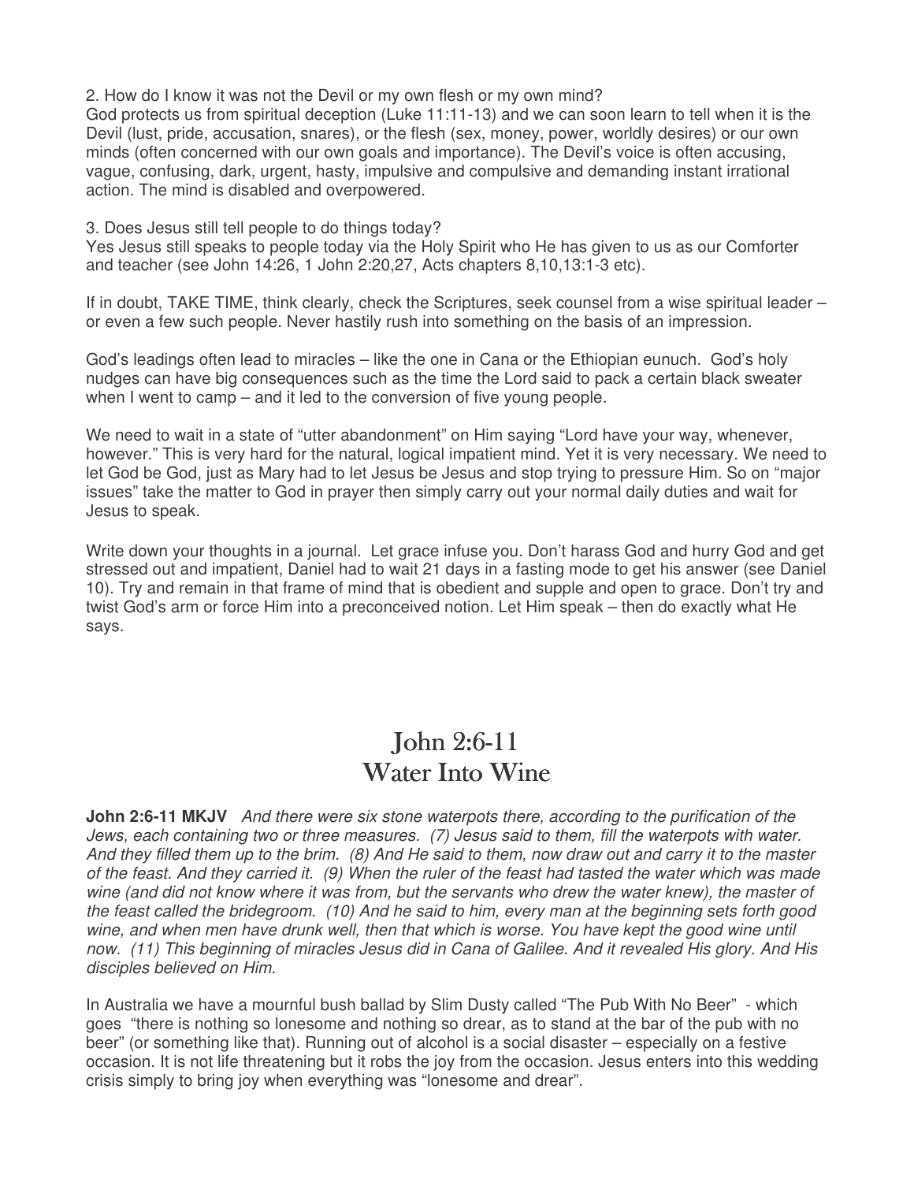2. How do I know it was not the Devil or my own flesh or my own mind?
God protects us from spiritual deception (Luke 11:11-13) and we can soon learn to tell when it is the Devil (lust, pride, accusation, snares), or the flesh (sex, money, power, worldly desires) or our own minds (often concerned with our own goals and importance). The Devil's voice is often accusing, vague, confusing, dark, urgent, hasty, impulsive and compulsive and demanding instant irrational action. The mind is disabled and overpowered.

3. Does Jesus still tell people to do things today?
Yes Jesus still speaks to people today via the Holy Spirit who He has given to us as our Comforter and teacher (see John 14:26, 1 John 2:20,27, Acts chapters 8,10,13:1-3 etc).

If in doubt, TAKE TIME, think clearly, check the Scriptures, seek counsel from a wise spiritual leader – or even a few such people. Never hastily rush into something on the basis of an impression.

God's leadings often lead to miracles – like the one in Cana or the Ethiopian eunuch. God's holy nudges can have big consequences such as the time the Lord said to pack a certain black sweater when I went to camp – and it led to the conversion of five young people.

We need to wait in a state of "utter abandonment" on Him saying "Lord have your way, whenever, however." This is very hard for the natural, logical impatient mind. Yet it is very necessary. We need to let God be God, just as Mary had to let Jesus be Jesus and stop trying to pressure Him. So on "major issues" take the matter to God in prayer then simply carry out your normal daily duties and wait for Jesus to speak.

Write down your thoughts in a journal. Let grace infuse you. Don't harass God and hurry God and get stressed out and impatient, Daniel had to wait 21 days in a fasting mode to get his answer (see Daniel 10). Try and remain in that frame of mind that is obedient and supple and open to grace. Don't try and twist God's arm or force Him into a preconceived notion. Let Him speak – then do exactly what He says.

# John 2:6-11
# Water Into Wine

**John 2:6-11 MKJV** *And there were six stone waterpots there, according to the purification of the Jews, each containing two or three measures. (7) Jesus said to them, fill the waterpots with water. And they filled them up to the brim. (8) And He said to them, now draw out and carry it to the master of the feast. And they carried it. (9) When the ruler of the feast had tasted the water which was made wine (and did not know where it was from, but the servants who drew the water knew), the master of the feast called the bridegroom. (10) And he said to him, every man at the beginning sets forth good wine, and when men have drunk well, then that which is worse. You have kept the good wine until now. (11) This beginning of miracles Jesus did in Cana of Galilee. And it revealed His glory. And His disciples believed on Him.*

In Australia we have a mournful bush ballad by Slim Dusty called "The Pub With No Beer" - which goes "there is nothing so lonesome and nothing so drear, as to stand at the bar of the pub with no beer" (or something like that). Running out of alcohol is a social disaster – especially on a festive occasion. It is not life threatening but it robs the joy from the occasion. Jesus enters into this wedding crisis simply to bring joy when everything was "lonesome and drear".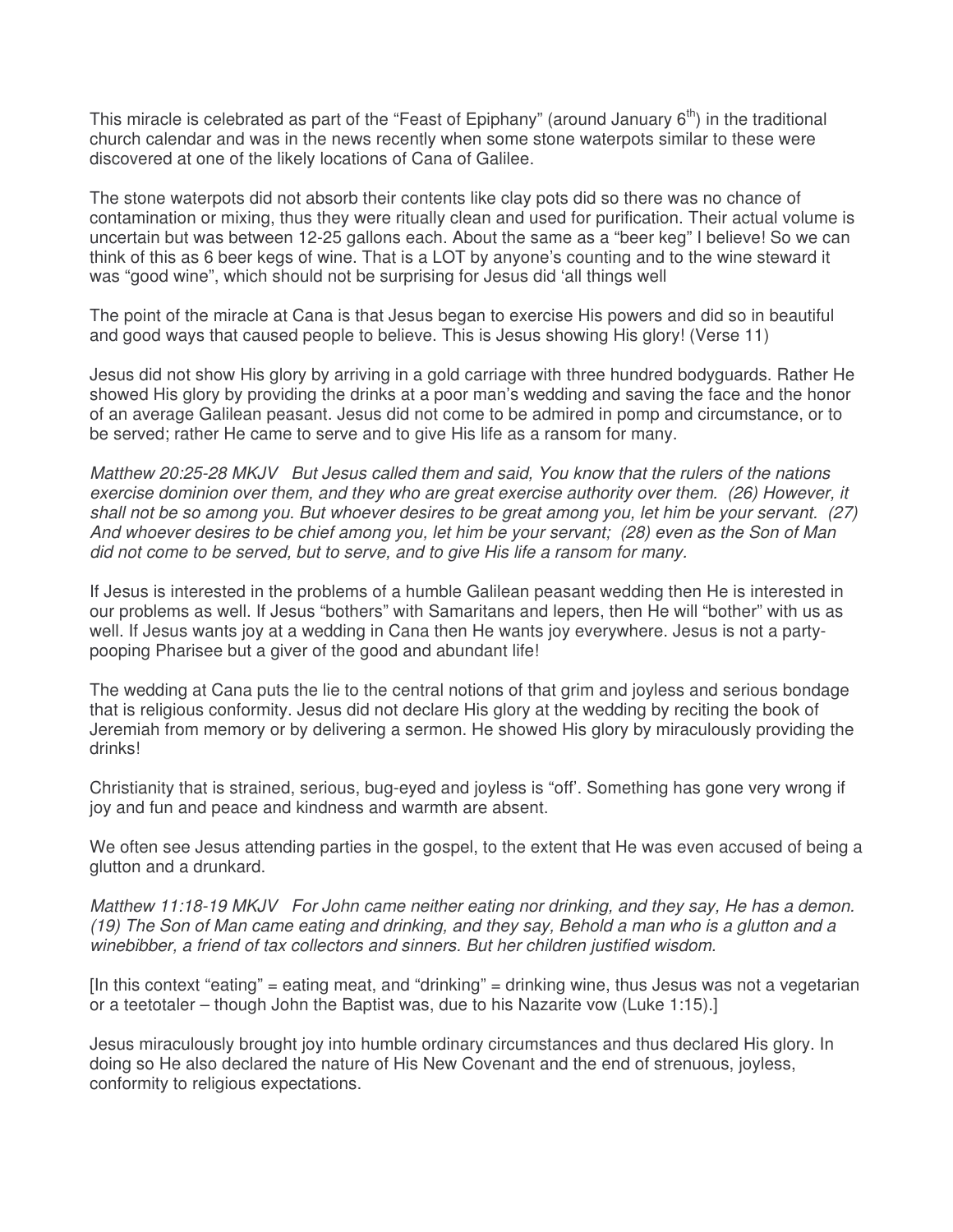This miracle is celebrated as part of the "Feast of Epiphany" (around January $6^{th}$) in the traditional church calendar and was in the news recently when some stone waterpots similar to these were discovered at one of the likely locations of Cana of Galilee.

The stone waterpots did not absorb their contents like clay pots did so there was no chance of contamination or mixing, thus they were ritually clean and used for purification. Their actual volume is uncertain but was between 12-25 gallons each. About the same as a "beer keg" I believe! So we can think of this as 6 beer kegs of wine. That is a LOT by anyone's counting and to the wine steward it was "good wine", which should not be surprising for Jesus did 'all things well

The point of the miracle at Cana is that Jesus began to exercise His powers and did so in beautiful and good ways that caused people to believe. This is Jesus showing His glory! (Verse 11)

Jesus did not show His glory by arriving in a gold carriage with three hundred bodyguards. Rather He showed His glory by providing the drinks at a poor man's wedding and saving the face and the honor of an average Galilean peasant. Jesus did not come to be admired in pomp and circumstance, or to be served; rather He came to serve and to give His life as a ransom for many.

*Matthew 20:25-28 MKJV But Jesus called them and said, You know that the rulers of the nations exercise dominion over them, and they who are great exercise authority over them. (26) However, it shall not be so among you. But whoever desires to be great among you, let him be your servant. (27) And whoever desires to be chief among you, let him be your servant; (28) even as the Son of Man did not come to be served, but to serve, and to give His life a ransom for many.*

If Jesus is interested in the problems of a humble Galilean peasant wedding then He is interested in our problems as well. If Jesus "bothers" with Samaritans and lepers, then He will "bother" with us as well. If Jesus wants joy at a wedding in Cana then He wants joy everywhere. Jesus is not a party-pooping Pharisee but a giver of the good and abundant life!

The wedding at Cana puts the lie to the central notions of that grim and joyless and serious bondage that is religious conformity. Jesus did not declare His glory at the wedding by reciting the book of Jeremiah from memory or by delivering a sermon. He showed His glory by miraculously providing the drinks!

Christianity that is strained, serious, bug-eyed and joyless is "off". Something has gone very wrong if joy and fun and peace and kindness and warmth are absent.

We often see Jesus attending parties in the gospel, to the extent that He was even accused of being a glutton and a drunkard.

*Matthew 11:18-19 MKJV For John came neither eating nor drinking, and they say, He has a demon. (19) The Son of Man came eating and drinking, and they say, Behold a man who is a glutton and a winebibber, a friend of tax collectors and sinners. But her children justified wisdom.*

[In this context "eating" = eating meat, and "drinking" = drinking wine, thus Jesus was not a vegetarian or a teetotaler – though John the Baptist was, due to his Nazarite vow (Luke 1:15).]

Jesus miraculously brought joy into humble ordinary circumstances and thus declared His glory. In doing so He also declared the nature of His New Covenant and the end of strenuous, joyless, conformity to religious expectations.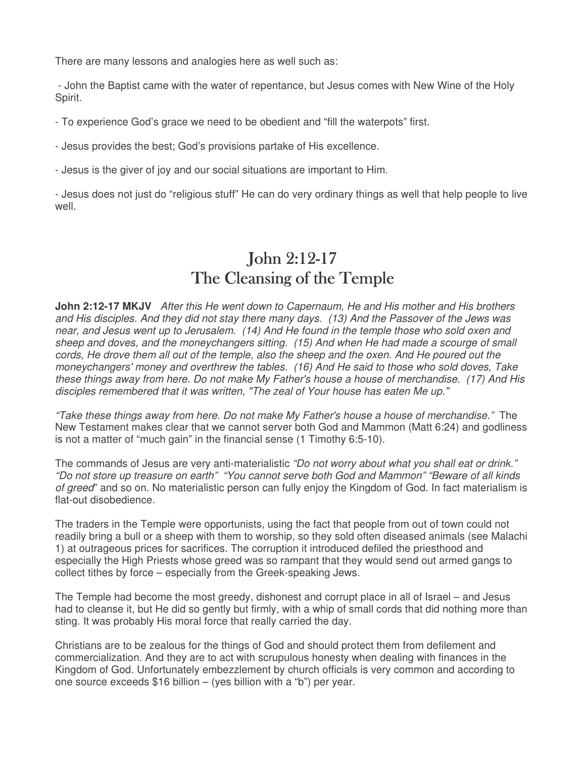There are many lessons and analogies here as well such as:

- John the Baptist came with the water of repentance, but Jesus comes with New Wine of the Holy Spirit.

- To experience God's grace we need to be obedient and "fill the waterpots" first.

- Jesus provides the best; God's provisions partake of His excellence.

- Jesus is the giver of joy and our social situations are important to Him.

- Jesus does not just do "religious stuff" He can do very ordinary things as well that help people to live well.

# John 2:12-17
# The Cleansing of the Temple

**John 2:12-17 MKJV** *After this He went down to Capernaum, He and His mother and His brothers and His disciples. And they did not stay there many days. (13) And the Passover of the Jews was near, and Jesus went up to Jerusalem. (14) And He found in the temple those who sold oxen and sheep and doves, and the moneychangers sitting. (15) And when He had made a scourge of small cords, He drove them all out of the temple, also the sheep and the oxen. And He poured out the moneychangers' money and overthrew the tables. (16) And He said to those who sold doves, Take these things away from here. Do not make My Father's house a house of merchandise. (17) And His disciples remembered that it was written, "The zeal of Your house has eaten Me up."*

*"Take these things away from here. Do not make My Father's house a house of merchandise."* The New Testament makes clear that we cannot server both God and Mammon (Matt 6:24) and godliness is not a matter of "much gain" in the financial sense (1 Timothy 6:5-10).

The commands of Jesus are very anti-materialistic *"Do not worry about what you shall eat or drink." "Do not store up treasure on earth" "You cannot serve both God and Mammon" "Beware of all kinds of greed"* and so on. No materialistic person can fully enjoy the Kingdom of God. In fact materialism is flat-out disobedience.

The traders in the Temple were opportunists, using the fact that people from out of town could not readily bring a bull or a sheep with them to worship, so they sold often diseased animals (see Malachi 1) at outrageous prices for sacrifices. The corruption it introduced defiled the priesthood and especially the High Priests whose greed was so rampant that they would send out armed gangs to collect tithes by force – especially from the Greek-speaking Jews.

The Temple had become the most greedy, dishonest and corrupt place in all of Israel – and Jesus had to cleanse it, but He did so gently but firmly, with a whip of small cords that did nothing more than sting. It was probably His moral force that really carried the day.

Christians are to be zealous for the things of God and should protect them from defilement and commercialization. And they are to act with scrupulous honesty when dealing with finances in the Kingdom of God. Unfortunately embezzlement by church officials is very common and according to one source exceeds $16 billion – (yes billion with a "b") per year.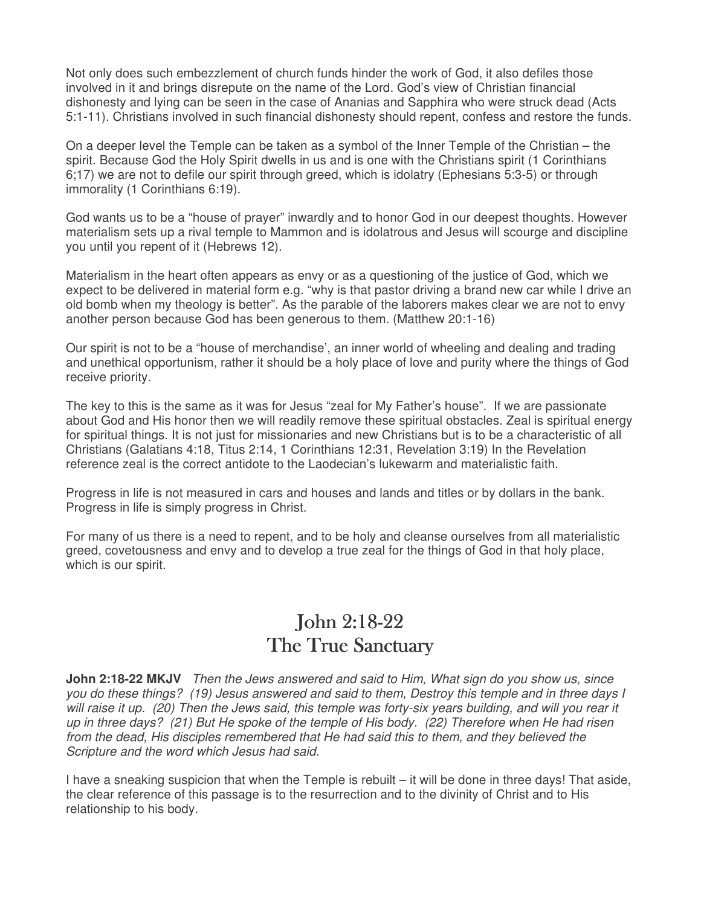Not only does such embezzlement of church funds hinder the work of God, it also defiles those involved in it and brings disrepute on the name of the Lord. God's view of Christian financial dishonesty and lying can be seen in the case of Ananias and Sapphira who were struck dead (Acts 5:1-11). Christians involved in such financial dishonesty should repent, confess and restore the funds.

On a deeper level the Temple can be taken as a symbol of the Inner Temple of the Christian – the spirit. Because God the Holy Spirit dwells in us and is one with the Christians spirit (1 Corinthians 6;17) we are not to defile our spirit through greed, which is idolatry (Ephesians 5:3-5) or through immorality (1 Corinthians 6:19).

God wants us to be a "house of prayer" inwardly and to honor God in our deepest thoughts. However materialism sets up a rival temple to Mammon and is idolatrous and Jesus will scourge and discipline you until you repent of it (Hebrews 12).

Materialism in the heart often appears as envy or as a questioning of the justice of God, which we expect to be delivered in material form e.g. "why is that pastor driving a brand new car while I drive an old bomb when my theology is better". As the parable of the laborers makes clear we are not to envy another person because God has been generous to them. (Matthew 20:1-16)

Our spirit is not to be a "house of merchandise', an inner world of wheeling and dealing and trading and unethical opportunism, rather it should be a holy place of love and purity where the things of God receive priority.

The key to this is the same as it was for Jesus "zeal for My Father's house". If we are passionate about God and His honor then we will readily remove these spiritual obstacles. Zeal is spiritual energy for spiritual things. It is not just for missionaries and new Christians but is to be a characteristic of all Christians (Galatians 4:18, Titus 2:14, 1 Corinthians 12:31, Revelation 3:19) In the Revelation reference zeal is the correct antidote to the Laodecian's lukewarm and materialistic faith.

Progress in life is not measured in cars and houses and lands and titles or by dollars in the bank. Progress in life is simply progress in Christ.

For many of us there is a need to repent, and to be holy and cleanse ourselves from all materialistic greed, covetousness and envy and to develop a true zeal for the things of God in that holy place, which is our spirit.

# John 2:18-22
# The True Sanctuary

**John 2:18-22 MKJV** *Then the Jews answered and said to Him, What sign do you show us, since you do these things? (19) Jesus answered and said to them, Destroy this temple and in three days I will raise it up. (20) Then the Jews said, this temple was forty-six years building, and will you rear it up in three days? (21) But He spoke of the temple of His body. (22) Therefore when He had risen from the dead, His disciples remembered that He had said this to them, and they believed the Scripture and the word which Jesus had said.*

I have a sneaking suspicion that when the Temple is rebuilt – it will be done in three days! That aside, the clear reference of this passage is to the resurrection and to the divinity of Christ and to His relationship to his body.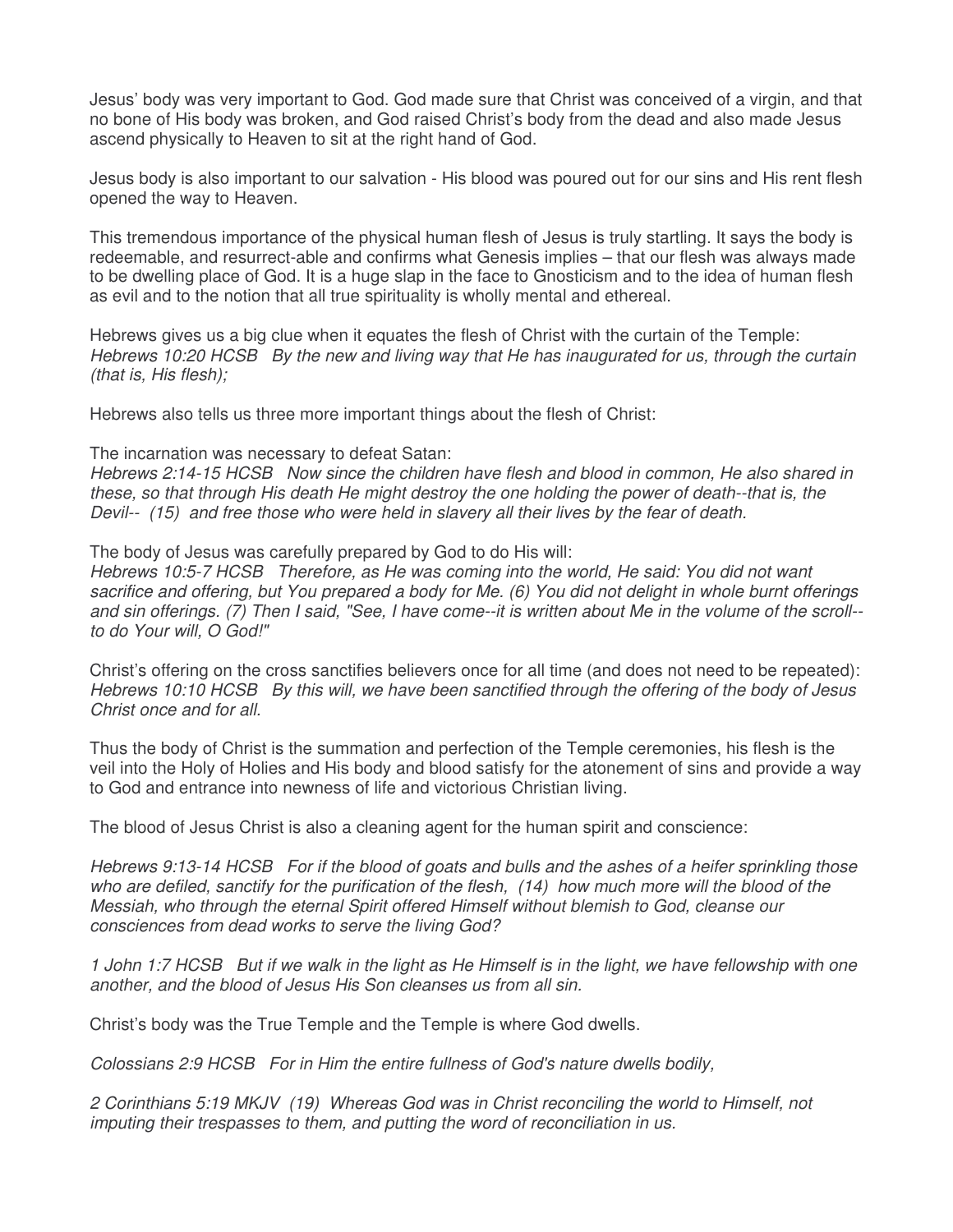Jesus' body was very important to God. God made sure that Christ was conceived of a virgin, and that no bone of His body was broken, and God raised Christ's body from the dead and also made Jesus ascend physically to Heaven to sit at the right hand of God.

Jesus body is also important to our salvation - His blood was poured out for our sins and His rent flesh opened the way to Heaven.

This tremendous importance of the physical human flesh of Jesus is truly startling. It says the body is redeemable, and resurrect-able and confirms what Genesis implies – that our flesh was always made to be dwelling place of God. It is a huge slap in the face to Gnosticism and to the idea of human flesh as evil and to the notion that all true spirituality is wholly mental and ethereal.

Hebrews gives us a big clue when it equates the flesh of Christ with the curtain of the Temple:
*Hebrews 10:20 HCSB By the new and living way that He has inaugurated for us, through the curtain (that is, His flesh);*

Hebrews also tells us three more important things about the flesh of Christ:

The incarnation was necessary to defeat Satan:
*Hebrews 2:14-15 HCSB Now since the children have flesh and blood in common, He also shared in these, so that through His death He might destroy the one holding the power of death--that is, the Devil-- (15) and free those who were held in slavery all their lives by the fear of death.*

The body of Jesus was carefully prepared by God to do His will:
*Hebrews 10:5-7 HCSB Therefore, as He was coming into the world, He said: You did not want sacrifice and offering, but You prepared a body for Me. (6) You did not delight in whole burnt offerings and sin offerings. (7) Then I said, "See, I have come--it is written about Me in the volume of the scroll--to do Your will, O God!"*

Christ's offering on the cross sanctifies believers once for all time (and does not need to be repeated):
*Hebrews 10:10 HCSB By this will, we have been sanctified through the offering of the body of Jesus Christ once and for all.*

Thus the body of Christ is the summation and perfection of the Temple ceremonies, his flesh is the veil into the Holy of Holies and His body and blood satisfy for the atonement of sins and provide a way to God and entrance into newness of life and victorious Christian living.

The blood of Jesus Christ is also a cleaning agent for the human spirit and conscience:

*Hebrews 9:13-14 HCSB For if the blood of goats and bulls and the ashes of a heifer sprinkling those who are defiled, sanctify for the purification of the flesh, (14) how much more will the blood of the Messiah, who through the eternal Spirit offered Himself without blemish to God, cleanse our consciences from dead works to serve the living God?*

*1 John 1:7 HCSB But if we walk in the light as He Himself is in the light, we have fellowship with one another, and the blood of Jesus His Son cleanses us from all sin.*

Christ's body was the True Temple and the Temple is where God dwells.

*Colossians 2:9 HCSB For in Him the entire fullness of God's nature dwells bodily,*

*2 Corinthians 5:19 MKJV (19) Whereas God was in Christ reconciling the world to Himself, not imputing their trespasses to them, and putting the word of reconciliation in us.*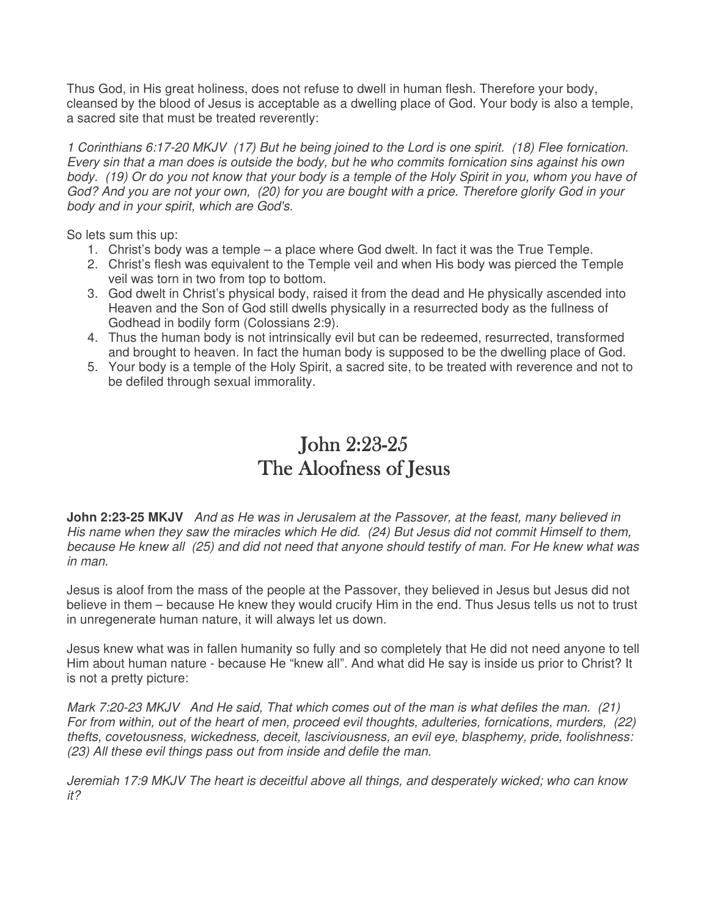Thus God, in His great holiness, does not refuse to dwell in human flesh. Therefore your body, cleansed by the blood of Jesus is acceptable as a dwelling place of God. Your body is also a temple, a sacred site that must be treated reverently:

*1 Corinthians 6:17-20 MKJV (17) But he being joined to the Lord is one spirit. (18) Flee fornication. Every sin that a man does is outside the body, but he who commits fornication sins against his own body. (19) Or do you not know that your body is a temple of the Holy Spirit in you, whom you have of God? And you are not your own, (20) for you are bought with a price. Therefore glorify God in your body and in your spirit, which are God's.*

So lets sum this up:

1. Christ's body was a temple – a place where God dwelt. In fact it was the True Temple.
2. Christ's flesh was equivalent to the Temple veil and when His body was pierced the Temple veil was torn in two from top to bottom.
3. God dwelt in Christ's physical body, raised it from the dead and He physically ascended into Heaven and the Son of God still dwells physically in a resurrected body as the fullness of Godhead in bodily form (Colossians 2:9).
4. Thus the human body is not intrinsically evil but can be redeemed, resurrected, transformed and brought to heaven. In fact the human body is supposed to be the dwelling place of God.
5. Your body is a temple of the Holy Spirit, a sacred site, to be treated with reverence and not to be defiled through sexual immorality.

# John 2:23-25
# The Aloofness of Jesus

**John 2:23-25 MKJV** *And as He was in Jerusalem at the Passover, at the feast, many believed in His name when they saw the miracles which He did. (24) But Jesus did not commit Himself to them, because He knew all (25) and did not need that anyone should testify of man. For He knew what was in man.*

Jesus is aloof from the mass of the people at the Passover, they believed in Jesus but Jesus did not believe in them – because He knew they would crucify Him in the end. Thus Jesus tells us not to trust in unregenerate human nature, it will always let us down.

Jesus knew what was in fallen humanity so fully and so completely that He did not need anyone to tell Him about human nature - because He "knew all". And what did He say is inside us prior to Christ? It is not a pretty picture:

*Mark 7:20-23 MKJV And He said, That which comes out of the man is what defiles the man. (21) For from within, out of the heart of men, proceed evil thoughts, adulteries, fornications, murders, (22) thefts, covetousness, wickedness, deceit, lasciviousness, an evil eye, blasphemy, pride, foolishness: (23) All these evil things pass out from inside and defile the man.*

*Jeremiah 17:9 MKJV The heart is deceitful above all things, and desperately wicked; who can know it?*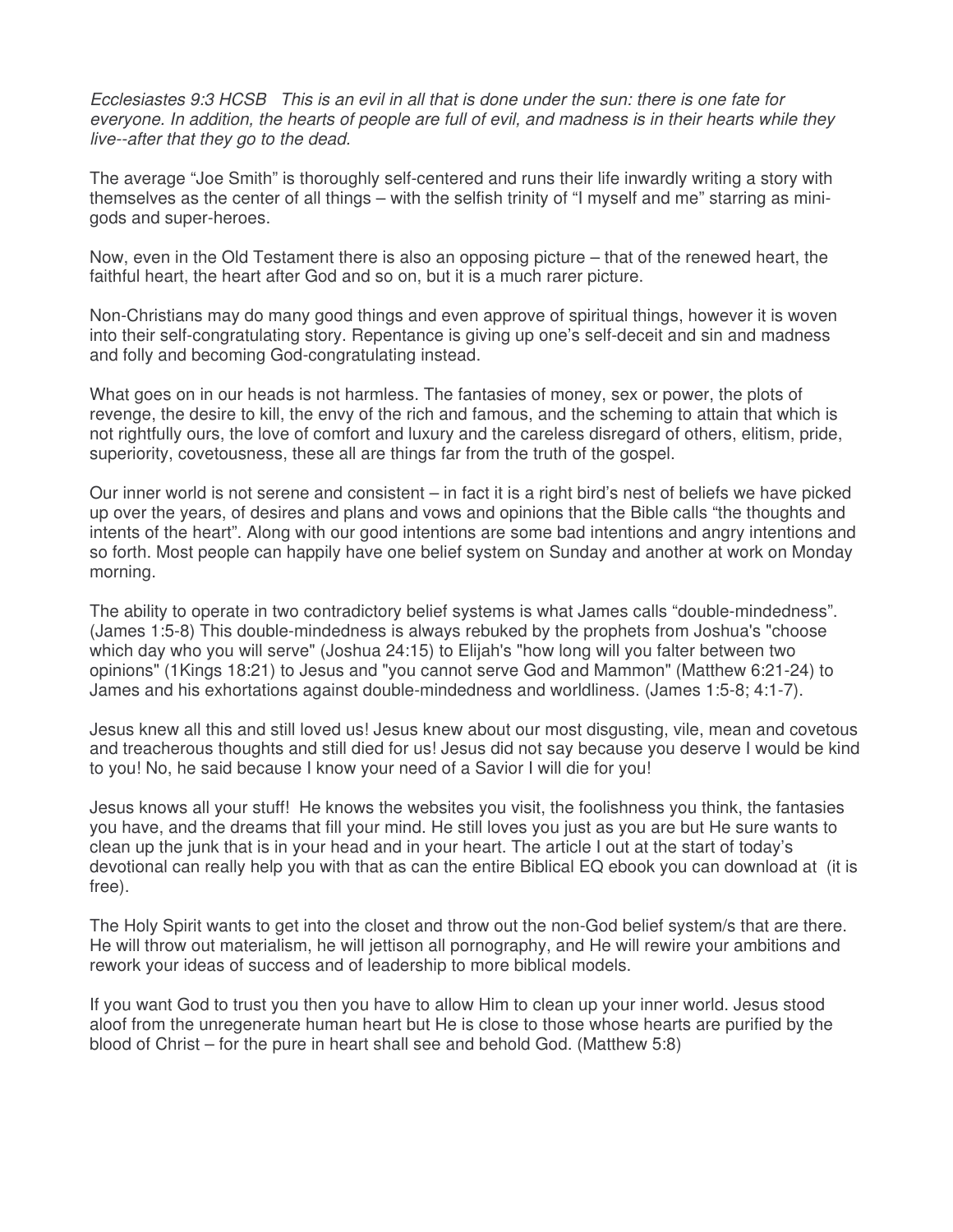*Ecclesiastes 9:3 HCSB This is an evil in all that is done under the sun: there is one fate for everyone. In addition, the hearts of people are full of evil, and madness is in their hearts while they live--after that they go to the dead.*

The average "Joe Smith" is thoroughly self-centered and runs their life inwardly writing a story with themselves as the center of all things – with the selfish trinity of "I myself and me" starring as mini-gods and super-heroes.

Now, even in the Old Testament there is also an opposing picture – that of the renewed heart, the faithful heart, the heart after God and so on, but it is a much rarer picture.

Non-Christians may do many good things and even approve of spiritual things, however it is woven into their self-congratulating story. Repentance is giving up one's self-deceit and sin and madness and folly and becoming God-congratulating instead.

What goes on in our heads is not harmless. The fantasies of money, sex or power, the plots of revenge, the desire to kill, the envy of the rich and famous, and the scheming to attain that which is not rightfully ours, the love of comfort and luxury and the careless disregard of others, elitism, pride, superiority, covetousness, these all are things far from the truth of the gospel.

Our inner world is not serene and consistent – in fact it is a right bird's nest of beliefs we have picked up over the years, of desires and plans and vows and opinions that the Bible calls "the thoughts and intents of the heart". Along with our good intentions are some bad intentions and angry intentions and so forth. Most people can happily have one belief system on Sunday and another at work on Monday morning.

The ability to operate in two contradictory belief systems is what James calls "double-mindedness". (James 1:5-8) This double-mindedness is always rebuked by the prophets from Joshua's "choose which day who you will serve" (Joshua 24:15) to Elijah's "how long will you falter between two opinions" (1Kings 18:21) to Jesus and "you cannot serve God and Mammon" (Matthew 6:21-24) to James and his exhortations against double-mindedness and worldliness. (James 1:5-8; 4:1-7).

Jesus knew all this and still loved us! Jesus knew about our most disgusting, vile, mean and covetous and treacherous thoughts and still died for us! Jesus did not say because you deserve I would be kind to you! No, he said because I know your need of a Savior I will die for you!

Jesus knows all your stuff! He knows the websites you visit, the foolishness you think, the fantasies you have, and the dreams that fill your mind. He still loves you just as you are but He sure wants to clean up the junk that is in your head and in your heart. The article I out at the start of today's devotional can really help you with that as can the entire Biblical EQ ebook you can download at (it is free).

The Holy Spirit wants to get into the closet and throw out the non-God belief system/s that are there. He will throw out materialism, he will jettison all pornography, and He will rewire your ambitions and rework your ideas of success and of leadership to more biblical models.

If you want God to trust you then you have to allow Him to clean up your inner world. Jesus stood aloof from the unregenerate human heart but He is close to those whose hearts are purified by the blood of Christ – for the pure in heart shall see and behold God. (Matthew 5:8)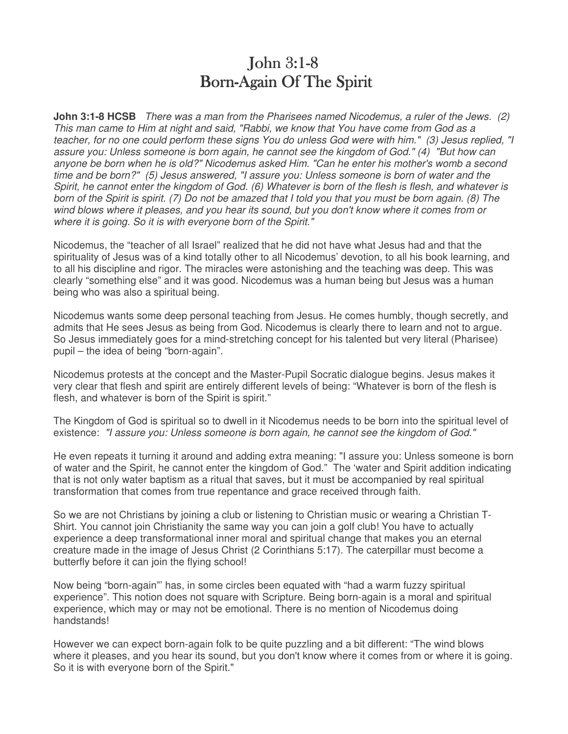# John 3:1-8
# Born-Again Of The Spirit

**John 3:1-8 HCSB** *There was a man from the Pharisees named Nicodemus, a ruler of the Jews. (2) This man came to Him at night and said, "Rabbi, we know that You have come from God as a teacher, for no one could perform these signs You do unless God were with him." (3) Jesus replied, "I assure you: Unless someone is born again, he cannot see the kingdom of God." (4) "But how can anyone be born when he is old?" Nicodemus asked Him. "Can he enter his mother's womb a second time and be born?" (5) Jesus answered, "I assure you: Unless someone is born of water and the Spirit, he cannot enter the kingdom of God. (6) Whatever is born of the flesh is flesh, and whatever is born of the Spirit is spirit. (7) Do not be amazed that I told you that you must be born again. (8) The wind blows where it pleases, and you hear its sound, but you don't know where it comes from or where it is going. So it is with everyone born of the Spirit."*

Nicodemus, the "teacher of all Israel" realized that he did not have what Jesus had and that the spirituality of Jesus was of a kind totally other to all Nicodemus' devotion, to all his book learning, and to all his discipline and rigor. The miracles were astonishing and the teaching was deep. This was clearly "something else" and it was good. Nicodemus was a human being but Jesus was a human being who was also a spiritual being.

Nicodemus wants some deep personal teaching from Jesus. He comes humbly, though secretly, and admits that He sees Jesus as being from God. Nicodemus is clearly there to learn and not to argue. So Jesus immediately goes for a mind-stretching concept for his talented but very literal (Pharisee) pupil – the idea of being "born-again".

Nicodemus protests at the concept and the Master-Pupil Socratic dialogue begins. Jesus makes it very clear that flesh and spirit are entirely different levels of being: "Whatever is born of the flesh is flesh, and whatever is born of the Spirit is spirit."

The Kingdom of God is spiritual so to dwell in it Nicodemus needs to be born into the spiritual level of existence: *"I assure you: Unless someone is born again, he cannot see the kingdom of God."*

He even repeats it turning it around and adding extra meaning: "I assure you: Unless someone is born of water and the Spirit, he cannot enter the kingdom of God." The 'water and Spirit addition indicating that is not only water baptism as a ritual that saves, but it must be accompanied by real spiritual transformation that comes from true repentance and grace received through faith.

So we are not Christians by joining a club or listening to Christian music or wearing a Christian T-Shirt. You cannot join Christianity the same way you can join a golf club! You have to actually experience a deep transformational inner moral and spiritual change that makes you an eternal creature made in the image of Jesus Christ (2 Corinthians 5:17). The caterpillar must become a butterfly before it can join the flying school!

Now being "born-again"' has, in some circles been equated with "had a warm fuzzy spiritual experience". This notion does not square with Scripture. Being born-again is a moral and spiritual experience, which may or may not be emotional. There is no mention of Nicodemus doing handstands!

However we can expect born-again folk to be quite puzzling and a bit different: "The wind blows where it pleases, and you hear its sound, but you don't know where it comes from or where it is going. So it is with everyone born of the Spirit."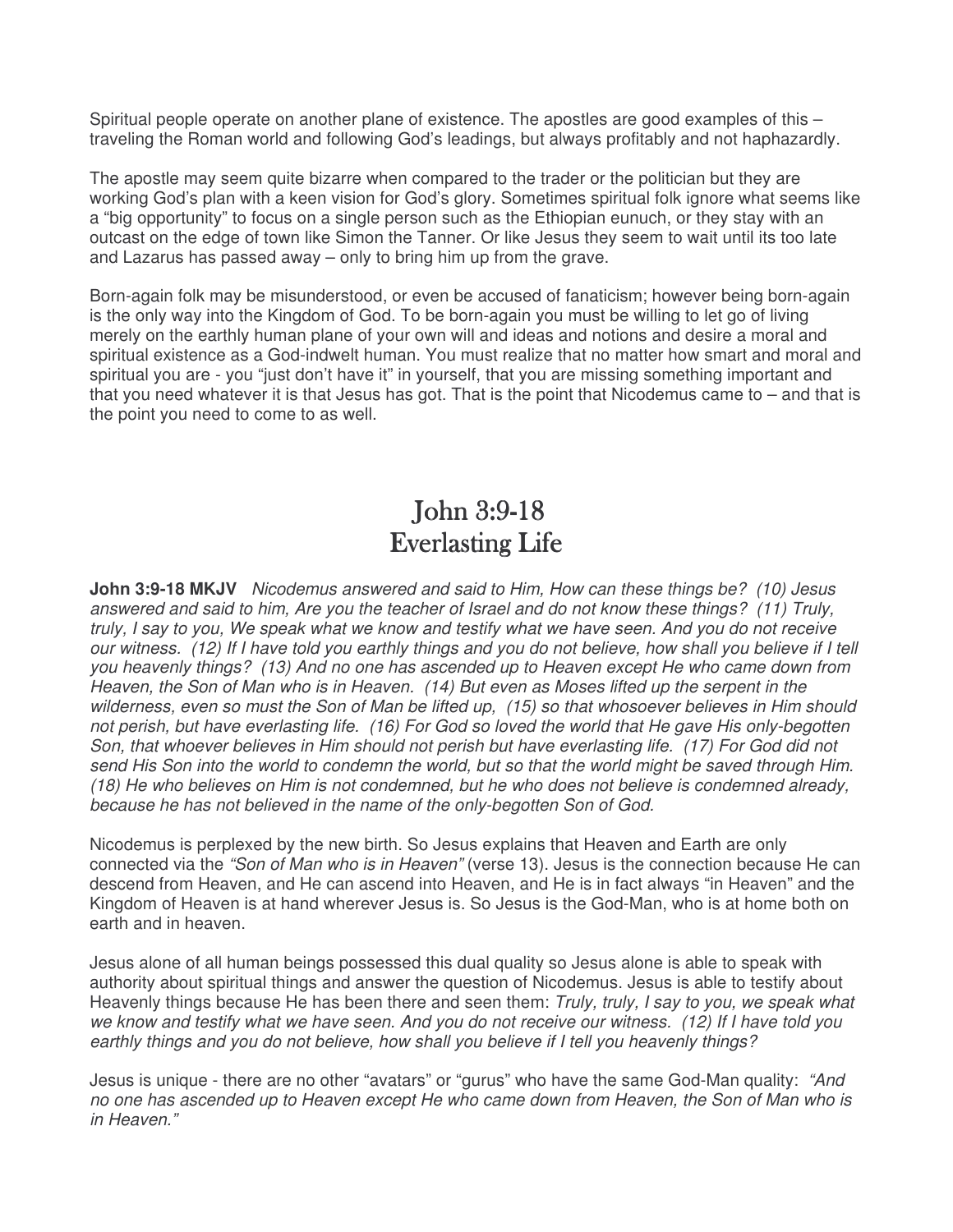Spiritual people operate on another plane of existence. The apostles are good examples of this – traveling the Roman world and following God's leadings, but always profitably and not haphazardly.

The apostle may seem quite bizarre when compared to the trader or the politician but they are working God's plan with a keen vision for God's glory. Sometimes spiritual folk ignore what seems like a "big opportunity" to focus on a single person such as the Ethiopian eunuch, or they stay with an outcast on the edge of town like Simon the Tanner. Or like Jesus they seem to wait until its too late and Lazarus has passed away – only to bring him up from the grave.

Born-again folk may be misunderstood, or even be accused of fanaticism; however being born-again is the only way into the Kingdom of God. To be born-again you must be willing to let go of living merely on the earthly human plane of your own will and ideas and notions and desire a moral and spiritual existence as a God-indwelt human. You must realize that no matter how smart and moral and spiritual you are - you "just don't have it" in yourself, that you are missing something important and that you need whatever it is that Jesus has got. That is the point that Nicodemus came to – and that is the point you need to come to as well.

# John 3:9-18
# Everlasting Life

**John 3:9-18 MKJV** *Nicodemus answered and said to Him, How can these things be? (10) Jesus answered and said to him, Are you the teacher of Israel and do not know these things? (11) Truly, truly, I say to you, We speak what we know and testify what we have seen. And you do not receive our witness. (12) If I have told you earthly things and you do not believe, how shall you believe if I tell you heavenly things? (13) And no one has ascended up to Heaven except He who came down from Heaven, the Son of Man who is in Heaven. (14) But even as Moses lifted up the serpent in the wilderness, even so must the Son of Man be lifted up, (15) so that whosoever believes in Him should not perish, but have everlasting life. (16) For God so loved the world that He gave His only-begotten Son, that whoever believes in Him should not perish but have everlasting life. (17) For God did not send His Son into the world to condemn the world, but so that the world might be saved through Him. (18) He who believes on Him is not condemned, but he who does not believe is condemned already, because he has not believed in the name of the only-begotten Son of God.*

Nicodemus is perplexed by the new birth. So Jesus explains that Heaven and Earth are only connected via the *"Son of Man who is in Heaven"* (verse 13). Jesus is the connection because He can descend from Heaven, and He can ascend into Heaven, and He is in fact always "in Heaven" and the Kingdom of Heaven is at hand wherever Jesus is. So Jesus is the God-Man, who is at home both on earth and in heaven.

Jesus alone of all human beings possessed this dual quality so Jesus alone is able to speak with authority about spiritual things and answer the question of Nicodemus. Jesus is able to testify about Heavenly things because He has been there and seen them: *Truly, truly, I say to you, we speak what we know and testify what we have seen. And you do not receive our witness. (12) If I have told you earthly things and you do not believe, how shall you believe if I tell you heavenly things?*

Jesus is unique - there are no other "avatars" or "gurus" who have the same God-Man quality: *"And no one has ascended up to Heaven except He who came down from Heaven, the Son of Man who is in Heaven."*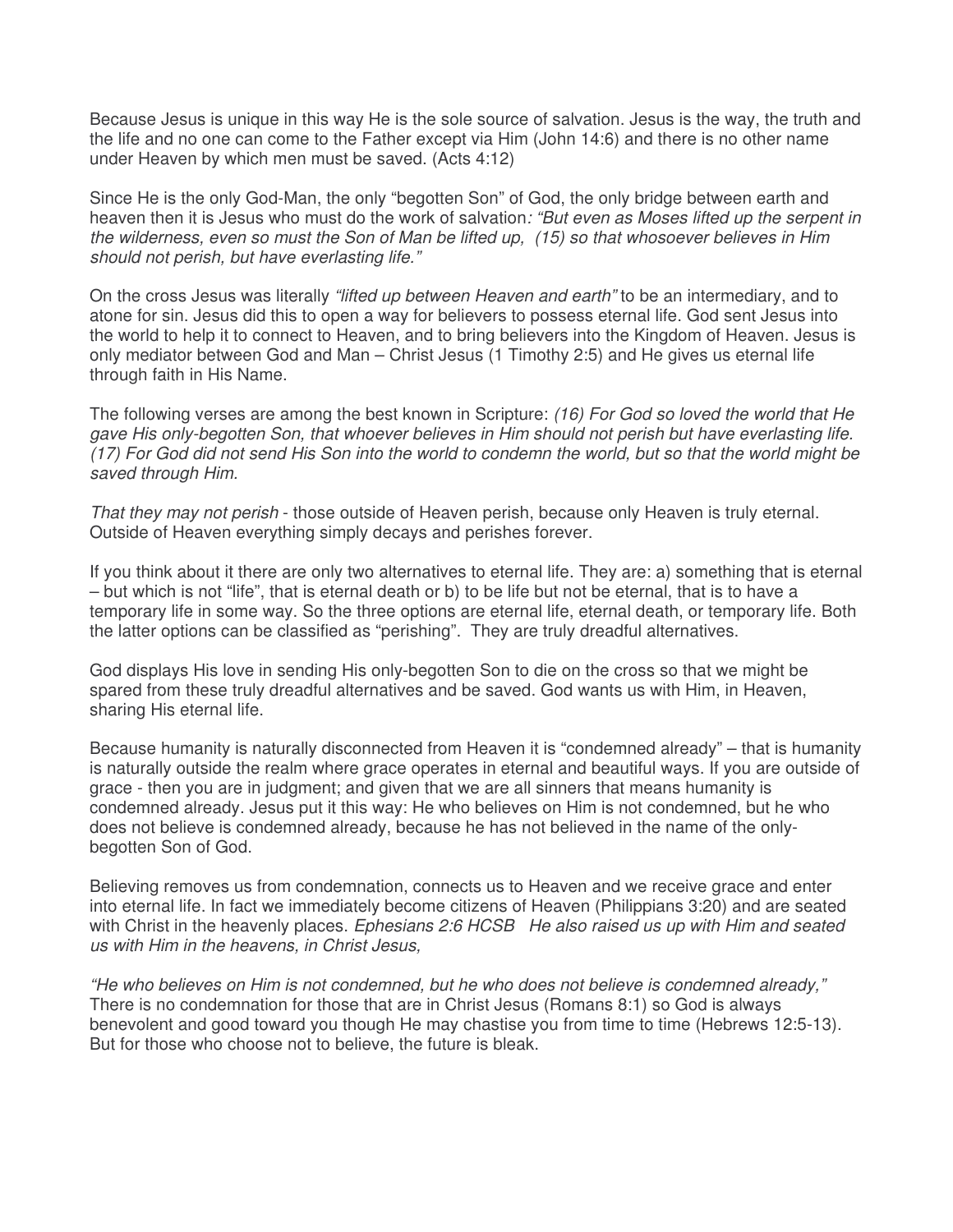Because Jesus is unique in this way He is the sole source of salvation. Jesus is the way, the truth and the life and no one can come to the Father except via Him (John 14:6) and there is no other name under Heaven by which men must be saved. (Acts 4:12)

Since He is the only God-Man, the only "begotten Son" of God, the only bridge between earth and heaven then it is Jesus who must do the work of salvation*: "But even as Moses lifted up the serpent in the wilderness, even so must the Son of Man be lifted up, (15) so that whosoever believes in Him should not perish, but have everlasting life."*

On the cross Jesus was literally *"lifted up between Heaven and earth"* to be an intermediary, and to atone for sin. Jesus did this to open a way for believers to possess eternal life. God sent Jesus into the world to help it to connect to Heaven, and to bring believers into the Kingdom of Heaven. Jesus is only mediator between God and Man – Christ Jesus (1 Timothy 2:5) and He gives us eternal life through faith in His Name.

The following verses are among the best known in Scripture: *(16) For God so loved the world that He gave His only-begotten Son, that whoever believes in Him should not perish but have everlasting life. (17) For God did not send His Son into the world to condemn the world, but so that the world might be saved through Him.*

*That they may not perish* - those outside of Heaven perish, because only Heaven is truly eternal. Outside of Heaven everything simply decays and perishes forever.

If you think about it there are only two alternatives to eternal life. They are: a) something that is eternal – but which is not "life", that is eternal death or b) to be life but not be eternal, that is to have a temporary life in some way. So the three options are eternal life, eternal death, or temporary life. Both the latter options can be classified as "perishing". They are truly dreadful alternatives.

God displays His love in sending His only-begotten Son to die on the cross so that we might be spared from these truly dreadful alternatives and be saved. God wants us with Him, in Heaven, sharing His eternal life.

Because humanity is naturally disconnected from Heaven it is "condemned already" – that is humanity is naturally outside the realm where grace operates in eternal and beautiful ways. If you are outside of grace - then you are in judgment; and given that we are all sinners that means humanity is condemned already. Jesus put it this way: He who believes on Him is not condemned, but he who does not believe is condemned already, because he has not believed in the name of the only-begotten Son of God.

Believing removes us from condemnation, connects us to Heaven and we receive grace and enter into eternal life. In fact we immediately become citizens of Heaven (Philippians 3:20) and are seated with Christ in the heavenly places. *Ephesians 2:6 HCSB He also raised us up with Him and seated us with Him in the heavens, in Christ Jesus,*

*"He who believes on Him is not condemned, but he who does not believe is condemned already,"* There is no condemnation for those that are in Christ Jesus (Romans 8:1) so God is always benevolent and good toward you though He may chastise you from time to time (Hebrews 12:5-13). But for those who choose not to believe, the future is bleak.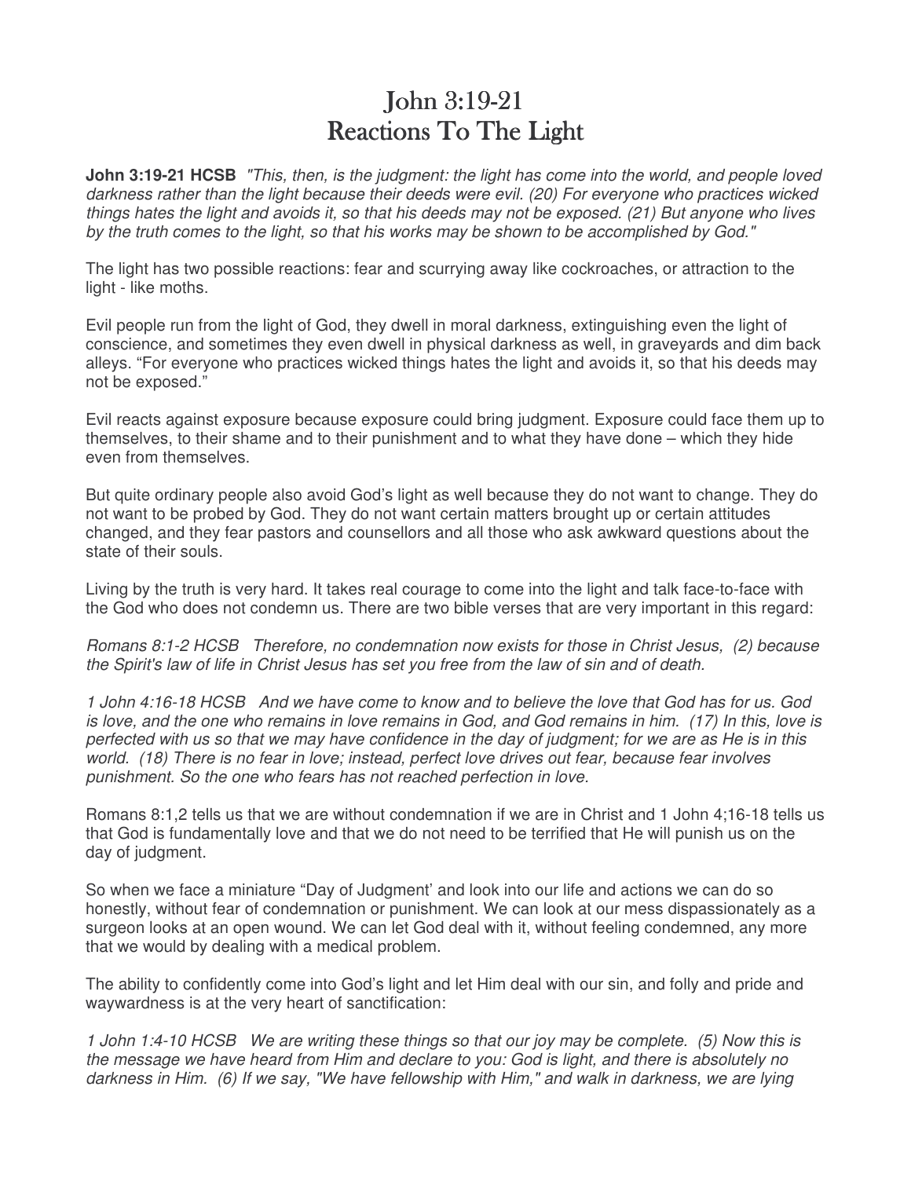# John 3:19-21
# Reactions To The Light

**John 3:19-21 HCSB** *"This, then, is the judgment: the light has come into the world, and people loved darkness rather than the light because their deeds were evil. (20) For everyone who practices wicked things hates the light and avoids it, so that his deeds may not be exposed. (21) But anyone who lives by the truth comes to the light, so that his works may be shown to be accomplished by God."*

The light has two possible reactions: fear and scurrying away like cockroaches, or attraction to the light - like moths.

Evil people run from the light of God, they dwell in moral darkness, extinguishing even the light of conscience, and sometimes they even dwell in physical darkness as well, in graveyards and dim back alleys. "For everyone who practices wicked things hates the light and avoids it, so that his deeds may not be exposed."

Evil reacts against exposure because exposure could bring judgment. Exposure could face them up to themselves, to their shame and to their punishment and to what they have done – which they hide even from themselves.

But quite ordinary people also avoid God's light as well because they do not want to change. They do not want to be probed by God. They do not want certain matters brought up or certain attitudes changed, and they fear pastors and counsellors and all those who ask awkward questions about the state of their souls.

Living by the truth is very hard. It takes real courage to come into the light and talk face-to-face with the God who does not condemn us. There are two bible verses that are very important in this regard:

*Romans 8:1-2 HCSB Therefore, no condemnation now exists for those in Christ Jesus, (2) because the Spirit's law of life in Christ Jesus has set you free from the law of sin and of death.*

*1 John 4:16-18 HCSB And we have come to know and to believe the love that God has for us. God is love, and the one who remains in love remains in God, and God remains in him. (17) In this, love is perfected with us so that we may have confidence in the day of judgment; for we are as He is in this world. (18) There is no fear in love; instead, perfect love drives out fear, because fear involves punishment. So the one who fears has not reached perfection in love.*

Romans 8:1,2 tells us that we are without condemnation if we are in Christ and 1 John 4;16-18 tells us that God is fundamentally love and that we do not need to be terrified that He will punish us on the day of judgment.

So when we face a miniature "Day of Judgment' and look into our life and actions we can do so honestly, without fear of condemnation or punishment. We can look at our mess dispassionately as a surgeon looks at an open wound. We can let God deal with it, without feeling condemned, any more that we would by dealing with a medical problem.

The ability to confidently come into God's light and let Him deal with our sin, and folly and pride and waywardness is at the very heart of sanctification:

*1 John 1:4-10 HCSB We are writing these things so that our joy may be complete. (5) Now this is the message we have heard from Him and declare to you: God is light, and there is absolutely no darkness in Him. (6) If we say, "We have fellowship with Him," and walk in darkness, we are lying*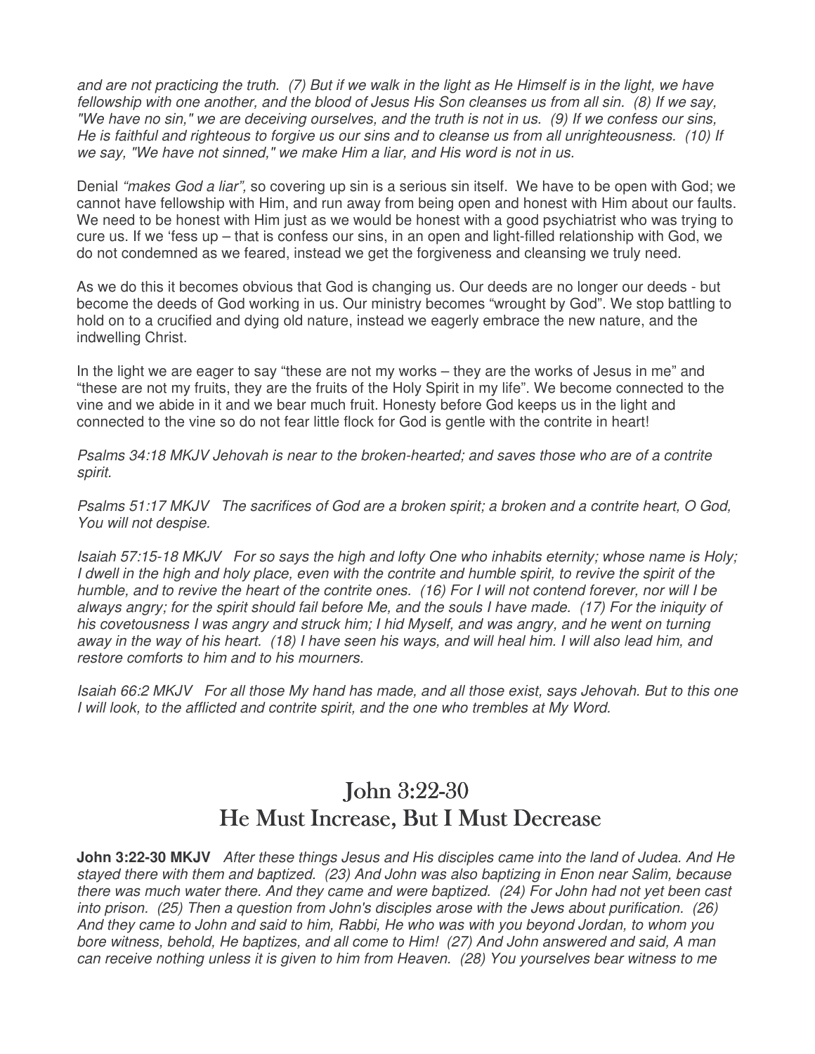*and are not practicing the truth. (7) But if we walk in the light as He Himself is in the light, we have fellowship with one another, and the blood of Jesus His Son cleanses us from all sin. (8) If we say, "We have no sin," we are deceiving ourselves, and the truth is not in us. (9) If we confess our sins, He is faithful and righteous to forgive us our sins and to cleanse us from all unrighteousness. (10) If we say, "We have not sinned," we make Him a liar, and His word is not in us.*

Denial *"makes God a liar",* so covering up sin is a serious sin itself. We have to be open with God; we cannot have fellowship with Him, and run away from being open and honest with Him about our faults. We need to be honest with Him just as we would be honest with a good psychiatrist who was trying to cure us. If we 'fess up – that is confess our sins, in an open and light-filled relationship with God, we do not condemned as we feared, instead we get the forgiveness and cleansing we truly need.

As we do this it becomes obvious that God is changing us. Our deeds are no longer our deeds - but become the deeds of God working in us. Our ministry becomes "wrought by God". We stop battling to hold on to a crucified and dying old nature, instead we eagerly embrace the new nature, and the indwelling Christ.

In the light we are eager to say "these are not my works – they are the works of Jesus in me" and "these are not my fruits, they are the fruits of the Holy Spirit in my life". We become connected to the vine and we abide in it and we bear much fruit. Honesty before God keeps us in the light and connected to the vine so do not fear little flock for God is gentle with the contrite in heart!

*Psalms 34:18 MKJV Jehovah is near to the broken-hearted; and saves those who are of a contrite spirit.*

*Psalms 51:17 MKJV The sacrifices of God are a broken spirit; a broken and a contrite heart, O God, You will not despise.*

*Isaiah 57:15-18 MKJV For so says the high and lofty One who inhabits eternity; whose name is Holy; I dwell in the high and holy place, even with the contrite and humble spirit, to revive the spirit of the humble, and to revive the heart of the contrite ones. (16) For I will not contend forever, nor will I be always angry; for the spirit should fail before Me, and the souls I have made. (17) For the iniquity of his covetousness I was angry and struck him; I hid Myself, and was angry, and he went on turning away in the way of his heart. (18) I have seen his ways, and will heal him. I will also lead him, and restore comforts to him and to his mourners.*

*Isaiah 66:2 MKJV For all those My hand has made, and all those exist, says Jehovah. But to this one I will look, to the afflicted and contrite spirit, and the one who trembles at My Word.*

# John 3:22-30
# He Must Increase, But I Must Decrease

**John 3:22-30 MKJV** *After these things Jesus and His disciples came into the land of Judea. And He stayed there with them and baptized. (23) And John was also baptizing in Enon near Salim, because there was much water there. And they came and were baptized. (24) For John had not yet been cast into prison. (25) Then a question from John's disciples arose with the Jews about purification. (26) And they came to John and said to him, Rabbi, He who was with you beyond Jordan, to whom you bore witness, behold, He baptizes, and all come to Him! (27) And John answered and said, A man can receive nothing unless it is given to him from Heaven. (28) You yourselves bear witness to me*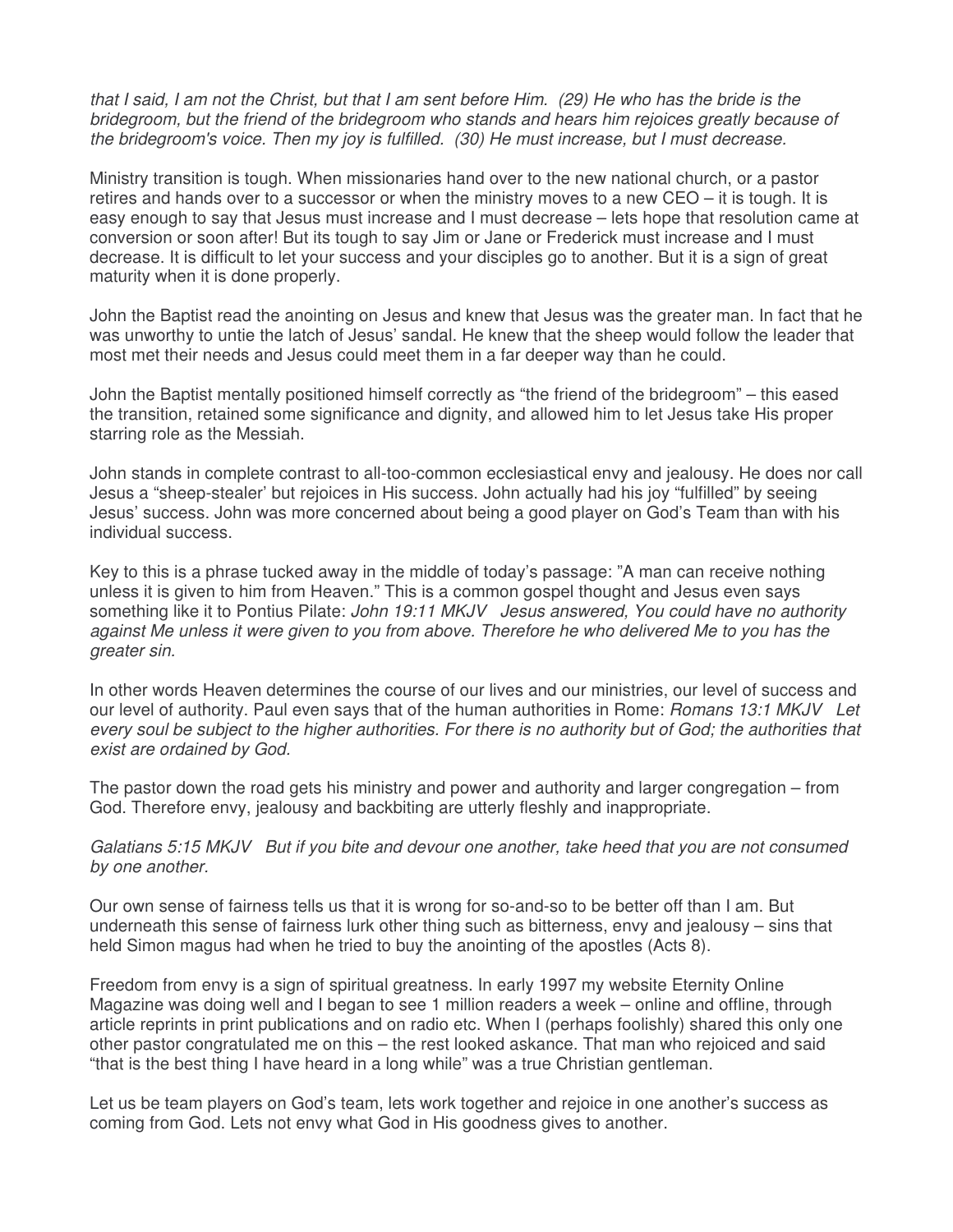*that I said, I am not the Christ, but that I am sent before Him. (29) He who has the bride is the bridegroom, but the friend of the bridegroom who stands and hears him rejoices greatly because of the bridegroom's voice. Then my joy is fulfilled. (30) He must increase, but I must decrease.*

Ministry transition is tough. When missionaries hand over to the new national church, or a pastor retires and hands over to a successor or when the ministry moves to a new CEO – it is tough. It is easy enough to say that Jesus must increase and I must decrease – lets hope that resolution came at conversion or soon after! But its tough to say Jim or Jane or Frederick must increase and I must decrease. It is difficult to let your success and your disciples go to another. But it is a sign of great maturity when it is done properly.

John the Baptist read the anointing on Jesus and knew that Jesus was the greater man. In fact that he was unworthy to untie the latch of Jesus' sandal. He knew that the sheep would follow the leader that most met their needs and Jesus could meet them in a far deeper way than he could.

John the Baptist mentally positioned himself correctly as "the friend of the bridegroom" – this eased the transition, retained some significance and dignity, and allowed him to let Jesus take His proper starring role as the Messiah.

John stands in complete contrast to all-too-common ecclesiastical envy and jealousy. He does nor call Jesus a "sheep-stealer' but rejoices in His success. John actually had his joy "fulfilled" by seeing Jesus' success. John was more concerned about being a good player on God's Team than with his individual success.

Key to this is a phrase tucked away in the middle of today's passage: "A man can receive nothing unless it is given to him from Heaven." This is a common gospel thought and Jesus even says something like it to Pontius Pilate: *John 19:11 MKJV Jesus answered, You could have no authority against Me unless it were given to you from above. Therefore he who delivered Me to you has the greater sin.*

In other words Heaven determines the course of our lives and our ministries, our level of success and our level of authority. Paul even says that of the human authorities in Rome: *Romans 13:1 MKJV Let every soul be subject to the higher authorities. For there is no authority but of God; the authorities that exist are ordained by God.*

The pastor down the road gets his ministry and power and authority and larger congregation – from God. Therefore envy, jealousy and backbiting are utterly fleshly and inappropriate.

*Galatians 5:15 MKJV But if you bite and devour one another, take heed that you are not consumed by one another.*

Our own sense of fairness tells us that it is wrong for so-and-so to be better off than I am. But underneath this sense of fairness lurk other thing such as bitterness, envy and jealousy – sins that held Simon magus had when he tried to buy the anointing of the apostles (Acts 8).

Freedom from envy is a sign of spiritual greatness. In early 1997 my website Eternity Online Magazine was doing well and I began to see 1 million readers a week – online and offline, through article reprints in print publications and on radio etc. When I (perhaps foolishly) shared this only one other pastor congratulated me on this – the rest looked askance. That man who rejoiced and said "that is the best thing I have heard in a long while" was a true Christian gentleman.

Let us be team players on God's team, lets work together and rejoice in one another's success as coming from God. Lets not envy what God in His goodness gives to another.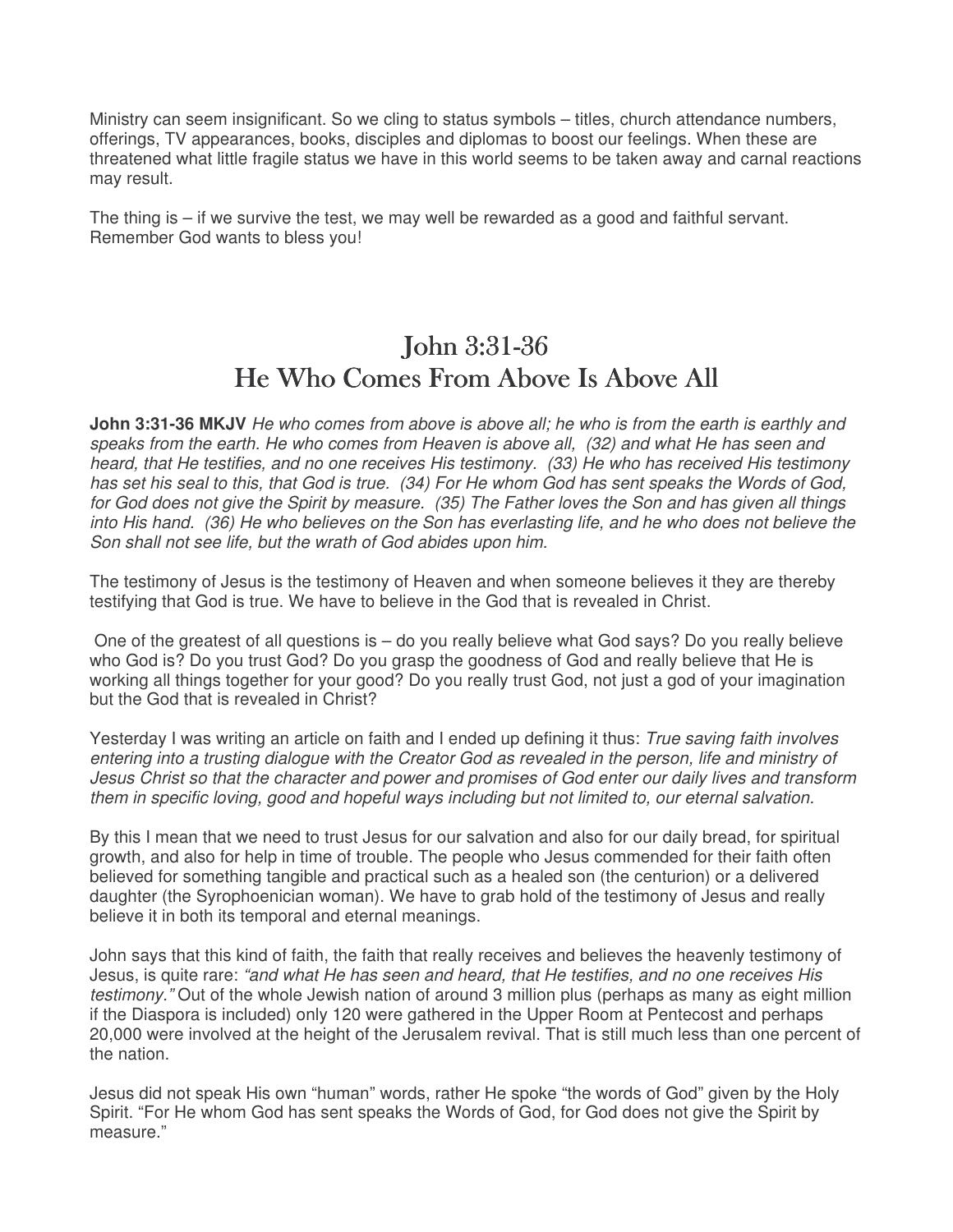Ministry can seem insignificant. So we cling to status symbols – titles, church attendance numbers, offerings, TV appearances, books, disciples and diplomas to boost our feelings. When these are threatened what little fragile status we have in this world seems to be taken away and carnal reactions may result.

The thing is – if we survive the test, we may well be rewarded as a good and faithful servant. Remember God wants to bless you!

# John 3:31-36
# He Who Comes From Above Is Above All

**John 3:31-36 MKJV** *He who comes from above is above all; he who is from the earth is earthly and speaks from the earth. He who comes from Heaven is above all, (32) and what He has seen and heard, that He testifies, and no one receives His testimony. (33) He who has received His testimony has set his seal to this, that God is true. (34) For He whom God has sent speaks the Words of God, for God does not give the Spirit by measure. (35) The Father loves the Son and has given all things into His hand. (36) He who believes on the Son has everlasting life, and he who does not believe the Son shall not see life, but the wrath of God abides upon him.*

The testimony of Jesus is the testimony of Heaven and when someone believes it they are thereby testifying that God is true. We have to believe in the God that is revealed in Christ.

One of the greatest of all questions is – do you really believe what God says? Do you really believe who God is? Do you trust God? Do you grasp the goodness of God and really believe that He is working all things together for your good? Do you really trust God, not just a god of your imagination but the God that is revealed in Christ?

Yesterday I was writing an article on faith and I ended up defining it thus: *True saving faith involves entering into a trusting dialogue with the Creator God as revealed in the person, life and ministry of Jesus Christ so that the character and power and promises of God enter our daily lives and transform them in specific loving, good and hopeful ways including but not limited to, our eternal salvation.*

By this I mean that we need to trust Jesus for our salvation and also for our daily bread, for spiritual growth, and also for help in time of trouble. The people who Jesus commended for their faith often believed for something tangible and practical such as a healed son (the centurion) or a delivered daughter (the Syrophoenician woman). We have to grab hold of the testimony of Jesus and really believe it in both its temporal and eternal meanings.

John says that this kind of faith, the faith that really receives and believes the heavenly testimony of Jesus, is quite rare: *"and what He has seen and heard, that He testifies, and no one receives His testimony."* Out of the whole Jewish nation of around 3 million plus (perhaps as many as eight million if the Diaspora is included) only 120 were gathered in the Upper Room at Pentecost and perhaps 20,000 were involved at the height of the Jerusalem revival. That is still much less than one percent of the nation.

Jesus did not speak His own "human" words, rather He spoke "the words of God" given by the Holy Spirit. "For He whom God has sent speaks the Words of God, for God does not give the Spirit by measure."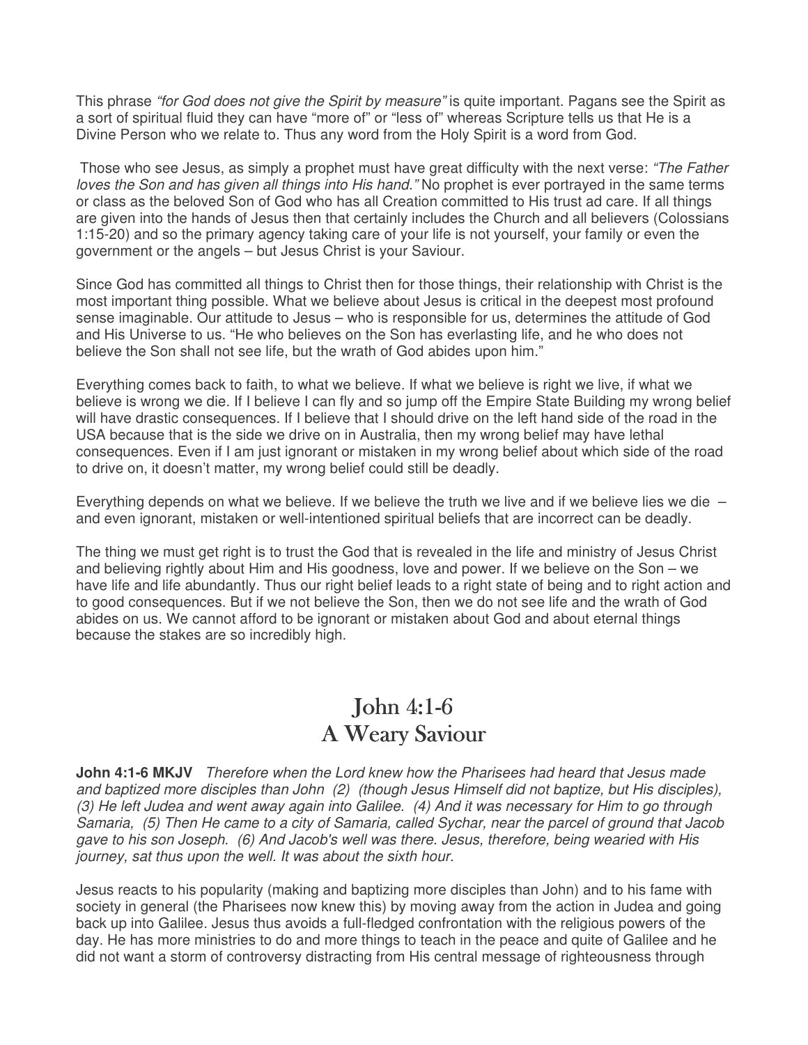This phrase *"for God does not give the Spirit by measure"* is quite important. Pagans see the Spirit as a sort of spiritual fluid they can have "more of" or "less of" whereas Scripture tells us that He is a Divine Person who we relate to. Thus any word from the Holy Spirit is a word from God.

Those who see Jesus, as simply a prophet must have great difficulty with the next verse: *"The Father loves the Son and has given all things into His hand."* No prophet is ever portrayed in the same terms or class as the beloved Son of God who has all Creation committed to His trust ad care. If all things are given into the hands of Jesus then that certainly includes the Church and all believers (Colossians 1:15-20) and so the primary agency taking care of your life is not yourself, your family or even the government or the angels – but Jesus Christ is your Saviour.

Since God has committed all things to Christ then for those things, their relationship with Christ is the most important thing possible. What we believe about Jesus is critical in the deepest most profound sense imaginable. Our attitude to Jesus – who is responsible for us, determines the attitude of God and His Universe to us. "He who believes on the Son has everlasting life, and he who does not believe the Son shall not see life, but the wrath of God abides upon him."

Everything comes back to faith, to what we believe. If what we believe is right we live, if what we believe is wrong we die. If I believe I can fly and so jump off the Empire State Building my wrong belief will have drastic consequences. If I believe that I should drive on the left hand side of the road in the USA because that is the side we drive on in Australia, then my wrong belief may have lethal consequences. Even if I am just ignorant or mistaken in my wrong belief about which side of the road to drive on, it doesn't matter, my wrong belief could still be deadly.

Everything depends on what we believe. If we believe the truth we live and if we believe lies we die – and even ignorant, mistaken or well-intentioned spiritual beliefs that are incorrect can be deadly.

The thing we must get right is to trust the God that is revealed in the life and ministry of Jesus Christ and believing rightly about Him and His goodness, love and power. If we believe on the Son – we have life and life abundantly. Thus our right belief leads to a right state of being and to right action and to good consequences. But if we not believe the Son, then we do not see life and the wrath of God abides on us. We cannot afford to be ignorant or mistaken about God and about eternal things because the stakes are so incredibly high.

## John 4:1-6
## A Weary Saviour

**John 4:1-6 MKJV** *Therefore when the Lord knew how the Pharisees had heard that Jesus made and baptized more disciples than John (2) (though Jesus Himself did not baptize, but His disciples), (3) He left Judea and went away again into Galilee. (4) And it was necessary for Him to go through Samaria, (5) Then He came to a city of Samaria, called Sychar, near the parcel of ground that Jacob gave to his son Joseph. (6) And Jacob's well was there. Jesus, therefore, being wearied with His journey, sat thus upon the well. It was about the sixth hour.*

Jesus reacts to his popularity (making and baptizing more disciples than John) and to his fame with society in general (the Pharisees now knew this) by moving away from the action in Judea and going back up into Galilee. Jesus thus avoids a full-fledged confrontation with the religious powers of the day. He has more ministries to do and more things to teach in the peace and quite of Galilee and he did not want a storm of controversy distracting from His central message of righteousness through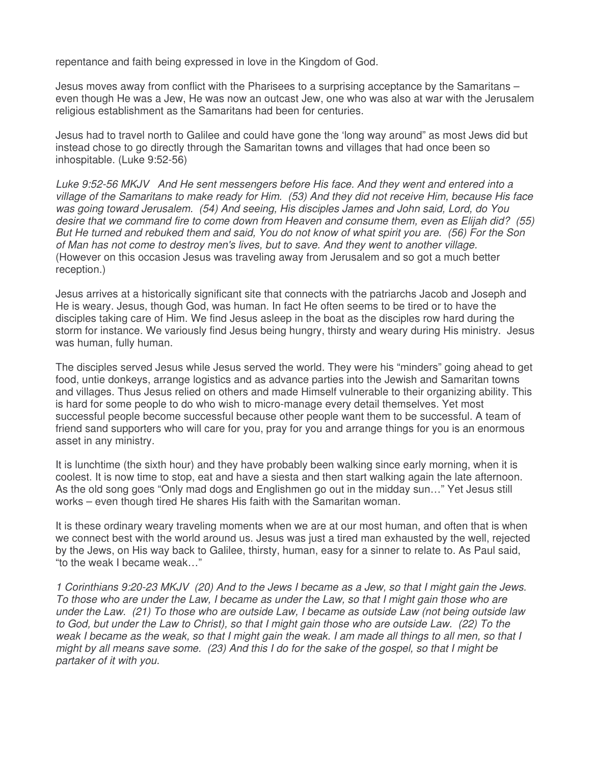repentance and faith being expressed in love in the Kingdom of God.

Jesus moves away from conflict with the Pharisees to a surprising acceptance by the Samaritans – even though He was a Jew, He was now an outcast Jew, one who was also at war with the Jerusalem religious establishment as the Samaritans had been for centuries.

Jesus had to travel north to Galilee and could have gone the 'long way around" as most Jews did but instead chose to go directly through the Samaritan towns and villages that had once been so inhospitable. (Luke 9:52-56)

*Luke 9:52-56 MKJV And He sent messengers before His face. And they went and entered into a village of the Samaritans to make ready for Him. (53) And they did not receive Him, because His face was going toward Jerusalem. (54) And seeing, His disciples James and John said, Lord, do You desire that we command fire to come down from Heaven and consume them, even as Elijah did? (55) But He turned and rebuked them and said, You do not know of what spirit you are. (56) For the Son of Man has not come to destroy men's lives, but to save. And they went to another village.*
(However on this occasion Jesus was traveling away from Jerusalem and so got a much better reception.)

Jesus arrives at a historically significant site that connects with the patriarchs Jacob and Joseph and He is weary. Jesus, though God, was human. In fact He often seems to be tired or to have the disciples taking care of Him. We find Jesus asleep in the boat as the disciples row hard during the storm for instance. We variously find Jesus being hungry, thirsty and weary during His ministry. Jesus was human, fully human.

The disciples served Jesus while Jesus served the world. They were his "minders" going ahead to get food, untie donkeys, arrange logistics and as advance parties into the Jewish and Samaritan towns and villages. Thus Jesus relied on others and made Himself vulnerable to their organizing ability. This is hard for some people to do who wish to micro-manage every detail themselves. Yet most successful people become successful because other people want them to be successful. A team of friend sand supporters who will care for you, pray for you and arrange things for you is an enormous asset in any ministry.

It is lunchtime (the sixth hour) and they have probably been walking since early morning, when it is coolest. It is now time to stop, eat and have a siesta and then start walking again the late afternoon. As the old song goes "Only mad dogs and Englishmen go out in the midday sun…" Yet Jesus still works – even though tired He shares His faith with the Samaritan woman.

It is these ordinary weary traveling moments when we are at our most human, and often that is when we connect best with the world around us. Jesus was just a tired man exhausted by the well, rejected by the Jews, on His way back to Galilee, thirsty, human, easy for a sinner to relate to. As Paul said, "to the weak I became weak…"

*1 Corinthians 9:20-23 MKJV (20) And to the Jews I became as a Jew, so that I might gain the Jews. To those who are under the Law, I became as under the Law, so that I might gain those who are under the Law. (21) To those who are outside Law, I became as outside Law (not being outside law to God, but under the Law to Christ), so that I might gain those who are outside Law. (22) To the weak I became as the weak, so that I might gain the weak. I am made all things to all men, so that I might by all means save some. (23) And this I do for the sake of the gospel, so that I might be partaker of it with you.*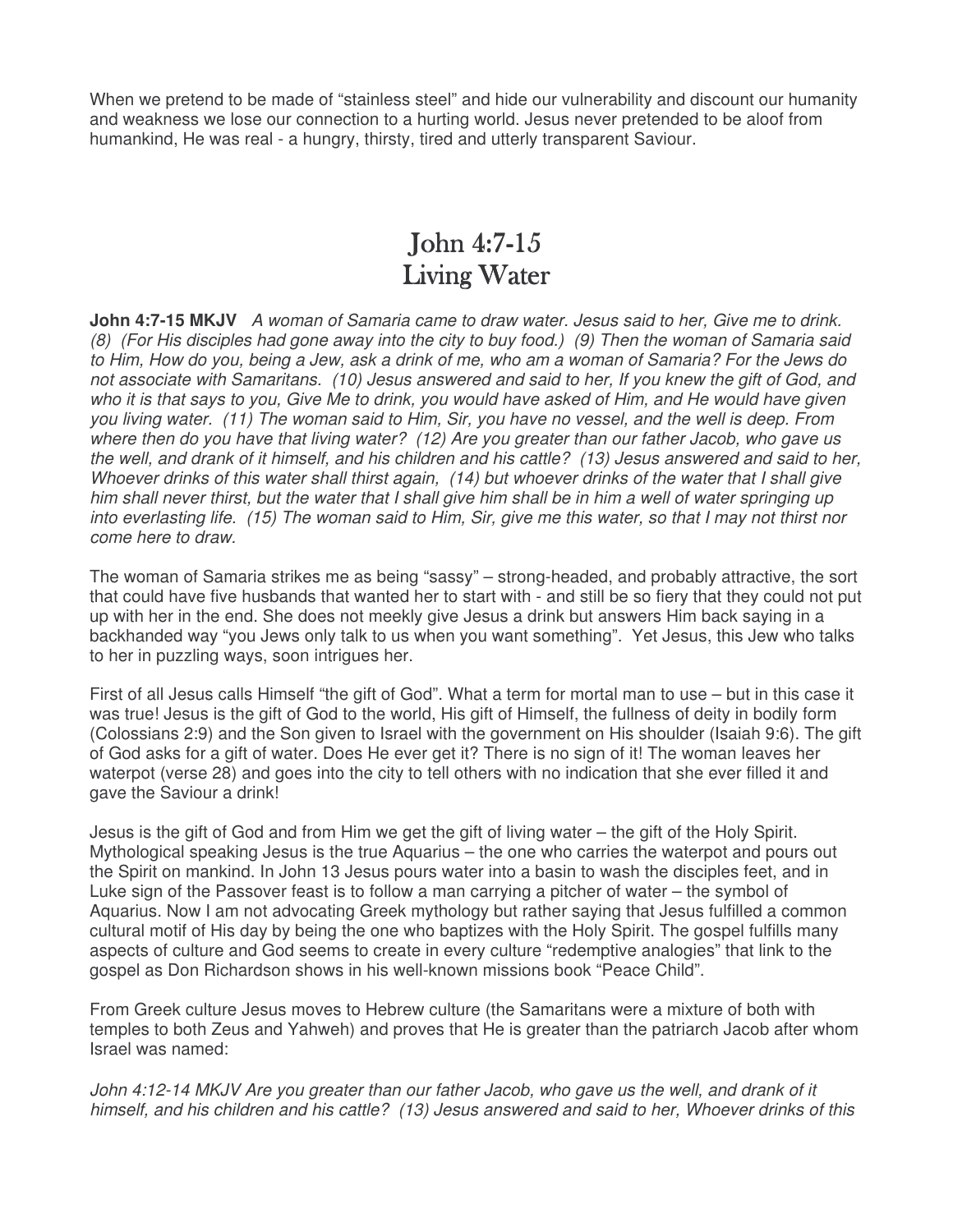When we pretend to be made of “stainless steel” and hide our vulnerability and discount our humanity and weakness we lose our connection to a hurting world. Jesus never pretended to be aloof from humankind, He was real - a hungry, thirsty, tired and utterly transparent Saviour.

# John 4:7-15
# Living Water

**John 4:7-15 MKJV** *A woman of Samaria came to draw water. Jesus said to her, Give me to drink. (8) (For His disciples had gone away into the city to buy food.) (9) Then the woman of Samaria said to Him, How do you, being a Jew, ask a drink of me, who am a woman of Samaria? For the Jews do not associate with Samaritans. (10) Jesus answered and said to her, If you knew the gift of God, and who it is that says to you, Give Me to drink, you would have asked of Him, and He would have given you living water. (11) The woman said to Him, Sir, you have no vessel, and the well is deep. From where then do you have that living water? (12) Are you greater than our father Jacob, who gave us the well, and drank of it himself, and his children and his cattle? (13) Jesus answered and said to her, Whoever drinks of this water shall thirst again, (14) but whoever drinks of the water that I shall give him shall never thirst, but the water that I shall give him shall be in him a well of water springing up into everlasting life. (15) The woman said to Him, Sir, give me this water, so that I may not thirst nor come here to draw.*

The woman of Samaria strikes me as being “sassy” – strong-headed, and probably attractive, the sort that could have five husbands that wanted her to start with - and still be so fiery that they could not put up with her in the end. She does not meekly give Jesus a drink but answers Him back saying in a backhanded way “you Jews only talk to us when you want something”. Yet Jesus, this Jew who talks to her in puzzling ways, soon intrigues her.

First of all Jesus calls Himself “the gift of God”. What a term for mortal man to use – but in this case it was true! Jesus is the gift of God to the world, His gift of Himself, the fullness of deity in bodily form (Colossians 2:9) and the Son given to Israel with the government on His shoulder (Isaiah 9:6). The gift of God asks for a gift of water. Does He ever get it? There is no sign of it! The woman leaves her waterpot (verse 28) and goes into the city to tell others with no indication that she ever filled it and gave the Saviour a drink!

Jesus is the gift of God and from Him we get the gift of living water – the gift of the Holy Spirit. Mythological speaking Jesus is the true Aquarius – the one who carries the waterpot and pours out the Spirit on mankind. In John 13 Jesus pours water into a basin to wash the disciples feet, and in Luke sign of the Passover feast is to follow a man carrying a pitcher of water – the symbol of Aquarius. Now I am not advocating Greek mythology but rather saying that Jesus fulfilled a common cultural motif of His day by being the one who baptizes with the Holy Spirit. The gospel fulfills many aspects of culture and God seems to create in every culture “redemptive analogies” that link to the gospel as Don Richardson shows in his well-known missions book “Peace Child”.

From Greek culture Jesus moves to Hebrew culture (the Samaritans were a mixture of both with temples to both Zeus and Yahweh) and proves that He is greater than the patriarch Jacob after whom Israel was named:

*John 4:12-14 MKJV Are you greater than our father Jacob, who gave us the well, and drank of it himself, and his children and his cattle? (13) Jesus answered and said to her, Whoever drinks of this*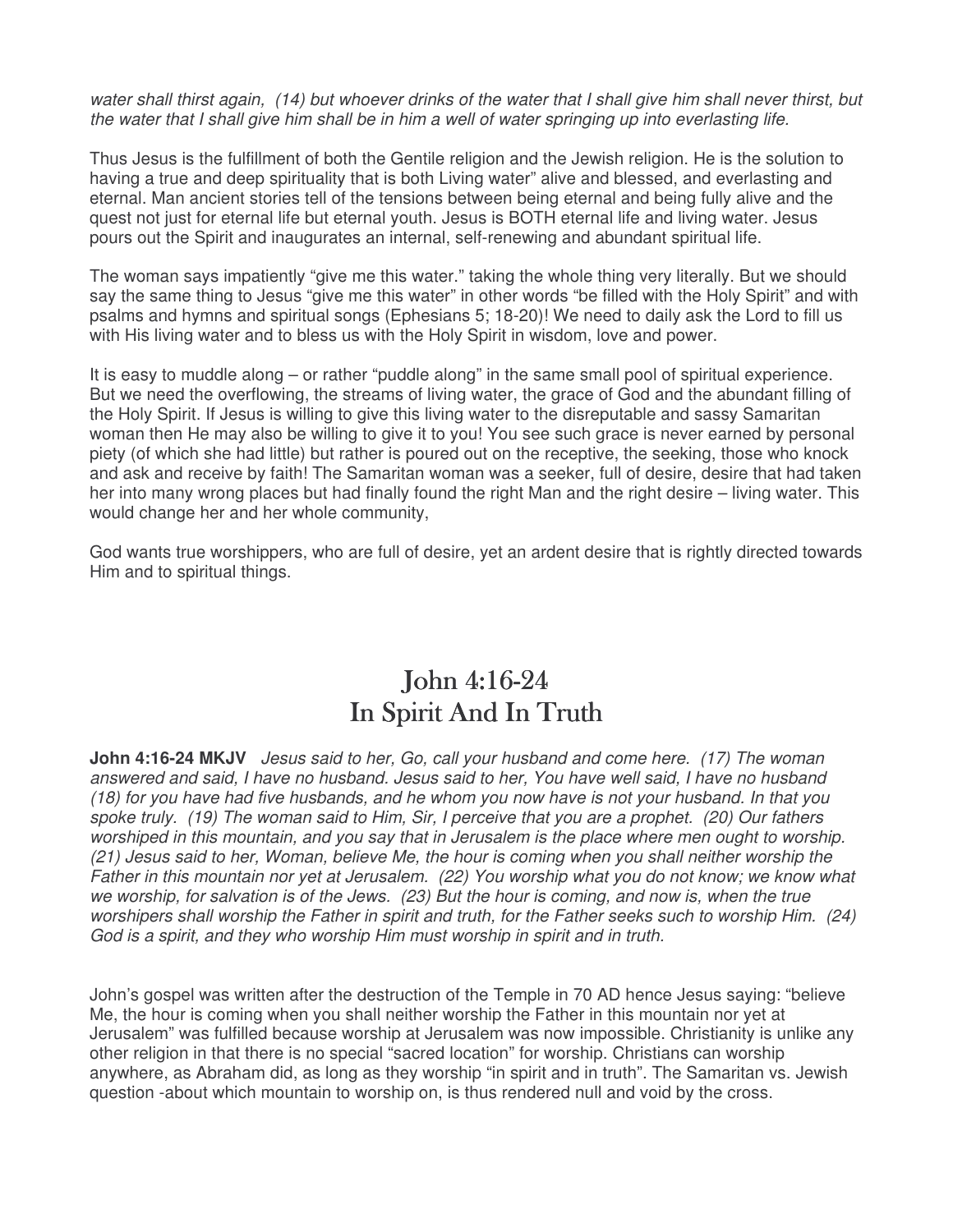*water shall thirst again, (14) but whoever drinks of the water that I shall give him shall never thirst, but the water that I shall give him shall be in him a well of water springing up into everlasting life.*

Thus Jesus is the fulfillment of both the Gentile religion and the Jewish religion. He is the solution to having a true and deep spirituality that is both Living water" alive and blessed, and everlasting and eternal. Man ancient stories tell of the tensions between being eternal and being fully alive and the quest not just for eternal life but eternal youth. Jesus is BOTH eternal life and living water. Jesus pours out the Spirit and inaugurates an internal, self-renewing and abundant spiritual life.

The woman says impatiently "give me this water." taking the whole thing very literally. But we should say the same thing to Jesus "give me this water" in other words "be filled with the Holy Spirit" and with psalms and hymns and spiritual songs (Ephesians 5; 18-20)! We need to daily ask the Lord to fill us with His living water and to bless us with the Holy Spirit in wisdom, love and power.

It is easy to muddle along – or rather "puddle along" in the same small pool of spiritual experience. But we need the overflowing, the streams of living water, the grace of God and the abundant filling of the Holy Spirit. If Jesus is willing to give this living water to the disreputable and sassy Samaritan woman then He may also be willing to give it to you! You see such grace is never earned by personal piety (of which she had little) but rather is poured out on the receptive, the seeking, those who knock and ask and receive by faith! The Samaritan woman was a seeker, full of desire, desire that had taken her into many wrong places but had finally found the right Man and the right desire – living water. This would change her and her whole community,

God wants true worshippers, who are full of desire, yet an ardent desire that is rightly directed towards Him and to spiritual things.

## John 4:16-24
## In Spirit And In Truth

**John 4:16-24 MKJV** *Jesus said to her, Go, call your husband and come here. (17) The woman answered and said, I have no husband. Jesus said to her, You have well said, I have no husband (18) for you have had five husbands, and he whom you now have is not your husband. In that you spoke truly. (19) The woman said to Him, Sir, I perceive that you are a prophet. (20) Our fathers worshiped in this mountain, and you say that in Jerusalem is the place where men ought to worship. (21) Jesus said to her, Woman, believe Me, the hour is coming when you shall neither worship the Father in this mountain nor yet at Jerusalem. (22) You worship what you do not know; we know what we worship, for salvation is of the Jews. (23) But the hour is coming, and now is, when the true worshipers shall worship the Father in spirit and truth, for the Father seeks such to worship Him. (24) God is a spirit, and they who worship Him must worship in spirit and in truth.*

John's gospel was written after the destruction of the Temple in 70 AD hence Jesus saying: "believe Me, the hour is coming when you shall neither worship the Father in this mountain nor yet at Jerusalem" was fulfilled because worship at Jerusalem was now impossible. Christianity is unlike any other religion in that there is no special "sacred location" for worship. Christians can worship anywhere, as Abraham did, as long as they worship "in spirit and in truth". The Samaritan vs. Jewish question -about which mountain to worship on, is thus rendered null and void by the cross.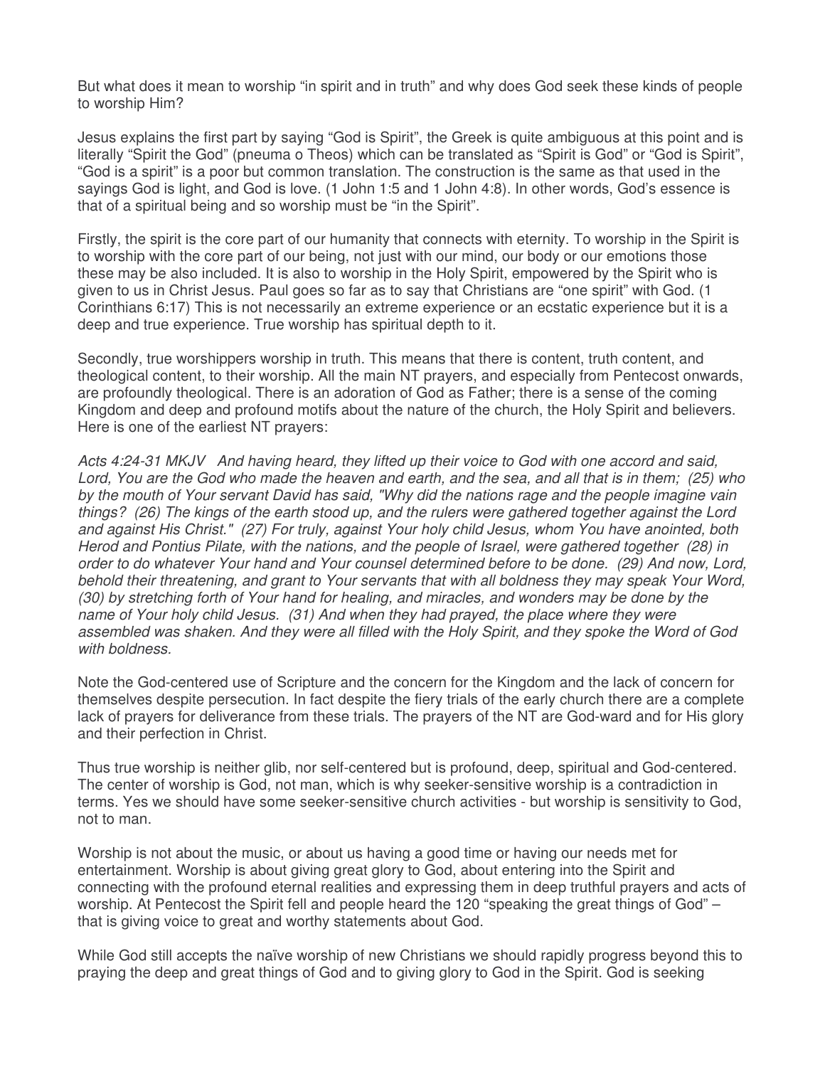But what does it mean to worship "in spirit and in truth" and why does God seek these kinds of people to worship Him?

Jesus explains the first part by saying "God is Spirit", the Greek is quite ambiguous at this point and is literally "Spirit the God" (pneuma o Theos) which can be translated as "Spirit is God" or "God is Spirit", "God is a spirit" is a poor but common translation. The construction is the same as that used in the sayings God is light, and God is love. (1 John 1:5 and 1 John 4:8). In other words, God's essence is that of a spiritual being and so worship must be "in the Spirit".

Firstly, the spirit is the core part of our humanity that connects with eternity. To worship in the Spirit is to worship with the core part of our being, not just with our mind, our body or our emotions those these may be also included. It is also to worship in the Holy Spirit, empowered by the Spirit who is given to us in Christ Jesus. Paul goes so far as to say that Christians are "one spirit" with God. (1 Corinthians 6:17) This is not necessarily an extreme experience or an ecstatic experience but it is a deep and true experience. True worship has spiritual depth to it.

Secondly, true worshippers worship in truth. This means that there is content, truth content, and theological content, to their worship. All the main NT prayers, and especially from Pentecost onwards, are profoundly theological. There is an adoration of God as Father; there is a sense of the coming Kingdom and deep and profound motifs about the nature of the church, the Holy Spirit and believers. Here is one of the earliest NT prayers:

*Acts 4:24-31 MKJV And having heard, they lifted up their voice to God with one accord and said, Lord, You are the God who made the heaven and earth, and the sea, and all that is in them; (25) who by the mouth of Your servant David has said, "Why did the nations rage and the people imagine vain things? (26) The kings of the earth stood up, and the rulers were gathered together against the Lord and against His Christ." (27) For truly, against Your holy child Jesus, whom You have anointed, both Herod and Pontius Pilate, with the nations, and the people of Israel, were gathered together (28) in order to do whatever Your hand and Your counsel determined before to be done. (29) And now, Lord, behold their threatening, and grant to Your servants that with all boldness they may speak Your Word, (30) by stretching forth of Your hand for healing, and miracles, and wonders may be done by the name of Your holy child Jesus. (31) And when they had prayed, the place where they were assembled was shaken. And they were all filled with the Holy Spirit, and they spoke the Word of God with boldness.*

Note the God-centered use of Scripture and the concern for the Kingdom and the lack of concern for themselves despite persecution. In fact despite the fiery trials of the early church there are a complete lack of prayers for deliverance from these trials. The prayers of the NT are God-ward and for His glory and their perfection in Christ.

Thus true worship is neither glib, nor self-centered but is profound, deep, spiritual and God-centered. The center of worship is God, not man, which is why seeker-sensitive worship is a contradiction in terms. Yes we should have some seeker-sensitive church activities - but worship is sensitivity to God, not to man.

Worship is not about the music, or about us having a good time or having our needs met for entertainment. Worship is about giving great glory to God, about entering into the Spirit and connecting with the profound eternal realities and expressing them in deep truthful prayers and acts of worship. At Pentecost the Spirit fell and people heard the 120 "speaking the great things of God" – that is giving voice to great and worthy statements about God.

While God still accepts the naïve worship of new Christians we should rapidly progress beyond this to praying the deep and great things of God and to giving glory to God in the Spirit. God is seeking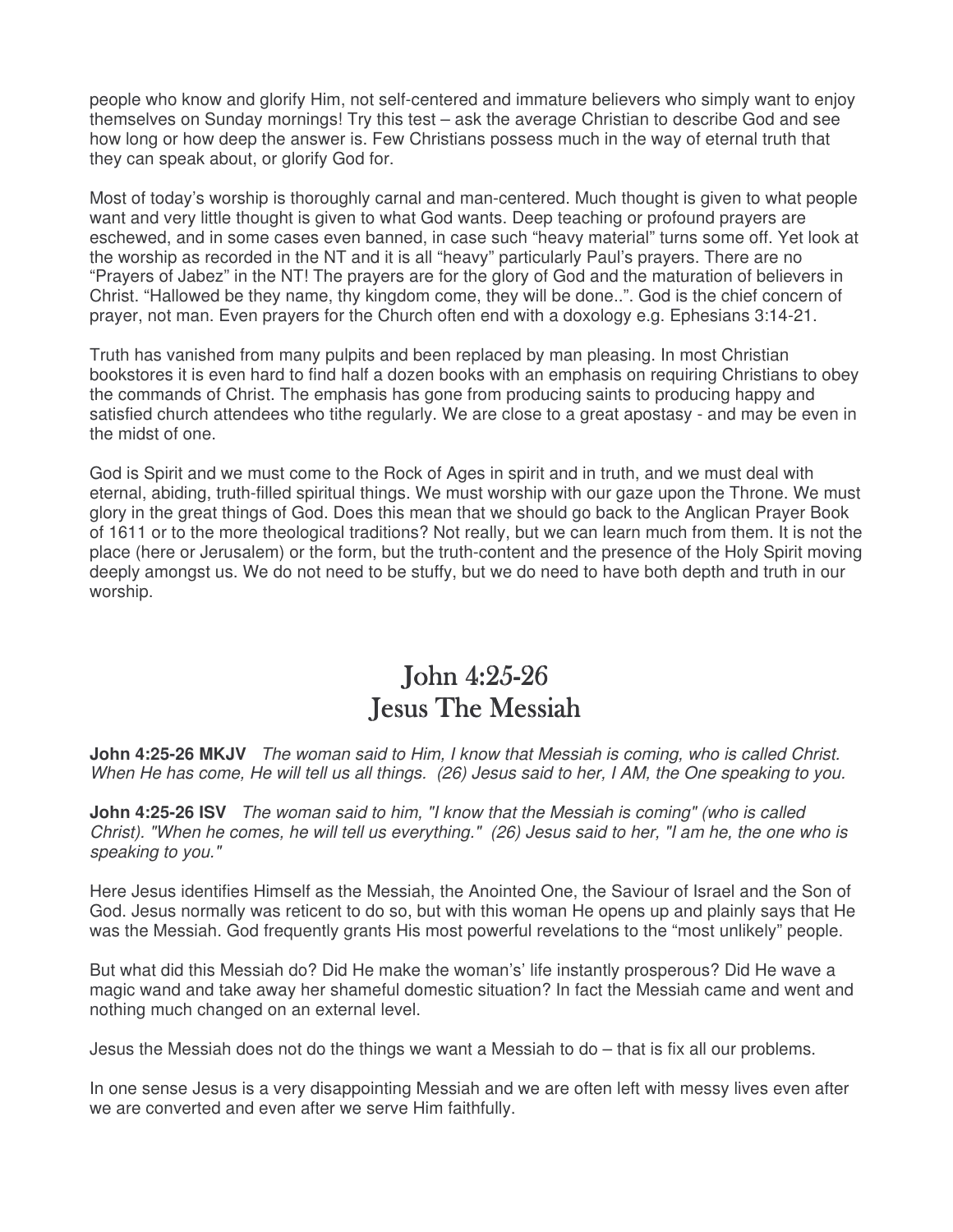people who know and glorify Him, not self-centered and immature believers who simply want to enjoy themselves on Sunday mornings! Try this test – ask the average Christian to describe God and see how long or how deep the answer is. Few Christians possess much in the way of eternal truth that they can speak about, or glorify God for.

Most of today's worship is thoroughly carnal and man-centered. Much thought is given to what people want and very little thought is given to what God wants. Deep teaching or profound prayers are eschewed, and in some cases even banned, in case such "heavy material" turns some off. Yet look at the worship as recorded in the NT and it is all "heavy" particularly Paul's prayers. There are no "Prayers of Jabez" in the NT! The prayers are for the glory of God and the maturation of believers in Christ. "Hallowed be they name, thy kingdom come, they will be done..". God is the chief concern of prayer, not man. Even prayers for the Church often end with a doxology e.g. Ephesians 3:14-21.

Truth has vanished from many pulpits and been replaced by man pleasing. In most Christian bookstores it is even hard to find half a dozen books with an emphasis on requiring Christians to obey the commands of Christ. The emphasis has gone from producing saints to producing happy and satisfied church attendees who tithe regularly. We are close to a great apostasy - and may be even in the midst of one.

God is Spirit and we must come to the Rock of Ages in spirit and in truth, and we must deal with eternal, abiding, truth-filled spiritual things. We must worship with our gaze upon the Throne. We must glory in the great things of God. Does this mean that we should go back to the Anglican Prayer Book of 1611 or to the more theological traditions? Not really, but we can learn much from them. It is not the place (here or Jerusalem) or the form, but the truth-content and the presence of the Holy Spirit moving deeply amongst us. We do not need to be stuffy, but we do need to have both depth and truth in our worship.

## John 4:25-26
## Jesus The Messiah

**John 4:25-26 MKJV** *The woman said to Him, I know that Messiah is coming, who is called Christ. When He has come, He will tell us all things. (26) Jesus said to her, I AM, the One speaking to you.*

**John 4:25-26 ISV** *The woman said to him, "I know that the Messiah is coming" (who is called Christ). "When he comes, he will tell us everything." (26) Jesus said to her, "I am he, the one who is speaking to you."*

Here Jesus identifies Himself as the Messiah, the Anointed One, the Saviour of Israel and the Son of God. Jesus normally was reticent to do so, but with this woman He opens up and plainly says that He was the Messiah. God frequently grants His most powerful revelations to the "most unlikely" people.

But what did this Messiah do? Did He make the woman's' life instantly prosperous? Did He wave a magic wand and take away her shameful domestic situation? In fact the Messiah came and went and nothing much changed on an external level.

Jesus the Messiah does not do the things we want a Messiah to do – that is fix all our problems.

In one sense Jesus is a very disappointing Messiah and we are often left with messy lives even after we are converted and even after we serve Him faithfully.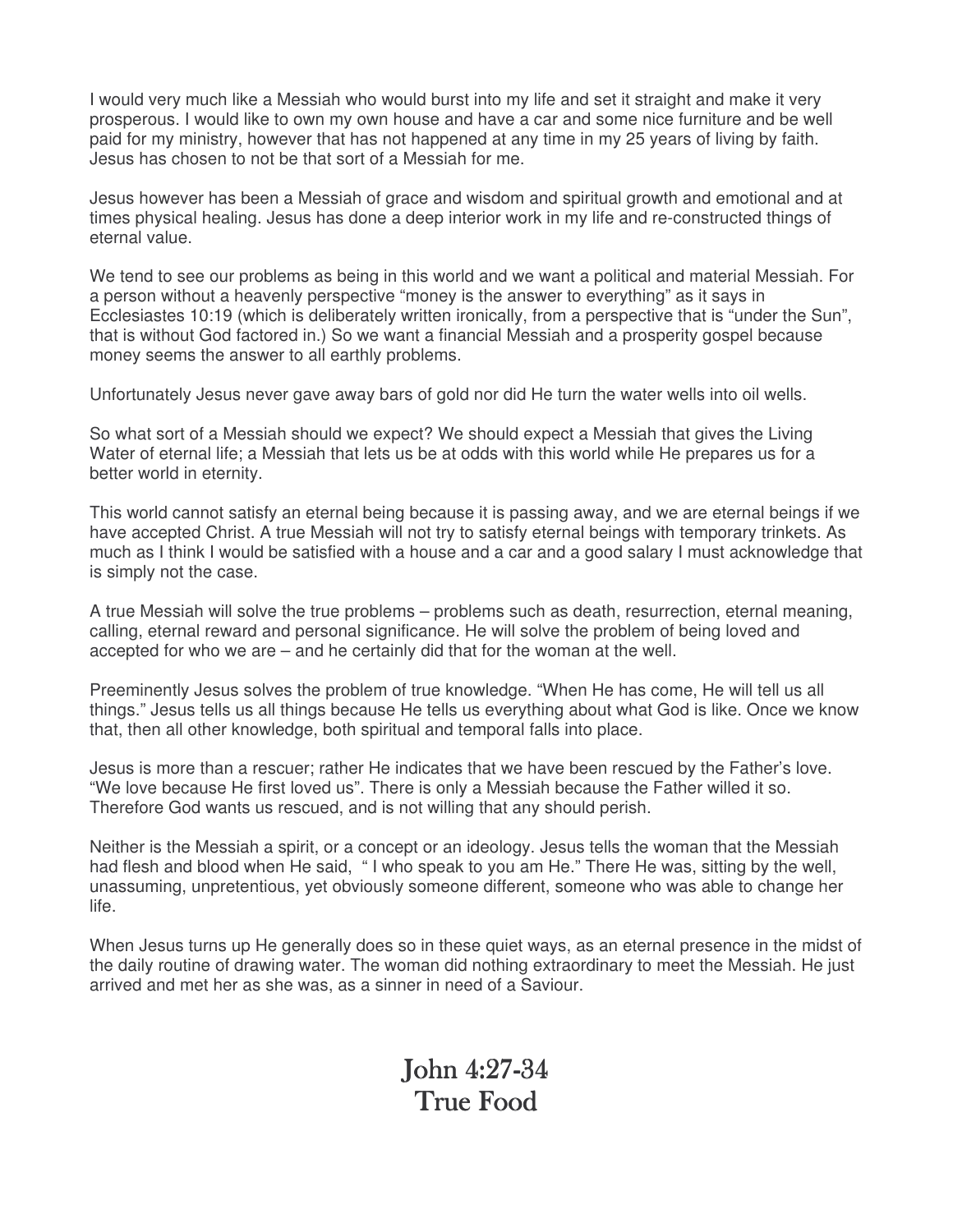I would very much like a Messiah who would burst into my life and set it straight and make it very prosperous. I would like to own my own house and have a car and some nice furniture and be well paid for my ministry, however that has not happened at any time in my 25 years of living by faith. Jesus has chosen to not be that sort of a Messiah for me.

Jesus however has been a Messiah of grace and wisdom and spiritual growth and emotional and at times physical healing. Jesus has done a deep interior work in my life and re-constructed things of eternal value.

We tend to see our problems as being in this world and we want a political and material Messiah. For a person without a heavenly perspective "money is the answer to everything" as it says in Ecclesiastes 10:19 (which is deliberately written ironically, from a perspective that is "under the Sun", that is without God factored in.) So we want a financial Messiah and a prosperity gospel because money seems the answer to all earthly problems.

Unfortunately Jesus never gave away bars of gold nor did He turn the water wells into oil wells.

So what sort of a Messiah should we expect? We should expect a Messiah that gives the Living Water of eternal life; a Messiah that lets us be at odds with this world while He prepares us for a better world in eternity.

This world cannot satisfy an eternal being because it is passing away, and we are eternal beings if we have accepted Christ. A true Messiah will not try to satisfy eternal beings with temporary trinkets. As much as I think I would be satisfied with a house and a car and a good salary I must acknowledge that is simply not the case.

A true Messiah will solve the true problems – problems such as death, resurrection, eternal meaning, calling, eternal reward and personal significance. He will solve the problem of being loved and accepted for who we are – and he certainly did that for the woman at the well.

Preeminently Jesus solves the problem of true knowledge. "When He has come, He will tell us all things." Jesus tells us all things because He tells us everything about what God is like. Once we know that, then all other knowledge, both spiritual and temporal falls into place.

Jesus is more than a rescuer; rather He indicates that we have been rescued by the Father's love. "We love because He first loved us". There is only a Messiah because the Father willed it so. Therefore God wants us rescued, and is not willing that any should perish.

Neither is the Messiah a spirit, or a concept or an ideology. Jesus tells the woman that the Messiah had flesh and blood when He said, " I who speak to you am He." There He was, sitting by the well, unassuming, unpretentious, yet obviously someone different, someone who was able to change her life.

When Jesus turns up He generally does so in these quiet ways, as an eternal presence in the midst of the daily routine of drawing water. The woman did nothing extraordinary to meet the Messiah. He just arrived and met her as she was, as a sinner in need of a Saviour.

# John 4:27-34
# True Food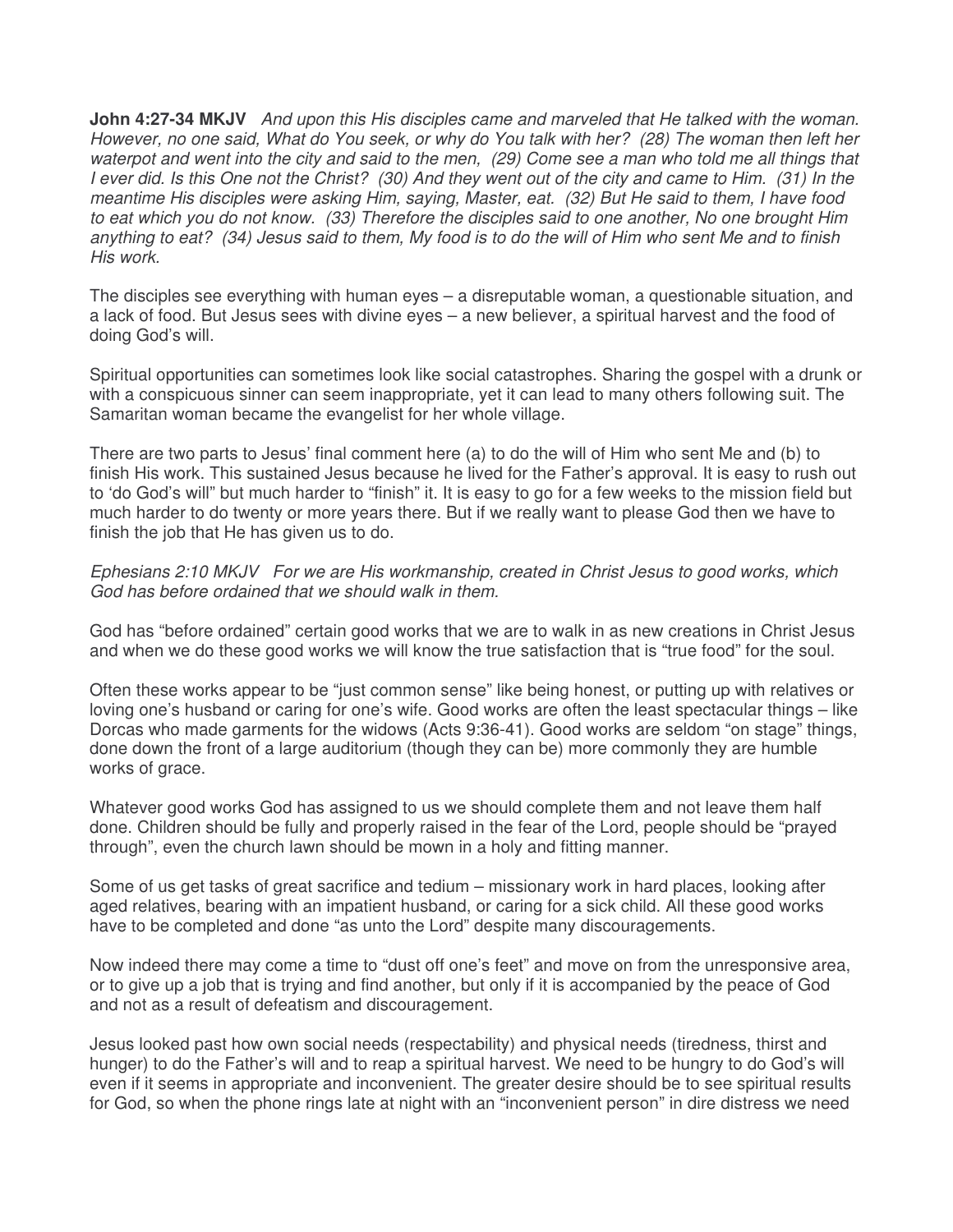**John 4:27-34 MKJV** *And upon this His disciples came and marveled that He talked with the woman. However, no one said, What do You seek, or why do You talk with her? (28) The woman then left her waterpot and went into the city and said to the men, (29) Come see a man who told me all things that I ever did. Is this One not the Christ? (30) And they went out of the city and came to Him. (31) In the meantime His disciples were asking Him, saying, Master, eat. (32) But He said to them, I have food to eat which you do not know. (33) Therefore the disciples said to one another, No one brought Him anything to eat? (34) Jesus said to them, My food is to do the will of Him who sent Me and to finish His work.*

The disciples see everything with human eyes – a disreputable woman, a questionable situation, and a lack of food. But Jesus sees with divine eyes – a new believer, a spiritual harvest and the food of doing God's will.

Spiritual opportunities can sometimes look like social catastrophes. Sharing the gospel with a drunk or with a conspicuous sinner can seem inappropriate, yet it can lead to many others following suit. The Samaritan woman became the evangelist for her whole village.

There are two parts to Jesus' final comment here (a) to do the will of Him who sent Me and (b) to finish His work. This sustained Jesus because he lived for the Father's approval. It is easy to rush out to 'do God's will" but much harder to "finish" it. It is easy to go for a few weeks to the mission field but much harder to do twenty or more years there. But if we really want to please God then we have to finish the job that He has given us to do.

*Ephesians 2:10 MKJV For we are His workmanship, created in Christ Jesus to good works, which God has before ordained that we should walk in them.*

God has "before ordained" certain good works that we are to walk in as new creations in Christ Jesus and when we do these good works we will know the true satisfaction that is "true food" for the soul.

Often these works appear to be "just common sense" like being honest, or putting up with relatives or loving one's husband or caring for one's wife. Good works are often the least spectacular things – like Dorcas who made garments for the widows (Acts 9:36-41). Good works are seldom "on stage" things, done down the front of a large auditorium (though they can be) more commonly they are humble works of grace.

Whatever good works God has assigned to us we should complete them and not leave them half done. Children should be fully and properly raised in the fear of the Lord, people should be "prayed through", even the church lawn should be mown in a holy and fitting manner.

Some of us get tasks of great sacrifice and tedium – missionary work in hard places, looking after aged relatives, bearing with an impatient husband, or caring for a sick child. All these good works have to be completed and done "as unto the Lord" despite many discouragements.

Now indeed there may come a time to "dust off one's feet" and move on from the unresponsive area, or to give up a job that is trying and find another, but only if it is accompanied by the peace of God and not as a result of defeatism and discouragement.

Jesus looked past how own social needs (respectability) and physical needs (tiredness, thirst and hunger) to do the Father's will and to reap a spiritual harvest. We need to be hungry to do God's will even if it seems in appropriate and inconvenient. The greater desire should be to see spiritual results for God, so when the phone rings late at night with an "inconvenient person" in dire distress we need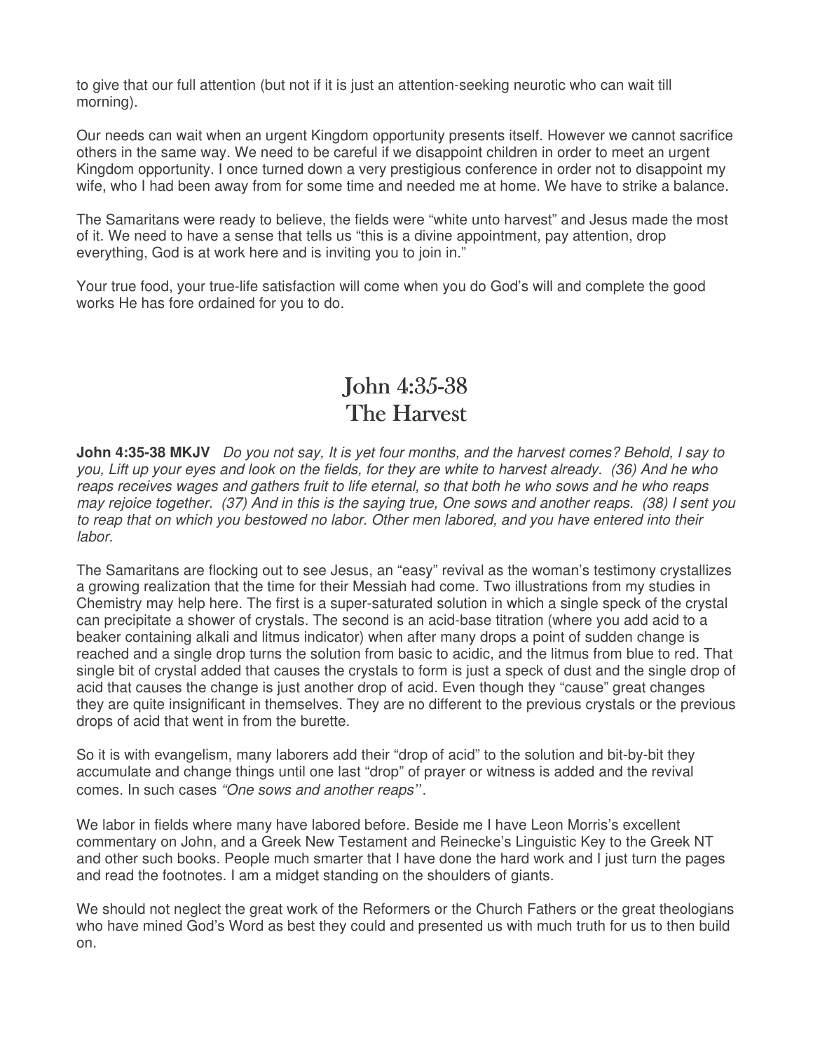to give that our full attention (but not if it is just an attention-seeking neurotic who can wait till morning).

Our needs can wait when an urgent Kingdom opportunity presents itself. However we cannot sacrifice others in the same way. We need to be careful if we disappoint children in order to meet an urgent Kingdom opportunity. I once turned down a very prestigious conference in order not to disappoint my wife, who I had been away from for some time and needed me at home. We have to strike a balance.

The Samaritans were ready to believe, the fields were "white unto harvest" and Jesus made the most of it. We need to have a sense that tells us "this is a divine appointment, pay attention, drop everything, God is at work here and is inviting you to join in."

Your true food, your true-life satisfaction will come when you do God's will and complete the good works He has fore ordained for you to do.

# John 4:35-38
# The Harvest

**John 4:35-38 MKJV** *Do you not say, It is yet four months, and the harvest comes? Behold, I say to you, Lift up your eyes and look on the fields, for they are white to harvest already. (36) And he who reaps receives wages and gathers fruit to life eternal, so that both he who sows and he who reaps may rejoice together. (37) And in this is the saying true, One sows and another reaps. (38) I sent you to reap that on which you bestowed no labor. Other men labored, and you have entered into their labor.*

The Samaritans are flocking out to see Jesus, an "easy" revival as the woman's testimony crystallizes a growing realization that the time for their Messiah had come. Two illustrations from my studies in Chemistry may help here. The first is a super-saturated solution in which a single speck of the crystal can precipitate a shower of crystals. The second is an acid-base titration (where you add acid to a beaker containing alkali and litmus indicator) when after many drops a point of sudden change is reached and a single drop turns the solution from basic to acidic, and the litmus from blue to red. That single bit of crystal added that causes the crystals to form is just a speck of dust and the single drop of acid that causes the change is just another drop of acid. Even though they "cause" great changes they are quite insignificant in themselves. They are no different to the previous crystals or the previous drops of acid that went in from the burette.

So it is with evangelism, many laborers add their "drop of acid" to the solution and bit-by-bit they accumulate and change things until one last "drop" of prayer or witness is added and the revival comes. In such cases *"One sows and another reaps''*.

We labor in fields where many have labored before. Beside me I have Leon Morris's excellent commentary on John, and a Greek New Testament and Reinecke's Linguistic Key to the Greek NT and other such books. People much smarter that I have done the hard work and I just turn the pages and read the footnotes. I am a midget standing on the shoulders of giants.

We should not neglect the great work of the Reformers or the Church Fathers or the great theologians who have mined God's Word as best they could and presented us with much truth for us to then build on.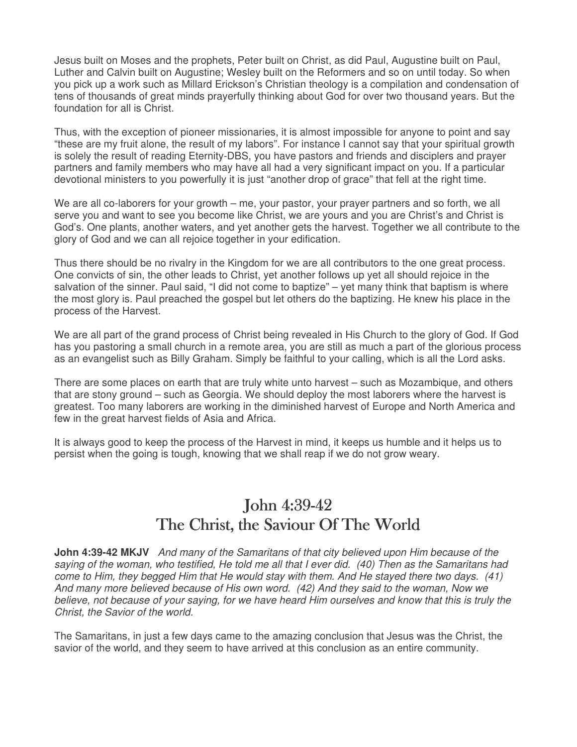Jesus built on Moses and the prophets, Peter built on Christ, as did Paul, Augustine built on Paul, Luther and Calvin built on Augustine; Wesley built on the Reformers and so on until today. So when you pick up a work such as Millard Erickson's Christian theology is a compilation and condensation of tens of thousands of great minds prayerfully thinking about God for over two thousand years. But the foundation for all is Christ.

Thus, with the exception of pioneer missionaries, it is almost impossible for anyone to point and say "these are my fruit alone, the result of my labors". For instance I cannot say that your spiritual growth is solely the result of reading Eternity-DBS, you have pastors and friends and disciplers and prayer partners and family members who may have all had a very significant impact on you. If a particular devotional ministers to you powerfully it is just "another drop of grace" that fell at the right time.

We are all co-laborers for your growth – me, your pastor, your prayer partners and so forth, we all serve you and want to see you become like Christ, we are yours and you are Christ's and Christ is God's. One plants, another waters, and yet another gets the harvest. Together we all contribute to the glory of God and we can all rejoice together in your edification.

Thus there should be no rivalry in the Kingdom for we are all contributors to the one great process. One convicts of sin, the other leads to Christ, yet another follows up yet all should rejoice in the salvation of the sinner. Paul said, "I did not come to baptize" – yet many think that baptism is where the most glory is. Paul preached the gospel but let others do the baptizing. He knew his place in the process of the Harvest.

We are all part of the grand process of Christ being revealed in His Church to the glory of God. If God has you pastoring a small church in a remote area, you are still as much a part of the glorious process as an evangelist such as Billy Graham. Simply be faithful to your calling, which is all the Lord asks.

There are some places on earth that are truly white unto harvest – such as Mozambique, and others that are stony ground – such as Georgia. We should deploy the most laborers where the harvest is greatest. Too many laborers are working in the diminished harvest of Europe and North America and few in the great harvest fields of Asia and Africa.

It is always good to keep the process of the Harvest in mind, it keeps us humble and it helps us to persist when the going is tough, knowing that we shall reap if we do not grow weary.

# John 4:39-42
# The Christ, the Saviour Of The World

**John 4:39-42 MKJV** *And many of the Samaritans of that city believed upon Him because of the saying of the woman, who testified, He told me all that I ever did. (40) Then as the Samaritans had come to Him, they begged Him that He would stay with them. And He stayed there two days. (41) And many more believed because of His own word. (42) And they said to the woman, Now we believe, not because of your saying, for we have heard Him ourselves and know that this is truly the Christ, the Savior of the world.*

The Samaritans, in just a few days came to the amazing conclusion that Jesus was the Christ, the savior of the world, and they seem to have arrived at this conclusion as an entire community.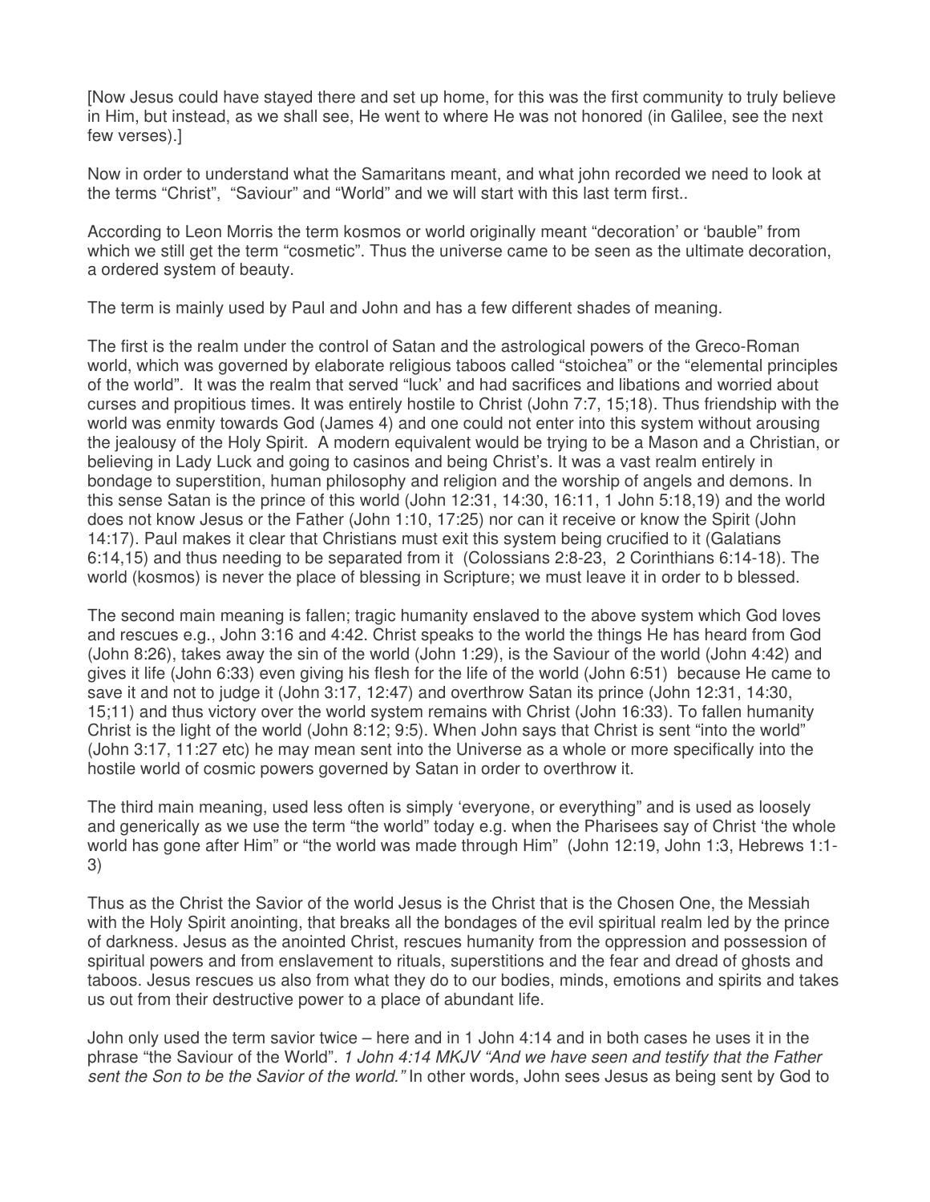[Now Jesus could have stayed there and set up home, for this was the first community to truly believe in Him, but instead, as we shall see, He went to where He was not honored (in Galilee, see the next few verses).]

Now in order to understand what the Samaritans meant, and what john recorded we need to look at the terms "Christ", "Saviour" and "World" and we will start with this last term first..

According to Leon Morris the term kosmos or world originally meant "decoration' or 'bauble" from which we still get the term "cosmetic". Thus the universe came to be seen as the ultimate decoration, a ordered system of beauty.

The term is mainly used by Paul and John and has a few different shades of meaning.

The first is the realm under the control of Satan and the astrological powers of the Greco-Roman world, which was governed by elaborate religious taboos called "stoichea" or the "elemental principles of the world". It was the realm that served "luck' and had sacrifices and libations and worried about curses and propitious times. It was entirely hostile to Christ (John 7:7, 15;18). Thus friendship with the world was enmity towards God (James 4) and one could not enter into this system without arousing the jealousy of the Holy Spirit. A modern equivalent would be trying to be a Mason and a Christian, or believing in Lady Luck and going to casinos and being Christ's. It was a vast realm entirely in bondage to superstition, human philosophy and religion and the worship of angels and demons. In this sense Satan is the prince of this world (John 12:31, 14:30, 16:11, 1 John 5:18,19) and the world does not know Jesus or the Father (John 1:10, 17:25) nor can it receive or know the Spirit (John 14:17). Paul makes it clear that Christians must exit this system being crucified to it (Galatians 6:14,15) and thus needing to be separated from it (Colossians 2:8-23, 2 Corinthians 6:14-18). The world (kosmos) is never the place of blessing in Scripture; we must leave it in order to b blessed.

The second main meaning is fallen; tragic humanity enslaved to the above system which God loves and rescues e.g., John 3:16 and 4:42. Christ speaks to the world the things He has heard from God (John 8:26), takes away the sin of the world (John 1:29), is the Saviour of the world (John 4:42) and gives it life (John 6:33) even giving his flesh for the life of the world (John 6:51) because He came to save it and not to judge it (John 3:17, 12:47) and overthrow Satan its prince (John 12:31, 14:30, 15;11) and thus victory over the world system remains with Christ (John 16:33). To fallen humanity Christ is the light of the world (John 8:12; 9:5). When John says that Christ is sent "into the world" (John 3:17, 11:27 etc) he may mean sent into the Universe as a whole or more specifically into the hostile world of cosmic powers governed by Satan in order to overthrow it.

The third main meaning, used less often is simply 'everyone, or everything" and is used as loosely and generically as we use the term "the world" today e.g. when the Pharisees say of Christ 'the whole world has gone after Him" or "the world was made through Him" (John 12:19, John 1:3, Hebrews 1:1-3)

Thus as the Christ the Savior of the world Jesus is the Christ that is the Chosen One, the Messiah with the Holy Spirit anointing, that breaks all the bondages of the evil spiritual realm led by the prince of darkness. Jesus as the anointed Christ, rescues humanity from the oppression and possession of spiritual powers and from enslavement to rituals, superstitions and the fear and dread of ghosts and taboos. Jesus rescues us also from what they do to our bodies, minds, emotions and spirits and takes us out from their destructive power to a place of abundant life.

John only used the term savior twice – here and in 1 John 4:14 and in both cases he uses it in the phrase "the Saviour of the World". *1 John 4:14 MKJV "And we have seen and testify that the Father sent the Son to be the Savior of the world."* In other words, John sees Jesus as being sent by God to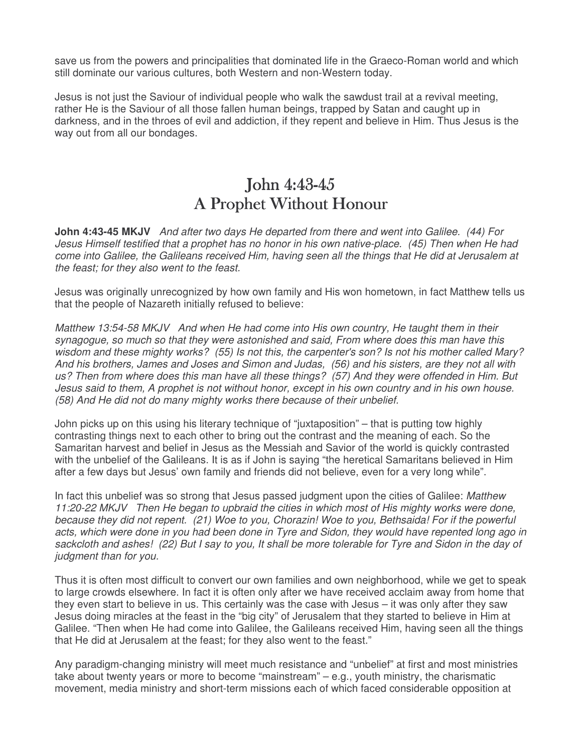save us from the powers and principalities that dominated life in the Graeco-Roman world and which still dominate our various cultures, both Western and non-Western today.

Jesus is not just the Saviour of individual people who walk the sawdust trail at a revival meeting, rather He is the Saviour of all those fallen human beings, trapped by Satan and caught up in darkness, and in the throes of evil and addiction, if they repent and believe in Him. Thus Jesus is the way out from all our bondages.

## John 4:43-45
## A Prophet Without Honour

**John 4:43-45 MKJV** *And after two days He departed from there and went into Galilee. (44) For Jesus Himself testified that a prophet has no honor in his own native-place. (45) Then when He had come into Galilee, the Galileans received Him, having seen all the things that He did at Jerusalem at the feast; for they also went to the feast.*

Jesus was originally unrecognized by how own family and His won hometown, in fact Matthew tells us that the people of Nazareth initially refused to believe:

*Matthew 13:54-58 MKJV And when He had come into His own country, He taught them in their synagogue, so much so that they were astonished and said, From where does this man have this wisdom and these mighty works? (55) Is not this, the carpenter's son? Is not his mother called Mary? And his brothers, James and Joses and Simon and Judas, (56) and his sisters, are they not all with us? Then from where does this man have all these things? (57) And they were offended in Him. But Jesus said to them, A prophet is not without honor, except in his own country and in his own house. (58) And He did not do many mighty works there because of their unbelief.*

John picks up on this using his literary technique of "juxtaposition" – that is putting tow highly contrasting things next to each other to bring out the contrast and the meaning of each. So the Samaritan harvest and belief in Jesus as the Messiah and Savior of the world is quickly contrasted with the unbelief of the Galileans. It is as if John is saying "the heretical Samaritans believed in Him after a few days but Jesus' own family and friends did not believe, even for a very long while".

In fact this unbelief was so strong that Jesus passed judgment upon the cities of Galilee: *Matthew 11:20-22 MKJV Then He began to upbraid the cities in which most of His mighty works were done, because they did not repent. (21) Woe to you, Chorazin! Woe to you, Bethsaida! For if the powerful acts, which were done in you had been done in Tyre and Sidon, they would have repented long ago in sackcloth and ashes! (22) But I say to you, It shall be more tolerable for Tyre and Sidon in the day of judgment than for you.*

Thus it is often most difficult to convert our own families and own neighborhood, while we get to speak to large crowds elsewhere. In fact it is often only after we have received acclaim away from home that they even start to believe in us. This certainly was the case with Jesus – it was only after they saw Jesus doing miracles at the feast in the "big city" of Jerusalem that they started to believe in Him at Galilee. "Then when He had come into Galilee, the Galileans received Him, having seen all the things that He did at Jerusalem at the feast; for they also went to the feast."

Any paradigm-changing ministry will meet much resistance and "unbelief" at first and most ministries take about twenty years or more to become "mainstream" – e.g., youth ministry, the charismatic movement, media ministry and short-term missions each of which faced considerable opposition at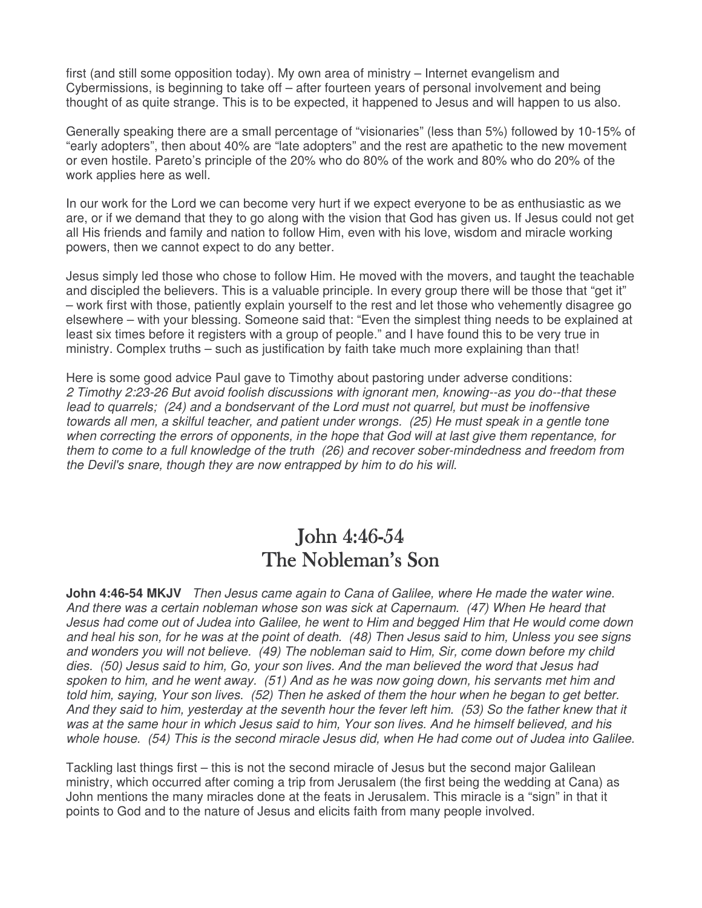first (and still some opposition today). My own area of ministry – Internet evangelism and Cybermissions, is beginning to take off – after fourteen years of personal involvement and being thought of as quite strange. This is to be expected, it happened to Jesus and will happen to us also.

Generally speaking there are a small percentage of "visionaries" (less than 5%) followed by 10-15% of "early adopters", then about 40% are "late adopters" and the rest are apathetic to the new movement or even hostile. Pareto's principle of the 20% who do 80% of the work and 80% who do 20% of the work applies here as well.

In our work for the Lord we can become very hurt if we expect everyone to be as enthusiastic as we are, or if we demand that they to go along with the vision that God has given us. If Jesus could not get all His friends and family and nation to follow Him, even with his love, wisdom and miracle working powers, then we cannot expect to do any better.

Jesus simply led those who chose to follow Him. He moved with the movers, and taught the teachable and discipled the believers. This is a valuable principle. In every group there will be those that "get it" – work first with those, patiently explain yourself to the rest and let those who vehemently disagree go elsewhere – with your blessing. Someone said that: "Even the simplest thing needs to be explained at least six times before it registers with a group of people." and I have found this to be very true in ministry. Complex truths – such as justification by faith take much more explaining than that!

Here is some good advice Paul gave to Timothy about pastoring under adverse conditions:
*2 Timothy 2:23-26 But avoid foolish discussions with ignorant men, knowing--as you do--that these lead to quarrels; (24) and a bondservant of the Lord must not quarrel, but must be inoffensive towards all men, a skilful teacher, and patient under wrongs. (25) He must speak in a gentle tone when correcting the errors of opponents, in the hope that God will at last give them repentance, for them to come to a full knowledge of the truth (26) and recover sober-mindedness and freedom from the Devil's snare, though they are now entrapped by him to do his will.*

## John 4:46-54
## The Nobleman's Son

**John 4:46-54 MKJV** *Then Jesus came again to Cana of Galilee, where He made the water wine. And there was a certain nobleman whose son was sick at Capernaum. (47) When He heard that Jesus had come out of Judea into Galilee, he went to Him and begged Him that He would come down and heal his son, for he was at the point of death. (48) Then Jesus said to him, Unless you see signs and wonders you will not believe. (49) The nobleman said to Him, Sir, come down before my child dies. (50) Jesus said to him, Go, your son lives. And the man believed the word that Jesus had spoken to him, and he went away. (51) And as he was now going down, his servants met him and told him, saying, Your son lives. (52) Then he asked of them the hour when he began to get better. And they said to him, yesterday at the seventh hour the fever left him. (53) So the father knew that it was at the same hour in which Jesus said to him, Your son lives. And he himself believed, and his whole house. (54) This is the second miracle Jesus did, when He had come out of Judea into Galilee.*

Tackling last things first – this is not the second miracle of Jesus but the second major Galilean ministry, which occurred after coming a trip from Jerusalem (the first being the wedding at Cana) as John mentions the many miracles done at the feats in Jerusalem. This miracle is a "sign" in that it points to God and to the nature of Jesus and elicits faith from many people involved.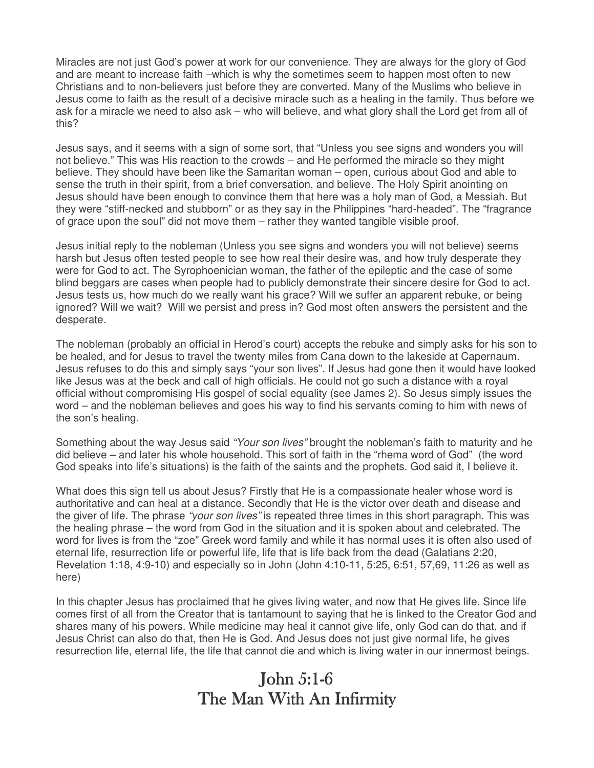Miracles are not just God's power at work for our convenience. They are always for the glory of God and are meant to increase faith –which is why the sometimes seem to happen most often to new Christians and to non-believers just before they are converted. Many of the Muslims who believe in Jesus come to faith as the result of a decisive miracle such as a healing in the family. Thus before we ask for a miracle we need to also ask – who will believe, and what glory shall the Lord get from all of this?

Jesus says, and it seems with a sign of some sort, that "Unless you see signs and wonders you will not believe." This was His reaction to the crowds – and He performed the miracle so they might believe. They should have been like the Samaritan woman – open, curious about God and able to sense the truth in their spirit, from a brief conversation, and believe. The Holy Spirit anointing on Jesus should have been enough to convince them that here was a holy man of God, a Messiah. But they were "stiff-necked and stubborn" or as they say in the Philippines "hard-headed". The "fragrance of grace upon the soul" did not move them – rather they wanted tangible visible proof.

Jesus initial reply to the nobleman (Unless you see signs and wonders you will not believe) seems harsh but Jesus often tested people to see how real their desire was, and how truly desperate they were for God to act. The Syrophoenician woman, the father of the epileptic and the case of some blind beggars are cases when people had to publicly demonstrate their sincere desire for God to act. Jesus tests us, how much do we really want his grace? Will we suffer an apparent rebuke, or being ignored? Will we wait? Will we persist and press in? God most often answers the persistent and the desperate.

The nobleman (probably an official in Herod's court) accepts the rebuke and simply asks for his son to be healed, and for Jesus to travel the twenty miles from Cana down to the lakeside at Capernaum. Jesus refuses to do this and simply says "your son lives". If Jesus had gone then it would have looked like Jesus was at the beck and call of high officials. He could not go such a distance with a royal official without compromising His gospel of social equality (see James 2). So Jesus simply issues the word – and the nobleman believes and goes his way to find his servants coming to him with news of the son's healing.

Something about the way Jesus said *"Your son lives"* brought the nobleman's faith to maturity and he did believe – and later his whole household. This sort of faith in the "rhema word of God" (the word God speaks into life's situations) is the faith of the saints and the prophets. God said it, I believe it.

What does this sign tell us about Jesus? Firstly that He is a compassionate healer whose word is authoritative and can heal at a distance. Secondly that He is the victor over death and disease and the giver of life. The phrase *"your son lives"* is repeated three times in this short paragraph. This was the healing phrase – the word from God in the situation and it is spoken about and celebrated. The word for lives is from the "zoe" Greek word family and while it has normal uses it is often also used of eternal life, resurrection life or powerful life, life that is life back from the dead (Galatians 2:20, Revelation 1:18, 4:9-10) and especially so in John (John 4:10-11, 5:25, 6:51, 57,69, 11:26 as well as here)

In this chapter Jesus has proclaimed that he gives living water, and now that He gives life. Since life comes first of all from the Creator that is tantamount to saying that he is linked to the Creator God and shares many of his powers. While medicine may heal it cannot give life, only God can do that, and if Jesus Christ can also do that, then He is God. And Jesus does not just give normal life, he gives resurrection life, eternal life, the life that cannot die and which is living water in our innermost beings.

## John 5:1-6
## The Man With An Infirmity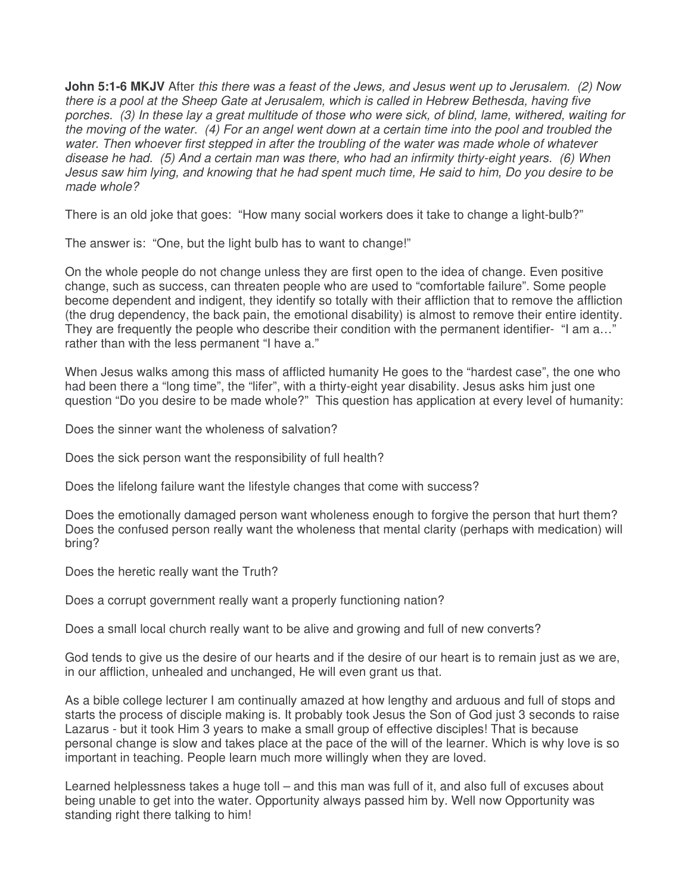**John 5:1-6 MKJV** After *this there was a feast of the Jews, and Jesus went up to Jerusalem. (2) Now there is a pool at the Sheep Gate at Jerusalem, which is called in Hebrew Bethesda, having five porches. (3) In these lay a great multitude of those who were sick, of blind, lame, withered, waiting for the moving of the water. (4) For an angel went down at a certain time into the pool and troubled the water. Then whoever first stepped in after the troubling of the water was made whole of whatever disease he had. (5) And a certain man was there, who had an infirmity thirty-eight years. (6) When Jesus saw him lying, and knowing that he had spent much time, He said to him, Do you desire to be made whole?*

There is an old joke that goes: "How many social workers does it take to change a light-bulb?"

The answer is: "One, but the light bulb has to want to change!"

On the whole people do not change unless they are first open to the idea of change. Even positive change, such as success, can threaten people who are used to "comfortable failure". Some people become dependent and indigent, they identify so totally with their affliction that to remove the affliction (the drug dependency, the back pain, the emotional disability) is almost to remove their entire identity. They are frequently the people who describe their condition with the permanent identifier- "I am a…" rather than with the less permanent "I have a."

When Jesus walks among this mass of afflicted humanity He goes to the "hardest case", the one who had been there a "long time", the "lifer", with a thirty-eight year disability. Jesus asks him just one question "Do you desire to be made whole?" This question has application at every level of humanity:

Does the sinner want the wholeness of salvation?

Does the sick person want the responsibility of full health?

Does the lifelong failure want the lifestyle changes that come with success?

Does the emotionally damaged person want wholeness enough to forgive the person that hurt them? Does the confused person really want the wholeness that mental clarity (perhaps with medication) will bring?

Does the heretic really want the Truth?

Does a corrupt government really want a properly functioning nation?

Does a small local church really want to be alive and growing and full of new converts?

God tends to give us the desire of our hearts and if the desire of our heart is to remain just as we are, in our affliction, unhealed and unchanged, He will even grant us that.

As a bible college lecturer I am continually amazed at how lengthy and arduous and full of stops and starts the process of disciple making is. It probably took Jesus the Son of God just 3 seconds to raise Lazarus - but it took Him 3 years to make a small group of effective disciples! That is because personal change is slow and takes place at the pace of the will of the learner. Which is why love is so important in teaching. People learn much more willingly when they are loved.

Learned helplessness takes a huge toll – and this man was full of it, and also full of excuses about being unable to get into the water. Opportunity always passed him by. Well now Opportunity was standing right there talking to him!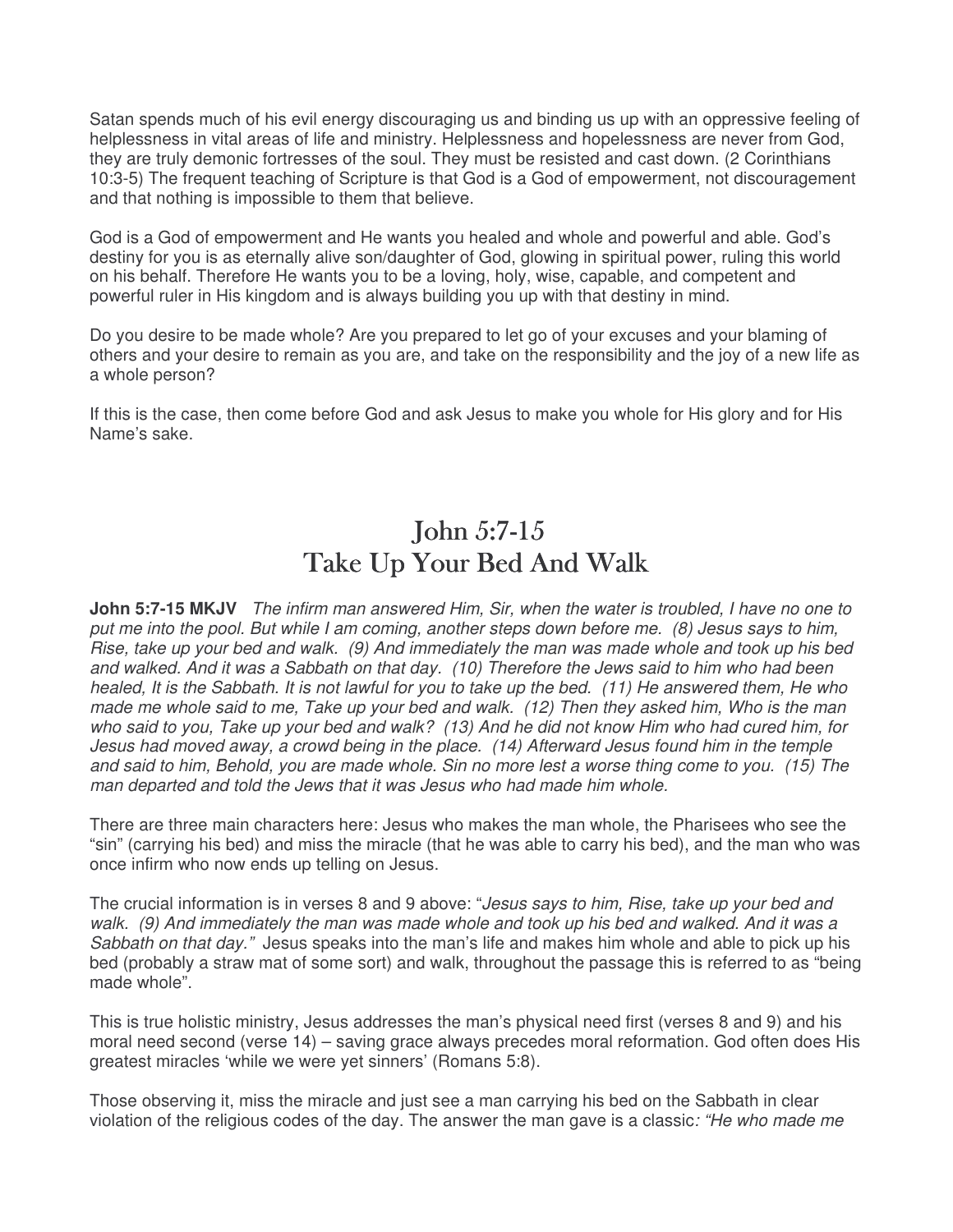Satan spends much of his evil energy discouraging us and binding us up with an oppressive feeling of helplessness in vital areas of life and ministry. Helplessness and hopelessness are never from God, they are truly demonic fortresses of the soul. They must be resisted and cast down. (2 Corinthians 10:3-5) The frequent teaching of Scripture is that God is a God of empowerment, not discouragement and that nothing is impossible to them that believe.

God is a God of empowerment and He wants you healed and whole and powerful and able. God's destiny for you is as eternally alive son/daughter of God, glowing in spiritual power, ruling this world on his behalf. Therefore He wants you to be a loving, holy, wise, capable, and competent and powerful ruler in His kingdom and is always building you up with that destiny in mind.

Do you desire to be made whole? Are you prepared to let go of your excuses and your blaming of others and your desire to remain as you are, and take on the responsibility and the joy of a new life as a whole person?

If this is the case, then come before God and ask Jesus to make you whole for His glory and for His Name's sake.

# John 5:7-15
# Take Up Your Bed And Walk

**John 5:7-15 MKJV** *The infirm man answered Him, Sir, when the water is troubled, I have no one to put me into the pool. But while I am coming, another steps down before me. (8) Jesus says to him, Rise, take up your bed and walk. (9) And immediately the man was made whole and took up his bed and walked. And it was a Sabbath on that day. (10) Therefore the Jews said to him who had been healed, It is the Sabbath. It is not lawful for you to take up the bed. (11) He answered them, He who made me whole said to me, Take up your bed and walk. (12) Then they asked him, Who is the man who said to you, Take up your bed and walk? (13) And he did not know Him who had cured him, for Jesus had moved away, a crowd being in the place. (14) Afterward Jesus found him in the temple and said to him, Behold, you are made whole. Sin no more lest a worse thing come to you. (15) The man departed and told the Jews that it was Jesus who had made him whole.*

There are three main characters here: Jesus who makes the man whole, the Pharisees who see the "sin" (carrying his bed) and miss the miracle (that he was able to carry his bed), and the man who was once infirm who now ends up telling on Jesus.

The crucial information is in verses 8 and 9 above: "*Jesus says to him, Rise, take up your bed and walk. (9) And immediately the man was made whole and took up his bed and walked. And it was a Sabbath on that day.*" Jesus speaks into the man's life and makes him whole and able to pick up his bed (probably a straw mat of some sort) and walk, throughout the passage this is referred to as "being made whole".

This is true holistic ministry, Jesus addresses the man's physical need first (verses 8 and 9) and his moral need second (verse 14) – saving grace always precedes moral reformation. God often does His greatest miracles 'while we were yet sinners' (Romans 5:8).

Those observing it, miss the miracle and just see a man carrying his bed on the Sabbath in clear violation of the religious codes of the day. The answer the man gave is a classic*: "He who made me*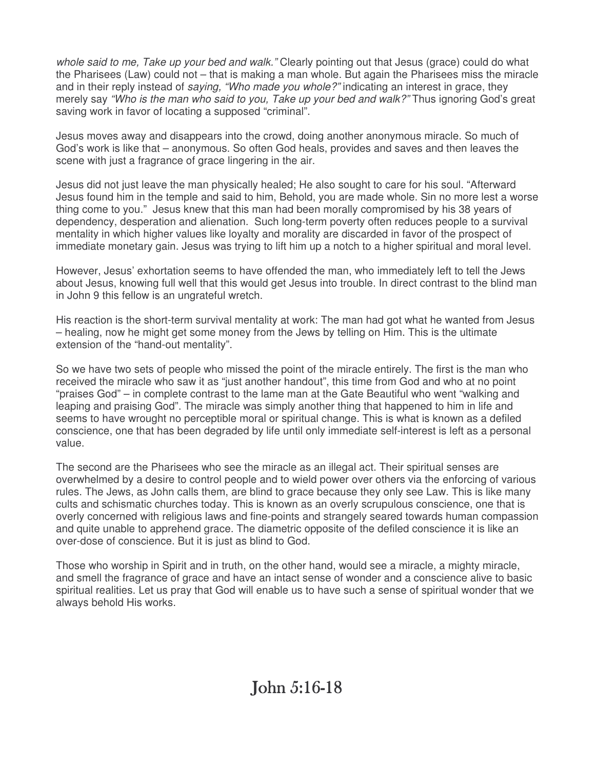*whole said to me, Take up your bed and walk."* Clearly pointing out that Jesus (grace) could do what the Pharisees (Law) could not – that is making a man whole. But again the Pharisees miss the miracle and in their reply instead of *saying, "Who made you whole?"* indicating an interest in grace, they merely say *"Who is the man who said to you, Take up your bed and walk?"* Thus ignoring God's great saving work in favor of locating a supposed "criminal".

Jesus moves away and disappears into the crowd, doing another anonymous miracle. So much of God's work is like that – anonymous. So often God heals, provides and saves and then leaves the scene with just a fragrance of grace lingering in the air.

Jesus did not just leave the man physically healed; He also sought to care for his soul. "Afterward Jesus found him in the temple and said to him, Behold, you are made whole. Sin no more lest a worse thing come to you." Jesus knew that this man had been morally compromised by his 38 years of dependency, desperation and alienation. Such long-term poverty often reduces people to a survival mentality in which higher values like loyalty and morality are discarded in favor of the prospect of immediate monetary gain. Jesus was trying to lift him up a notch to a higher spiritual and moral level.

However, Jesus' exhortation seems to have offended the man, who immediately left to tell the Jews about Jesus, knowing full well that this would get Jesus into trouble. In direct contrast to the blind man in John 9 this fellow is an ungrateful wretch.

His reaction is the short-term survival mentality at work: The man had got what he wanted from Jesus – healing, now he might get some money from the Jews by telling on Him. This is the ultimate extension of the "hand-out mentality".

So we have two sets of people who missed the point of the miracle entirely. The first is the man who received the miracle who saw it as "just another handout", this time from God and who at no point "praises God" – in complete contrast to the lame man at the Gate Beautiful who went "walking and leaping and praising God". The miracle was simply another thing that happened to him in life and seems to have wrought no perceptible moral or spiritual change. This is what is known as a defiled conscience, one that has been degraded by life until only immediate self-interest is left as a personal value.

The second are the Pharisees who see the miracle as an illegal act. Their spiritual senses are overwhelmed by a desire to control people and to wield power over others via the enforcing of various rules. The Jews, as John calls them, are blind to grace because they only see Law. This is like many cults and schismatic churches today. This is known as an overly scrupulous conscience, one that is overly concerned with religious laws and fine-points and strangely seared towards human compassion and quite unable to apprehend grace. The diametric opposite of the defiled conscience it is like an over-dose of conscience. But it is just as blind to God.

Those who worship in Spirit and in truth, on the other hand, would see a miracle, a mighty miracle, and smell the fragrance of grace and have an intact sense of wonder and a conscience alive to basic spiritual realities. Let us pray that God will enable us to have such a sense of spiritual wonder that we always behold His works.

# John 5:16-18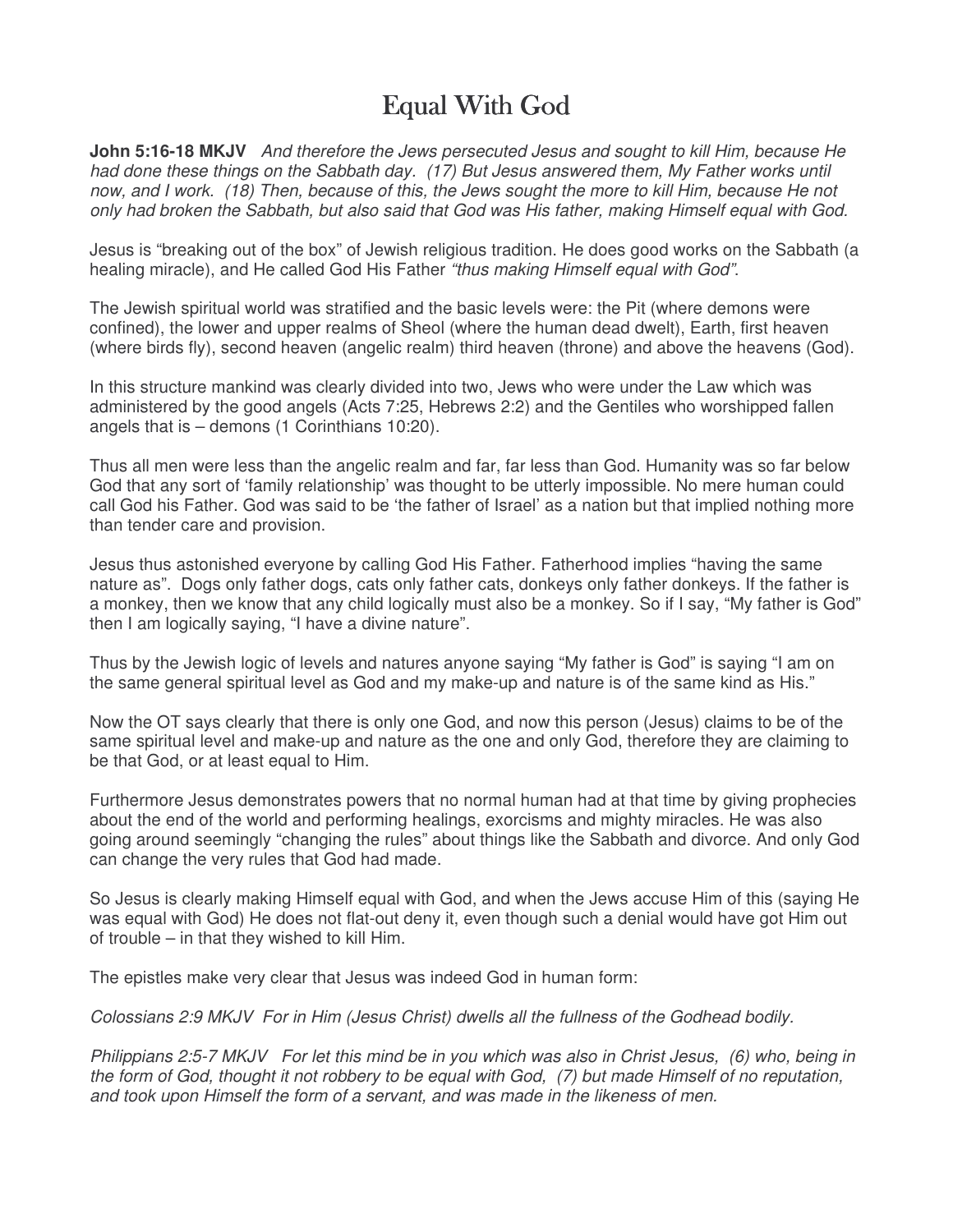# Equal With God

**John 5:16-18 MKJV** *And therefore the Jews persecuted Jesus and sought to kill Him, because He had done these things on the Sabbath day. (17) But Jesus answered them, My Father works until now, and I work. (18) Then, because of this, the Jews sought the more to kill Him, because He not only had broken the Sabbath, but also said that God was His father, making Himself equal with God.*

Jesus is "breaking out of the box" of Jewish religious tradition. He does good works on the Sabbath (a healing miracle), and He called God His Father *"thus making Himself equal with God"*.

The Jewish spiritual world was stratified and the basic levels were: the Pit (where demons were confined), the lower and upper realms of Sheol (where the human dead dwelt), Earth, first heaven (where birds fly), second heaven (angelic realm) third heaven (throne) and above the heavens (God).

In this structure mankind was clearly divided into two, Jews who were under the Law which was administered by the good angels (Acts 7:25, Hebrews 2:2) and the Gentiles who worshipped fallen angels that is – demons (1 Corinthians 10:20).

Thus all men were less than the angelic realm and far, far less than God. Humanity was so far below God that any sort of 'family relationship' was thought to be utterly impossible. No mere human could call God his Father. God was said to be 'the father of Israel' as a nation but that implied nothing more than tender care and provision.

Jesus thus astonished everyone by calling God His Father. Fatherhood implies "having the same nature as". Dogs only father dogs, cats only father cats, donkeys only father donkeys. If the father is a monkey, then we know that any child logically must also be a monkey. So if I say, "My father is God" then I am logically saying, "I have a divine nature".

Thus by the Jewish logic of levels and natures anyone saying "My father is God" is saying "I am on the same general spiritual level as God and my make-up and nature is of the same kind as His."

Now the OT says clearly that there is only one God, and now this person (Jesus) claims to be of the same spiritual level and make-up and nature as the one and only God, therefore they are claiming to be that God, or at least equal to Him.

Furthermore Jesus demonstrates powers that no normal human had at that time by giving prophecies about the end of the world and performing healings, exorcisms and mighty miracles. He was also going around seemingly "changing the rules" about things like the Sabbath and divorce. And only God can change the very rules that God had made.

So Jesus is clearly making Himself equal with God, and when the Jews accuse Him of this (saying He was equal with God) He does not flat-out deny it, even though such a denial would have got Him out of trouble – in that they wished to kill Him.

The epistles make very clear that Jesus was indeed God in human form:

*Colossians 2:9 MKJV For in Him (Jesus Christ) dwells all the fullness of the Godhead bodily.*

*Philippians 2:5-7 MKJV For let this mind be in you which was also in Christ Jesus, (6) who, being in the form of God, thought it not robbery to be equal with God, (7) but made Himself of no reputation, and took upon Himself the form of a servant, and was made in the likeness of men.*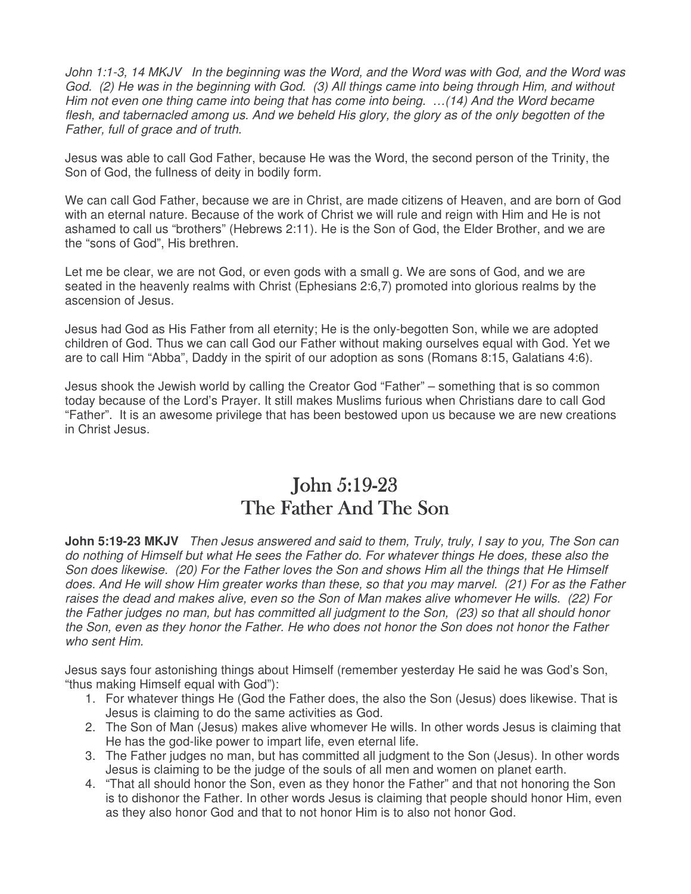*John 1:1-3, 14 MKJV In the beginning was the Word, and the Word was with God, and the Word was God. (2) He was in the beginning with God. (3) All things came into being through Him, and without Him not even one thing came into being that has come into being. …(14) And the Word became flesh, and tabernacled among us. And we beheld His glory, the glory as of the only begotten of the Father, full of grace and of truth.*

Jesus was able to call God Father, because He was the Word, the second person of the Trinity, the Son of God, the fullness of deity in bodily form.

We can call God Father, because we are in Christ, are made citizens of Heaven, and are born of God with an eternal nature. Because of the work of Christ we will rule and reign with Him and He is not ashamed to call us "brothers" (Hebrews 2:11). He is the Son of God, the Elder Brother, and we are the "sons of God", His brethren.

Let me be clear, we are not God, or even gods with a small g. We are sons of God, and we are seated in the heavenly realms with Christ (Ephesians 2:6,7) promoted into glorious realms by the ascension of Jesus.

Jesus had God as His Father from all eternity; He is the only-begotten Son, while we are adopted children of God. Thus we can call God our Father without making ourselves equal with God. Yet we are to call Him "Abba", Daddy in the spirit of our adoption as sons (Romans 8:15, Galatians 4:6).

Jesus shook the Jewish world by calling the Creator God "Father" – something that is so common today because of the Lord's Prayer. It still makes Muslims furious when Christians dare to call God "Father". It is an awesome privilege that has been bestowed upon us because we are new creations in Christ Jesus.

# John 5:19-23
# The Father And The Son

**John 5:19-23 MKJV** *Then Jesus answered and said to them, Truly, truly, I say to you, The Son can do nothing of Himself but what He sees the Father do. For whatever things He does, these also the Son does likewise. (20) For the Father loves the Son and shows Him all the things that He Himself does. And He will show Him greater works than these, so that you may marvel. (21) For as the Father raises the dead and makes alive, even so the Son of Man makes alive whomever He wills. (22) For the Father judges no man, but has committed all judgment to the Son, (23) so that all should honor the Son, even as they honor the Father. He who does not honor the Son does not honor the Father who sent Him.*

Jesus says four astonishing things about Himself (remember yesterday He said he was God's Son, "thus making Himself equal with God"):

1. For whatever things He (God the Father does, the also the Son (Jesus) does likewise. That is Jesus is claiming to do the same activities as God.
2. The Son of Man (Jesus) makes alive whomever He wills. In other words Jesus is claiming that He has the god-like power to impart life, even eternal life.
3. The Father judges no man, but has committed all judgment to the Son (Jesus). In other words Jesus is claiming to be the judge of the souls of all men and women on planet earth.
4. "That all should honor the Son, even as they honor the Father" and that not honoring the Son is to dishonor the Father. In other words Jesus is claiming that people should honor Him, even as they also honor God and that to not honor Him is to also not honor God.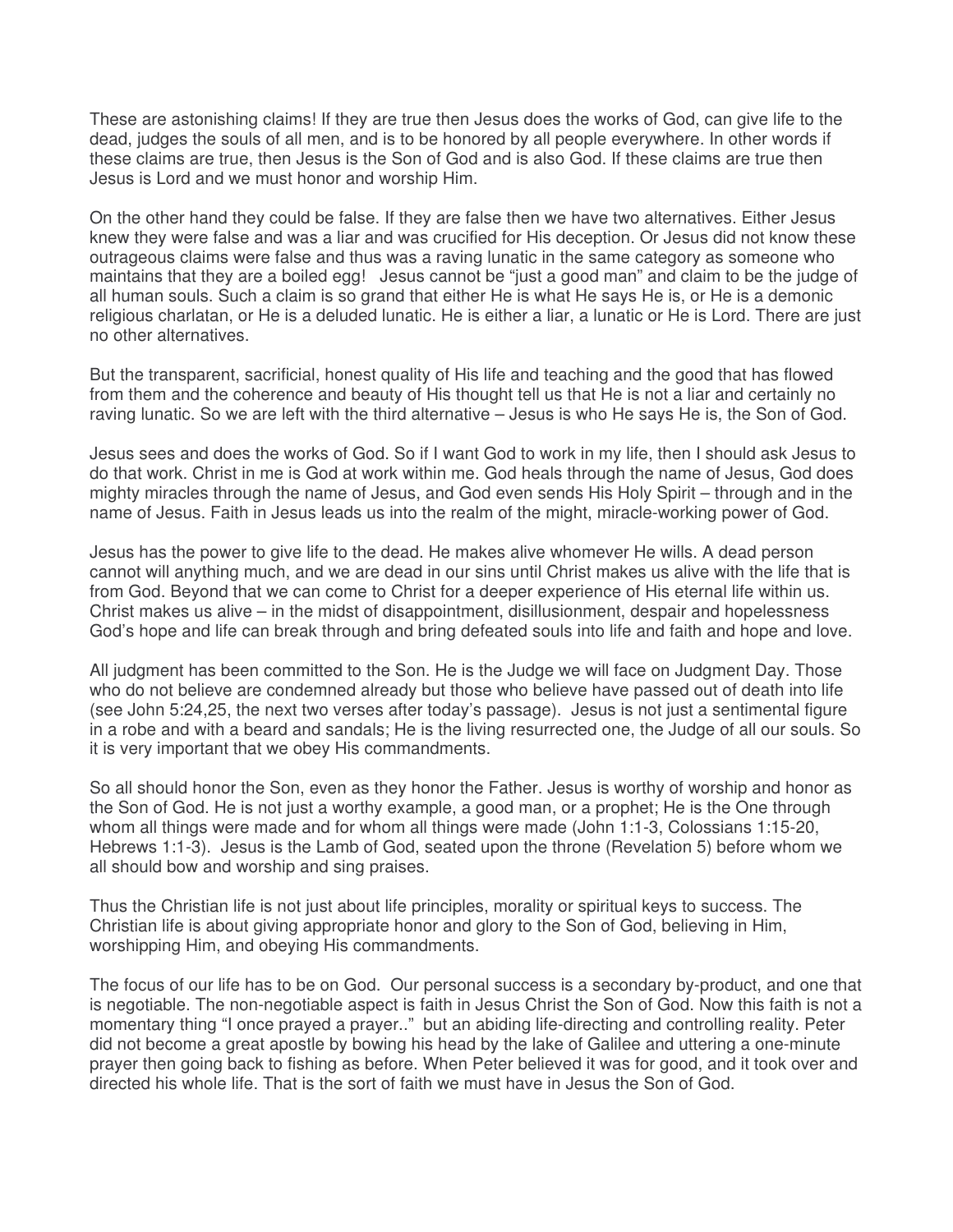These are astonishing claims! If they are true then Jesus does the works of God, can give life to the dead, judges the souls of all men, and is to be honored by all people everywhere. In other words if these claims are true, then Jesus is the Son of God and is also God. If these claims are true then Jesus is Lord and we must honor and worship Him.

On the other hand they could be false. If they are false then we have two alternatives. Either Jesus knew they were false and was a liar and was crucified for His deception. Or Jesus did not know these outrageous claims were false and thus was a raving lunatic in the same category as someone who maintains that they are a boiled egg! Jesus cannot be "just a good man" and claim to be the judge of all human souls. Such a claim is so grand that either He is what He says He is, or He is a demonic religious charlatan, or He is a deluded lunatic. He is either a liar, a lunatic or He is Lord. There are just no other alternatives.

But the transparent, sacrificial, honest quality of His life and teaching and the good that has flowed from them and the coherence and beauty of His thought tell us that He is not a liar and certainly no raving lunatic. So we are left with the third alternative – Jesus is who He says He is, the Son of God.

Jesus sees and does the works of God. So if I want God to work in my life, then I should ask Jesus to do that work. Christ in me is God at work within me. God heals through the name of Jesus, God does mighty miracles through the name of Jesus, and God even sends His Holy Spirit – through and in the name of Jesus. Faith in Jesus leads us into the realm of the might, miracle-working power of God.

Jesus has the power to give life to the dead. He makes alive whomever He wills. A dead person cannot will anything much, and we are dead in our sins until Christ makes us alive with the life that is from God. Beyond that we can come to Christ for a deeper experience of His eternal life within us. Christ makes us alive – in the midst of disappointment, disillusionment, despair and hopelessness God's hope and life can break through and bring defeated souls into life and faith and hope and love.

All judgment has been committed to the Son. He is the Judge we will face on Judgment Day. Those who do not believe are condemned already but those who believe have passed out of death into life (see John 5:24,25, the next two verses after today's passage). Jesus is not just a sentimental figure in a robe and with a beard and sandals; He is the living resurrected one, the Judge of all our souls. So it is very important that we obey His commandments.

So all should honor the Son, even as they honor the Father. Jesus is worthy of worship and honor as the Son of God. He is not just a worthy example, a good man, or a prophet; He is the One through whom all things were made and for whom all things were made (John 1:1-3, Colossians 1:15-20, Hebrews 1:1-3). Jesus is the Lamb of God, seated upon the throne (Revelation 5) before whom we all should bow and worship and sing praises.

Thus the Christian life is not just about life principles, morality or spiritual keys to success. The Christian life is about giving appropriate honor and glory to the Son of God, believing in Him, worshipping Him, and obeying His commandments.

The focus of our life has to be on God. Our personal success is a secondary by-product, and one that is negotiable. The non-negotiable aspect is faith in Jesus Christ the Son of God. Now this faith is not a momentary thing "I once prayed a prayer.." but an abiding life-directing and controlling reality. Peter did not become a great apostle by bowing his head by the lake of Galilee and uttering a one-minute prayer then going back to fishing as before. When Peter believed it was for good, and it took over and directed his whole life. That is the sort of faith we must have in Jesus the Son of God.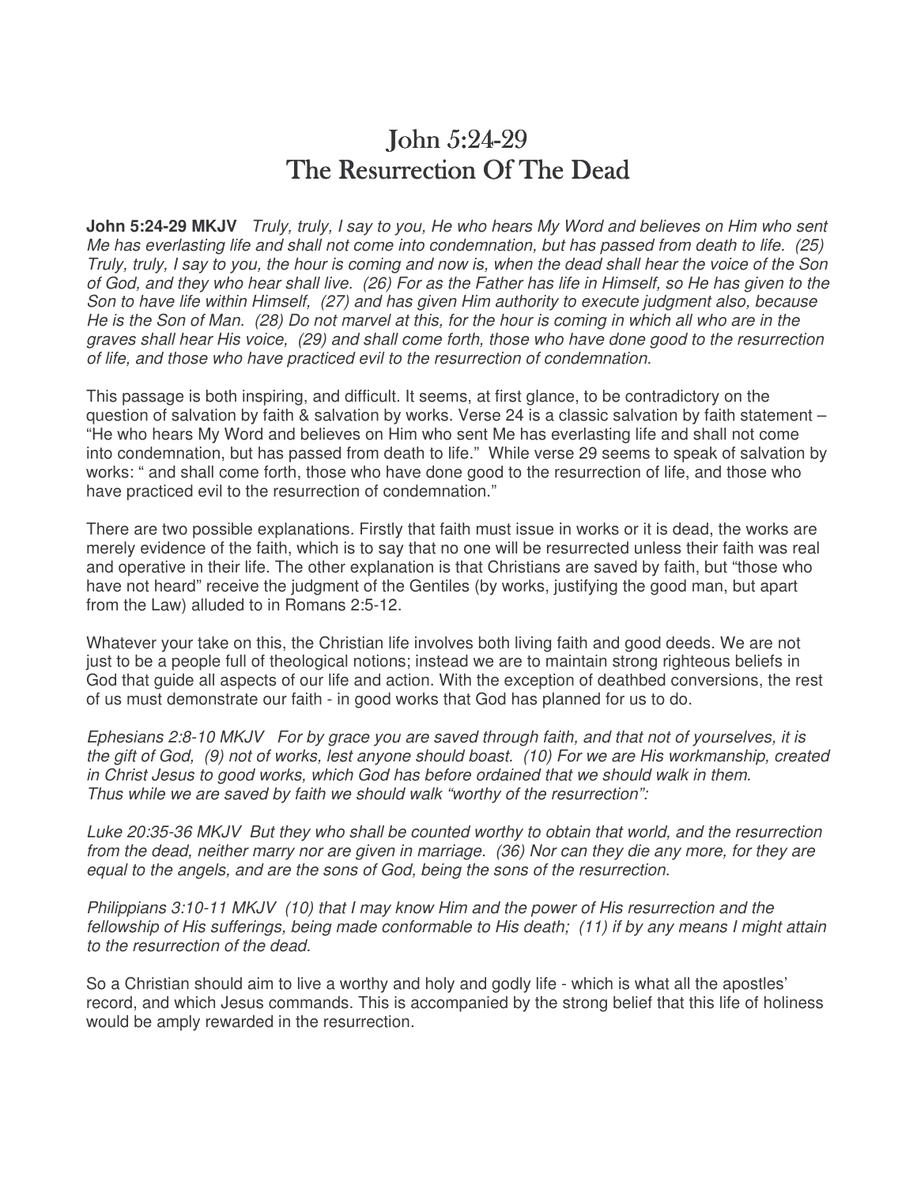# John 5:24-29
# The Resurrection Of The Dead

**John 5:24-29 MKJV** *Truly, truly, I say to you, He who hears My Word and believes on Him who sent Me has everlasting life and shall not come into condemnation, but has passed from death to life. (25) Truly, truly, I say to you, the hour is coming and now is, when the dead shall hear the voice of the Son of God, and they who hear shall live. (26) For as the Father has life in Himself, so He has given to the Son to have life within Himself, (27) and has given Him authority to execute judgment also, because He is the Son of Man. (28) Do not marvel at this, for the hour is coming in which all who are in the graves shall hear His voice, (29) and shall come forth, those who have done good to the resurrection of life, and those who have practiced evil to the resurrection of condemnation.*

This passage is both inspiring, and difficult. It seems, at first glance, to be contradictory on the question of salvation by faith & salvation by works. Verse 24 is a classic salvation by faith statement – "He who hears My Word and believes on Him who sent Me has everlasting life and shall not come into condemnation, but has passed from death to life." While verse 29 seems to speak of salvation by works: " and shall come forth, those who have done good to the resurrection of life, and those who have practiced evil to the resurrection of condemnation."

There are two possible explanations. Firstly that faith must issue in works or it is dead, the works are merely evidence of the faith, which is to say that no one will be resurrected unless their faith was real and operative in their life. The other explanation is that Christians are saved by faith, but "those who have not heard" receive the judgment of the Gentiles (by works, justifying the good man, but apart from the Law) alluded to in Romans 2:5-12.

Whatever your take on this, the Christian life involves both living faith and good deeds. We are not just to be a people full of theological notions; instead we are to maintain strong righteous beliefs in God that guide all aspects of our life and action. With the exception of deathbed conversions, the rest of us must demonstrate our faith - in good works that God has planned for us to do.

*Ephesians 2:8-10 MKJV For by grace you are saved through faith, and that not of yourselves, it is the gift of God, (9) not of works, lest anyone should boast. (10) For we are His workmanship, created in Christ Jesus to good works, which God has before ordained that we should walk in them.*
*Thus while we are saved by faith we should walk "worthy of the resurrection":*

*Luke 20:35-36 MKJV But they who shall be counted worthy to obtain that world, and the resurrection from the dead, neither marry nor are given in marriage. (36) Nor can they die any more, for they are equal to the angels, and are the sons of God, being the sons of the resurrection.*

*Philippians 3:10-11 MKJV (10) that I may know Him and the power of His resurrection and the fellowship of His sufferings, being made conformable to His death; (11) if by any means I might attain to the resurrection of the dead.*

So a Christian should aim to live a worthy and holy and godly life - which is what all the apostles' record, and which Jesus commands. This is accompanied by the strong belief that this life of holiness would be amply rewarded in the resurrection.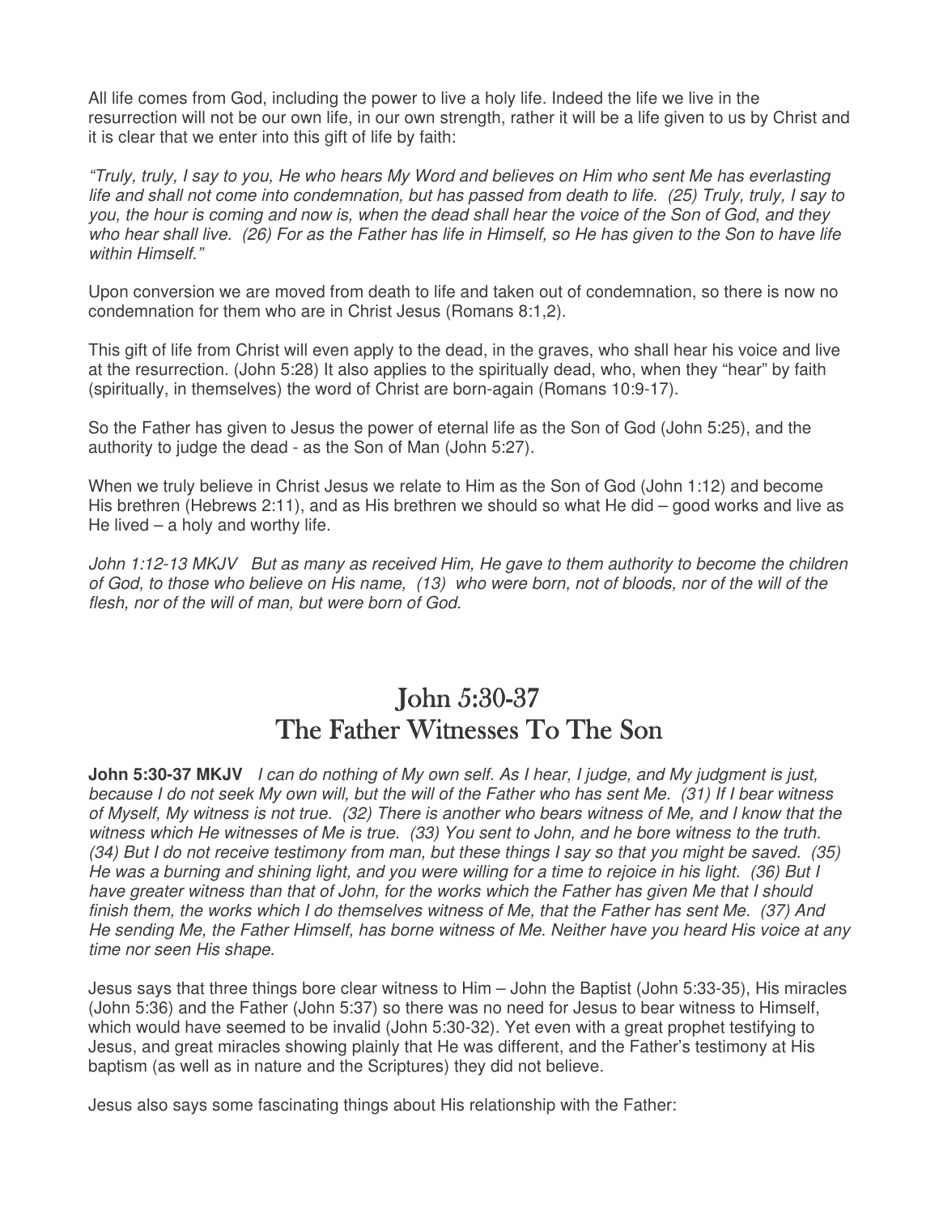All life comes from God, including the power to live a holy life. Indeed the life we live in the resurrection will not be our own life, in our own strength, rather it will be a life given to us by Christ and it is clear that we enter into this gift of life by faith:

*“Truly, truly, I say to you, He who hears My Word and believes on Him who sent Me has everlasting life and shall not come into condemnation, but has passed from death to life. (25) Truly, truly, I say to you, the hour is coming and now is, when the dead shall hear the voice of the Son of God, and they who hear shall live. (26) For as the Father has life in Himself, so He has given to the Son to have life within Himself.”*

Upon conversion we are moved from death to life and taken out of condemnation, so there is now no condemnation for them who are in Christ Jesus (Romans 8:1,2).

This gift of life from Christ will even apply to the dead, in the graves, who shall hear his voice and live at the resurrection. (John 5:28) It also applies to the spiritually dead, who, when they “hear” by faith (spiritually, in themselves) the word of Christ are born-again (Romans 10:9-17).

So the Father has given to Jesus the power of eternal life as the Son of God (John 5:25), and the authority to judge the dead - as the Son of Man (John 5:27).

When we truly believe in Christ Jesus we relate to Him as the Son of God (John 1:12) and become His brethren (Hebrews 2:11), and as His brethren we should so what He did – good works and live as He lived – a holy and worthy life.

*John 1:12-13 MKJV But as many as received Him, He gave to them authority to become the children of God, to those who believe on His name, (13) who were born, not of bloods, nor of the will of the flesh, nor of the will of man, but were born of God.*

## John 5:30-37
## The Father Witnesses To The Son

**John 5:30-37 MKJV** *I can do nothing of My own self. As I hear, I judge, and My judgment is just, because I do not seek My own will, but the will of the Father who has sent Me. (31) If I bear witness of Myself, My witness is not true. (32) There is another who bears witness of Me, and I know that the witness which He witnesses of Me is true. (33) You sent to John, and he bore witness to the truth. (34) But I do not receive testimony from man, but these things I say so that you might be saved. (35) He was a burning and shining light, and you were willing for a time to rejoice in his light. (36) But I have greater witness than that of John, for the works which the Father has given Me that I should finish them, the works which I do themselves witness of Me, that the Father has sent Me. (37) And He sending Me, the Father Himself, has borne witness of Me. Neither have you heard His voice at any time nor seen His shape.*

Jesus says that three things bore clear witness to Him – John the Baptist (John 5:33-35), His miracles (John 5:36) and the Father (John 5:37) so there was no need for Jesus to bear witness to Himself, which would have seemed to be invalid (John 5:30-32). Yet even with a great prophet testifying to Jesus, and great miracles showing plainly that He was different, and the Father’s testimony at His baptism (as well as in nature and the Scriptures) they did not believe.

Jesus also says some fascinating things about His relationship with the Father: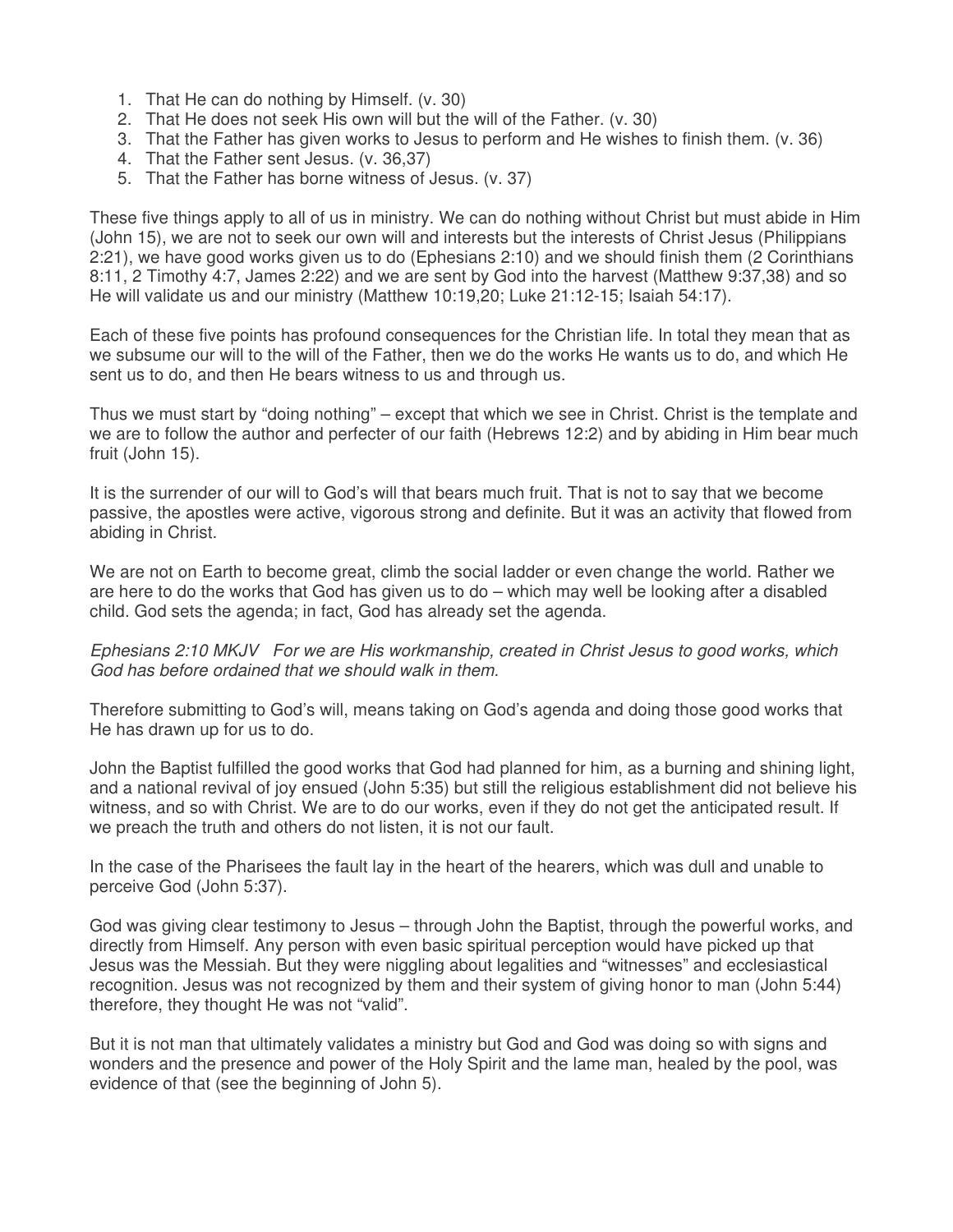1. That He can do nothing by Himself. (v. 30)
2. That He does not seek His own will but the will of the Father. (v. 30)
3. That the Father has given works to Jesus to perform and He wishes to finish them. (v. 36)
4. That the Father sent Jesus. (v. 36,37)
5. That the Father has borne witness of Jesus. (v. 37)

These five things apply to all of us in ministry. We can do nothing without Christ but must abide in Him (John 15), we are not to seek our own will and interests but the interests of Christ Jesus (Philippians 2:21), we have good works given us to do (Ephesians 2:10) and we should finish them (2 Corinthians 8:11, 2 Timothy 4:7, James 2:22) and we are sent by God into the harvest (Matthew 9:37,38) and so He will validate us and our ministry (Matthew 10:19,20; Luke 21:12-15; Isaiah 54:17).

Each of these five points has profound consequences for the Christian life. In total they mean that as we subsume our will to the will of the Father, then we do the works He wants us to do, and which He sent us to do, and then He bears witness to us and through us.

Thus we must start by "doing nothing" – except that which we see in Christ. Christ is the template and we are to follow the author and perfecter of our faith (Hebrews 12:2) and by abiding in Him bear much fruit (John 15).

It is the surrender of our will to God's will that bears much fruit. That is not to say that we become passive, the apostles were active, vigorous strong and definite. But it was an activity that flowed from abiding in Christ.

We are not on Earth to become great, climb the social ladder or even change the world. Rather we are here to do the works that God has given us to do – which may well be looking after a disabled child. God sets the agenda; in fact, God has already set the agenda.

*Ephesians 2:10 MKJV For we are His workmanship, created in Christ Jesus to good works, which God has before ordained that we should walk in them.*

Therefore submitting to God's will, means taking on God's agenda and doing those good works that He has drawn up for us to do.

John the Baptist fulfilled the good works that God had planned for him, as a burning and shining light, and a national revival of joy ensued (John 5:35) but still the religious establishment did not believe his witness, and so with Christ. We are to do our works, even if they do not get the anticipated result. If we preach the truth and others do not listen, it is not our fault.

In the case of the Pharisees the fault lay in the heart of the hearers, which was dull and unable to perceive God (John 5:37).

God was giving clear testimony to Jesus – through John the Baptist, through the powerful works, and directly from Himself. Any person with even basic spiritual perception would have picked up that Jesus was the Messiah. But they were niggling about legalities and "witnesses" and ecclesiastical recognition. Jesus was not recognized by them and their system of giving honor to man (John 5:44) therefore, they thought He was not "valid".

But it is not man that ultimately validates a ministry but God and God was doing so with signs and wonders and the presence and power of the Holy Spirit and the lame man, healed by the pool, was evidence of that (see the beginning of John 5).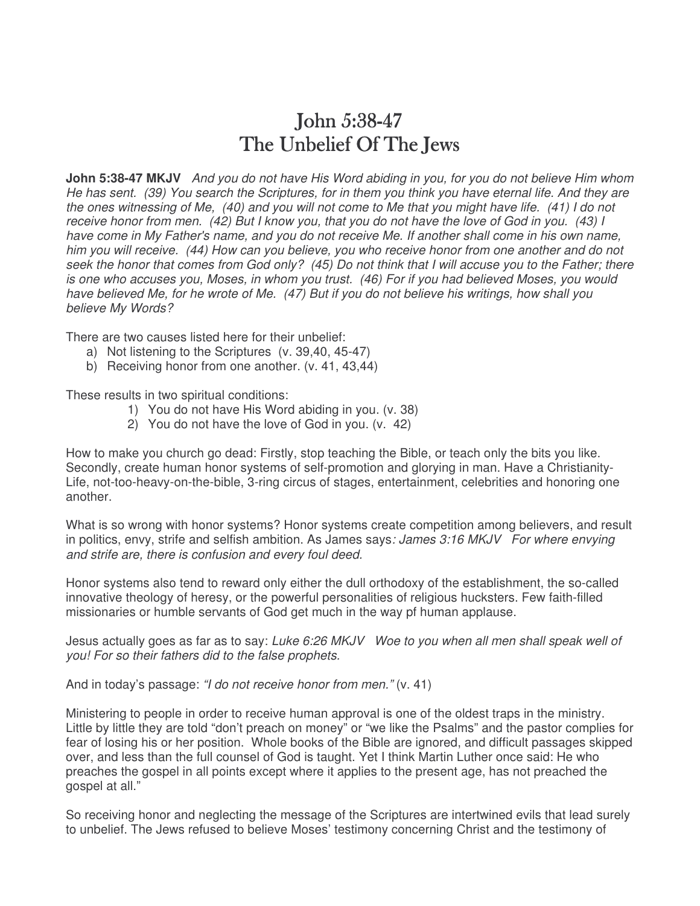# John 5:38-47
# The Unbelief Of The Jews

**John 5:38-47 MKJV** *And you do not have His Word abiding in you, for you do not believe Him whom He has sent. (39) You search the Scriptures, for in them you think you have eternal life. And they are the ones witnessing of Me, (40) and you will not come to Me that you might have life. (41) I do not receive honor from men. (42) But I know you, that you do not have the love of God in you. (43) I have come in My Father's name, and you do not receive Me. If another shall come in his own name, him you will receive. (44) How can you believe, you who receive honor from one another and do not seek the honor that comes from God only? (45) Do not think that I will accuse you to the Father; there is one who accuses you, Moses, in whom you trust. (46) For if you had believed Moses, you would have believed Me, for he wrote of Me. (47) But if you do not believe his writings, how shall you believe My Words?*

There are two causes listed here for their unbelief:

a) Not listening to the Scriptures (v. 39,40, 45-47)
b) Receiving honor from one another. (v. 41, 43,44)

These results in two spiritual conditions:

1) You do not have His Word abiding in you. (v. 38)
2) You do not have the love of God in you. (v. 42)

How to make you church go dead: Firstly, stop teaching the Bible, or teach only the bits you like. Secondly, create human honor systems of self-promotion and glorying in man. Have a Christianity-Life, not-too-heavy-on-the-bible, 3-ring circus of stages, entertainment, celebrities and honoring one another.

What is so wrong with honor systems? Honor systems create competition among believers, and result in politics, envy, strife and selfish ambition. As James says*: James 3:16 MKJV For where envying and strife are, there is confusion and every foul deed.*

Honor systems also tend to reward only either the dull orthodoxy of the establishment, the so-called innovative theology of heresy, or the powerful personalities of religious hucksters. Few faith-filled missionaries or humble servants of God get much in the way pf human applause.

Jesus actually goes as far as to say: *Luke 6:26 MKJV Woe to you when all men shall speak well of you! For so their fathers did to the false prophets.*

And in today's passage: *"I do not receive honor from men."* (v. 41)

Ministering to people in order to receive human approval is one of the oldest traps in the ministry. Little by little they are told "don't preach on money" or "we like the Psalms" and the pastor complies for fear of losing his or her position. Whole books of the Bible are ignored, and difficult passages skipped over, and less than the full counsel of God is taught. Yet I think Martin Luther once said: He who preaches the gospel in all points except where it applies to the present age, has not preached the gospel at all."

So receiving honor and neglecting the message of the Scriptures are intertwined evils that lead surely to unbelief. The Jews refused to believe Moses' testimony concerning Christ and the testimony of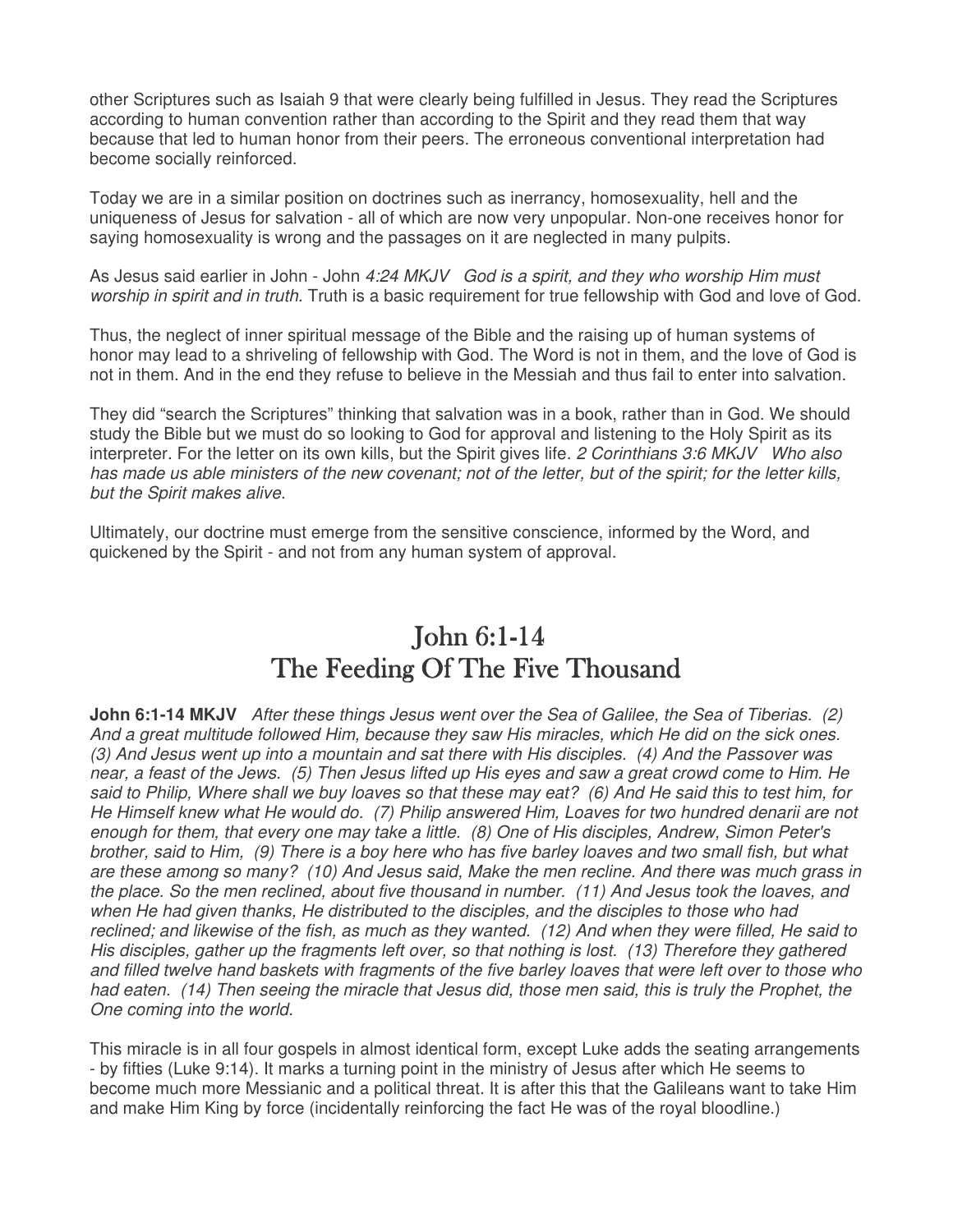other Scriptures such as Isaiah 9 that were clearly being fulfilled in Jesus. They read the Scriptures according to human convention rather than according to the Spirit and they read them that way because that led to human honor from their peers. The erroneous conventional interpretation had become socially reinforced.

Today we are in a similar position on doctrines such as inerrancy, homosexuality, hell and the uniqueness of Jesus for salvation - all of which are now very unpopular. Non-one receives honor for saying homosexuality is wrong and the passages on it are neglected in many pulpits.

As Jesus said earlier in John - John *4:24 MKJV God is a spirit, and they who worship Him must worship in spirit and in truth.* Truth is a basic requirement for true fellowship with God and love of God.

Thus, the neglect of inner spiritual message of the Bible and the raising up of human systems of honor may lead to a shriveling of fellowship with God. The Word is not in them, and the love of God is not in them. And in the end they refuse to believe in the Messiah and thus fail to enter into salvation.

They did "search the Scriptures" thinking that salvation was in a book, rather than in God. We should study the Bible but we must do so looking to God for approval and listening to the Holy Spirit as its interpreter. For the letter on its own kills, but the Spirit gives life. *2 Corinthians 3:6 MKJV Who also has made us able ministers of the new covenant; not of the letter, but of the spirit; for the letter kills, but the Spirit makes alive.*

Ultimately, our doctrine must emerge from the sensitive conscience, informed by the Word, and quickened by the Spirit - and not from any human system of approval.

# John 6:1-14
# The Feeding Of The Five Thousand

**John 6:1-14 MKJV** *After these things Jesus went over the Sea of Galilee, the Sea of Tiberias. (2) And a great multitude followed Him, because they saw His miracles, which He did on the sick ones. (3) And Jesus went up into a mountain and sat there with His disciples. (4) And the Passover was near, a feast of the Jews. (5) Then Jesus lifted up His eyes and saw a great crowd come to Him. He said to Philip, Where shall we buy loaves so that these may eat? (6) And He said this to test him, for He Himself knew what He would do. (7) Philip answered Him, Loaves for two hundred denarii are not enough for them, that every one may take a little. (8) One of His disciples, Andrew, Simon Peter's brother, said to Him, (9) There is a boy here who has five barley loaves and two small fish, but what are these among so many? (10) And Jesus said, Make the men recline. And there was much grass in the place. So the men reclined, about five thousand in number. (11) And Jesus took the loaves, and when He had given thanks, He distributed to the disciples, and the disciples to those who had reclined; and likewise of the fish, as much as they wanted. (12) And when they were filled, He said to His disciples, gather up the fragments left over, so that nothing is lost. (13) Therefore they gathered and filled twelve hand baskets with fragments of the five barley loaves that were left over to those who had eaten. (14) Then seeing the miracle that Jesus did, those men said, this is truly the Prophet, the One coming into the world.*

This miracle is in all four gospels in almost identical form, except Luke adds the seating arrangements - by fifties (Luke 9:14). It marks a turning point in the ministry of Jesus after which He seems to become much more Messianic and a political threat. It is after this that the Galileans want to take Him and make Him King by force (incidentally reinforcing the fact He was of the royal bloodline.)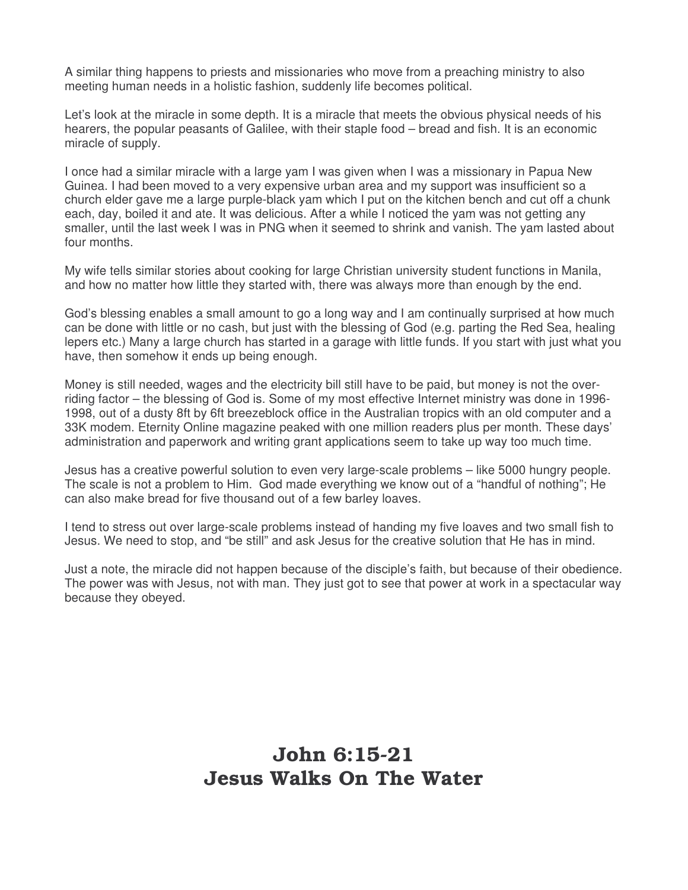A similar thing happens to priests and missionaries who move from a preaching ministry to also meeting human needs in a holistic fashion, suddenly life becomes political.

Let's look at the miracle in some depth. It is a miracle that meets the obvious physical needs of his hearers, the popular peasants of Galilee, with their staple food – bread and fish. It is an economic miracle of supply.

I once had a similar miracle with a large yam I was given when I was a missionary in Papua New Guinea. I had been moved to a very expensive urban area and my support was insufficient so a church elder gave me a large purple-black yam which I put on the kitchen bench and cut off a chunk each, day, boiled it and ate. It was delicious. After a while I noticed the yam was not getting any smaller, until the last week I was in PNG when it seemed to shrink and vanish. The yam lasted about four months.

My wife tells similar stories about cooking for large Christian university student functions in Manila, and how no matter how little they started with, there was always more than enough by the end.

God's blessing enables a small amount to go a long way and I am continually surprised at how much can be done with little or no cash, but just with the blessing of God (e.g. parting the Red Sea, healing lepers etc.) Many a large church has started in a garage with little funds. If you start with just what you have, then somehow it ends up being enough.

Money is still needed, wages and the electricity bill still have to be paid, but money is not the over-riding factor – the blessing of God is. Some of my most effective Internet ministry was done in 1996-1998, out of a dusty 8ft by 6ft breezeblock office in the Australian tropics with an old computer and a 33K modem. Eternity Online magazine peaked with one million readers plus per month. These days' administration and paperwork and writing grant applications seem to take up way too much time.

Jesus has a creative powerful solution to even very large-scale problems – like 5000 hungry people. The scale is not a problem to Him. God made everything we know out of a "handful of nothing"; He can also make bread for five thousand out of a few barley loaves.

I tend to stress out over large-scale problems instead of handing my five loaves and two small fish to Jesus. We need to stop, and "be still" and ask Jesus for the creative solution that He has in mind.

Just a note, the miracle did not happen because of the disciple's faith, but because of their obedience. The power was with Jesus, not with man. They just got to see that power at work in a spectacular way because they obeyed.

# John 6:15-21
# Jesus Walks On The Water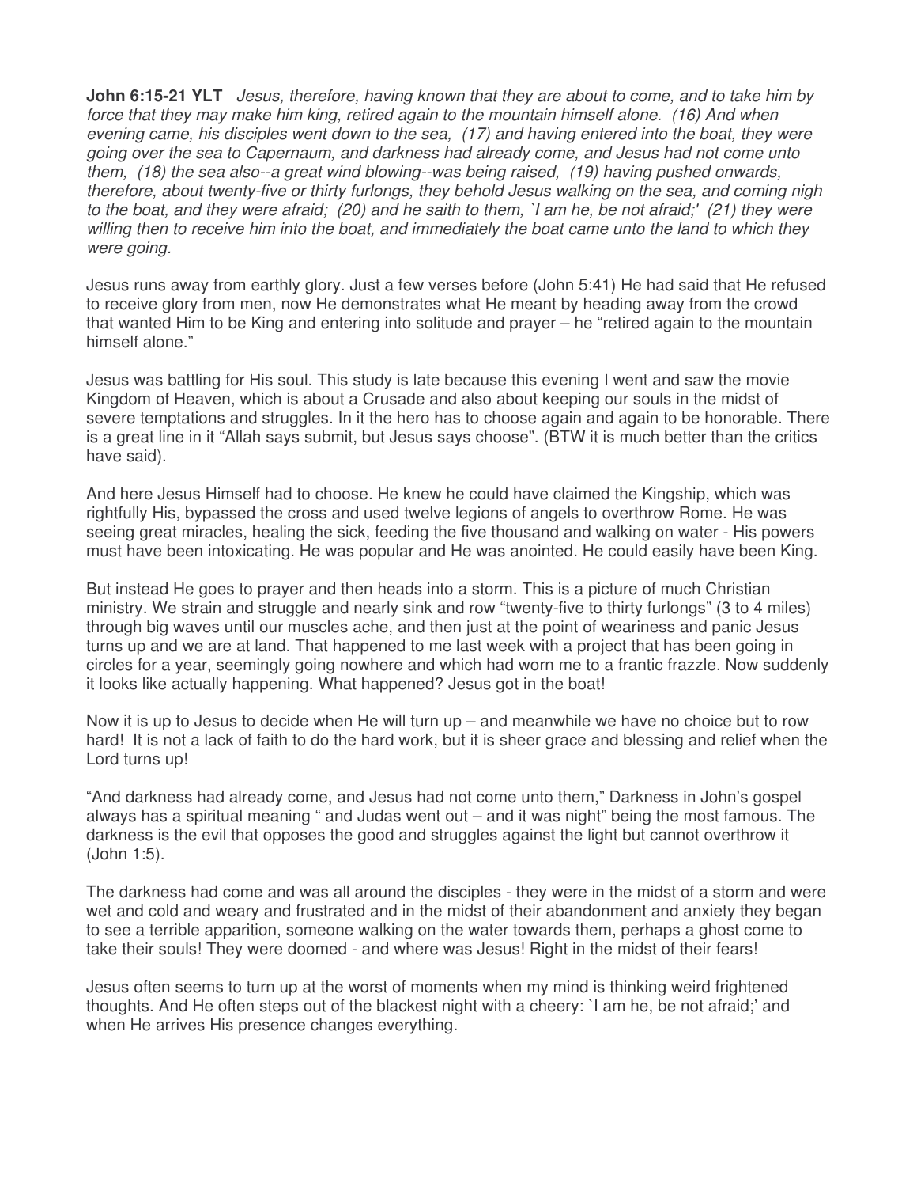**John 6:15-21 YLT** *Jesus, therefore, having known that they are about to come, and to take him by force that they may make him king, retired again to the mountain himself alone. (16) And when evening came, his disciples went down to the sea, (17) and having entered into the boat, they were going over the sea to Capernaum, and darkness had already come, and Jesus had not come unto them, (18) the sea also--a great wind blowing--was being raised, (19) having pushed onwards, therefore, about twenty-five or thirty furlongs, they behold Jesus walking on the sea, and coming nigh to the boat, and they were afraid; (20) and he saith to them, `I am he, be not afraid;' (21) they were willing then to receive him into the boat, and immediately the boat came unto the land to which they were going.*

Jesus runs away from earthly glory. Just a few verses before (John 5:41) He had said that He refused to receive glory from men, now He demonstrates what He meant by heading away from the crowd that wanted Him to be King and entering into solitude and prayer – he "retired again to the mountain himself alone."

Jesus was battling for His soul. This study is late because this evening I went and saw the movie Kingdom of Heaven, which is about a Crusade and also about keeping our souls in the midst of severe temptations and struggles. In it the hero has to choose again and again to be honorable. There is a great line in it "Allah says submit, but Jesus says choose". (BTW it is much better than the critics have said).

And here Jesus Himself had to choose. He knew he could have claimed the Kingship, which was rightfully His, bypassed the cross and used twelve legions of angels to overthrow Rome. He was seeing great miracles, healing the sick, feeding the five thousand and walking on water - His powers must have been intoxicating. He was popular and He was anointed. He could easily have been King.

But instead He goes to prayer and then heads into a storm. This is a picture of much Christian ministry. We strain and struggle and nearly sink and row "twenty-five to thirty furlongs" (3 to 4 miles) through big waves until our muscles ache, and then just at the point of weariness and panic Jesus turns up and we are at land. That happened to me last week with a project that has been going in circles for a year, seemingly going nowhere and which had worn me to a frantic frazzle. Now suddenly it looks like actually happening. What happened? Jesus got in the boat!

Now it is up to Jesus to decide when He will turn up – and meanwhile we have no choice but to row hard! It is not a lack of faith to do the hard work, but it is sheer grace and blessing and relief when the Lord turns up!

"And darkness had already come, and Jesus had not come unto them," Darkness in John's gospel always has a spiritual meaning " and Judas went out – and it was night" being the most famous. The darkness is the evil that opposes the good and struggles against the light but cannot overthrow it (John 1:5).

The darkness had come and was all around the disciples - they were in the midst of a storm and were wet and cold and weary and frustrated and in the midst of their abandonment and anxiety they began to see a terrible apparition, someone walking on the water towards them, perhaps a ghost come to take their souls! They were doomed - and where was Jesus! Right in the midst of their fears!

Jesus often seems to turn up at the worst of moments when my mind is thinking weird frightened thoughts. And He often steps out of the blackest night with a cheery: `I am he, be not afraid;' and when He arrives His presence changes everything.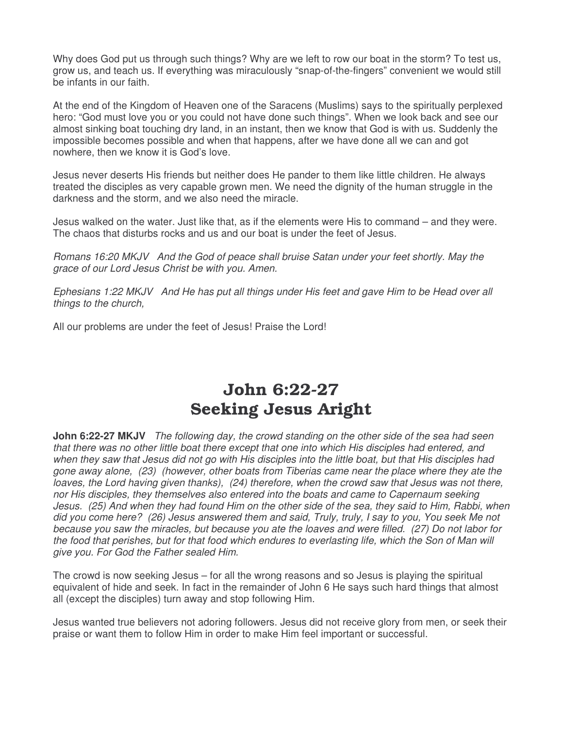Why does God put us through such things? Why are we left to row our boat in the storm? To test us, grow us, and teach us. If everything was miraculously "snap-of-the-fingers" convenient we would still be infants in our faith.

At the end of the Kingdom of Heaven one of the Saracens (Muslims) says to the spiritually perplexed hero: "God must love you or you could not have done such things". When we look back and see our almost sinking boat touching dry land, in an instant, then we know that God is with us. Suddenly the impossible becomes possible and when that happens, after we have done all we can and got nowhere, then we know it is God's love.

Jesus never deserts His friends but neither does He pander to them like little children. He always treated the disciples as very capable grown men. We need the dignity of the human struggle in the darkness and the storm, and we also need the miracle.

Jesus walked on the water. Just like that, as if the elements were His to command – and they were. The chaos that disturbs rocks and us and our boat is under the feet of Jesus.

*Romans 16:20 MKJV And the God of peace shall bruise Satan under your feet shortly. May the grace of our Lord Jesus Christ be with you. Amen.*

*Ephesians 1:22 MKJV And He has put all things under His feet and gave Him to be Head over all things to the church,*

All our problems are under the feet of Jesus! Praise the Lord!

# John 6:22-27
# Seeking Jesus Aright

**John 6:22-27 MKJV** *The following day, the crowd standing on the other side of the sea had seen that there was no other little boat there except that one into which His disciples had entered, and when they saw that Jesus did not go with His disciples into the little boat, but that His disciples had gone away alone, (23) (however, other boats from Tiberias came near the place where they ate the loaves, the Lord having given thanks), (24) therefore, when the crowd saw that Jesus was not there, nor His disciples, they themselves also entered into the boats and came to Capernaum seeking Jesus. (25) And when they had found Him on the other side of the sea, they said to Him, Rabbi, when did you come here? (26) Jesus answered them and said, Truly, truly, I say to you, You seek Me not because you saw the miracles, but because you ate the loaves and were filled. (27) Do not labor for the food that perishes, but for that food which endures to everlasting life, which the Son of Man will give you. For God the Father sealed Him.*

The crowd is now seeking Jesus – for all the wrong reasons and so Jesus is playing the spiritual equivalent of hide and seek. In fact in the remainder of John 6 He says such hard things that almost all (except the disciples) turn away and stop following Him.

Jesus wanted true believers not adoring followers. Jesus did not receive glory from men, or seek their praise or want them to follow Him in order to make Him feel important or successful.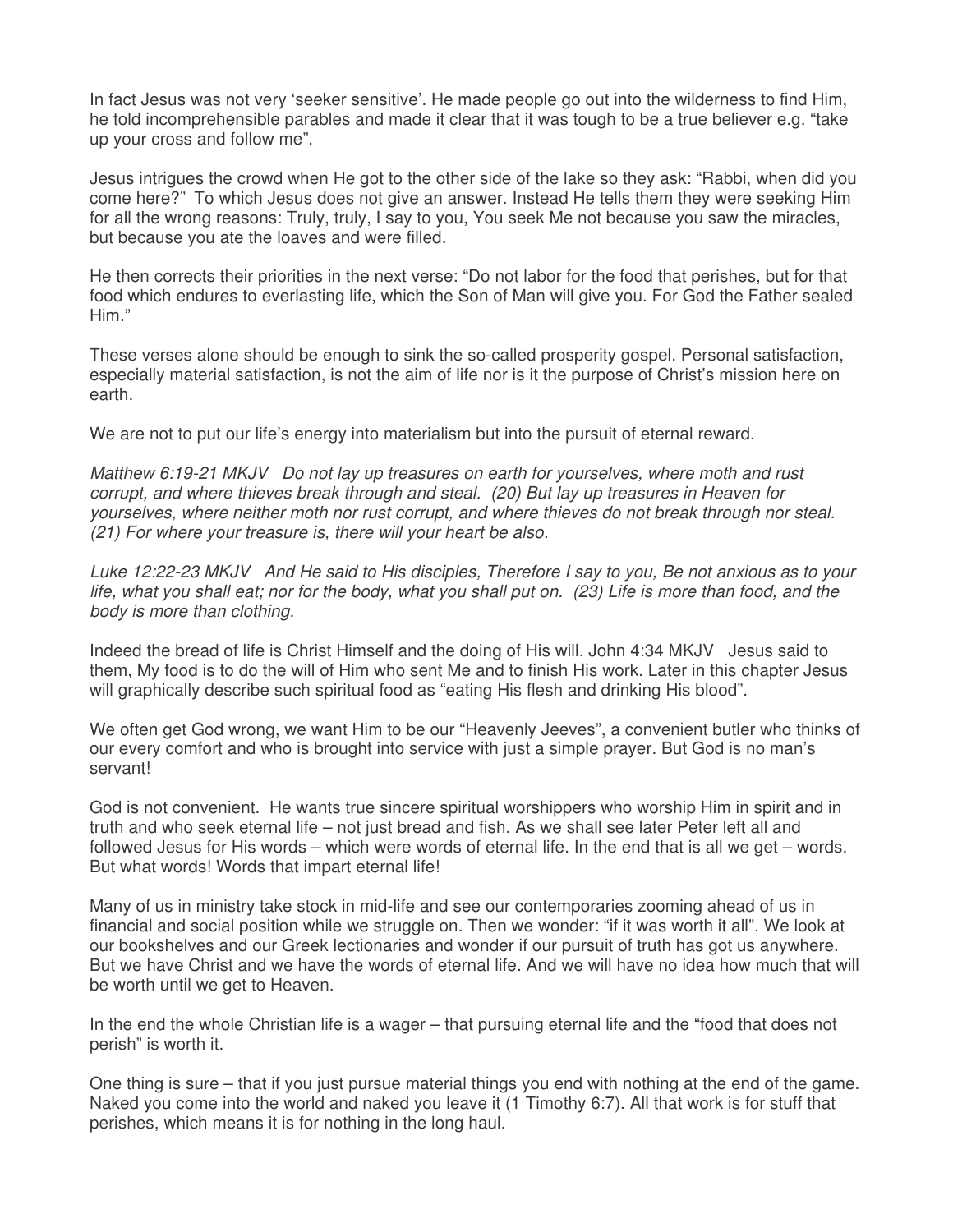In fact Jesus was not very 'seeker sensitive'. He made people go out into the wilderness to find Him, he told incomprehensible parables and made it clear that it was tough to be a true believer e.g. "take up your cross and follow me".

Jesus intrigues the crowd when He got to the other side of the lake so they ask: "Rabbi, when did you come here?" To which Jesus does not give an answer. Instead He tells them they were seeking Him for all the wrong reasons: Truly, truly, I say to you, You seek Me not because you saw the miracles, but because you ate the loaves and were filled.

He then corrects their priorities in the next verse: "Do not labor for the food that perishes, but for that food which endures to everlasting life, which the Son of Man will give you. For God the Father sealed Him."

These verses alone should be enough to sink the so-called prosperity gospel. Personal satisfaction, especially material satisfaction, is not the aim of life nor is it the purpose of Christ's mission here on earth.

We are not to put our life's energy into materialism but into the pursuit of eternal reward.

*Matthew 6:19-21 MKJV Do not lay up treasures on earth for yourselves, where moth and rust corrupt, and where thieves break through and steal. (20) But lay up treasures in Heaven for yourselves, where neither moth nor rust corrupt, and where thieves do not break through nor steal. (21) For where your treasure is, there will your heart be also.*

*Luke 12:22-23 MKJV And He said to His disciples, Therefore I say to you, Be not anxious as to your life, what you shall eat; nor for the body, what you shall put on. (23) Life is more than food, and the body is more than clothing.*

Indeed the bread of life is Christ Himself and the doing of His will. John 4:34 MKJV Jesus said to them, My food is to do the will of Him who sent Me and to finish His work. Later in this chapter Jesus will graphically describe such spiritual food as "eating His flesh and drinking His blood".

We often get God wrong, we want Him to be our "Heavenly Jeeves", a convenient butler who thinks of our every comfort and who is brought into service with just a simple prayer. But God is no man's servant!

God is not convenient. He wants true sincere spiritual worshippers who worship Him in spirit and in truth and who seek eternal life – not just bread and fish. As we shall see later Peter left all and followed Jesus for His words – which were words of eternal life. In the end that is all we get – words. But what words! Words that impart eternal life!

Many of us in ministry take stock in mid-life and see our contemporaries zooming ahead of us in financial and social position while we struggle on. Then we wonder: "if it was worth it all". We look at our bookshelves and our Greek lectionaries and wonder if our pursuit of truth has got us anywhere. But we have Christ and we have the words of eternal life. And we will have no idea how much that will be worth until we get to Heaven.

In the end the whole Christian life is a wager – that pursuing eternal life and the "food that does not perish" is worth it.

One thing is sure – that if you just pursue material things you end with nothing at the end of the game. Naked you come into the world and naked you leave it (1 Timothy 6:7). All that work is for stuff that perishes, which means it is for nothing in the long haul.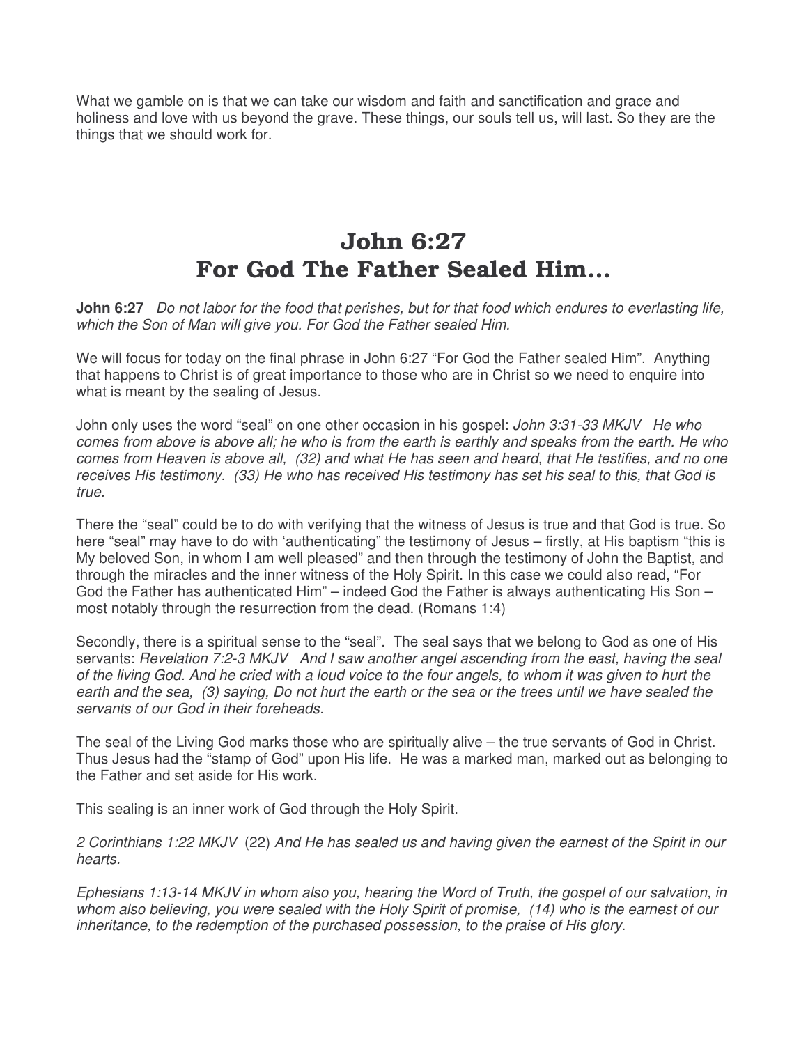What we gamble on is that we can take our wisdom and faith and sanctification and grace and holiness and love with us beyond the grave. These things, our souls tell us, will last. So they are the things that we should work for.

# John 6:27
# For God The Father Sealed Him…

**John 6:27** *Do not labor for the food that perishes, but for that food which endures to everlasting life, which the Son of Man will give you. For God the Father sealed Him.*

We will focus for today on the final phrase in John 6:27 “For God the Father sealed Him”. Anything that happens to Christ is of great importance to those who are in Christ so we need to enquire into what is meant by the sealing of Jesus.

John only uses the word “seal” on one other occasion in his gospel: *John 3:31-33 MKJV He who comes from above is above all; he who is from the earth is earthly and speaks from the earth. He who comes from Heaven is above all, (32) and what He has seen and heard, that He testifies, and no one receives His testimony. (33) He who has received His testimony has set his seal to this, that God is true.*

There the “seal” could be to do with verifying that the witness of Jesus is true and that God is true. So here “seal” may have to do with ‘authenticating” the testimony of Jesus – firstly, at His baptism “this is My beloved Son, in whom I am well pleased” and then through the testimony of John the Baptist, and through the miracles and the inner witness of the Holy Spirit. In this case we could also read, “For God the Father has authenticated Him” – indeed God the Father is always authenticating His Son – most notably through the resurrection from the dead. (Romans 1:4)

Secondly, there is a spiritual sense to the “seal”. The seal says that we belong to God as one of His servants: *Revelation 7:2-3 MKJV And I saw another angel ascending from the east, having the seal of the living God. And he cried with a loud voice to the four angels, to whom it was given to hurt the earth and the sea, (3) saying, Do not hurt the earth or the sea or the trees until we have sealed the servants of our God in their foreheads.*

The seal of the Living God marks those who are spiritually alive – the true servants of God in Christ. Thus Jesus had the “stamp of God” upon His life. He was a marked man, marked out as belonging to the Father and set aside for His work.

This sealing is an inner work of God through the Holy Spirit.

*2 Corinthians 1:22 MKJV* (22) *And He has sealed us and having given the earnest of the Spirit in our hearts.*

*Ephesians 1:13-14 MKJV in whom also you, hearing the Word of Truth, the gospel of our salvation, in whom also believing, you were sealed with the Holy Spirit of promise, (14) who is the earnest of our inheritance, to the redemption of the purchased possession, to the praise of His glory.*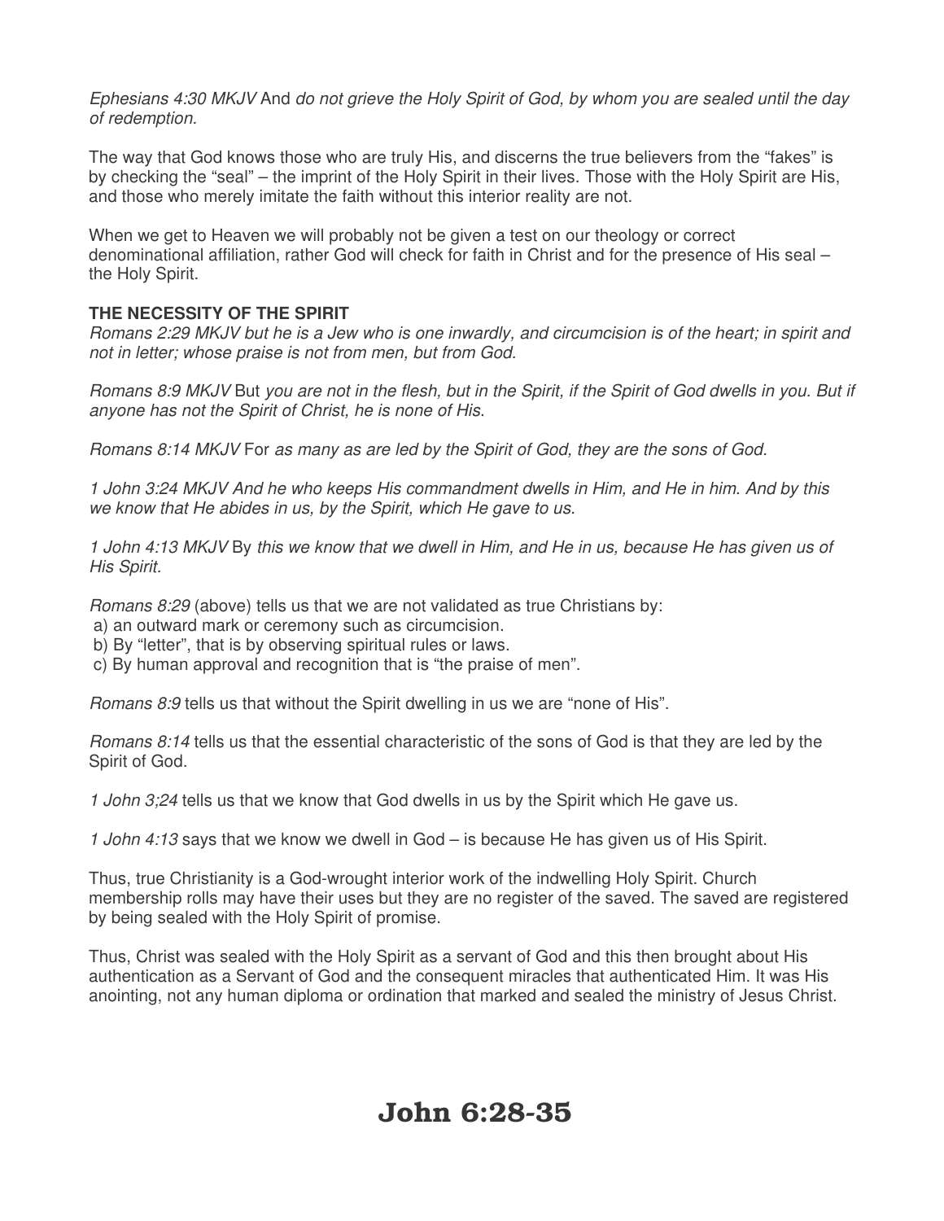*Ephesians 4:30 MKJV* And *do not grieve the Holy Spirit of God, by whom you are sealed until the day of redemption.*

The way that God knows those who are truly His, and discerns the true believers from the "fakes" is by checking the "seal" – the imprint of the Holy Spirit in their lives. Those with the Holy Spirit are His, and those who merely imitate the faith without this interior reality are not.

When we get to Heaven we will probably not be given a test on our theology or correct denominational affiliation, rather God will check for faith in Christ and for the presence of His seal – the Holy Spirit.

**THE NECESSITY OF THE SPIRIT**

*Romans 2:29 MKJV but he is a Jew who is one inwardly, and circumcision is of the heart; in spirit and not in letter; whose praise is not from men, but from God.*

*Romans 8:9 MKJV* But *you are not in the flesh, but in the Spirit, if the Spirit of God dwells in you. But if anyone has not the Spirit of Christ, he is none of His.*

*Romans 8:14 MKJV* For *as many as are led by the Spirit of God, they are the sons of God.*

*1 John 3:24 MKJV And he who keeps His commandment dwells in Him, and He in him. And by this we know that He abides in us, by the Spirit, which He gave to us.*

*1 John 4:13 MKJV* By *this we know that we dwell in Him, and He in us, because He has given us of His Spirit.*

*Romans 8:29* (above) tells us that we are not validated as true Christians by:
a) an outward mark or ceremony such as circumcision.
b) By "letter", that is by observing spiritual rules or laws.
c) By human approval and recognition that is "the praise of men".

*Romans 8:9* tells us that without the Spirit dwelling in us we are "none of His".

*Romans 8:14* tells us that the essential characteristic of the sons of God is that they are led by the Spirit of God.

*1 John 3;24* tells us that we know that God dwells in us by the Spirit which He gave us.

*1 John 4:13* says that we know we dwell in God – is because He has given us of His Spirit.

Thus, true Christianity is a God-wrought interior work of the indwelling Holy Spirit. Church membership rolls may have their uses but they are no register of the saved. The saved are registered by being sealed with the Holy Spirit of promise.

Thus, Christ was sealed with the Holy Spirit as a servant of God and this then brought about His authentication as a Servant of God and the consequent miracles that authenticated Him. It was His anointing, not any human diploma or ordination that marked and sealed the ministry of Jesus Christ.

# John 6:28-35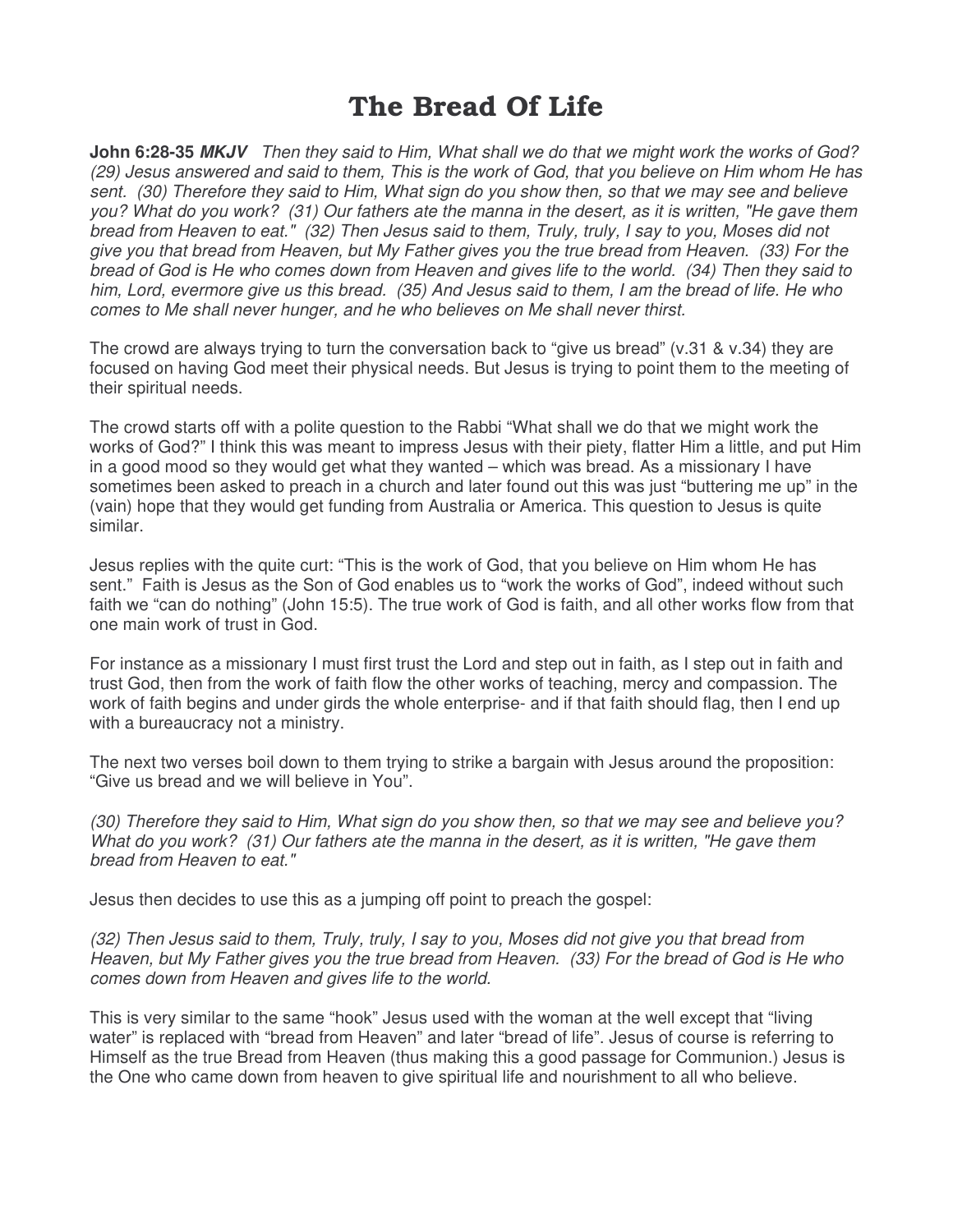# The Bread Of Life

**John 6:28-35** ***MKJV*** *Then they said to Him, What shall we do that we might work the works of God? (29) Jesus answered and said to them, This is the work of God, that you believe on Him whom He has sent. (30) Therefore they said to Him, What sign do you show then, so that we may see and believe you? What do you work? (31) Our fathers ate the manna in the desert, as it is written, "He gave them bread from Heaven to eat." (32) Then Jesus said to them, Truly, truly, I say to you, Moses did not give you that bread from Heaven, but My Father gives you the true bread from Heaven. (33) For the bread of God is He who comes down from Heaven and gives life to the world. (34) Then they said to him, Lord, evermore give us this bread. (35) And Jesus said to them, I am the bread of life. He who comes to Me shall never hunger, and he who believes on Me shall never thirst.*

The crowd are always trying to turn the conversation back to "give us bread" (v.31 & v.34) they are focused on having God meet their physical needs. But Jesus is trying to point them to the meeting of their spiritual needs.

The crowd starts off with a polite question to the Rabbi "What shall we do that we might work the works of God?" I think this was meant to impress Jesus with their piety, flatter Him a little, and put Him in a good mood so they would get what they wanted – which was bread. As a missionary I have sometimes been asked to preach in a church and later found out this was just "buttering me up" in the (vain) hope that they would get funding from Australia or America. This question to Jesus is quite similar.

Jesus replies with the quite curt: "This is the work of God, that you believe on Him whom He has sent." Faith is Jesus as the Son of God enables us to "work the works of God", indeed without such faith we "can do nothing" (John 15:5). The true work of God is faith, and all other works flow from that one main work of trust in God.

For instance as a missionary I must first trust the Lord and step out in faith, as I step out in faith and trust God, then from the work of faith flow the other works of teaching, mercy and compassion. The work of faith begins and under girds the whole enterprise- and if that faith should flag, then I end up with a bureaucracy not a ministry.

The next two verses boil down to them trying to strike a bargain with Jesus around the proposition: "Give us bread and we will believe in You".

*(30) Therefore they said to Him, What sign do you show then, so that we may see and believe you? What do you work? (31) Our fathers ate the manna in the desert, as it is written, "He gave them bread from Heaven to eat."*

Jesus then decides to use this as a jumping off point to preach the gospel:

*(32) Then Jesus said to them, Truly, truly, I say to you, Moses did not give you that bread from Heaven, but My Father gives you the true bread from Heaven. (33) For the bread of God is He who comes down from Heaven and gives life to the world.*

This is very similar to the same "hook" Jesus used with the woman at the well except that "living water" is replaced with "bread from Heaven" and later "bread of life". Jesus of course is referring to Himself as the true Bread from Heaven (thus making this a good passage for Communion.) Jesus is the One who came down from heaven to give spiritual life and nourishment to all who believe.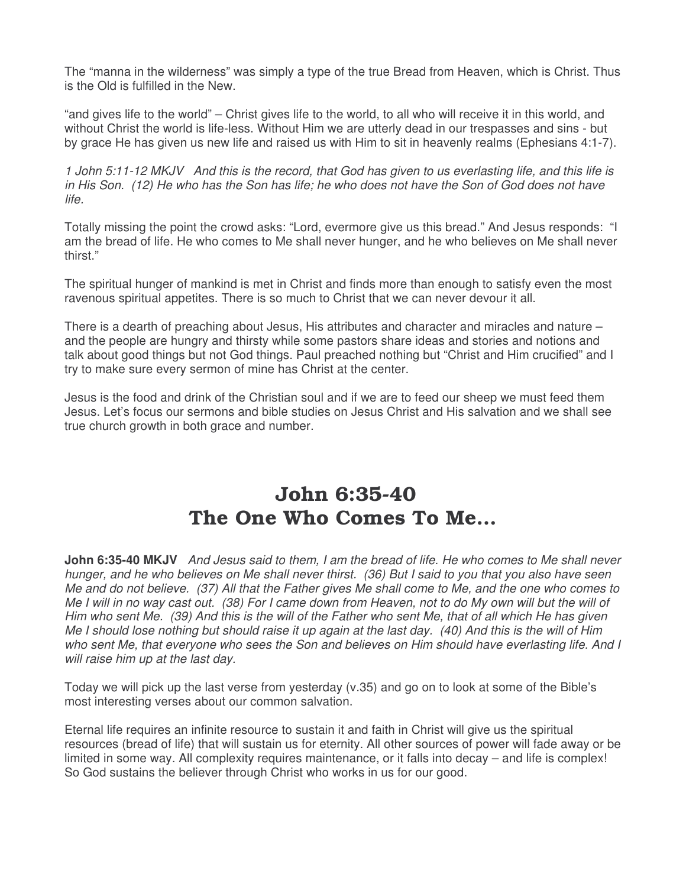The “manna in the wilderness” was simply a type of the true Bread from Heaven, which is Christ. Thus is the Old is fulfilled in the New.

“and gives life to the world” – Christ gives life to the world, to all who will receive it in this world, and without Christ the world is life-less. Without Him we are utterly dead in our trespasses and sins - but by grace He has given us new life and raised us with Him to sit in heavenly realms (Ephesians 4:1-7).

*1 John 5:11-12 MKJV And this is the record, that God has given to us everlasting life, and this life is in His Son. (12) He who has the Son has life; he who does not have the Son of God does not have life.*

Totally missing the point the crowd asks: “Lord, evermore give us this bread.” And Jesus responds: “I am the bread of life. He who comes to Me shall never hunger, and he who believes on Me shall never thirst.”

The spiritual hunger of mankind is met in Christ and finds more than enough to satisfy even the most ravenous spiritual appetites. There is so much to Christ that we can never devour it all.

There is a dearth of preaching about Jesus, His attributes and character and miracles and nature – and the people are hungry and thirsty while some pastors share ideas and stories and notions and talk about good things but not God things. Paul preached nothing but “Christ and Him crucified” and I try to make sure every sermon of mine has Christ at the center.

Jesus is the food and drink of the Christian soul and if we are to feed our sheep we must feed them Jesus. Let’s focus our sermons and bible studies on Jesus Christ and His salvation and we shall see true church growth in both grace and number.

# John 6:35-40
# The One Who Comes To Me...

**John 6:35-40 MKJV** *And Jesus said to them, I am the bread of life. He who comes to Me shall never hunger, and he who believes on Me shall never thirst. (36) But I said to you that you also have seen Me and do not believe. (37) All that the Father gives Me shall come to Me, and the one who comes to Me I will in no way cast out. (38) For I came down from Heaven, not to do My own will but the will of Him who sent Me. (39) And this is the will of the Father who sent Me, that of all which He has given Me I should lose nothing but should raise it up again at the last day. (40) And this is the will of Him who sent Me, that everyone who sees the Son and believes on Him should have everlasting life. And I will raise him up at the last day.*

Today we will pick up the last verse from yesterday (v.35) and go on to look at some of the Bible’s most interesting verses about our common salvation.

Eternal life requires an infinite resource to sustain it and faith in Christ will give us the spiritual resources (bread of life) that will sustain us for eternity. All other sources of power will fade away or be limited in some way. All complexity requires maintenance, or it falls into decay – and life is complex! So God sustains the believer through Christ who works in us for our good.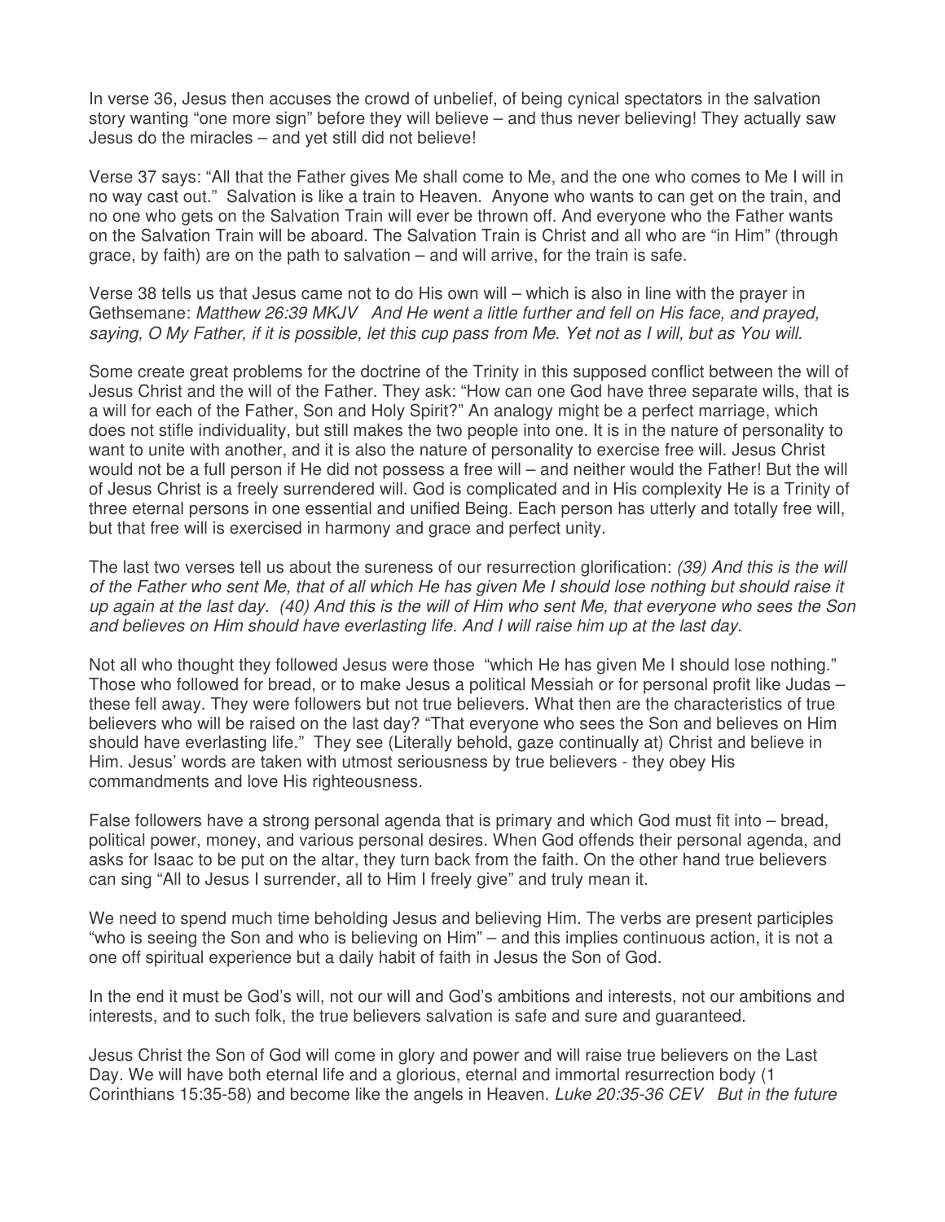In verse 36, Jesus then accuses the crowd of unbelief, of being cynical spectators in the salvation story wanting "one more sign" before they will believe – and thus never believing! They actually saw Jesus do the miracles – and yet still did not believe!

Verse 37 says: "All that the Father gives Me shall come to Me, and the one who comes to Me I will in no way cast out." Salvation is like a train to Heaven. Anyone who wants to can get on the train, and no one who gets on the Salvation Train will ever be thrown off. And everyone who the Father wants on the Salvation Train will be aboard. The Salvation Train is Christ and all who are "in Him" (through grace, by faith) are on the path to salvation – and will arrive, for the train is safe.

Verse 38 tells us that Jesus came not to do His own will – which is also in line with the prayer in Gethsemane: *Matthew 26:39 MKJV And He went a little further and fell on His face, and prayed, saying, O My Father, if it is possible, let this cup pass from Me. Yet not as I will, but as You will.*

Some create great problems for the doctrine of the Trinity in this supposed conflict between the will of Jesus Christ and the will of the Father. They ask: "How can one God have three separate wills, that is a will for each of the Father, Son and Holy Spirit?" An analogy might be a perfect marriage, which does not stifle individuality, but still makes the two people into one. It is in the nature of personality to want to unite with another, and it is also the nature of personality to exercise free will. Jesus Christ would not be a full person if He did not possess a free will – and neither would the Father! But the will of Jesus Christ is a freely surrendered will. God is complicated and in His complexity He is a Trinity of three eternal persons in one essential and unified Being. Each person has utterly and totally free will, but that free will is exercised in harmony and grace and perfect unity.

The last two verses tell us about the sureness of our resurrection glorification: *(39) And this is the will of the Father who sent Me, that of all which He has given Me I should lose nothing but should raise it up again at the last day. (40) And this is the will of Him who sent Me, that everyone who sees the Son and believes on Him should have everlasting life. And I will raise him up at the last day.*

Not all who thought they followed Jesus were those "which He has given Me I should lose nothing." Those who followed for bread, or to make Jesus a political Messiah or for personal profit like Judas – these fell away. They were followers but not true believers. What then are the characteristics of true believers who will be raised on the last day? "That everyone who sees the Son and believes on Him should have everlasting life." They see (Literally behold, gaze continually at) Christ and believe in Him. Jesus' words are taken with utmost seriousness by true believers - they obey His commandments and love His righteousness.

False followers have a strong personal agenda that is primary and which God must fit into – bread, political power, money, and various personal desires. When God offends their personal agenda, and asks for Isaac to be put on the altar, they turn back from the faith. On the other hand true believers can sing "All to Jesus I surrender, all to Him I freely give" and truly mean it.

We need to spend much time beholding Jesus and believing Him. The verbs are present participles "who is seeing the Son and who is believing on Him" – and this implies continuous action, it is not a one off spiritual experience but a daily habit of faith in Jesus the Son of God.

In the end it must be God's will, not our will and God's ambitions and interests, not our ambitions and interests, and to such folk, the true believers salvation is safe and sure and guaranteed.

Jesus Christ the Son of God will come in glory and power and will raise true believers on the Last Day. We will have both eternal life and a glorious, eternal and immortal resurrection body (1 Corinthians 15:35-58) and become like the angels in Heaven. *Luke 20:35-36 CEV But in the future*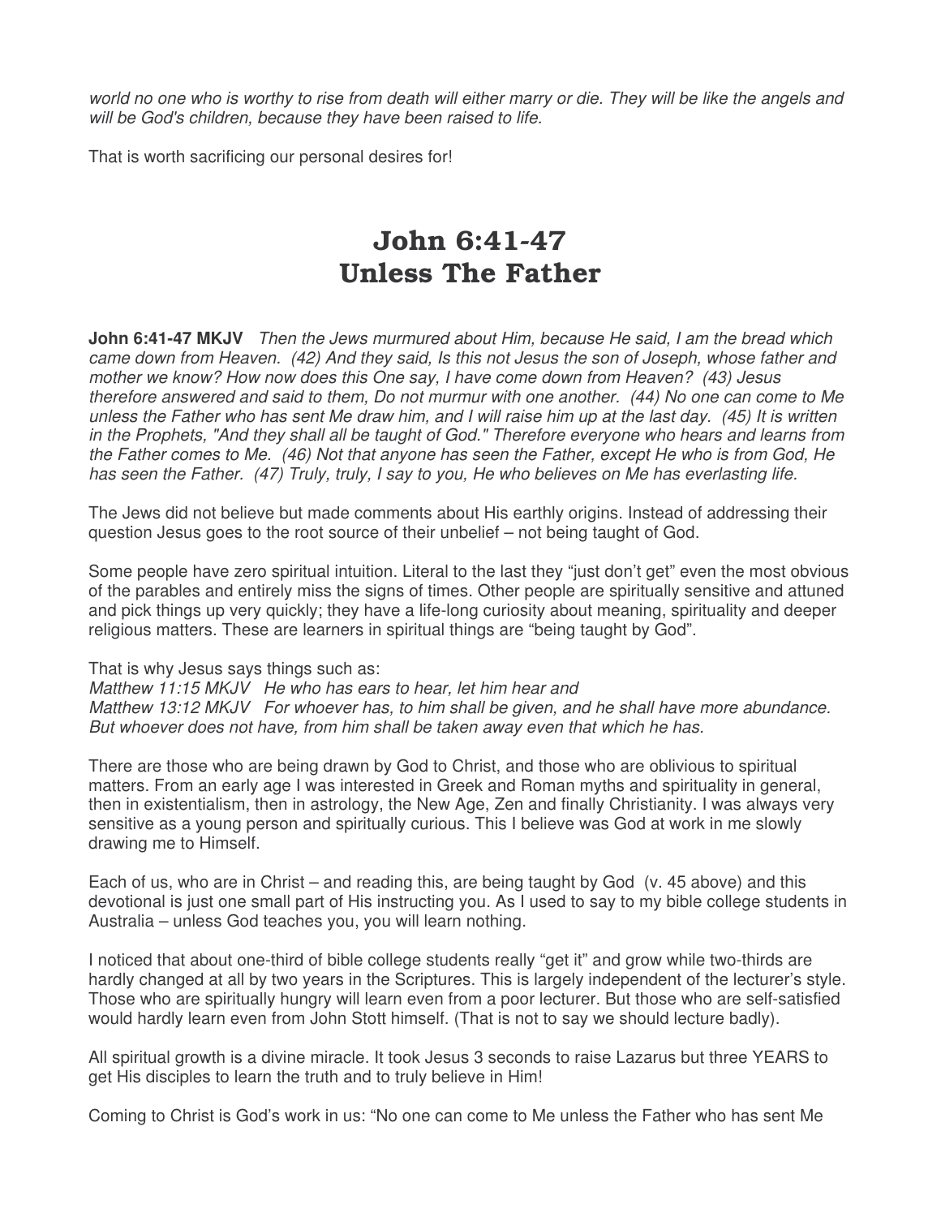*world no one who is worthy to rise from death will either marry or die. They will be like the angels and will be God's children, because they have been raised to life.*

That is worth sacrificing our personal desires for!

# John 6:41-47
# Unless The Father

**John 6:41-47 MKJV** *Then the Jews murmured about Him, because He said, I am the bread which came down from Heaven. (42) And they said, Is this not Jesus the son of Joseph, whose father and mother we know? How now does this One say, I have come down from Heaven? (43) Jesus therefore answered and said to them, Do not murmur with one another. (44) No one can come to Me unless the Father who has sent Me draw him, and I will raise him up at the last day. (45) It is written in the Prophets, "And they shall all be taught of God." Therefore everyone who hears and learns from the Father comes to Me. (46) Not that anyone has seen the Father, except He who is from God, He has seen the Father. (47) Truly, truly, I say to you, He who believes on Me has everlasting life.*

The Jews did not believe but made comments about His earthly origins. Instead of addressing their question Jesus goes to the root source of their unbelief – not being taught of God.

Some people have zero spiritual intuition. Literal to the last they "just don't get" even the most obvious of the parables and entirely miss the signs of times. Other people are spiritually sensitive and attuned and pick things up very quickly; they have a life-long curiosity about meaning, spirituality and deeper religious matters. These are learners in spiritual things are "being taught by God".

That is why Jesus says things such as:
*Matthew 11:15 MKJV He who has ears to hear, let him hear and*
*Matthew 13:12 MKJV For whoever has, to him shall be given, and he shall have more abundance. But whoever does not have, from him shall be taken away even that which he has.*

There are those who are being drawn by God to Christ, and those who are oblivious to spiritual matters. From an early age I was interested in Greek and Roman myths and spirituality in general, then in existentialism, then in astrology, the New Age, Zen and finally Christianity. I was always very sensitive as a young person and spiritually curious. This I believe was God at work in me slowly drawing me to Himself.

Each of us, who are in Christ – and reading this, are being taught by God (v. 45 above) and this devotional is just one small part of His instructing you. As I used to say to my bible college students in Australia – unless God teaches you, you will learn nothing.

I noticed that about one-third of bible college students really "get it" and grow while two-thirds are hardly changed at all by two years in the Scriptures. This is largely independent of the lecturer's style. Those who are spiritually hungry will learn even from a poor lecturer. But those who are self-satisfied would hardly learn even from John Stott himself. (That is not to say we should lecture badly).

All spiritual growth is a divine miracle. It took Jesus 3 seconds to raise Lazarus but three YEARS to get His disciples to learn the truth and to truly believe in Him!

Coming to Christ is God's work in us: "No one can come to Me unless the Father who has sent Me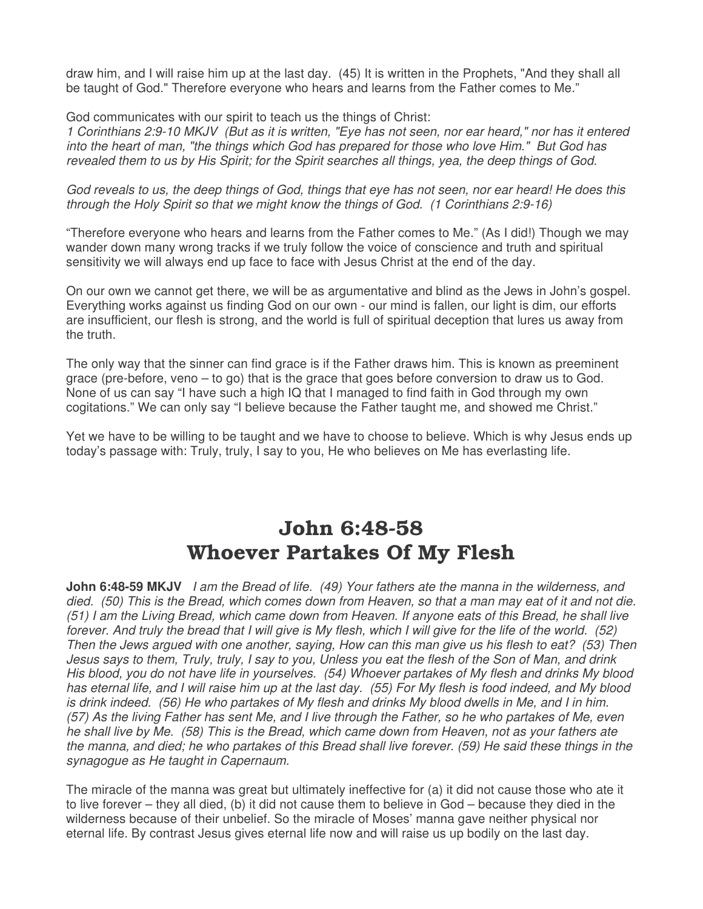draw him, and I will raise him up at the last day. (45) It is written in the Prophets, "And they shall all be taught of God." Therefore everyone who hears and learns from the Father comes to Me."

God communicates with our spirit to teach us the things of Christ:
*1 Corinthians 2:9-10 MKJV (But as it is written, "Eye has not seen, nor ear heard," nor has it entered into the heart of man, "the things which God has prepared for those who love Him." But God has revealed them to us by His Spirit; for the Spirit searches all things, yea, the deep things of God.*

*God reveals to us, the deep things of God, things that eye has not seen, nor ear heard! He does this through the Holy Spirit so that we might know the things of God. (1 Corinthians 2:9-16)*

"Therefore everyone who hears and learns from the Father comes to Me." (As I did!) Though we may wander down many wrong tracks if we truly follow the voice of conscience and truth and spiritual sensitivity we will always end up face to face with Jesus Christ at the end of the day.

On our own we cannot get there, we will be as argumentative and blind as the Jews in John's gospel. Everything works against us finding God on our own - our mind is fallen, our light is dim, our efforts are insufficient, our flesh is strong, and the world is full of spiritual deception that lures us away from the truth.

The only way that the sinner can find grace is if the Father draws him. This is known as preeminent grace (pre-before, veno – to go) that is the grace that goes before conversion to draw us to God. None of us can say "I have such a high IQ that I managed to find faith in God through my own cogitations." We can only say "I believe because the Father taught me, and showed me Christ."

Yet we have to be willing to be taught and we have to choose to believe. Which is why Jesus ends up today's passage with: Truly, truly, I say to you, He who believes on Me has everlasting life.

# John 6:48-58
# Whoever Partakes Of My Flesh

**John 6:48-59 MKJV** *I am the Bread of life. (49) Your fathers ate the manna in the wilderness, and died. (50) This is the Bread, which comes down from Heaven, so that a man may eat of it and not die. (51) I am the Living Bread, which came down from Heaven. If anyone eats of this Bread, he shall live forever. And truly the bread that I will give is My flesh, which I will give for the life of the world. (52) Then the Jews argued with one another, saying, How can this man give us his flesh to eat? (53) Then Jesus says to them, Truly, truly, I say to you, Unless you eat the flesh of the Son of Man, and drink His blood, you do not have life in yourselves. (54) Whoever partakes of My flesh and drinks My blood has eternal life, and I will raise him up at the last day. (55) For My flesh is food indeed, and My blood is drink indeed. (56) He who partakes of My flesh and drinks My blood dwells in Me, and I in him. (57) As the living Father has sent Me, and I live through the Father, so he who partakes of Me, even he shall live by Me. (58) This is the Bread, which came down from Heaven, not as your fathers ate the manna, and died; he who partakes of this Bread shall live forever. (59) He said these things in the synagogue as He taught in Capernaum.*

The miracle of the manna was great but ultimately ineffective for (a) it did not cause those who ate it to live forever – they all died, (b) it did not cause them to believe in God – because they died in the wilderness because of their unbelief. So the miracle of Moses' manna gave neither physical nor eternal life. By contrast Jesus gives eternal life now and will raise us up bodily on the last day.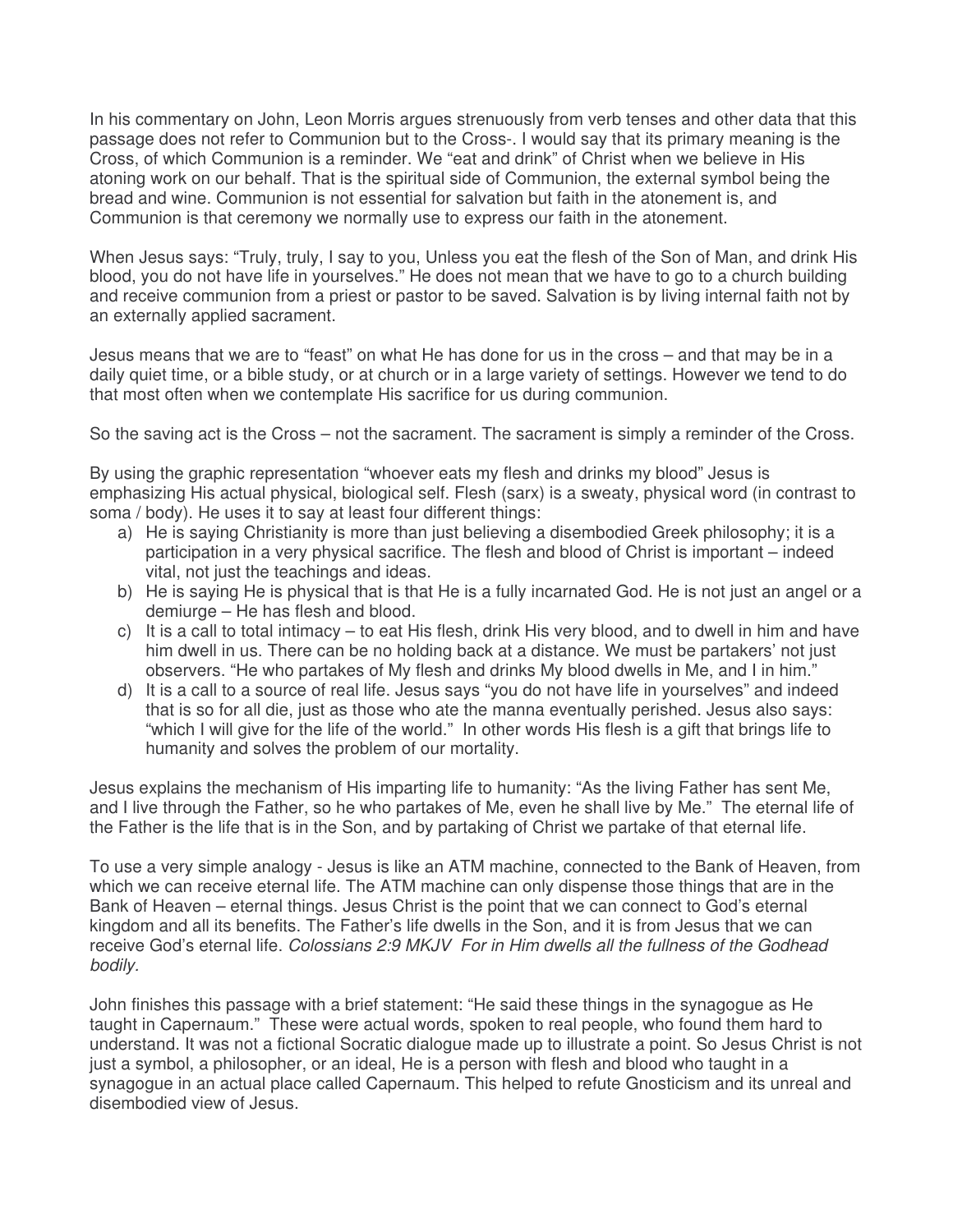In his commentary on John, Leon Morris argues strenuously from verb tenses and other data that this passage does not refer to Communion but to the Cross-. I would say that its primary meaning is the Cross, of which Communion is a reminder. We "eat and drink" of Christ when we believe in His atoning work on our behalf. That is the spiritual side of Communion, the external symbol being the bread and wine. Communion is not essential for salvation but faith in the atonement is, and Communion is that ceremony we normally use to express our faith in the atonement.

When Jesus says: "Truly, truly, I say to you, Unless you eat the flesh of the Son of Man, and drink His blood, you do not have life in yourselves." He does not mean that we have to go to a church building and receive communion from a priest or pastor to be saved. Salvation is by living internal faith not by an externally applied sacrament.

Jesus means that we are to "feast" on what He has done for us in the cross – and that may be in a daily quiet time, or a bible study, or at church or in a large variety of settings. However we tend to do that most often when we contemplate His sacrifice for us during communion.

So the saving act is the Cross – not the sacrament. The sacrament is simply a reminder of the Cross.

By using the graphic representation "whoever eats my flesh and drinks my blood" Jesus is emphasizing His actual physical, biological self. Flesh (sarx) is a sweaty, physical word (in contrast to soma / body). He uses it to say at least four different things:

a) He is saying Christianity is more than just believing a disembodied Greek philosophy; it is a participation in a very physical sacrifice. The flesh and blood of Christ is important – indeed vital, not just the teachings and ideas.
b) He is saying He is physical that is that He is a fully incarnated God. He is not just an angel or a demiurge – He has flesh and blood.
c) It is a call to total intimacy – to eat His flesh, drink His very blood, and to dwell in him and have him dwell in us. There can be no holding back at a distance. We must be partakers' not just observers. "He who partakes of My flesh and drinks My blood dwells in Me, and I in him."
d) It is a call to a source of real life. Jesus says "you do not have life in yourselves" and indeed that is so for all die, just as those who ate the manna eventually perished. Jesus also says: "which I will give for the life of the world." In other words His flesh is a gift that brings life to humanity and solves the problem of our mortality.

Jesus explains the mechanism of His imparting life to humanity: "As the living Father has sent Me, and I live through the Father, so he who partakes of Me, even he shall live by Me." The eternal life of the Father is the life that is in the Son, and by partaking of Christ we partake of that eternal life.

To use a very simple analogy - Jesus is like an ATM machine, connected to the Bank of Heaven, from which we can receive eternal life. The ATM machine can only dispense those things that are in the Bank of Heaven – eternal things. Jesus Christ is the point that we can connect to God's eternal kingdom and all its benefits. The Father's life dwells in the Son, and it is from Jesus that we can receive God's eternal life. *Colossians 2:9 MKJV For in Him dwells all the fullness of the Godhead bodily.*

John finishes this passage with a brief statement: "He said these things in the synagogue as He taught in Capernaum." These were actual words, spoken to real people, who found them hard to understand. It was not a fictional Socratic dialogue made up to illustrate a point. So Jesus Christ is not just a symbol, a philosopher, or an ideal, He is a person with flesh and blood who taught in a synagogue in an actual place called Capernaum. This helped to refute Gnosticism and its unreal and disembodied view of Jesus.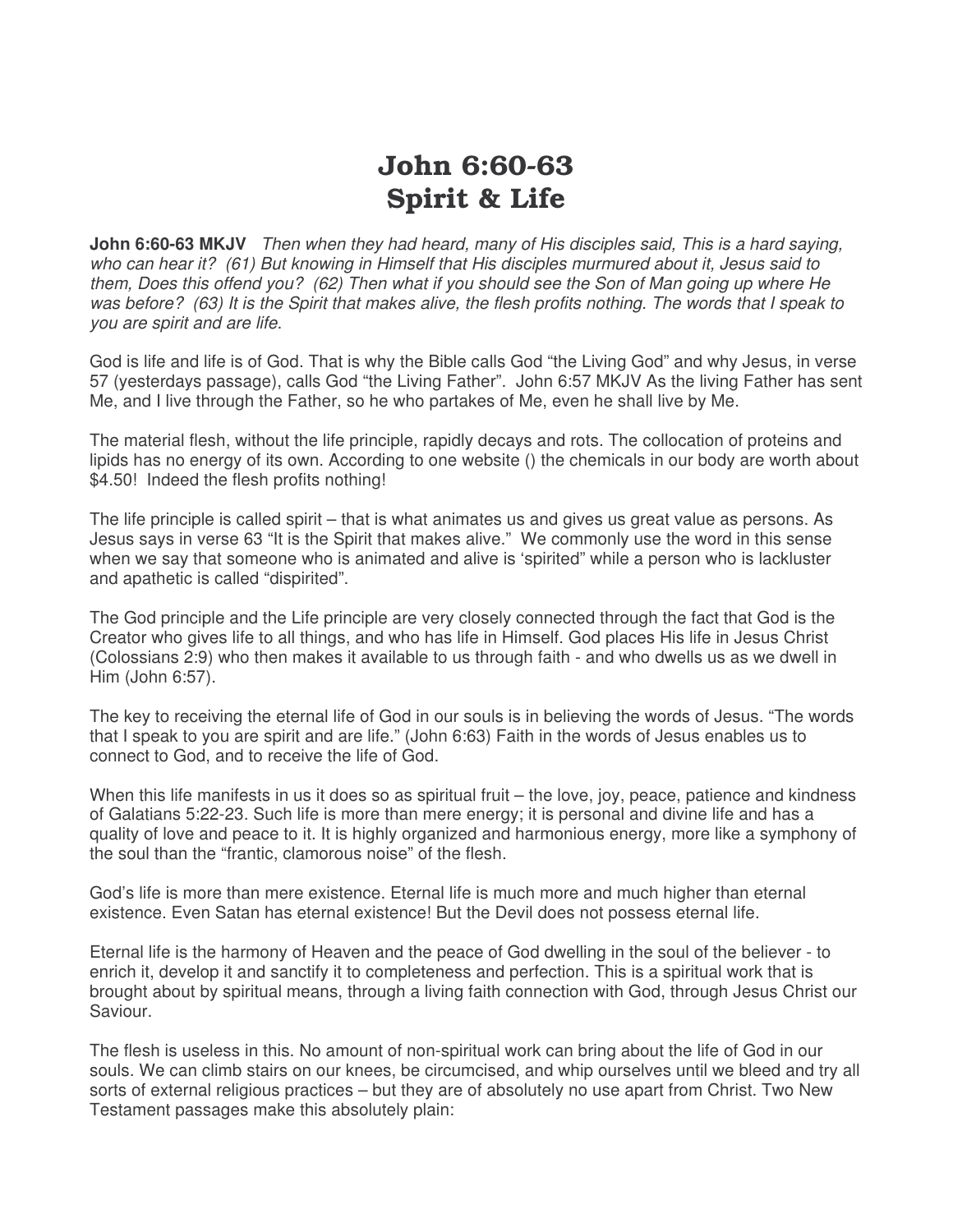# John 6:60-63
# Spirit & Life

**John 6:60-63 MKJV** *Then when they had heard, many of His disciples said, This is a hard saying, who can hear it? (61) But knowing in Himself that His disciples murmured about it, Jesus said to them, Does this offend you? (62) Then what if you should see the Son of Man going up where He was before? (63) It is the Spirit that makes alive, the flesh profits nothing. The words that I speak to you are spirit and are life*.

God is life and life is of God. That is why the Bible calls God "the Living God" and why Jesus, in verse 57 (yesterdays passage), calls God "the Living Father". John 6:57 MKJV As the living Father has sent Me, and I live through the Father, so he who partakes of Me, even he shall live by Me.

The material flesh, without the life principle, rapidly decays and rots. The collocation of proteins and lipids has no energy of its own. According to one website () the chemicals in our body are worth about $4.50! Indeed the flesh profits nothing!

The life principle is called spirit – that is what animates us and gives us great value as persons. As Jesus says in verse 63 "It is the Spirit that makes alive." We commonly use the word in this sense when we say that someone who is animated and alive is 'spirited" while a person who is lackluster and apathetic is called "dispirited".

The God principle and the Life principle are very closely connected through the fact that God is the Creator who gives life to all things, and who has life in Himself. God places His life in Jesus Christ (Colossians 2:9) who then makes it available to us through faith - and who dwells us as we dwell in Him (John 6:57).

The key to receiving the eternal life of God in our souls is in believing the words of Jesus. "The words that I speak to you are spirit and are life." (John 6:63) Faith in the words of Jesus enables us to connect to God, and to receive the life of God.

When this life manifests in us it does so as spiritual fruit – the love, joy, peace, patience and kindness of Galatians 5:22-23. Such life is more than mere energy; it is personal and divine life and has a quality of love and peace to it. It is highly organized and harmonious energy, more like a symphony of the soul than the "frantic, clamorous noise" of the flesh.

God's life is more than mere existence. Eternal life is much more and much higher than eternal existence. Even Satan has eternal existence! But the Devil does not possess eternal life.

Eternal life is the harmony of Heaven and the peace of God dwelling in the soul of the believer - to enrich it, develop it and sanctify it to completeness and perfection. This is a spiritual work that is brought about by spiritual means, through a living faith connection with God, through Jesus Christ our Saviour.

The flesh is useless in this. No amount of non-spiritual work can bring about the life of God in our souls. We can climb stairs on our knees, be circumcised, and whip ourselves until we bleed and try all sorts of external religious practices – but they are of absolutely no use apart from Christ. Two New Testament passages make this absolutely plain: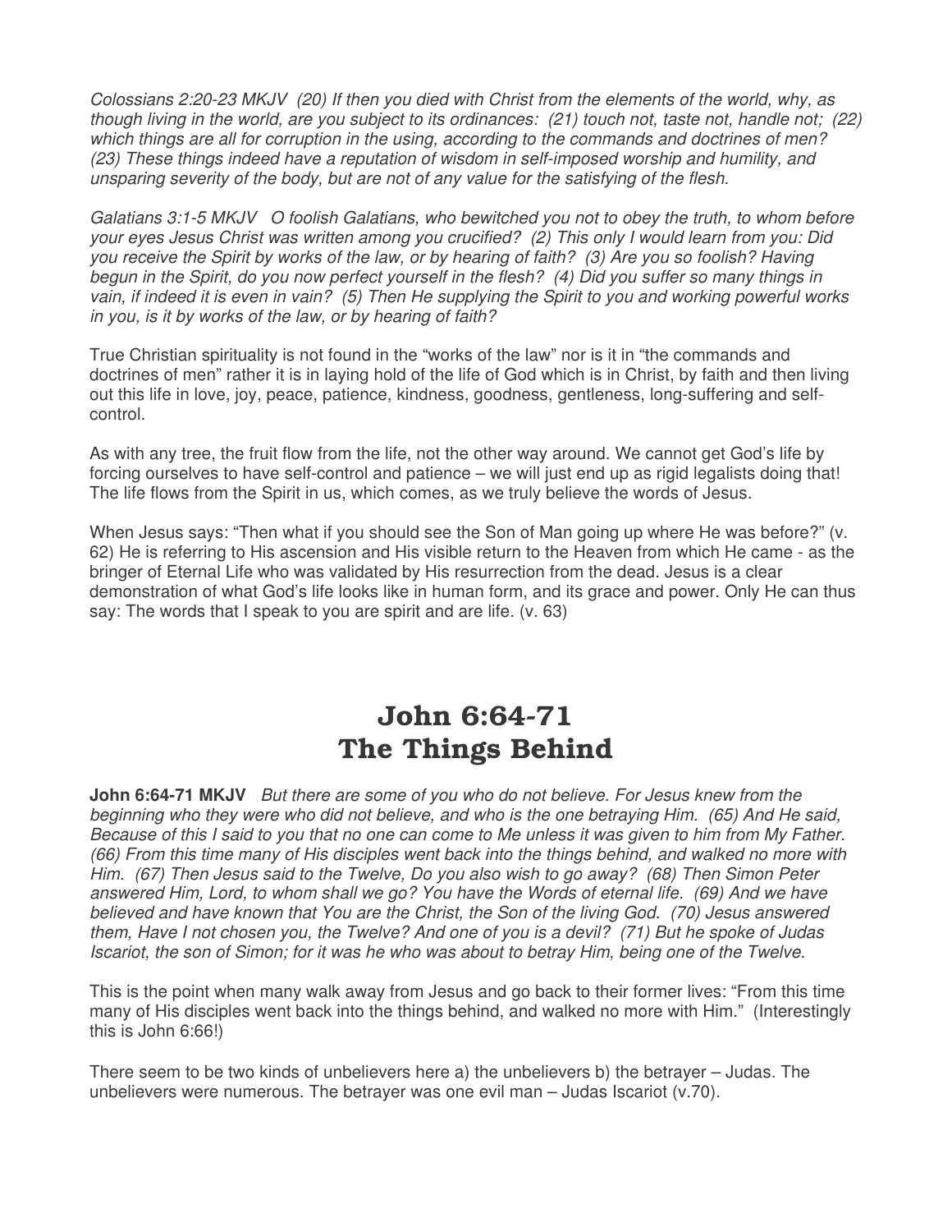*Colossians 2:20-23 MKJV (20) If then you died with Christ from the elements of the world, why, as though living in the world, are you subject to its ordinances: (21) touch not, taste not, handle not; (22) which things are all for corruption in the using, according to the commands and doctrines of men? (23) These things indeed have a reputation of wisdom in self-imposed worship and humility, and unsparing severity of the body, but are not of any value for the satisfying of the flesh.*

*Galatians 3:1-5 MKJV O foolish Galatians, who bewitched you not to obey the truth, to whom before your eyes Jesus Christ was written among you crucified? (2) This only I would learn from you: Did you receive the Spirit by works of the law, or by hearing of faith? (3) Are you so foolish? Having begun in the Spirit, do you now perfect yourself in the flesh? (4) Did you suffer so many things in vain, if indeed it is even in vain? (5) Then He supplying the Spirit to you and working powerful works in you, is it by works of the law, or by hearing of faith?*

True Christian spirituality is not found in the "works of the law" nor is it in "the commands and doctrines of men" rather it is in laying hold of the life of God which is in Christ, by faith and then living out this life in love, joy, peace, patience, kindness, goodness, gentleness, long-suffering and self-control.

As with any tree, the fruit flow from the life, not the other way around. We cannot get God's life by forcing ourselves to have self-control and patience – we will just end up as rigid legalists doing that! The life flows from the Spirit in us, which comes, as we truly believe the words of Jesus.

When Jesus says: "Then what if you should see the Son of Man going up where He was before?" (v. 62) He is referring to His ascension and His visible return to the Heaven from which He came - as the bringer of Eternal Life who was validated by His resurrection from the dead. Jesus is a clear demonstration of what God's life looks like in human form, and its grace and power. Only He can thus say: The words that I speak to you are spirit and are life. (v. 63)

# John 6:64-71
# The Things Behind

**John 6:64-71 MKJV** *But there are some of you who do not believe. For Jesus knew from the beginning who they were who did not believe, and who is the one betraying Him. (65) And He said, Because of this I said to you that no one can come to Me unless it was given to him from My Father. (66) From this time many of His disciples went back into the things behind, and walked no more with Him. (67) Then Jesus said to the Twelve, Do you also wish to go away? (68) Then Simon Peter answered Him, Lord, to whom shall we go? You have the Words of eternal life. (69) And we have believed and have known that You are the Christ, the Son of the living God. (70) Jesus answered them, Have I not chosen you, the Twelve? And one of you is a devil? (71) But he spoke of Judas Iscariot, the son of Simon; for it was he who was about to betray Him, being one of the Twelve.*

This is the point when many walk away from Jesus and go back to their former lives: "From this time many of His disciples went back into the things behind, and walked no more with Him." (Interestingly this is John 6:66!)

There seem to be two kinds of unbelievers here a) the unbelievers b) the betrayer – Judas. The unbelievers were numerous. The betrayer was one evil man – Judas Iscariot (v.70).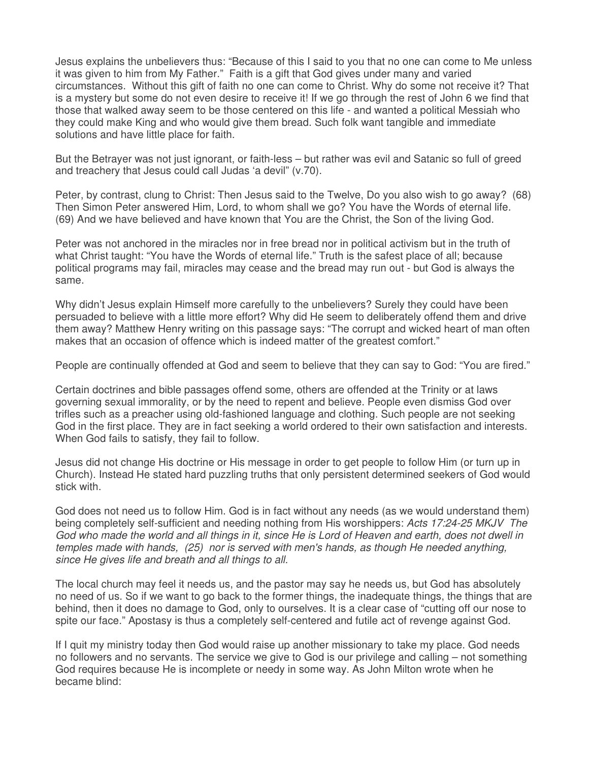Jesus explains the unbelievers thus: “Because of this I said to you that no one can come to Me unless it was given to him from My Father.” Faith is a gift that God gives under many and varied circumstances. Without this gift of faith no one can come to Christ. Why do some not receive it? That is a mystery but some do not even desire to receive it! If we go through the rest of John 6 we find that those that walked away seem to be those centered on this life - and wanted a political Messiah who they could make King and who would give them bread. Such folk want tangible and immediate solutions and have little place for faith.

But the Betrayer was not just ignorant, or faith-less – but rather was evil and Satanic so full of greed and treachery that Jesus could call Judas ‘a devil” (v.70).

Peter, by contrast, clung to Christ: Then Jesus said to the Twelve, Do you also wish to go away? (68) Then Simon Peter answered Him, Lord, to whom shall we go? You have the Words of eternal life. (69) And we have believed and have known that You are the Christ, the Son of the living God.

Peter was not anchored in the miracles nor in free bread nor in political activism but in the truth of what Christ taught: “You have the Words of eternal life.” Truth is the safest place of all; because political programs may fail, miracles may cease and the bread may run out - but God is always the same.

Why didn’t Jesus explain Himself more carefully to the unbelievers? Surely they could have been persuaded to believe with a little more effort? Why did He seem to deliberately offend them and drive them away? Matthew Henry writing on this passage says: “The corrupt and wicked heart of man often makes that an occasion of offence which is indeed matter of the greatest comfort.”

People are continually offended at God and seem to believe that they can say to God: “You are fired.”

Certain doctrines and bible passages offend some, others are offended at the Trinity or at laws governing sexual immorality, or by the need to repent and believe. People even dismiss God over trifles such as a preacher using old-fashioned language and clothing. Such people are not seeking God in the first place. They are in fact seeking a world ordered to their own satisfaction and interests. When God fails to satisfy, they fail to follow.

Jesus did not change His doctrine or His message in order to get people to follow Him (or turn up in Church). Instead He stated hard puzzling truths that only persistent determined seekers of God would stick with.

God does not need us to follow Him. God is in fact without any needs (as we would understand them) being completely self-sufficient and needing nothing from His worshippers: *Acts 17:24-25 MKJV The God who made the world and all things in it, since He is Lord of Heaven and earth, does not dwell in temples made with hands, (25) nor is served with men's hands, as though He needed anything, since He gives life and breath and all things to all.*

The local church may feel it needs us, and the pastor may say he needs us, but God has absolutely no need of us. So if we want to go back to the former things, the inadequate things, the things that are behind, then it does no damage to God, only to ourselves. It is a clear case of “cutting off our nose to spite our face.” Apostasy is thus a completely self-centered and futile act of revenge against God.

If I quit my ministry today then God would raise up another missionary to take my place. God needs no followers and no servants. The service we give to God is our privilege and calling – not something God requires because He is incomplete or needy in some way. As John Milton wrote when he became blind: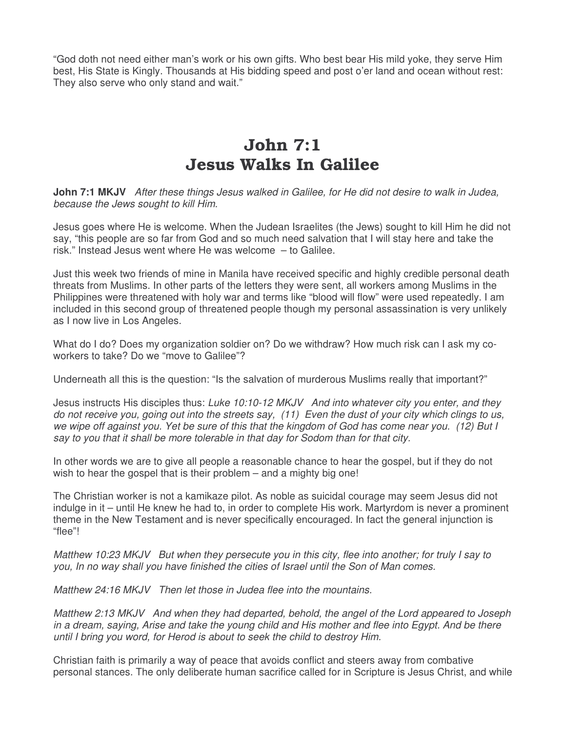“God doth not need either man’s work or his own gifts. Who best bear His mild yoke, they serve Him best, His State is Kingly. Thousands at His bidding speed and post o’er land and ocean without rest: They also serve who only stand and wait.”

# John 7:1
# Jesus Walks In Galilee

**John 7:1 MKJV** *After these things Jesus walked in Galilee, for He did not desire to walk in Judea, because the Jews sought to kill Him.*

Jesus goes where He is welcome. When the Judean Israelites (the Jews) sought to kill Him he did not say, “this people are so far from God and so much need salvation that I will stay here and take the risk.” Instead Jesus went where He was welcome – to Galilee.

Just this week two friends of mine in Manila have received specific and highly credible personal death threats from Muslims. In other parts of the letters they were sent, all workers among Muslims in the Philippines were threatened with holy war and terms like “blood will flow” were used repeatedly. I am included in this second group of threatened people though my personal assassination is very unlikely as I now live in Los Angeles.

What do I do? Does my organization soldier on? Do we withdraw? How much risk can I ask my co-workers to take? Do we “move to Galilee”?

Underneath all this is the question: “Is the salvation of murderous Muslims really that important?”

Jesus instructs His disciples thus: *Luke 10:10-12 MKJV And into whatever city you enter, and they do not receive you, going out into the streets say, (11) Even the dust of your city which clings to us, we wipe off against you. Yet be sure of this that the kingdom of God has come near you. (12) But I say to you that it shall be more tolerable in that day for Sodom than for that city.*

In other words we are to give all people a reasonable chance to hear the gospel, but if they do not wish to hear the gospel that is their problem – and a mighty big one!

The Christian worker is not a kamikaze pilot. As noble as suicidal courage may seem Jesus did not indulge in it – until He knew he had to, in order to complete His work. Martyrdom is never a prominent theme in the New Testament and is never specifically encouraged. In fact the general injunction is “flee”!

*Matthew 10:23 MKJV But when they persecute you in this city, flee into another; for truly I say to you, In no way shall you have finished the cities of Israel until the Son of Man comes.*

*Matthew 24:16 MKJV Then let those in Judea flee into the mountains.*

*Matthew 2:13 MKJV And when they had departed, behold, the angel of the Lord appeared to Joseph in a dream, saying, Arise and take the young child and His mother and flee into Egypt. And be there until I bring you word, for Herod is about to seek the child to destroy Him.*

Christian faith is primarily a way of peace that avoids conflict and steers away from combative personal stances. The only deliberate human sacrifice called for in Scripture is Jesus Christ, and while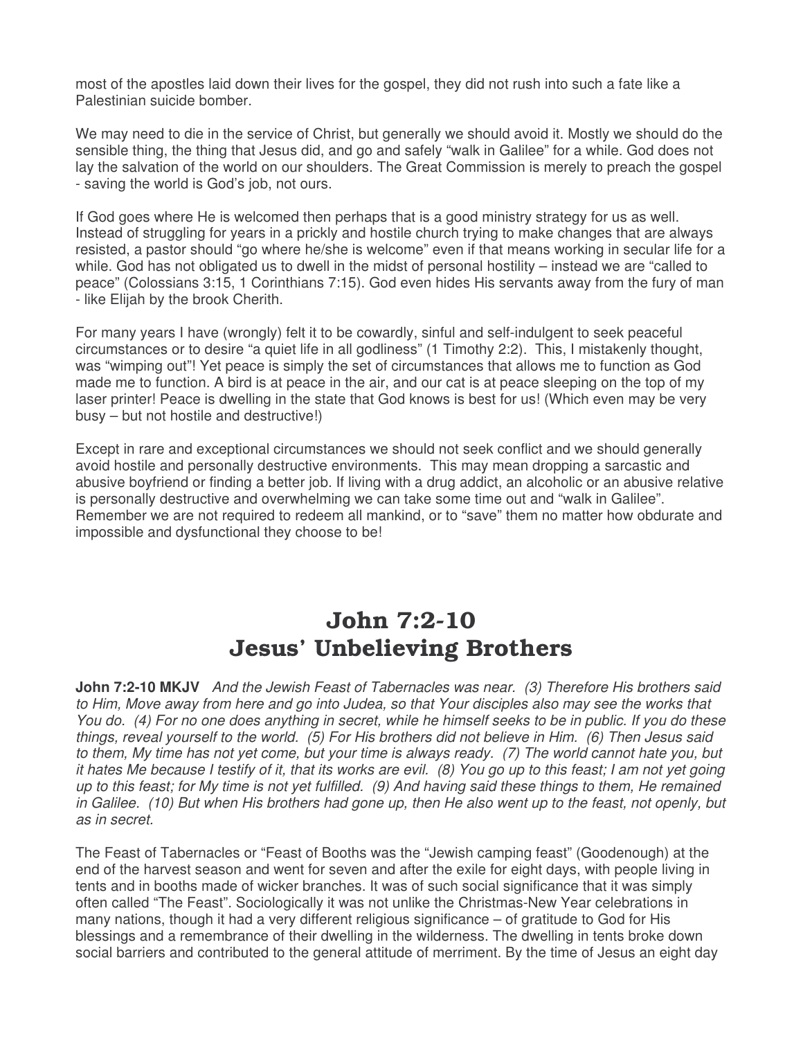most of the apostles laid down their lives for the gospel, they did not rush into such a fate like a Palestinian suicide bomber.

We may need to die in the service of Christ, but generally we should avoid it. Mostly we should do the sensible thing, the thing that Jesus did, and go and safely "walk in Galilee" for a while. God does not lay the salvation of the world on our shoulders. The Great Commission is merely to preach the gospel - saving the world is God's job, not ours.

If God goes where He is welcomed then perhaps that is a good ministry strategy for us as well. Instead of struggling for years in a prickly and hostile church trying to make changes that are always resisted, a pastor should "go where he/she is welcome" even if that means working in secular life for a while. God has not obligated us to dwell in the midst of personal hostility – instead we are "called to peace" (Colossians 3:15, 1 Corinthians 7:15). God even hides His servants away from the fury of man - like Elijah by the brook Cherith.

For many years I have (wrongly) felt it to be cowardly, sinful and self-indulgent to seek peaceful circumstances or to desire "a quiet life in all godliness" (1 Timothy 2:2). This, I mistakenly thought, was "wimping out"! Yet peace is simply the set of circumstances that allows me to function as God made me to function. A bird is at peace in the air, and our cat is at peace sleeping on the top of my laser printer! Peace is dwelling in the state that God knows is best for us! (Which even may be very busy – but not hostile and destructive!)

Except in rare and exceptional circumstances we should not seek conflict and we should generally avoid hostile and personally destructive environments. This may mean dropping a sarcastic and abusive boyfriend or finding a better job. If living with a drug addict, an alcoholic or an abusive relative is personally destructive and overwhelming we can take some time out and "walk in Galilee". Remember we are not required to redeem all mankind, or to "save" them no matter how obdurate and impossible and dysfunctional they choose to be!

# John 7:2-10
# Jesus' Unbelieving Brothers

**John 7:2-10 MKJV** *And the Jewish Feast of Tabernacles was near. (3) Therefore His brothers said to Him, Move away from here and go into Judea, so that Your disciples also may see the works that You do. (4) For no one does anything in secret, while he himself seeks to be in public. If you do these things, reveal yourself to the world. (5) For His brothers did not believe in Him. (6) Then Jesus said to them, My time has not yet come, but your time is always ready. (7) The world cannot hate you, but it hates Me because I testify of it, that its works are evil. (8) You go up to this feast; I am not yet going up to this feast; for My time is not yet fulfilled. (9) And having said these things to them, He remained in Galilee. (10) But when His brothers had gone up, then He also went up to the feast, not openly, but as in secret.*

The Feast of Tabernacles or "Feast of Booths was the "Jewish camping feast" (Goodenough) at the end of the harvest season and went for seven and after the exile for eight days, with people living in tents and in booths made of wicker branches. It was of such social significance that it was simply often called "The Feast". Sociologically it was not unlike the Christmas-New Year celebrations in many nations, though it had a very different religious significance – of gratitude to God for His blessings and a remembrance of their dwelling in the wilderness. The dwelling in tents broke down social barriers and contributed to the general attitude of merriment. By the time of Jesus an eight day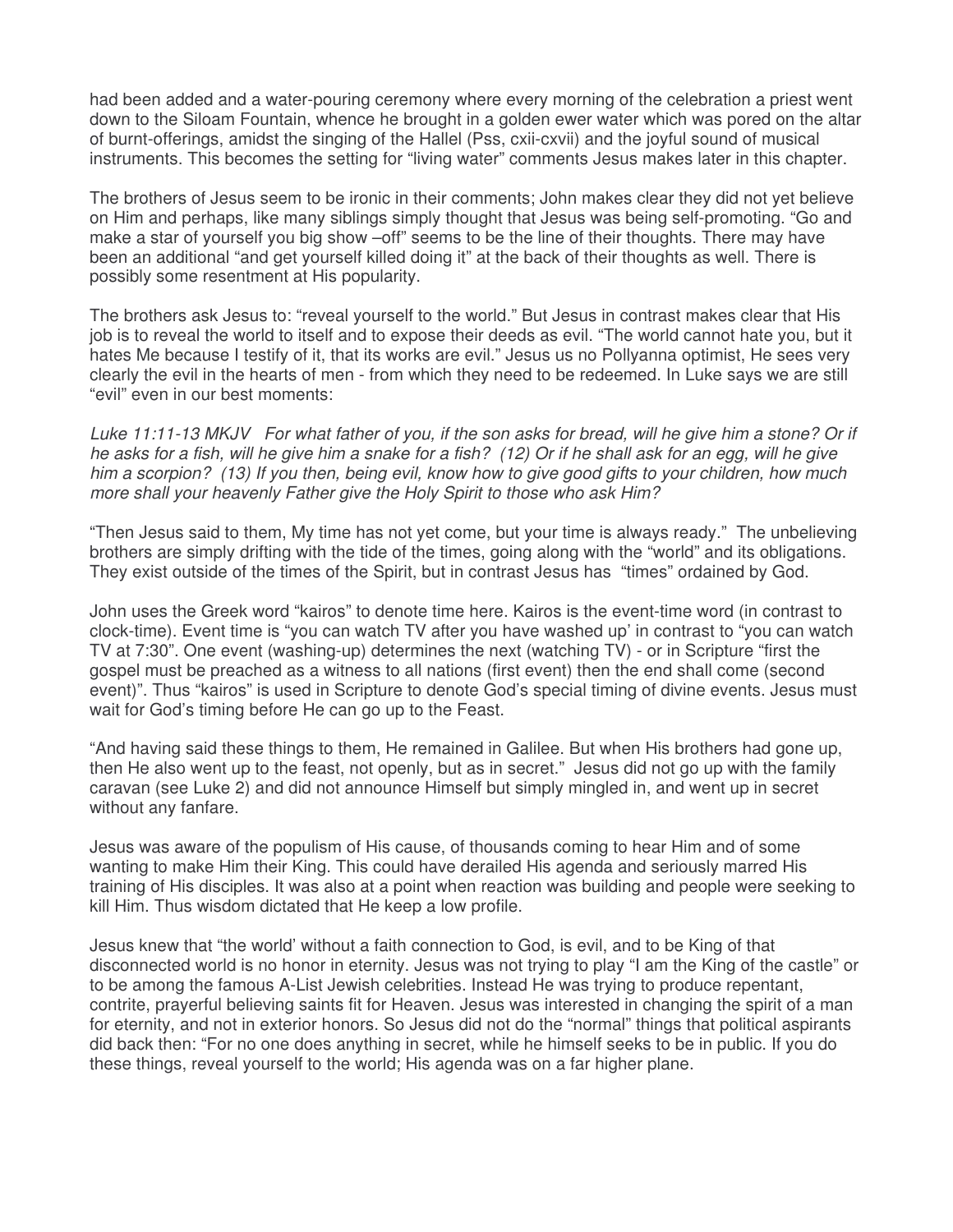had been added and a water-pouring ceremony where every morning of the celebration a priest went down to the Siloam Fountain, whence he brought in a golden ewer water which was pored on the altar of burnt-offerings, amidst the singing of the Hallel (Pss, cxii-cxvii) and the joyful sound of musical instruments. This becomes the setting for "living water" comments Jesus makes later in this chapter.

The brothers of Jesus seem to be ironic in their comments; John makes clear they did not yet believe on Him and perhaps, like many siblings simply thought that Jesus was being self-promoting. "Go and make a star of yourself you big show –off" seems to be the line of their thoughts. There may have been an additional "and get yourself killed doing it" at the back of their thoughts as well. There is possibly some resentment at His popularity.

The brothers ask Jesus to: "reveal yourself to the world." But Jesus in contrast makes clear that His job is to reveal the world to itself and to expose their deeds as evil. "The world cannot hate you, but it hates Me because I testify of it, that its works are evil." Jesus us no Pollyanna optimist, He sees very clearly the evil in the hearts of men - from which they need to be redeemed. In Luke says we are still "evil" even in our best moments:

*Luke 11:11-13 MKJV For what father of you, if the son asks for bread, will he give him a stone? Or if he asks for a fish, will he give him a snake for a fish? (12) Or if he shall ask for an egg, will he give him a scorpion? (13) If you then, being evil, know how to give good gifts to your children, how much more shall your heavenly Father give the Holy Spirit to those who ask Him?*

"Then Jesus said to them, My time has not yet come, but your time is always ready." The unbelieving brothers are simply drifting with the tide of the times, going along with the "world" and its obligations. They exist outside of the times of the Spirit, but in contrast Jesus has "times" ordained by God.

John uses the Greek word "kairos" to denote time here. Kairos is the event-time word (in contrast to clock-time). Event time is "you can watch TV after you have washed up' in contrast to "you can watch TV at 7:30". One event (washing-up) determines the next (watching TV) - or in Scripture "first the gospel must be preached as a witness to all nations (first event) then the end shall come (second event)". Thus "kairos" is used in Scripture to denote God's special timing of divine events. Jesus must wait for God's timing before He can go up to the Feast.

"And having said these things to them, He remained in Galilee. But when His brothers had gone up, then He also went up to the feast, not openly, but as in secret." Jesus did not go up with the family caravan (see Luke 2) and did not announce Himself but simply mingled in, and went up in secret without any fanfare.

Jesus was aware of the populism of His cause, of thousands coming to hear Him and of some wanting to make Him their King. This could have derailed His agenda and seriously marred His training of His disciples. It was also at a point when reaction was building and people were seeking to kill Him. Thus wisdom dictated that He keep a low profile.

Jesus knew that "the world' without a faith connection to God, is evil, and to be King of that disconnected world is no honor in eternity. Jesus was not trying to play "I am the King of the castle" or to be among the famous A-List Jewish celebrities. Instead He was trying to produce repentant, contrite, prayerful believing saints fit for Heaven. Jesus was interested in changing the spirit of a man for eternity, and not in exterior honors. So Jesus did not do the "normal" things that political aspirants did back then: "For no one does anything in secret, while he himself seeks to be in public. If you do these things, reveal yourself to the world; His agenda was on a far higher plane.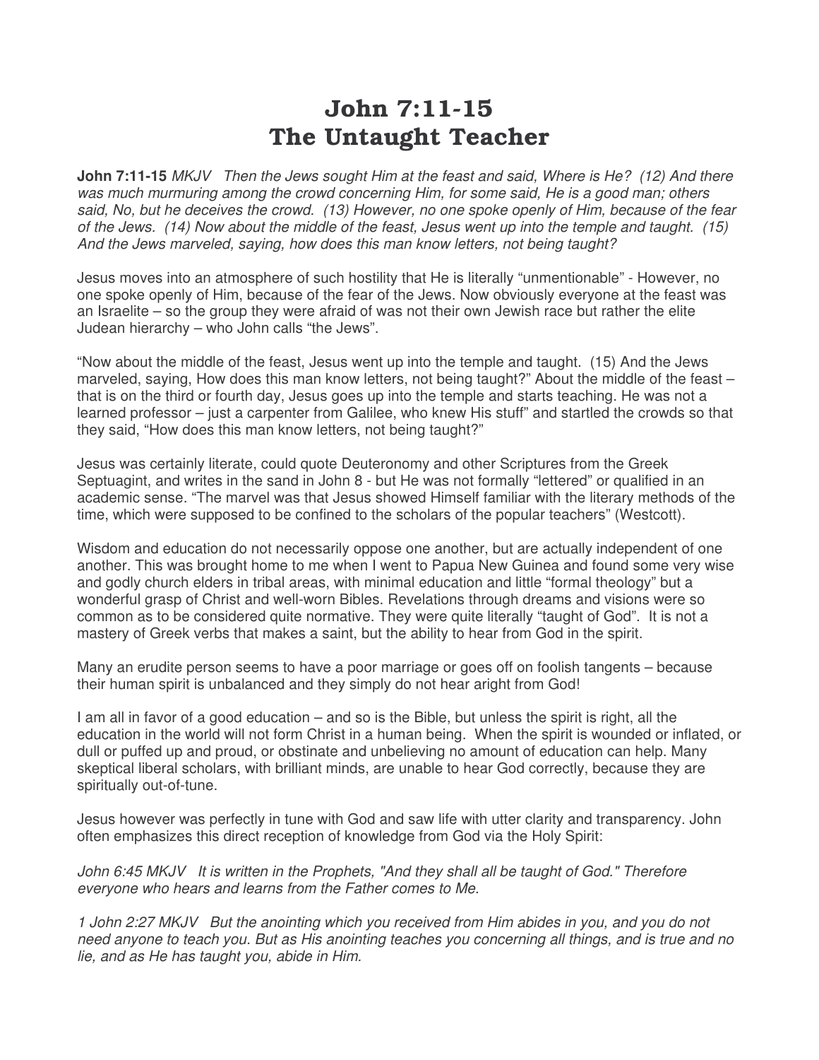# John 7:11-15
# The Untaught Teacher

**John 7:11-15** *MKJV Then the Jews sought Him at the feast and said, Where is He? (12) And there was much murmuring among the crowd concerning Him, for some said, He is a good man; others said, No, but he deceives the crowd. (13) However, no one spoke openly of Him, because of the fear of the Jews. (14) Now about the middle of the feast, Jesus went up into the temple and taught. (15) And the Jews marveled, saying, how does this man know letters, not being taught?*

Jesus moves into an atmosphere of such hostility that He is literally "unmentionable" - However, no one spoke openly of Him, because of the fear of the Jews. Now obviously everyone at the feast was an Israelite – so the group they were afraid of was not their own Jewish race but rather the elite Judean hierarchy – who John calls "the Jews".

"Now about the middle of the feast, Jesus went up into the temple and taught. (15) And the Jews marveled, saying, How does this man know letters, not being taught?" About the middle of the feast – that is on the third or fourth day, Jesus goes up into the temple and starts teaching. He was not a learned professor – just a carpenter from Galilee, who knew His stuff" and startled the crowds so that they said, "How does this man know letters, not being taught?"

Jesus was certainly literate, could quote Deuteronomy and other Scriptures from the Greek Septuagint, and writes in the sand in John 8 - but He was not formally "lettered" or qualified in an academic sense. "The marvel was that Jesus showed Himself familiar with the literary methods of the time, which were supposed to be confined to the scholars of the popular teachers" (Westcott).

Wisdom and education do not necessarily oppose one another, but are actually independent of one another. This was brought home to me when I went to Papua New Guinea and found some very wise and godly church elders in tribal areas, with minimal education and little "formal theology" but a wonderful grasp of Christ and well-worn Bibles. Revelations through dreams and visions were so common as to be considered quite normative. They were quite literally "taught of God". It is not a mastery of Greek verbs that makes a saint, but the ability to hear from God in the spirit.

Many an erudite person seems to have a poor marriage or goes off on foolish tangents – because their human spirit is unbalanced and they simply do not hear aright from God!

I am all in favor of a good education – and so is the Bible, but unless the spirit is right, all the education in the world will not form Christ in a human being. When the spirit is wounded or inflated, or dull or puffed up and proud, or obstinate and unbelieving no amount of education can help. Many skeptical liberal scholars, with brilliant minds, are unable to hear God correctly, because they are spiritually out-of-tune.

Jesus however was perfectly in tune with God and saw life with utter clarity and transparency. John often emphasizes this direct reception of knowledge from God via the Holy Spirit:

*John 6:45 MKJV It is written in the Prophets, "And they shall all be taught of God." Therefore everyone who hears and learns from the Father comes to Me.*

*1 John 2:27 MKJV But the anointing which you received from Him abides in you, and you do not need anyone to teach you. But as His anointing teaches you concerning all things, and is true and no lie, and as He has taught you, abide in Him.*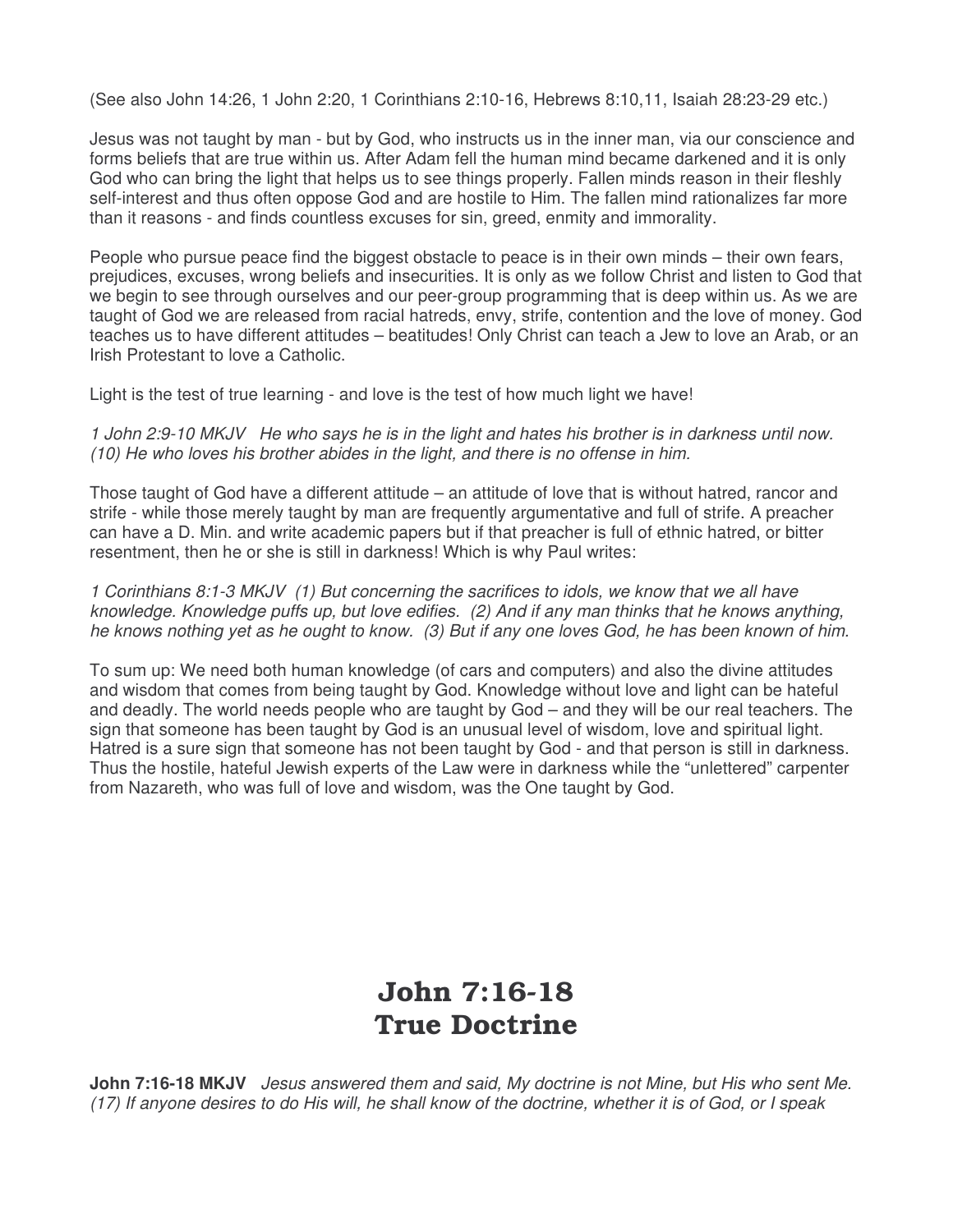(See also John 14:26, 1 John 2:20, 1 Corinthians 2:10-16, Hebrews 8:10,11, Isaiah 28:23-29 etc.)

Jesus was not taught by man - but by God, who instructs us in the inner man, via our conscience and forms beliefs that are true within us. After Adam fell the human mind became darkened and it is only God who can bring the light that helps us to see things properly. Fallen minds reason in their fleshly self-interest and thus often oppose God and are hostile to Him. The fallen mind rationalizes far more than it reasons - and finds countless excuses for sin, greed, enmity and immorality.

People who pursue peace find the biggest obstacle to peace is in their own minds – their own fears, prejudices, excuses, wrong beliefs and insecurities. It is only as we follow Christ and listen to God that we begin to see through ourselves and our peer-group programming that is deep within us. As we are taught of God we are released from racial hatreds, envy, strife, contention and the love of money. God teaches us to have different attitudes – beatitudes! Only Christ can teach a Jew to love an Arab, or an Irish Protestant to love a Catholic.

Light is the test of true learning - and love is the test of how much light we have!

*1 John 2:9-10 MKJV He who says he is in the light and hates his brother is in darkness until now. (10) He who loves his brother abides in the light, and there is no offense in him.*

Those taught of God have a different attitude – an attitude of love that is without hatred, rancor and strife - while those merely taught by man are frequently argumentative and full of strife. A preacher can have a D. Min. and write academic papers but if that preacher is full of ethnic hatred, or bitter resentment, then he or she is still in darkness! Which is why Paul writes:

*1 Corinthians 8:1-3 MKJV (1) But concerning the sacrifices to idols, we know that we all have knowledge. Knowledge puffs up, but love edifies. (2) And if any man thinks that he knows anything, he knows nothing yet as he ought to know. (3) But if any one loves God, he has been known of him.*

To sum up: We need both human knowledge (of cars and computers) and also the divine attitudes and wisdom that comes from being taught by God. Knowledge without love and light can be hateful and deadly. The world needs people who are taught by God – and they will be our real teachers. The sign that someone has been taught by God is an unusual level of wisdom, love and spiritual light. Hatred is a sure sign that someone has not been taught by God - and that person is still in darkness. Thus the hostile, hateful Jewish experts of the Law were in darkness while the "unlettered" carpenter from Nazareth, who was full of love and wisdom, was the One taught by God.

# John 7:16-18
# True Doctrine

**John 7:16-18 MKJV** *Jesus answered them and said, My doctrine is not Mine, but His who sent Me. (17) If anyone desires to do His will, he shall know of the doctrine, whether it is of God, or I speak*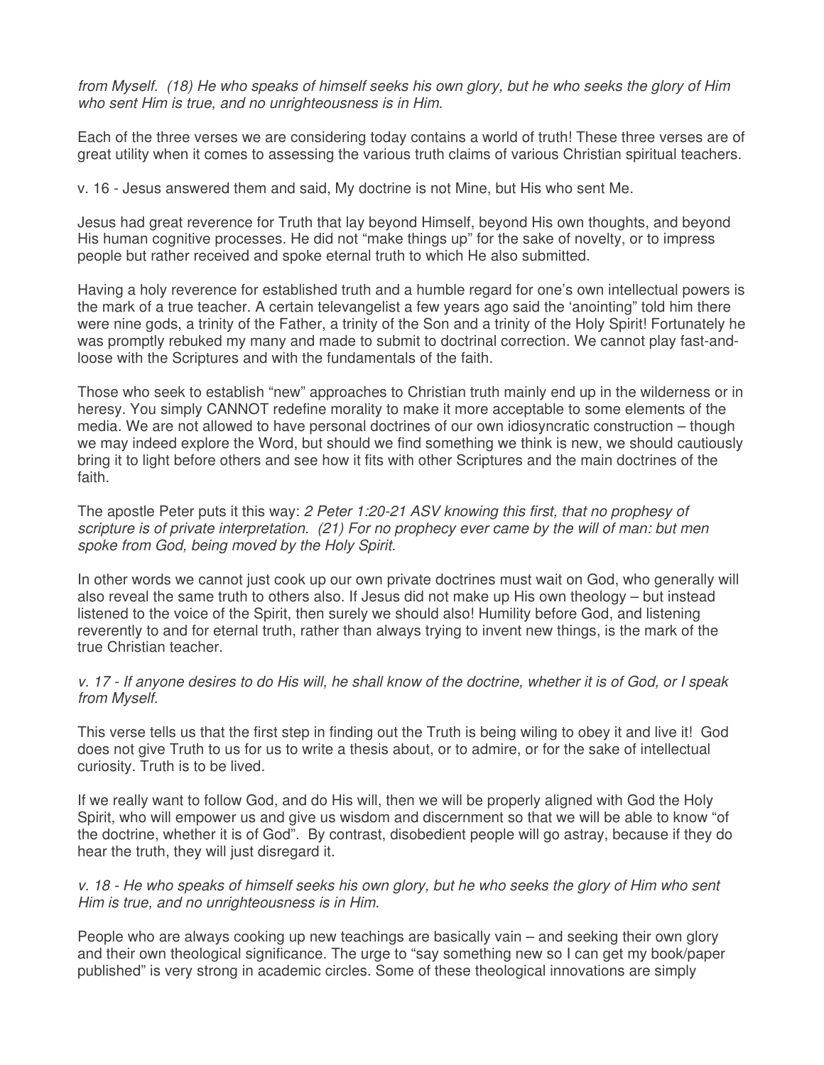*from Myself. (18) He who speaks of himself seeks his own glory, but he who seeks the glory of Him who sent Him is true, and no unrighteousness is in Him.*

Each of the three verses we are considering today contains a world of truth! These three verses are of great utility when it comes to assessing the various truth claims of various Christian spiritual teachers.

v. 16 - Jesus answered them and said, My doctrine is not Mine, but His who sent Me.

Jesus had great reverence for Truth that lay beyond Himself, beyond His own thoughts, and beyond His human cognitive processes. He did not "make things up" for the sake of novelty, or to impress people but rather received and spoke eternal truth to which He also submitted.

Having a holy reverence for established truth and a humble regard for one's own intellectual powers is the mark of a true teacher. A certain televangelist a few years ago said the 'anointing" told him there were nine gods, a trinity of the Father, a trinity of the Son and a trinity of the Holy Spirit! Fortunately he was promptly rebuked my many and made to submit to doctrinal correction. We cannot play fast-and-loose with the Scriptures and with the fundamentals of the faith.

Those who seek to establish "new" approaches to Christian truth mainly end up in the wilderness or in heresy. You simply CANNOT redefine morality to make it more acceptable to some elements of the media. We are not allowed to have personal doctrines of our own idiosyncratic construction – though we may indeed explore the Word, but should we find something we think is new, we should cautiously bring it to light before others and see how it fits with other Scriptures and the main doctrines of the faith.

The apostle Peter puts it this way: *2 Peter 1:20-21 ASV knowing this first, that no prophesy of scripture is of private interpretation. (21) For no prophecy ever came by the will of man: but men spoke from God, being moved by the Holy Spirit.*

In other words we cannot just cook up our own private doctrines must wait on God, who generally will also reveal the same truth to others also. If Jesus did not make up His own theology – but instead listened to the voice of the Spirit, then surely we should also! Humility before God, and listening reverently to and for eternal truth, rather than always trying to invent new things, is the mark of the true Christian teacher.

*v. 17 - If anyone desires to do His will, he shall know of the doctrine, whether it is of God, or I speak from Myself.*

This verse tells us that the first step in finding out the Truth is being wiling to obey it and live it! God does not give Truth to us for us to write a thesis about, or to admire, or for the sake of intellectual curiosity. Truth is to be lived.

If we really want to follow God, and do His will, then we will be properly aligned with God the Holy Spirit, who will empower us and give us wisdom and discernment so that we will be able to know "of the doctrine, whether it is of God". By contrast, disobedient people will go astray, because if they do hear the truth, they will just disregard it.

*v. 18 - He who speaks of himself seeks his own glory, but he who seeks the glory of Him who sent Him is true, and no unrighteousness is in Him.*

People who are always cooking up new teachings are basically vain – and seeking their own glory and their own theological significance. The urge to "say something new so I can get my book/paper published" is very strong in academic circles. Some of these theological innovations are simply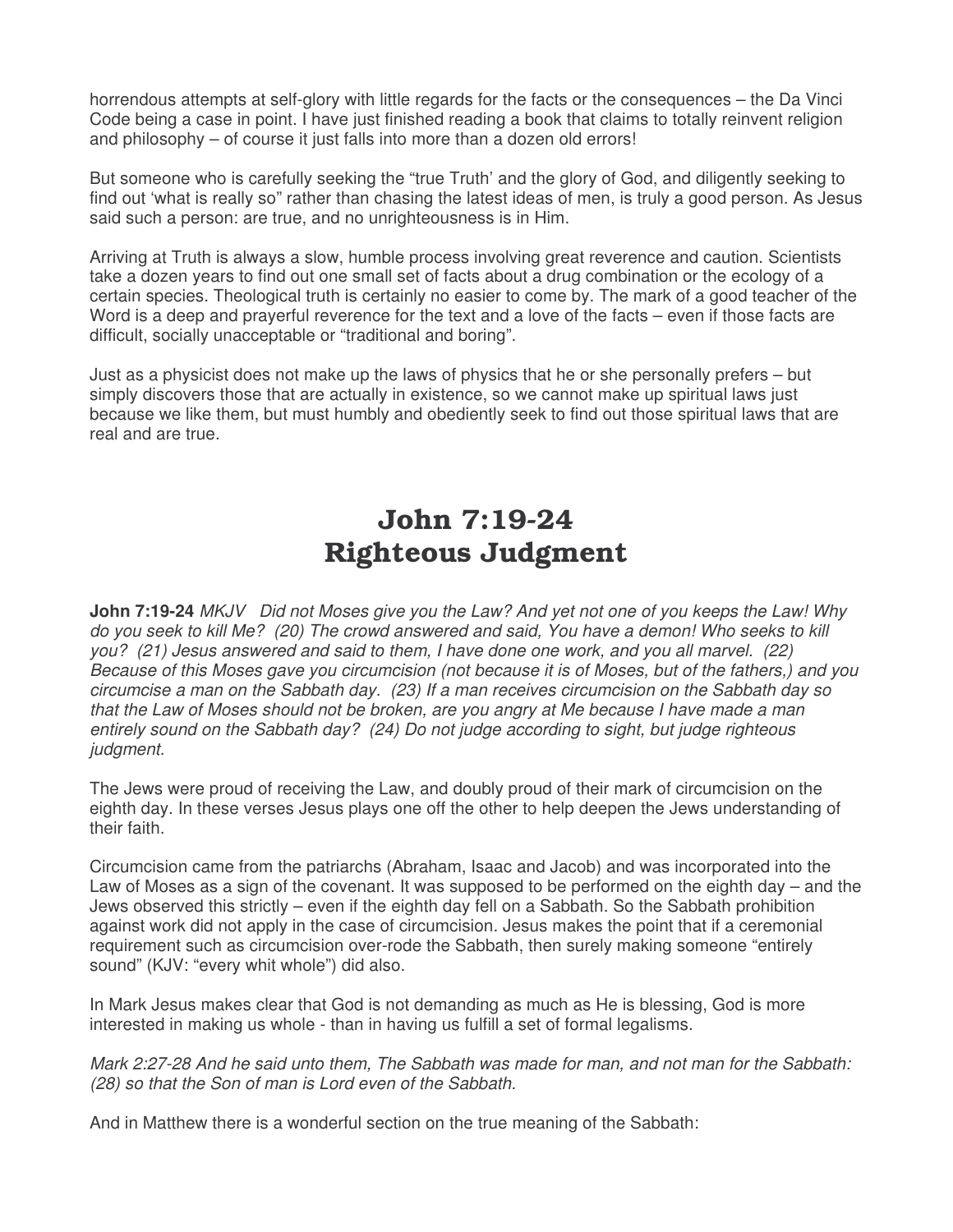horrendous attempts at self-glory with little regards for the facts or the consequences – the Da Vinci Code being a case in point. I have just finished reading a book that claims to totally reinvent religion and philosophy – of course it just falls into more than a dozen old errors!

But someone who is carefully seeking the "true Truth' and the glory of God, and diligently seeking to find out 'what is really so" rather than chasing the latest ideas of men, is truly a good person. As Jesus said such a person: are true, and no unrighteousness is in Him.

Arriving at Truth is always a slow, humble process involving great reverence and caution. Scientists take a dozen years to find out one small set of facts about a drug combination or the ecology of a certain species. Theological truth is certainly no easier to come by. The mark of a good teacher of the Word is a deep and prayerful reverence for the text and a love of the facts – even if those facts are difficult, socially unacceptable or "traditional and boring".

Just as a physicist does not make up the laws of physics that he or she personally prefers – but simply discovers those that are actually in existence, so we cannot make up spiritual laws just because we like them, but must humbly and obediently seek to find out those spiritual laws that are real and are true.

# John 7:19-24
# Righteous Judgment

**John 7:19-24** *MKJV Did not Moses give you the Law? And yet not one of you keeps the Law! Why do you seek to kill Me? (20) The crowd answered and said, You have a demon! Who seeks to kill you? (21) Jesus answered and said to them, I have done one work, and you all marvel. (22) Because of this Moses gave you circumcision (not because it is of Moses, but of the fathers,) and you circumcise a man on the Sabbath day. (23) If a man receives circumcision on the Sabbath day so that the Law of Moses should not be broken, are you angry at Me because I have made a man entirely sound on the Sabbath day? (24) Do not judge according to sight, but judge righteous judgment.*

The Jews were proud of receiving the Law, and doubly proud of their mark of circumcision on the eighth day. In these verses Jesus plays one off the other to help deepen the Jews understanding of their faith.

Circumcision came from the patriarchs (Abraham, Isaac and Jacob) and was incorporated into the Law of Moses as a sign of the covenant. It was supposed to be performed on the eighth day – and the Jews observed this strictly – even if the eighth day fell on a Sabbath. So the Sabbath prohibition against work did not apply in the case of circumcision. Jesus makes the point that if a ceremonial requirement such as circumcision over-rode the Sabbath, then surely making someone "entirely sound" (KJV: "every whit whole") did also.

In Mark Jesus makes clear that God is not demanding as much as He is blessing, God is more interested in making us whole - than in having us fulfill a set of formal legalisms.

*Mark 2:27-28 And he said unto them, The Sabbath was made for man, and not man for the Sabbath: (28) so that the Son of man is Lord even of the Sabbath.*

And in Matthew there is a wonderful section on the true meaning of the Sabbath: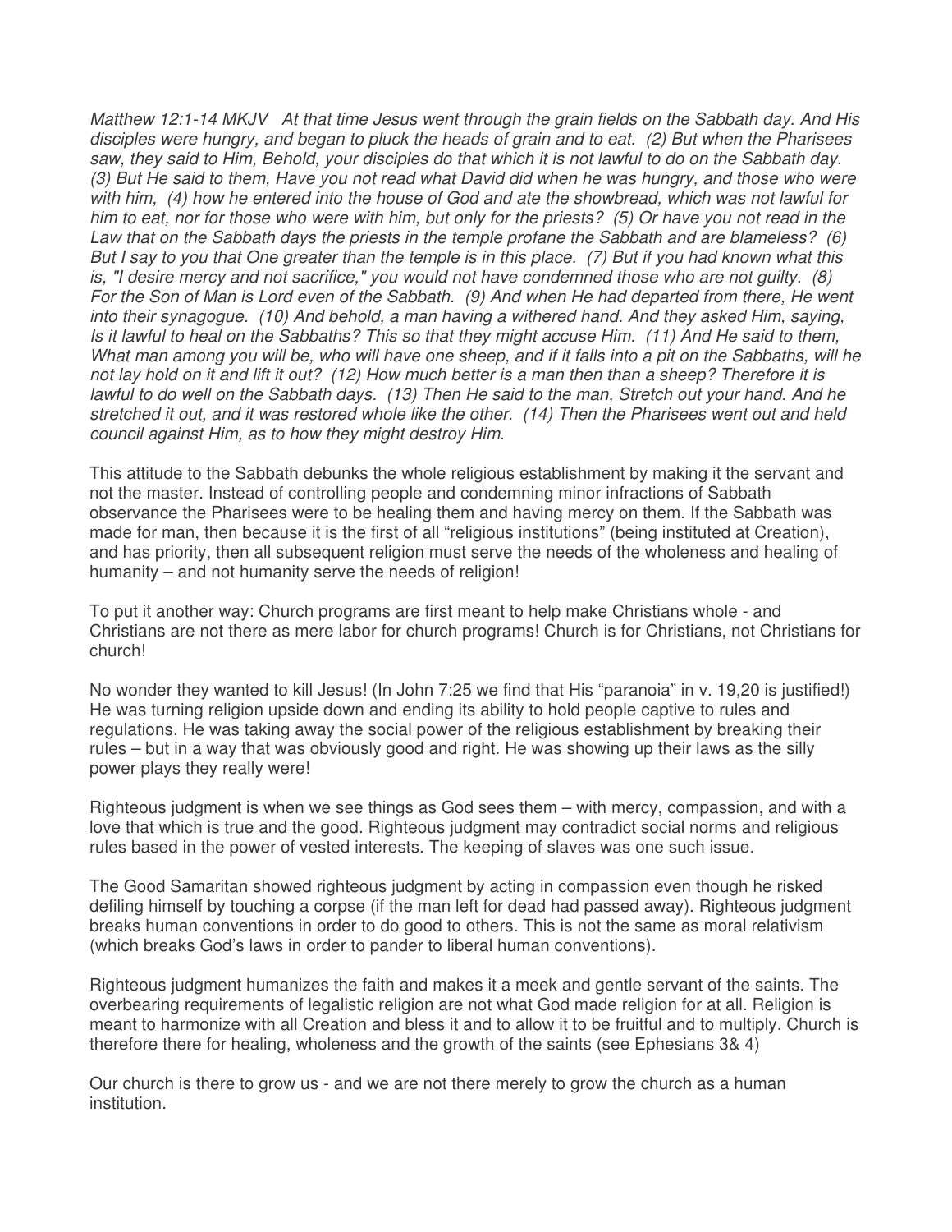*Matthew 12:1-14 MKJV At that time Jesus went through the grain fields on the Sabbath day. And His disciples were hungry, and began to pluck the heads of grain and to eat. (2) But when the Pharisees saw, they said to Him, Behold, your disciples do that which it is not lawful to do on the Sabbath day. (3) But He said to them, Have you not read what David did when he was hungry, and those who were with him, (4) how he entered into the house of God and ate the showbread, which was not lawful for him to eat, nor for those who were with him, but only for the priests? (5) Or have you not read in the Law that on the Sabbath days the priests in the temple profane the Sabbath and are blameless? (6) But I say to you that One greater than the temple is in this place. (7) But if you had known what this is, "I desire mercy and not sacrifice," you would not have condemned those who are not guilty. (8) For the Son of Man is Lord even of the Sabbath. (9) And when He had departed from there, He went into their synagogue. (10) And behold, a man having a withered hand. And they asked Him, saying, Is it lawful to heal on the Sabbaths? This so that they might accuse Him. (11) And He said to them, What man among you will be, who will have one sheep, and if it falls into a pit on the Sabbaths, will he not lay hold on it and lift it out? (12) How much better is a man then than a sheep? Therefore it is lawful to do well on the Sabbath days. (13) Then He said to the man, Stretch out your hand. And he stretched it out, and it was restored whole like the other. (14) Then the Pharisees went out and held council against Him, as to how they might destroy Him.*

This attitude to the Sabbath debunks the whole religious establishment by making it the servant and not the master. Instead of controlling people and condemning minor infractions of Sabbath observance the Pharisees were to be healing them and having mercy on them. If the Sabbath was made for man, then because it is the first of all "religious institutions" (being instituted at Creation), and has priority, then all subsequent religion must serve the needs of the wholeness and healing of humanity – and not humanity serve the needs of religion!

To put it another way: Church programs are first meant to help make Christians whole - and Christians are not there as mere labor for church programs! Church is for Christians, not Christians for church!

No wonder they wanted to kill Jesus! (In John 7:25 we find that His "paranoia" in v. 19,20 is justified!) He was turning religion upside down and ending its ability to hold people captive to rules and regulations. He was taking away the social power of the religious establishment by breaking their rules – but in a way that was obviously good and right. He was showing up their laws as the silly power plays they really were!

Righteous judgment is when we see things as God sees them – with mercy, compassion, and with a love that which is true and the good. Righteous judgment may contradict social norms and religious rules based in the power of vested interests. The keeping of slaves was one such issue.

The Good Samaritan showed righteous judgment by acting in compassion even though he risked defiling himself by touching a corpse (if the man left for dead had passed away). Righteous judgment breaks human conventions in order to do good to others. This is not the same as moral relativism (which breaks God's laws in order to pander to liberal human conventions).

Righteous judgment humanizes the faith and makes it a meek and gentle servant of the saints. The overbearing requirements of legalistic religion are not what God made religion for at all. Religion is meant to harmonize with all Creation and bless it and to allow it to be fruitful and to multiply. Church is therefore there for healing, wholeness and the growth of the saints (see Ephesians 3& 4)

Our church is there to grow us - and we are not there merely to grow the church as a human institution.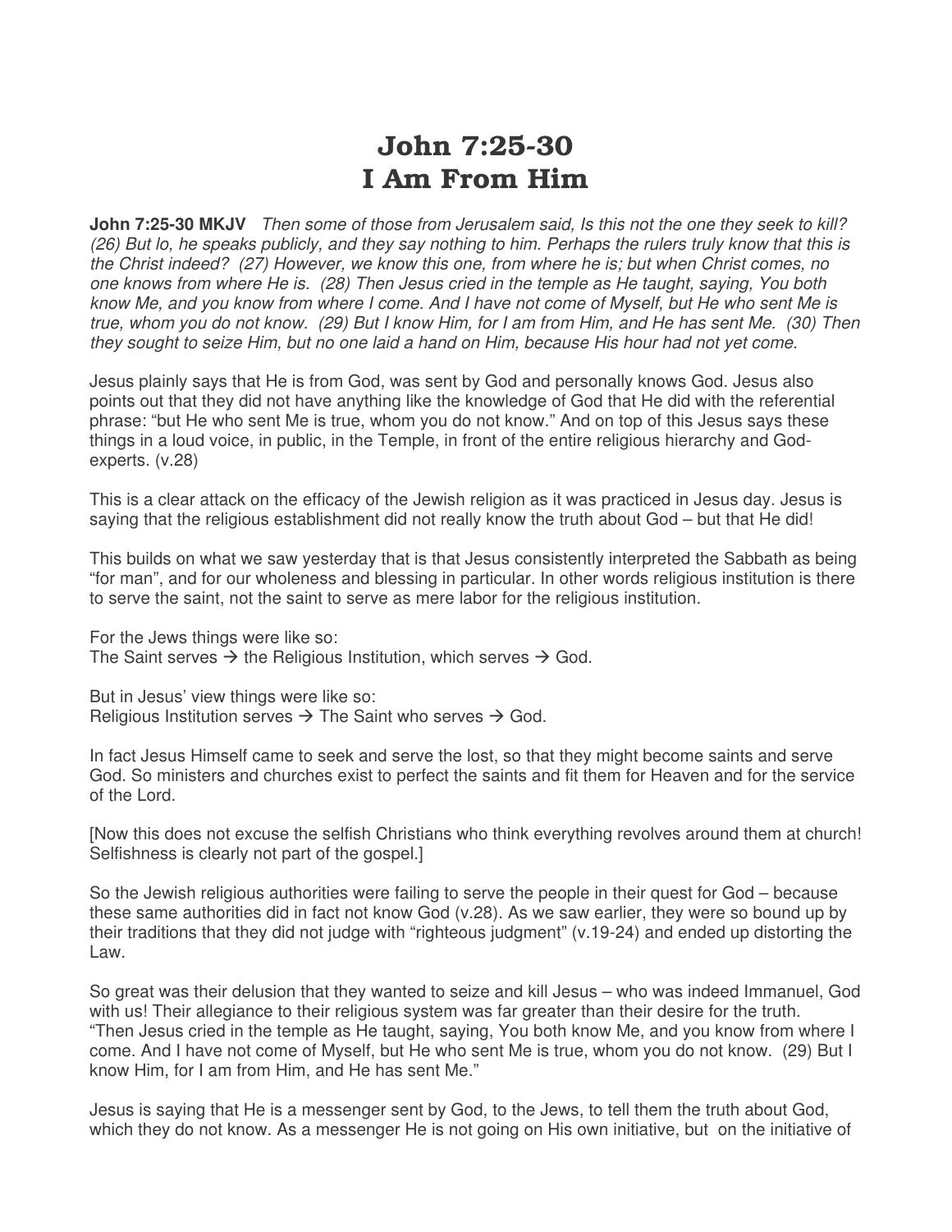# John 7:25-30
# I Am From Him

**John 7:25-30 MKJV** *Then some of those from Jerusalem said, Is this not the one they seek to kill? (26) But lo, he speaks publicly, and they say nothing to him. Perhaps the rulers truly know that this is the Christ indeed? (27) However, we know this one, from where he is; but when Christ comes, no one knows from where He is. (28) Then Jesus cried in the temple as He taught, saying, You both know Me, and you know from where I come. And I have not come of Myself, but He who sent Me is true, whom you do not know. (29) But I know Him, for I am from Him, and He has sent Me. (30) Then they sought to seize Him, but no one laid a hand on Him, because His hour had not yet come.*

Jesus plainly says that He is from God, was sent by God and personally knows God. Jesus also points out that they did not have anything like the knowledge of God that He did with the referential phrase: "but He who sent Me is true, whom you do not know." And on top of this Jesus says these things in a loud voice, in public, in the Temple, in front of the entire religious hierarchy and God-experts. (v.28)

This is a clear attack on the efficacy of the Jewish religion as it was practiced in Jesus day. Jesus is saying that the religious establishment did not really know the truth about God – but that He did!

This builds on what we saw yesterday that is that Jesus consistently interpreted the Sabbath as being "for man", and for our wholeness and blessing in particular. In other words religious institution is there to serve the saint, not the saint to serve as mere labor for the religious institution.

For the Jews things were like so:
The Saint serves → the Religious Institution, which serves → God.

But in Jesus' view things were like so:
Religious Institution serves → The Saint who serves → God.

In fact Jesus Himself came to seek and serve the lost, so that they might become saints and serve God. So ministers and churches exist to perfect the saints and fit them for Heaven and for the service of the Lord.

[Now this does not excuse the selfish Christians who think everything revolves around them at church! Selfishness is clearly not part of the gospel.]

So the Jewish religious authorities were failing to serve the people in their quest for God – because these same authorities did in fact not know God (v.28). As we saw earlier, they were so bound up by their traditions that they did not judge with "righteous judgment" (v.19-24) and ended up distorting the Law.

So great was their delusion that they wanted to seize and kill Jesus – who was indeed Immanuel, God with us! Their allegiance to their religious system was far greater than their desire for the truth. "Then Jesus cried in the temple as He taught, saying, You both know Me, and you know from where I come. And I have not come of Myself, but He who sent Me is true, whom you do not know. (29) But I know Him, for I am from Him, and He has sent Me."

Jesus is saying that He is a messenger sent by God, to the Jews, to tell them the truth about God, which they do not know. As a messenger He is not going on His own initiative, but on the initiative of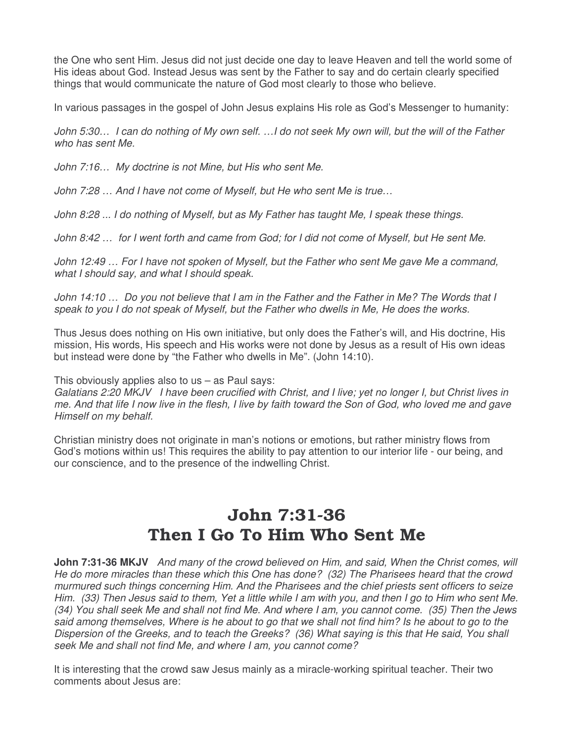the One who sent Him. Jesus did not just decide one day to leave Heaven and tell the world some of His ideas about God. Instead Jesus was sent by the Father to say and do certain clearly specified things that would communicate the nature of God most clearly to those who believe.

In various passages in the gospel of John Jesus explains His role as God's Messenger to humanity:

*John 5:30… I can do nothing of My own self. …I do not seek My own will, but the will of the Father who has sent Me.*

*John 7:16… My doctrine is not Mine, but His who sent Me.*

*John 7:28 … And I have not come of Myself, but He who sent Me is true…*

*John 8:28 ... I do nothing of Myself, but as My Father has taught Me, I speak these things.*

*John 8:42 … for I went forth and came from God; for I did not come of Myself, but He sent Me.*

*John 12:49 … For I have not spoken of Myself, but the Father who sent Me gave Me a command, what I should say, and what I should speak.*

*John 14:10 … Do you not believe that I am in the Father and the Father in Me? The Words that I speak to you I do not speak of Myself, but the Father who dwells in Me, He does the works.*

Thus Jesus does nothing on His own initiative, but only does the Father's will, and His doctrine, His mission, His words, His speech and His works were not done by Jesus as a result of His own ideas but instead were done by "the Father who dwells in Me". (John 14:10).

This obviously applies also to us – as Paul says:
*Galatians 2:20 MKJV I have been crucified with Christ, and I live; yet no longer I, but Christ lives in me. And that life I now live in the flesh, I live by faith toward the Son of God, who loved me and gave Himself on my behalf.*

Christian ministry does not originate in man's notions or emotions, but rather ministry flows from God's motions within us! This requires the ability to pay attention to our interior life - our being, and our conscience, and to the presence of the indwelling Christ.

# John 7:31-36
# Then I Go To Him Who Sent Me

**John 7:31-36 MKJV** *And many of the crowd believed on Him, and said, When the Christ comes, will He do more miracles than these which this One has done? (32) The Pharisees heard that the crowd murmured such things concerning Him. And the Pharisees and the chief priests sent officers to seize Him. (33) Then Jesus said to them, Yet a little while I am with you, and then I go to Him who sent Me. (34) You shall seek Me and shall not find Me. And where I am, you cannot come. (35) Then the Jews said among themselves, Where is he about to go that we shall not find him? Is he about to go to the Dispersion of the Greeks, and to teach the Greeks? (36) What saying is this that He said, You shall seek Me and shall not find Me, and where I am, you cannot come?*

It is interesting that the crowd saw Jesus mainly as a miracle-working spiritual teacher. Their two comments about Jesus are: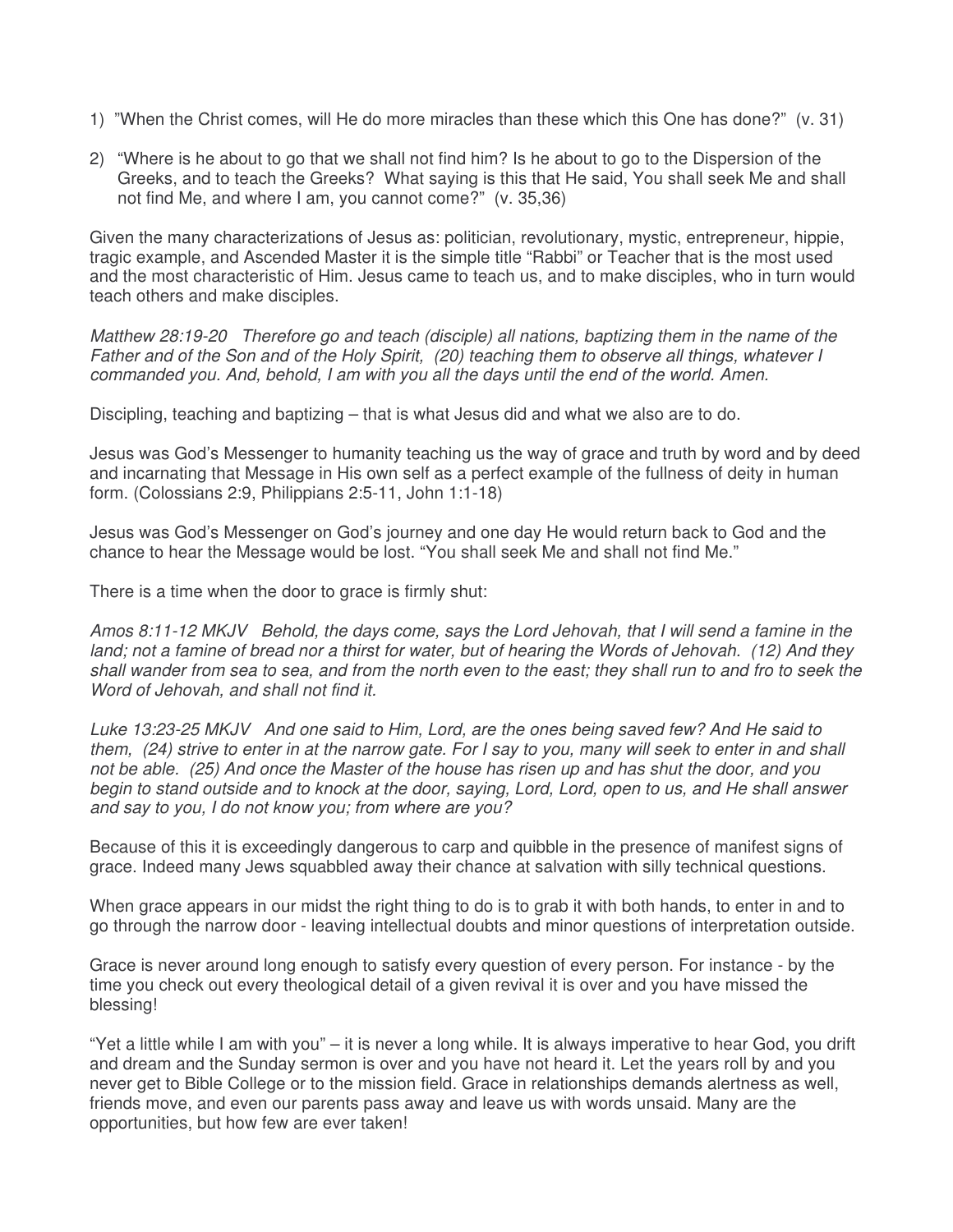1) "When the Christ comes, will He do more miracles than these which this One has done?" (v. 31)

2) "Where is he about to go that we shall not find him? Is he about to go to the Dispersion of the Greeks, and to teach the Greeks? What saying is this that He said, You shall seek Me and shall not find Me, and where I am, you cannot come?" (v. 35,36)

Given the many characterizations of Jesus as: politician, revolutionary, mystic, entrepreneur, hippie, tragic example, and Ascended Master it is the simple title "Rabbi" or Teacher that is the most used and the most characteristic of Him. Jesus came to teach us, and to make disciples, who in turn would teach others and make disciples.

*Matthew 28:19-20 Therefore go and teach (disciple) all nations, baptizing them in the name of the Father and of the Son and of the Holy Spirit, (20) teaching them to observe all things, whatever I commanded you. And, behold, I am with you all the days until the end of the world. Amen.*

Discipling, teaching and baptizing – that is what Jesus did and what we also are to do.

Jesus was God's Messenger to humanity teaching us the way of grace and truth by word and by deed and incarnating that Message in His own self as a perfect example of the fullness of deity in human form. (Colossians 2:9, Philippians 2:5-11, John 1:1-18)

Jesus was God's Messenger on God's journey and one day He would return back to God and the chance to hear the Message would be lost. "You shall seek Me and shall not find Me."

There is a time when the door to grace is firmly shut:

*Amos 8:11-12 MKJV Behold, the days come, says the Lord Jehovah, that I will send a famine in the land; not a famine of bread nor a thirst for water, but of hearing the Words of Jehovah. (12) And they shall wander from sea to sea, and from the north even to the east; they shall run to and fro to seek the Word of Jehovah, and shall not find it.*

*Luke 13:23-25 MKJV And one said to Him, Lord, are the ones being saved few? And He said to them, (24) strive to enter in at the narrow gate. For I say to you, many will seek to enter in and shall not be able. (25) And once the Master of the house has risen up and has shut the door, and you begin to stand outside and to knock at the door, saying, Lord, Lord, open to us, and He shall answer and say to you, I do not know you; from where are you?*

Because of this it is exceedingly dangerous to carp and quibble in the presence of manifest signs of grace. Indeed many Jews squabbled away their chance at salvation with silly technical questions.

When grace appears in our midst the right thing to do is to grab it with both hands, to enter in and to go through the narrow door - leaving intellectual doubts and minor questions of interpretation outside.

Grace is never around long enough to satisfy every question of every person. For instance - by the time you check out every theological detail of a given revival it is over and you have missed the blessing!

"Yet a little while I am with you" – it is never a long while. It is always imperative to hear God, you drift and dream and the Sunday sermon is over and you have not heard it. Let the years roll by and you never get to Bible College or to the mission field. Grace in relationships demands alertness as well, friends move, and even our parents pass away and leave us with words unsaid. Many are the opportunities, but how few are ever taken!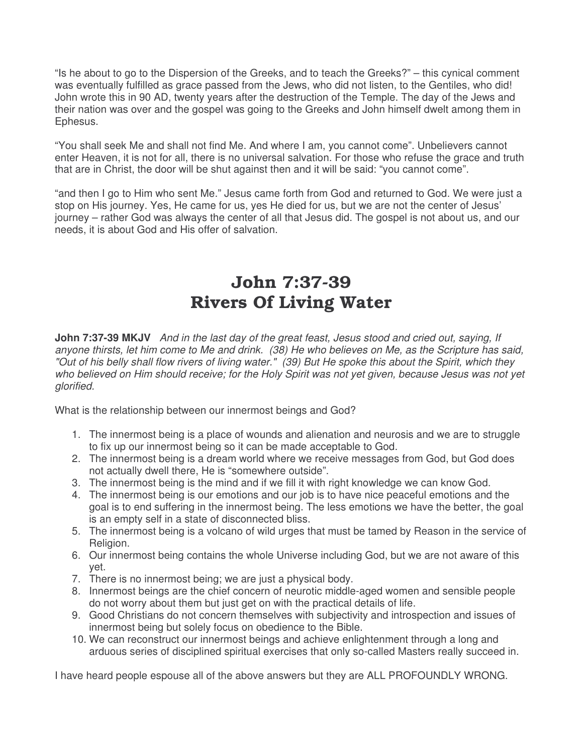"Is he about to go to the Dispersion of the Greeks, and to teach the Greeks?" – this cynical comment was eventually fulfilled as grace passed from the Jews, who did not listen, to the Gentiles, who did! John wrote this in 90 AD, twenty years after the destruction of the Temple. The day of the Jews and their nation was over and the gospel was going to the Greeks and John himself dwelt among them in Ephesus.

"You shall seek Me and shall not find Me. And where I am, you cannot come". Unbelievers cannot enter Heaven, it is not for all, there is no universal salvation. For those who refuse the grace and truth that are in Christ, the door will be shut against then and it will be said: "you cannot come".

"and then I go to Him who sent Me." Jesus came forth from God and returned to God. We were just a stop on His journey. Yes, He came for us, yes He died for us, but we are not the center of Jesus' journey – rather God was always the center of all that Jesus did. The gospel is not about us, and our needs, it is about God and His offer of salvation.

# John 7:37-39
# Rivers Of Living Water

**John 7:37-39 MKJV** *And in the last day of the great feast, Jesus stood and cried out, saying, If anyone thirsts, let him come to Me and drink. (38) He who believes on Me, as the Scripture has said, "Out of his belly shall flow rivers of living water." (39) But He spoke this about the Spirit, which they who believed on Him should receive; for the Holy Spirit was not yet given, because Jesus was not yet glorified.*

What is the relationship between our innermost beings and God?

1. The innermost being is a place of wounds and alienation and neurosis and we are to struggle to fix up our innermost being so it can be made acceptable to God.
2. The innermost being is a dream world where we receive messages from God, but God does not actually dwell there, He is "somewhere outside".
3. The innermost being is the mind and if we fill it with right knowledge we can know God.
4. The innermost being is our emotions and our job is to have nice peaceful emotions and the goal is to end suffering in the innermost being. The less emotions we have the better, the goal is an empty self in a state of disconnected bliss.
5. The innermost being is a volcano of wild urges that must be tamed by Reason in the service of Religion.
6. Our innermost being contains the whole Universe including God, but we are not aware of this yet.
7. There is no innermost being; we are just a physical body.
8. Innermost beings are the chief concern of neurotic middle-aged women and sensible people do not worry about them but just get on with the practical details of life.
9. Good Christians do not concern themselves with subjectivity and introspection and issues of innermost being but solely focus on obedience to the Bible.
10. We can reconstruct our innermost beings and achieve enlightenment through a long and arduous series of disciplined spiritual exercises that only so-called Masters really succeed in.

I have heard people espouse all of the above answers but they are ALL PROFOUNDLY WRONG.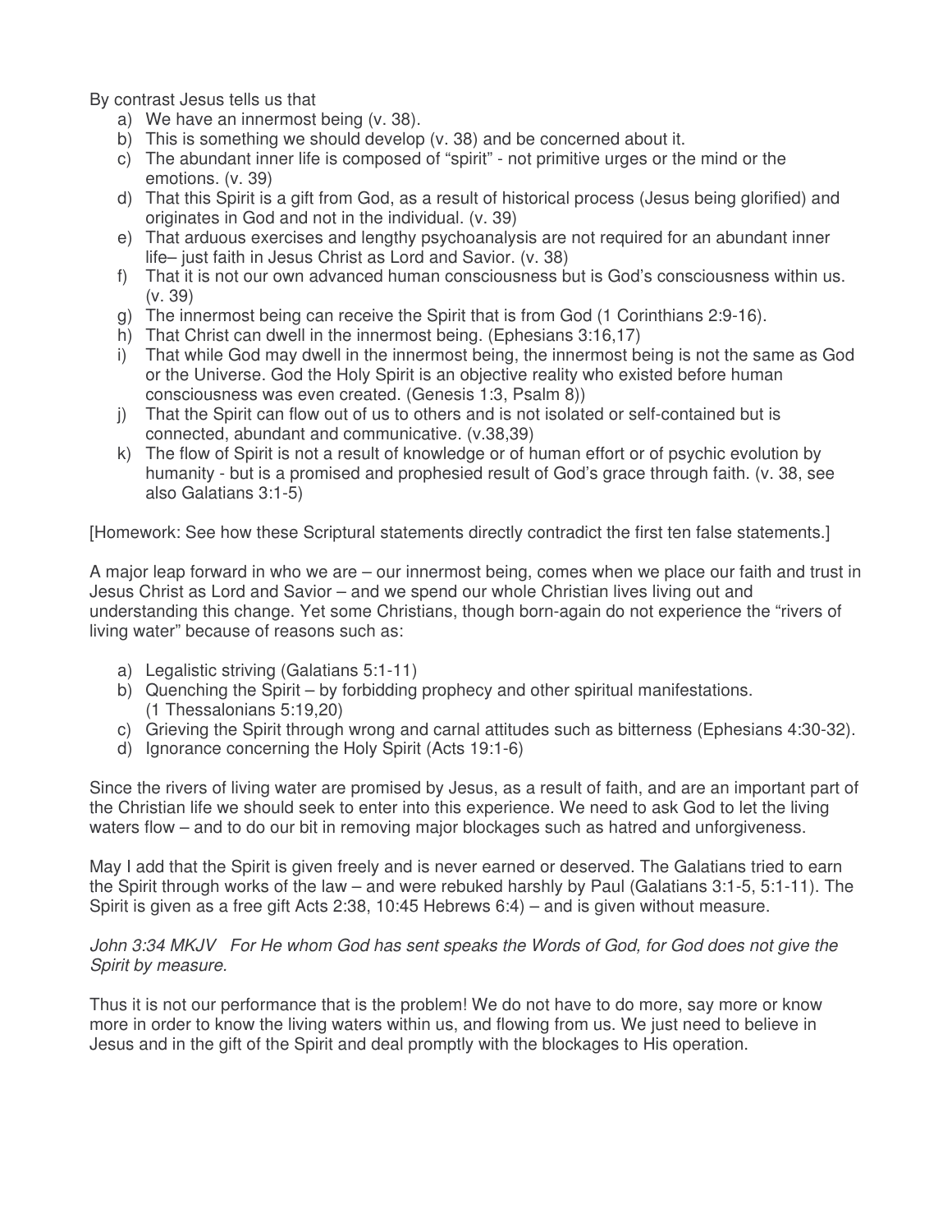By contrast Jesus tells us that

a) We have an innermost being (v. 38).
b) This is something we should develop (v. 38) and be concerned about it.
c) The abundant inner life is composed of "spirit" - not primitive urges or the mind or the emotions. (v. 39)
d) That this Spirit is a gift from God, as a result of historical process (Jesus being glorified) and originates in God and not in the individual. (v. 39)
e) That arduous exercises and lengthy psychoanalysis are not required for an abundant inner life– just faith in Jesus Christ as Lord and Savior. (v. 38)
f) That it is not our own advanced human consciousness but is God's consciousness within us. (v. 39)
g) The innermost being can receive the Spirit that is from God (1 Corinthians 2:9-16).
h) That Christ can dwell in the innermost being. (Ephesians 3:16,17)
i) That while God may dwell in the innermost being, the innermost being is not the same as God or the Universe. God the Holy Spirit is an objective reality who existed before human consciousness was even created. (Genesis 1:3, Psalm 8))
j) That the Spirit can flow out of us to others and is not isolated or self-contained but is connected, abundant and communicative. (v.38,39)
k) The flow of Spirit is not a result of knowledge or of human effort or of psychic evolution by humanity - but is a promised and prophesied result of God's grace through faith. (v. 38, see also Galatians 3:1-5)

[Homework: See how these Scriptural statements directly contradict the first ten false statements.]

A major leap forward in who we are – our innermost being, comes when we place our faith and trust in Jesus Christ as Lord and Savior – and we spend our whole Christian lives living out and understanding this change. Yet some Christians, though born-again do not experience the "rivers of living water" because of reasons such as:

a) Legalistic striving (Galatians 5:1-11)
b) Quenching the Spirit – by forbidding prophecy and other spiritual manifestations. (1 Thessalonians 5:19,20)
c) Grieving the Spirit through wrong and carnal attitudes such as bitterness (Ephesians 4:30-32).
d) Ignorance concerning the Holy Spirit (Acts 19:1-6)

Since the rivers of living water are promised by Jesus, as a result of faith, and are an important part of the Christian life we should seek to enter into this experience. We need to ask God to let the living waters flow – and to do our bit in removing major blockages such as hatred and unforgiveness.

May I add that the Spirit is given freely and is never earned or deserved. The Galatians tried to earn the Spirit through works of the law – and were rebuked harshly by Paul (Galatians 3:1-5, 5:1-11). The Spirit is given as a free gift Acts 2:38, 10:45 Hebrews 6:4) – and is given without measure.

*John 3:34 MKJV For He whom God has sent speaks the Words of God, for God does not give the Spirit by measure.*

Thus it is not our performance that is the problem! We do not have to do more, say more or know more in order to know the living waters within us, and flowing from us. We just need to believe in Jesus and in the gift of the Spirit and deal promptly with the blockages to His operation.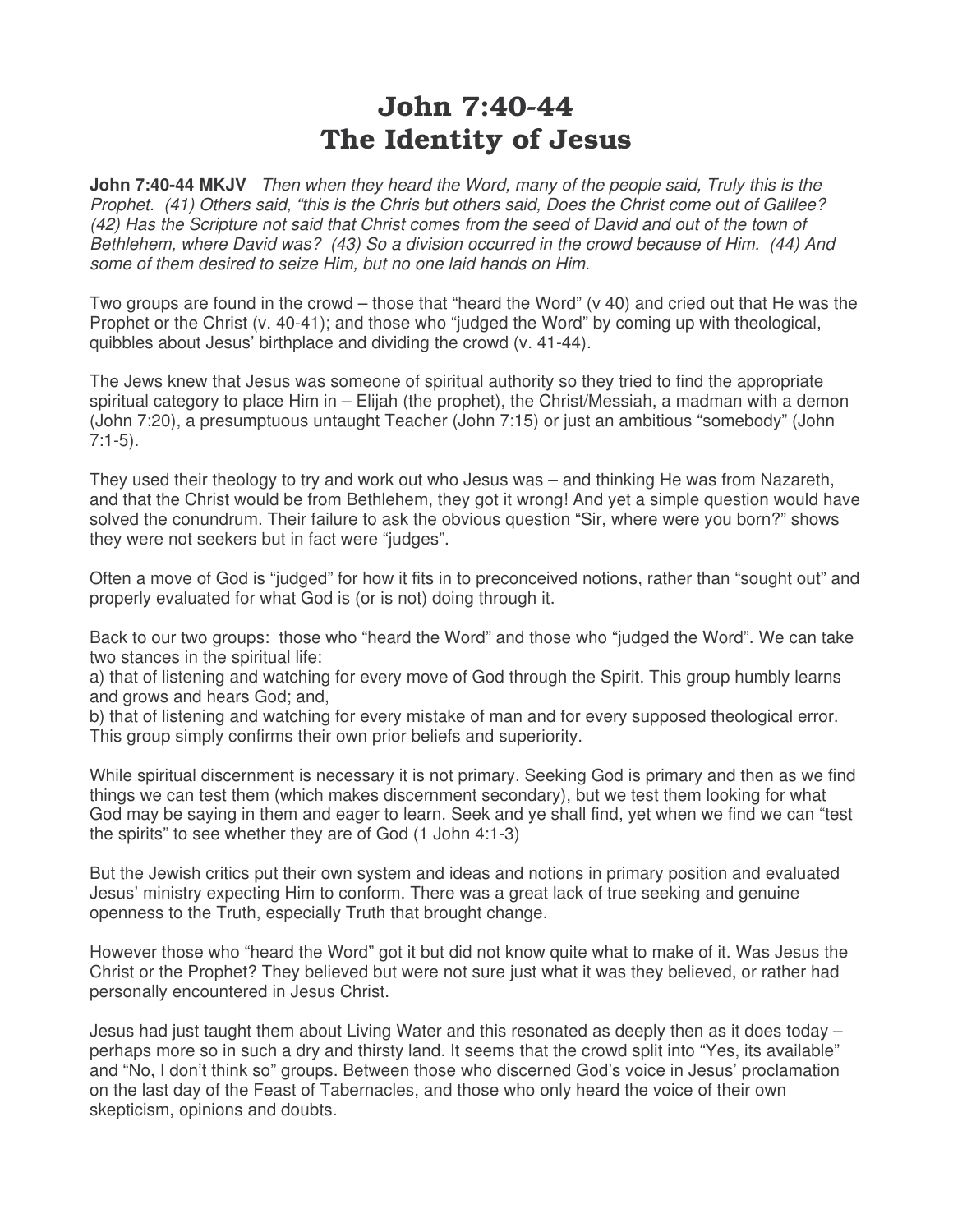# John 7:40-44
# The Identity of Jesus

**John 7:40-44 MKJV** *Then when they heard the Word, many of the people said, Truly this is the Prophet. (41) Others said, "this is the Chris but others said, Does the Christ come out of Galilee? (42) Has the Scripture not said that Christ comes from the seed of David and out of the town of Bethlehem, where David was? (43) So a division occurred in the crowd because of Him. (44) And some of them desired to seize Him, but no one laid hands on Him.*

Two groups are found in the crowd – those that "heard the Word" (v 40) and cried out that He was the Prophet or the Christ (v. 40-41); and those who "judged the Word" by coming up with theological, quibbles about Jesus' birthplace and dividing the crowd (v. 41-44).

The Jews knew that Jesus was someone of spiritual authority so they tried to find the appropriate spiritual category to place Him in – Elijah (the prophet), the Christ/Messiah, a madman with a demon (John 7:20), a presumptuous untaught Teacher (John 7:15) or just an ambitious "somebody" (John 7:1-5).

They used their theology to try and work out who Jesus was – and thinking He was from Nazareth, and that the Christ would be from Bethlehem, they got it wrong! And yet a simple question would have solved the conundrum. Their failure to ask the obvious question "Sir, where were you born?" shows they were not seekers but in fact were "judges".

Often a move of God is "judged" for how it fits in to preconceived notions, rather than "sought out" and properly evaluated for what God is (or is not) doing through it.

Back to our two groups: those who "heard the Word" and those who "judged the Word". We can take two stances in the spiritual life:
a) that of listening and watching for every move of God through the Spirit. This group humbly learns and grows and hears God; and,
b) that of listening and watching for every mistake of man and for every supposed theological error. This group simply confirms their own prior beliefs and superiority.

While spiritual discernment is necessary it is not primary. Seeking God is primary and then as we find things we can test them (which makes discernment secondary), but we test them looking for what God may be saying in them and eager to learn. Seek and ye shall find, yet when we find we can "test the spirits" to see whether they are of God (1 John 4:1-3)

But the Jewish critics put their own system and ideas and notions in primary position and evaluated Jesus' ministry expecting Him to conform. There was a great lack of true seeking and genuine openness to the Truth, especially Truth that brought change.

However those who "heard the Word" got it but did not know quite what to make of it. Was Jesus the Christ or the Prophet? They believed but were not sure just what it was they believed, or rather had personally encountered in Jesus Christ.

Jesus had just taught them about Living Water and this resonated as deeply then as it does today – perhaps more so in such a dry and thirsty land. It seems that the crowd split into "Yes, its available" and "No, I don't think so" groups. Between those who discerned God's voice in Jesus' proclamation on the last day of the Feast of Tabernacles, and those who only heard the voice of their own skepticism, opinions and doubts.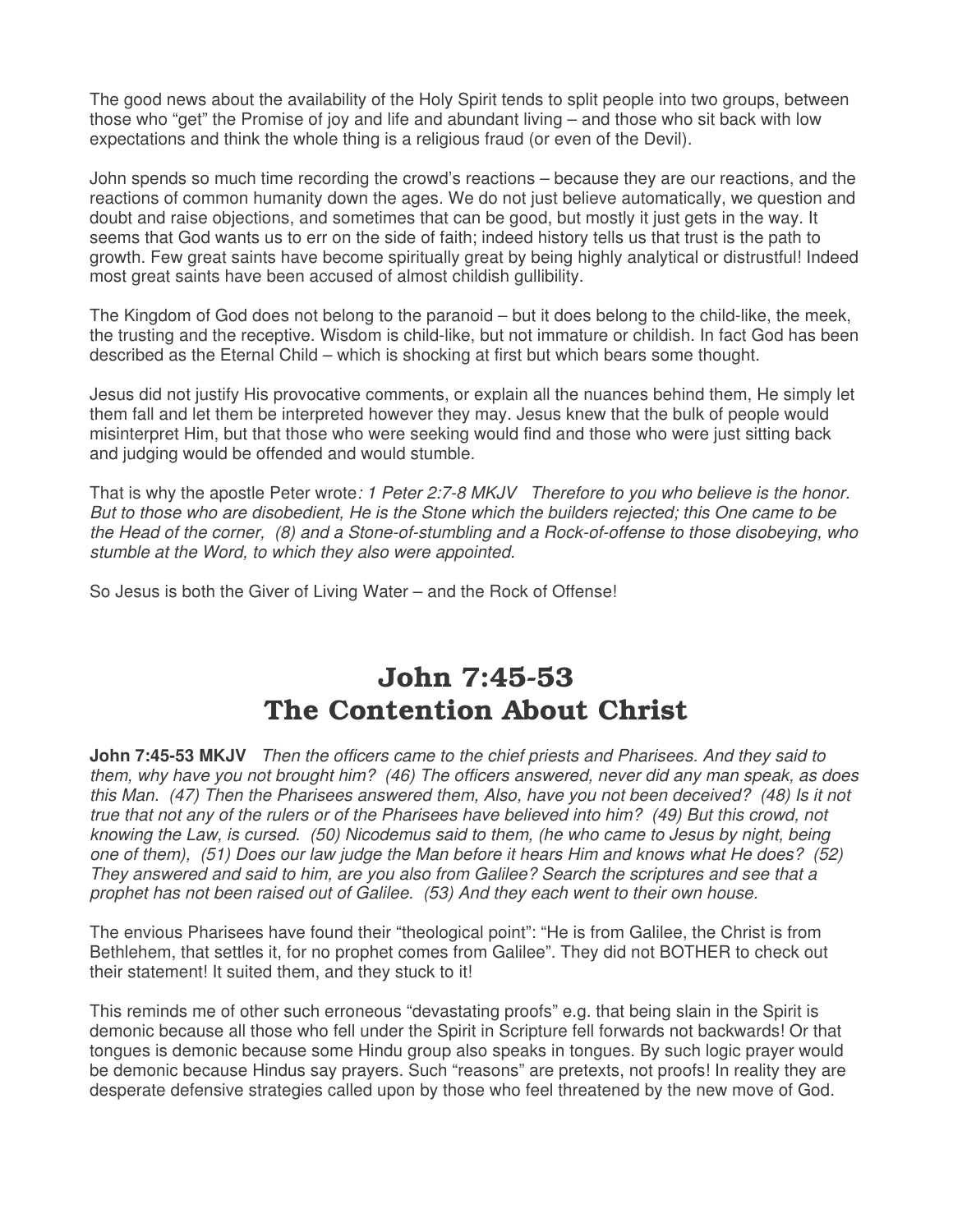The good news about the availability of the Holy Spirit tends to split people into two groups, between those who "get" the Promise of joy and life and abundant living – and those who sit back with low expectations and think the whole thing is a religious fraud (or even of the Devil).

John spends so much time recording the crowd's reactions – because they are our reactions, and the reactions of common humanity down the ages. We do not just believe automatically, we question and doubt and raise objections, and sometimes that can be good, but mostly it just gets in the way. It seems that God wants us to err on the side of faith; indeed history tells us that trust is the path to growth. Few great saints have become spiritually great by being highly analytical or distrustful! Indeed most great saints have been accused of almost childish gullibility.

The Kingdom of God does not belong to the paranoid – but it does belong to the child-like, the meek, the trusting and the receptive. Wisdom is child-like, but not immature or childish. In fact God has been described as the Eternal Child – which is shocking at first but which bears some thought.

Jesus did not justify His provocative comments, or explain all the nuances behind them, He simply let them fall and let them be interpreted however they may. Jesus knew that the bulk of people would misinterpret Him, but that those who were seeking would find and those who were just sitting back and judging would be offended and would stumble.

That is why the apostle Peter wrote*: 1 Peter 2:7-8 MKJV Therefore to you who believe is the honor. But to those who are disobedient, He is the Stone which the builders rejected; this One came to be the Head of the corner, (8) and a Stone-of-stumbling and a Rock-of-offense to those disobeying, who stumble at the Word, to which they also were appointed.*

So Jesus is both the Giver of Living Water – and the Rock of Offense!

# John 7:45-53
# The Contention About Christ

**John 7:45-53 MKJV** *Then the officers came to the chief priests and Pharisees. And they said to them, why have you not brought him? (46) The officers answered, never did any man speak, as does this Man. (47) Then the Pharisees answered them, Also, have you not been deceived? (48) Is it not true that not any of the rulers or of the Pharisees have believed into him? (49) But this crowd, not knowing the Law, is cursed. (50) Nicodemus said to them, (he who came to Jesus by night, being one of them), (51) Does our law judge the Man before it hears Him and knows what He does? (52) They answered and said to him, are you also from Galilee? Search the scriptures and see that a prophet has not been raised out of Galilee. (53) And they each went to their own house.*

The envious Pharisees have found their "theological point": "He is from Galilee, the Christ is from Bethlehem, that settles it, for no prophet comes from Galilee". They did not BOTHER to check out their statement! It suited them, and they stuck to it!

This reminds me of other such erroneous "devastating proofs" e.g. that being slain in the Spirit is demonic because all those who fell under the Spirit in Scripture fell forwards not backwards! Or that tongues is demonic because some Hindu group also speaks in tongues. By such logic prayer would be demonic because Hindus say prayers. Such "reasons" are pretexts, not proofs! In reality they are desperate defensive strategies called upon by those who feel threatened by the new move of God.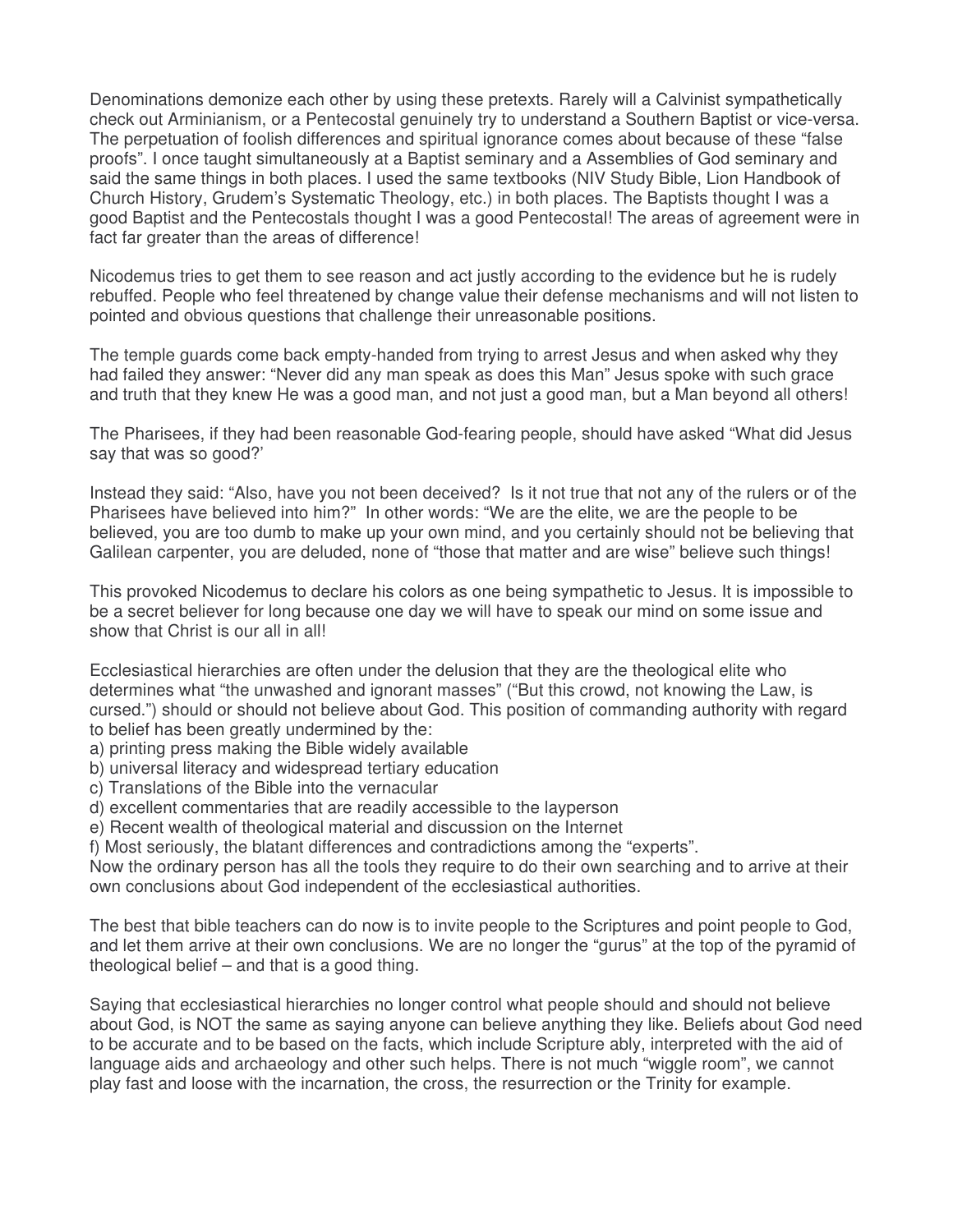Denominations demonize each other by using these pretexts. Rarely will a Calvinist sympathetically check out Arminianism, or a Pentecostal genuinely try to understand a Southern Baptist or vice-versa. The perpetuation of foolish differences and spiritual ignorance comes about because of these "false proofs". I once taught simultaneously at a Baptist seminary and a Assemblies of God seminary and said the same things in both places. I used the same textbooks (NIV Study Bible, Lion Handbook of Church History, Grudem's Systematic Theology, etc.) in both places. The Baptists thought I was a good Baptist and the Pentecostals thought I was a good Pentecostal! The areas of agreement were in fact far greater than the areas of difference!

Nicodemus tries to get them to see reason and act justly according to the evidence but he is rudely rebuffed. People who feel threatened by change value their defense mechanisms and will not listen to pointed and obvious questions that challenge their unreasonable positions.

The temple guards come back empty-handed from trying to arrest Jesus and when asked why they had failed they answer: "Never did any man speak as does this Man" Jesus spoke with such grace and truth that they knew He was a good man, and not just a good man, but a Man beyond all others!

The Pharisees, if they had been reasonable God-fearing people, should have asked "What did Jesus say that was so good?'

Instead they said: "Also, have you not been deceived? Is it not true that not any of the rulers or of the Pharisees have believed into him?" In other words: "We are the elite, we are the people to be believed, you are too dumb to make up your own mind, and you certainly should not be believing that Galilean carpenter, you are deluded, none of "those that matter and are wise" believe such things!

This provoked Nicodemus to declare his colors as one being sympathetic to Jesus. It is impossible to be a secret believer for long because one day we will have to speak our mind on some issue and show that Christ is our all in all!

Ecclesiastical hierarchies are often under the delusion that they are the theological elite who determines what "the unwashed and ignorant masses" ("But this crowd, not knowing the Law, is cursed.") should or should not believe about God. This position of commanding authority with regard to belief has been greatly undermined by the:
a) printing press making the Bible widely available
b) universal literacy and widespread tertiary education
c) Translations of the Bible into the vernacular
d) excellent commentaries that are readily accessible to the layperson
e) Recent wealth of theological material and discussion on the Internet
f) Most seriously, the blatant differences and contradictions among the "experts".
Now the ordinary person has all the tools they require to do their own searching and to arrive at their own conclusions about God independent of the ecclesiastical authorities.

The best that bible teachers can do now is to invite people to the Scriptures and point people to God, and let them arrive at their own conclusions. We are no longer the "gurus" at the top of the pyramid of theological belief – and that is a good thing.

Saying that ecclesiastical hierarchies no longer control what people should and should not believe about God, is NOT the same as saying anyone can believe anything they like. Beliefs about God need to be accurate and to be based on the facts, which include Scripture ably, interpreted with the aid of language aids and archaeology and other such helps. There is not much "wiggle room", we cannot play fast and loose with the incarnation, the cross, the resurrection or the Trinity for example.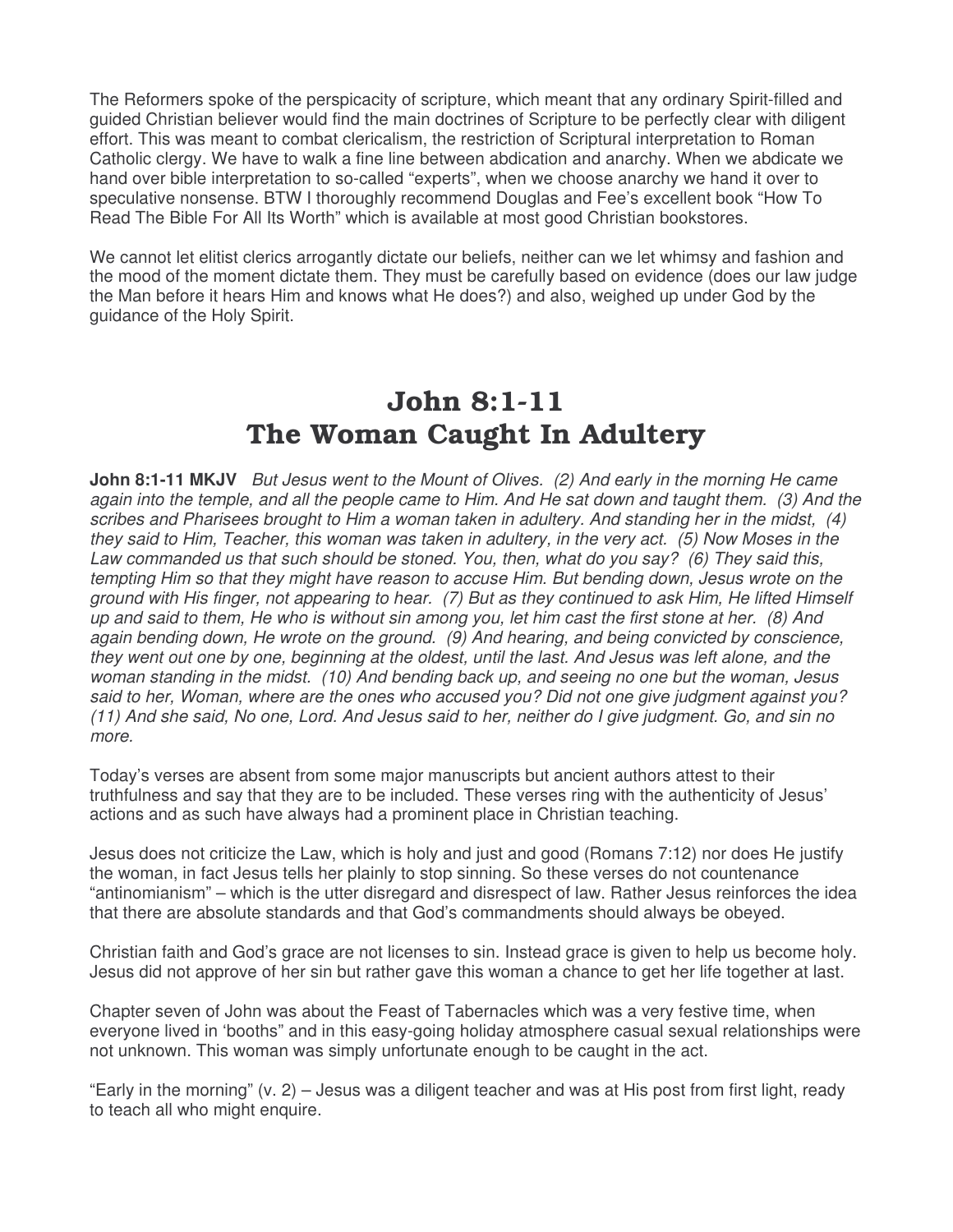The Reformers spoke of the perspicacity of scripture, which meant that any ordinary Spirit-filled and guided Christian believer would find the main doctrines of Scripture to be perfectly clear with diligent effort. This was meant to combat clericalism, the restriction of Scriptural interpretation to Roman Catholic clergy. We have to walk a fine line between abdication and anarchy. When we abdicate we hand over bible interpretation to so-called "experts", when we choose anarchy we hand it over to speculative nonsense. BTW I thoroughly recommend Douglas and Fee's excellent book "How To Read The Bible For All Its Worth" which is available at most good Christian bookstores.

We cannot let elitist clerics arrogantly dictate our beliefs, neither can we let whimsy and fashion and the mood of the moment dictate them. They must be carefully based on evidence (does our law judge the Man before it hears Him and knows what He does?) and also, weighed up under God by the guidance of the Holy Spirit.

# John 8:1-11
# The Woman Caught In Adultery

**John 8:1-11 MKJV** *But Jesus went to the Mount of Olives. (2) And early in the morning He came again into the temple, and all the people came to Him. And He sat down and taught them. (3) And the scribes and Pharisees brought to Him a woman taken in adultery. And standing her in the midst, (4) they said to Him, Teacher, this woman was taken in adultery, in the very act. (5) Now Moses in the Law commanded us that such should be stoned. You, then, what do you say? (6) They said this, tempting Him so that they might have reason to accuse Him. But bending down, Jesus wrote on the ground with His finger, not appearing to hear. (7) But as they continued to ask Him, He lifted Himself up and said to them, He who is without sin among you, let him cast the first stone at her. (8) And again bending down, He wrote on the ground. (9) And hearing, and being convicted by conscience, they went out one by one, beginning at the oldest, until the last. And Jesus was left alone, and the woman standing in the midst. (10) And bending back up, and seeing no one but the woman, Jesus said to her, Woman, where are the ones who accused you? Did not one give judgment against you? (11) And she said, No one, Lord. And Jesus said to her, neither do I give judgment. Go, and sin no more.*

Today's verses are absent from some major manuscripts but ancient authors attest to their truthfulness and say that they are to be included. These verses ring with the authenticity of Jesus' actions and as such have always had a prominent place in Christian teaching.

Jesus does not criticize the Law, which is holy and just and good (Romans 7:12) nor does He justify the woman, in fact Jesus tells her plainly to stop sinning. So these verses do not countenance "antinomianism" – which is the utter disregard and disrespect of law. Rather Jesus reinforces the idea that there are absolute standards and that God's commandments should always be obeyed.

Christian faith and God's grace are not licenses to sin. Instead grace is given to help us become holy. Jesus did not approve of her sin but rather gave this woman a chance to get her life together at last.

Chapter seven of John was about the Feast of Tabernacles which was a very festive time, when everyone lived in 'booths" and in this easy-going holiday atmosphere casual sexual relationships were not unknown. This woman was simply unfortunate enough to be caught in the act.

"Early in the morning" (v. 2) – Jesus was a diligent teacher and was at His post from first light, ready to teach all who might enquire.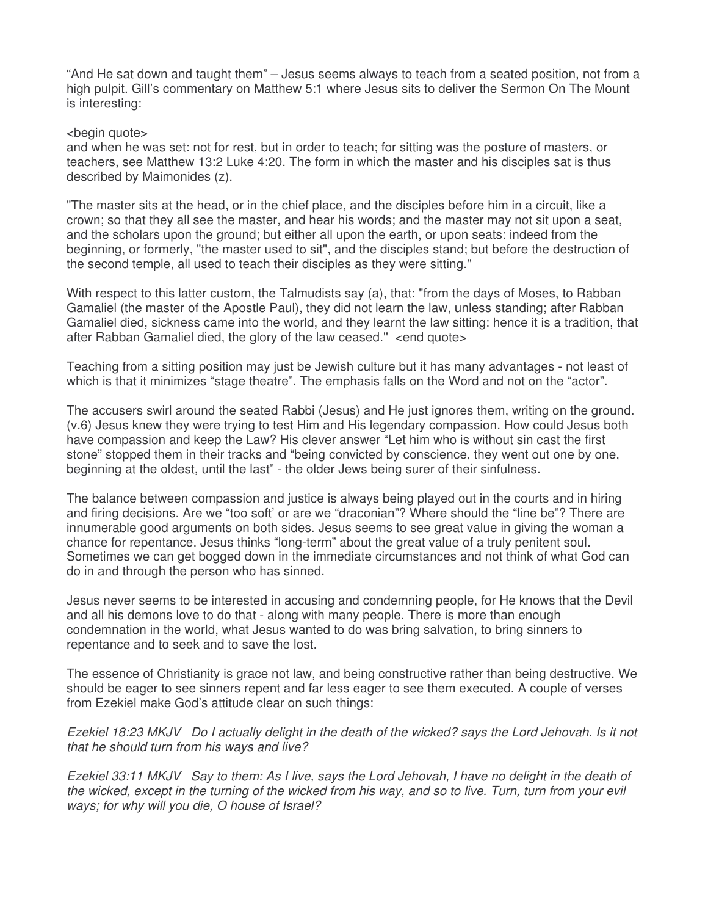"And He sat down and taught them" – Jesus seems always to teach from a seated position, not from a high pulpit. Gill's commentary on Matthew 5:1 where Jesus sits to deliver the Sermon On The Mount is interesting:

<begin quote>
and when he was set: not for rest, but in order to teach; for sitting was the posture of masters, or teachers, see Matthew 13:2 Luke 4:20. The form in which the master and his disciples sat is thus described by Maimonides (z).

"The master sits at the head, or in the chief place, and the disciples before him in a circuit, like a crown; so that they all see the master, and hear his words; and the master may not sit upon a seat, and the scholars upon the ground; but either all upon the earth, or upon seats: indeed from the beginning, or formerly, "the master used to sit", and the disciples stand; but before the destruction of the second temple, all used to teach their disciples as they were sitting."

With respect to this latter custom, the Talmudists say (a), that: "from the days of Moses, to Rabban Gamaliel (the master of the Apostle Paul), they did not learn the law, unless standing; after Rabban Gamaliel died, sickness came into the world, and they learnt the law sitting: hence it is a tradition, that after Rabban Gamaliel died, the glory of the law ceased." <end quote>

Teaching from a sitting position may just be Jewish culture but it has many advantages - not least of which is that it minimizes "stage theatre". The emphasis falls on the Word and not on the "actor".

The accusers swirl around the seated Rabbi (Jesus) and He just ignores them, writing on the ground. (v.6) Jesus knew they were trying to test Him and His legendary compassion. How could Jesus both have compassion and keep the Law? His clever answer "Let him who is without sin cast the first stone" stopped them in their tracks and "being convicted by conscience, they went out one by one, beginning at the oldest, until the last" - the older Jews being surer of their sinfulness.

The balance between compassion and justice is always being played out in the courts and in hiring and firing decisions. Are we "too soft' or are we "draconian"? Where should the "line be"? There are innumerable good arguments on both sides. Jesus seems to see great value in giving the woman a chance for repentance. Jesus thinks "long-term" about the great value of a truly penitent soul. Sometimes we can get bogged down in the immediate circumstances and not think of what God can do in and through the person who has sinned.

Jesus never seems to be interested in accusing and condemning people, for He knows that the Devil and all his demons love to do that - along with many people. There is more than enough condemnation in the world, what Jesus wanted to do was bring salvation, to bring sinners to repentance and to seek and to save the lost.

The essence of Christianity is grace not law, and being constructive rather than being destructive. We should be eager to see sinners repent and far less eager to see them executed. A couple of verses from Ezekiel make God's attitude clear on such things:

*Ezekiel 18:23 MKJV Do I actually delight in the death of the wicked? says the Lord Jehovah. Is it not that he should turn from his ways and live?*

*Ezekiel 33:11 MKJV Say to them: As I live, says the Lord Jehovah, I have no delight in the death of the wicked, except in the turning of the wicked from his way, and so to live. Turn, turn from your evil ways; for why will you die, O house of Israel?*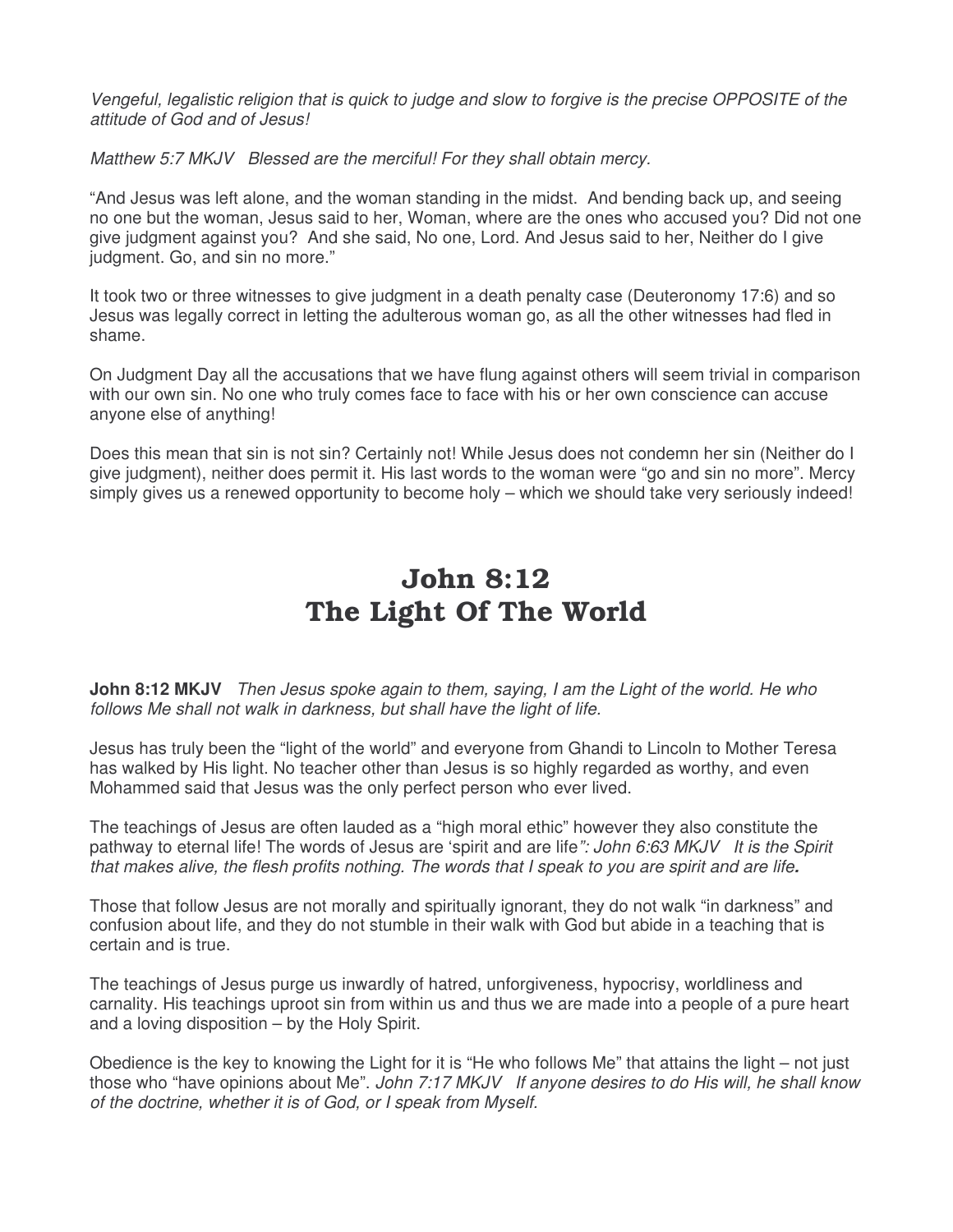*Vengeful, legalistic religion that is quick to judge and slow to forgive is the precise OPPOSITE of the attitude of God and of Jesus!*

*Matthew 5:7 MKJV   Blessed are the merciful! For they shall obtain mercy.*

"And Jesus was left alone, and the woman standing in the midst.  And bending back up, and seeing no one but the woman, Jesus said to her, Woman, where are the ones who accused you? Did not one give judgment against you?  And she said, No one, Lord. And Jesus said to her, Neither do I give judgment. Go, and sin no more."

It took two or three witnesses to give judgment in a death penalty case (Deuteronomy 17:6) and so Jesus was legally correct in letting the adulterous woman go, as all the other witnesses had fled in shame.

On Judgment Day all the accusations that we have flung against others will seem trivial in comparison with our own sin. No one who truly comes face to face with his or her own conscience can accuse anyone else of anything!

Does this mean that sin is not sin? Certainly not! While Jesus does not condemn her sin (Neither do I give judgment), neither does permit it. His last words to the woman were "go and sin no more". Mercy simply gives us a renewed opportunity to become holy – which we should take very seriously indeed!

# John 8:12
# The Light Of The World

**John 8:12 MKJV**   *Then Jesus spoke again to them, saying, I am the Light of the world. He who follows Me shall not walk in darkness, but shall have the light of life.*

Jesus has truly been the "light of the world" and everyone from Ghandi to Lincoln to Mother Teresa has walked by His light. No teacher other than Jesus is so highly regarded as worthy, and even Mohammed said that Jesus was the only perfect person who ever lived.

The teachings of Jesus are often lauded as a "high moral ethic" however they also constitute the pathway to eternal life! The words of Jesus are 'spirit and are life*": John 6:63 MKJV   It is the Spirit that makes alive, the flesh profits nothing. The words that I speak to you are spirit and are life***.**

Those that follow Jesus are not morally and spiritually ignorant, they do not walk "in darkness" and confusion about life, and they do not stumble in their walk with God but abide in a teaching that is certain and is true.

The teachings of Jesus purge us inwardly of hatred, unforgiveness, hypocrisy, worldliness and carnality. His teachings uproot sin from within us and thus we are made into a people of a pure heart and a loving disposition – by the Holy Spirit.

Obedience is the key to knowing the Light for it is "He who follows Me" that attains the light – not just those who "have opinions about Me". *John 7:17 MKJV   If anyone desires to do His will, he shall know of the doctrine, whether it is of God, or I speak from Myself.*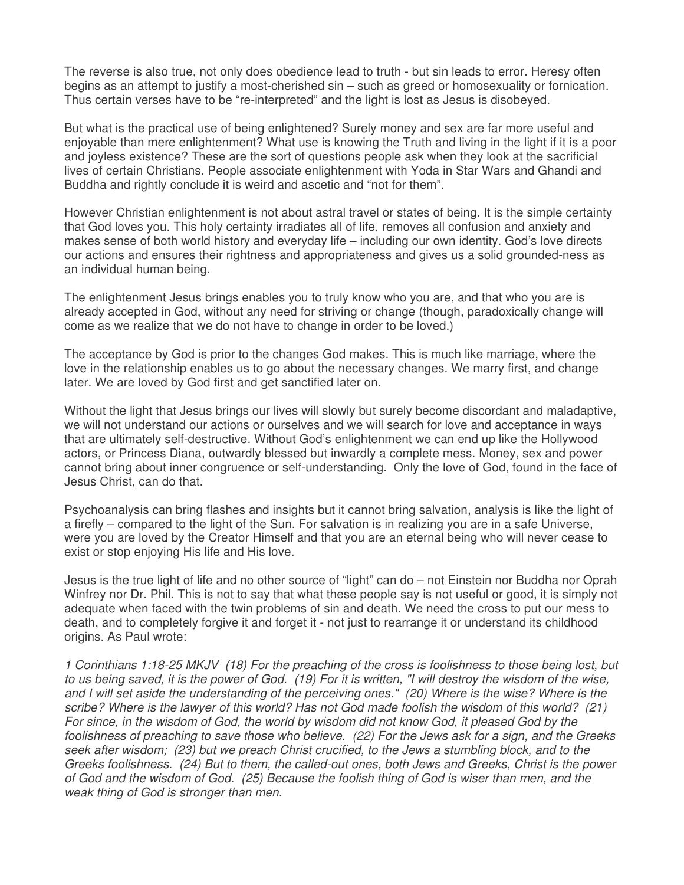The reverse is also true, not only does obedience lead to truth - but sin leads to error. Heresy often begins as an attempt to justify a most-cherished sin – such as greed or homosexuality or fornication. Thus certain verses have to be "re-interpreted" and the light is lost as Jesus is disobeyed.

But what is the practical use of being enlightened? Surely money and sex are far more useful and enjoyable than mere enlightenment? What use is knowing the Truth and living in the light if it is a poor and joyless existence? These are the sort of questions people ask when they look at the sacrificial lives of certain Christians. People associate enlightenment with Yoda in Star Wars and Ghandi and Buddha and rightly conclude it is weird and ascetic and "not for them".

However Christian enlightenment is not about astral travel or states of being. It is the simple certainty that God loves you. This holy certainty irradiates all of life, removes all confusion and anxiety and makes sense of both world history and everyday life – including our own identity. God's love directs our actions and ensures their rightness and appropriateness and gives us a solid grounded-ness as an individual human being.

The enlightenment Jesus brings enables you to truly know who you are, and that who you are is already accepted in God, without any need for striving or change (though, paradoxically change will come as we realize that we do not have to change in order to be loved.)

The acceptance by God is prior to the changes God makes. This is much like marriage, where the love in the relationship enables us to go about the necessary changes. We marry first, and change later. We are loved by God first and get sanctified later on.

Without the light that Jesus brings our lives will slowly but surely become discordant and maladaptive, we will not understand our actions or ourselves and we will search for love and acceptance in ways that are ultimately self-destructive. Without God's enlightenment we can end up like the Hollywood actors, or Princess Diana, outwardly blessed but inwardly a complete mess. Money, sex and power cannot bring about inner congruence or self-understanding. Only the love of God, found in the face of Jesus Christ, can do that.

Psychoanalysis can bring flashes and insights but it cannot bring salvation, analysis is like the light of a firefly – compared to the light of the Sun. For salvation is in realizing you are in a safe Universe, were you are loved by the Creator Himself and that you are an eternal being who will never cease to exist or stop enjoying His life and His love.

Jesus is the true light of life and no other source of "light" can do – not Einstein nor Buddha nor Oprah Winfrey nor Dr. Phil. This is not to say that what these people say is not useful or good, it is simply not adequate when faced with the twin problems of sin and death. We need the cross to put our mess to death, and to completely forgive it and forget it - not just to rearrange it or understand its childhood origins. As Paul wrote:

*1 Corinthians 1:18-25 MKJV (18) For the preaching of the cross is foolishness to those being lost, but to us being saved, it is the power of God. (19) For it is written, "I will destroy the wisdom of the wise, and I will set aside the understanding of the perceiving ones." (20) Where is the wise? Where is the scribe? Where is the lawyer of this world? Has not God made foolish the wisdom of this world? (21) For since, in the wisdom of God, the world by wisdom did not know God, it pleased God by the foolishness of preaching to save those who believe. (22) For the Jews ask for a sign, and the Greeks seek after wisdom; (23) but we preach Christ crucified, to the Jews a stumbling block, and to the Greeks foolishness. (24) But to them, the called-out ones, both Jews and Greeks, Christ is the power of God and the wisdom of God. (25) Because the foolish thing of God is wiser than men, and the weak thing of God is stronger than men.*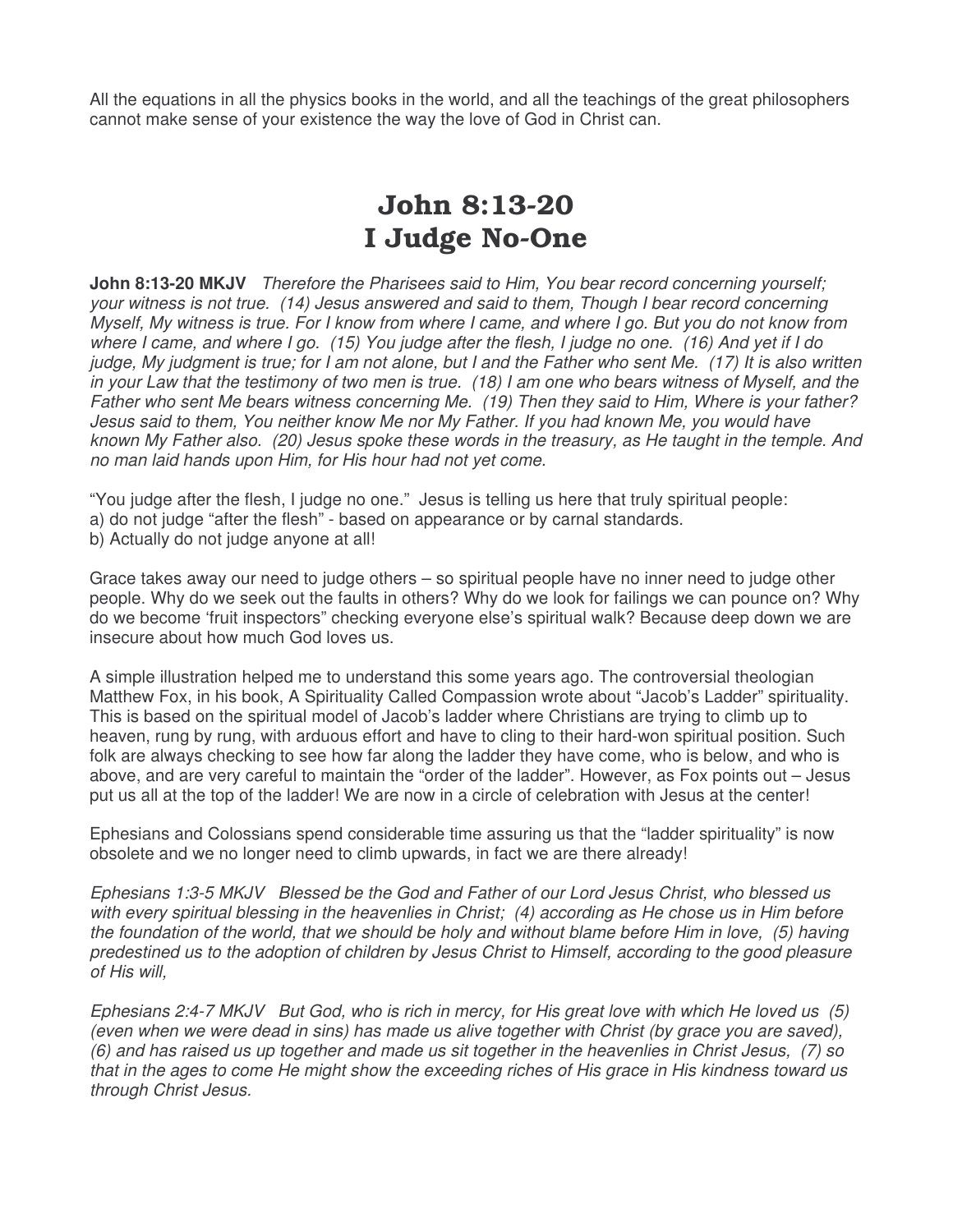All the equations in all the physics books in the world, and all the teachings of the great philosophers cannot make sense of your existence the way the love of God in Christ can.

# John 8:13-20
# I Judge No-One

**John 8:13-20 MKJV** *Therefore the Pharisees said to Him, You bear record concerning yourself; your witness is not true. (14) Jesus answered and said to them, Though I bear record concerning Myself, My witness is true. For I know from where I came, and where I go. But you do not know from where I came, and where I go. (15) You judge after the flesh, I judge no one. (16) And yet if I do judge, My judgment is true; for I am not alone, but I and the Father who sent Me. (17) It is also written in your Law that the testimony of two men is true. (18) I am one who bears witness of Myself, and the Father who sent Me bears witness concerning Me. (19) Then they said to Him, Where is your father? Jesus said to them, You neither know Me nor My Father. If you had known Me, you would have known My Father also. (20) Jesus spoke these words in the treasury, as He taught in the temple. And no man laid hands upon Him, for His hour had not yet come.*

"You judge after the flesh, I judge no one." Jesus is telling us here that truly spiritual people:
a) do not judge "after the flesh" - based on appearance or by carnal standards.
b) Actually do not judge anyone at all!

Grace takes away our need to judge others – so spiritual people have no inner need to judge other people. Why do we seek out the faults in others? Why do we look for failings we can pounce on? Why do we become 'fruit inspectors" checking everyone else's spiritual walk? Because deep down we are insecure about how much God loves us.

A simple illustration helped me to understand this some years ago. The controversial theologian Matthew Fox, in his book, A Spirituality Called Compassion wrote about "Jacob's Ladder" spirituality. This is based on the spiritual model of Jacob's ladder where Christians are trying to climb up to heaven, rung by rung, with arduous effort and have to cling to their hard-won spiritual position. Such folk are always checking to see how far along the ladder they have come, who is below, and who is above, and are very careful to maintain the "order of the ladder". However, as Fox points out – Jesus put us all at the top of the ladder! We are now in a circle of celebration with Jesus at the center!

Ephesians and Colossians spend considerable time assuring us that the "ladder spirituality" is now obsolete and we no longer need to climb upwards, in fact we are there already!

*Ephesians 1:3-5 MKJV Blessed be the God and Father of our Lord Jesus Christ, who blessed us with every spiritual blessing in the heavenlies in Christ; (4) according as He chose us in Him before the foundation of the world, that we should be holy and without blame before Him in love, (5) having predestined us to the adoption of children by Jesus Christ to Himself, according to the good pleasure of His will,*

*Ephesians 2:4-7 MKJV But God, who is rich in mercy, for His great love with which He loved us (5) (even when we were dead in sins) has made us alive together with Christ (by grace you are saved), (6) and has raised us up together and made us sit together in the heavenlies in Christ Jesus, (7) so that in the ages to come He might show the exceeding riches of His grace in His kindness toward us through Christ Jesus.*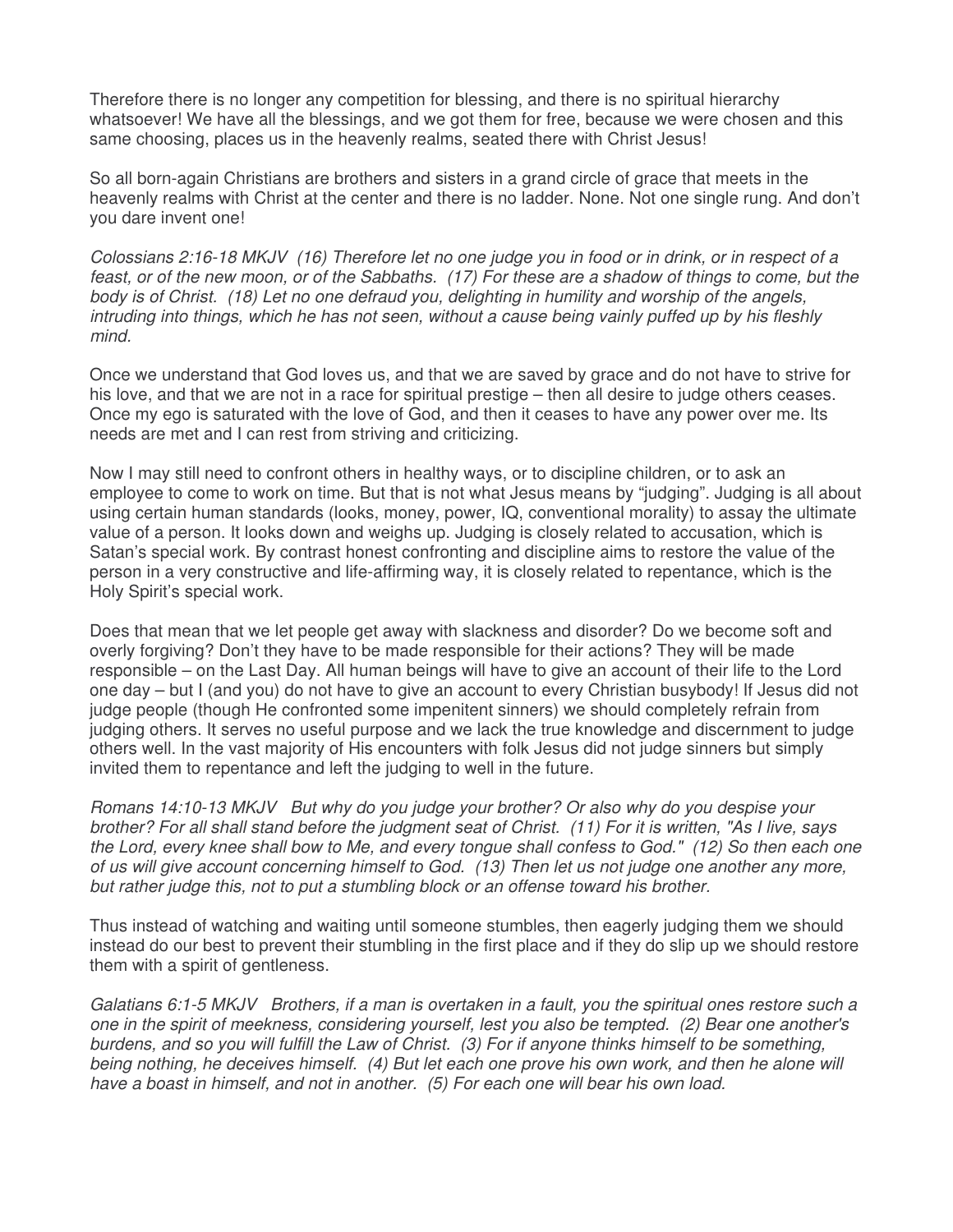Therefore there is no longer any competition for blessing, and there is no spiritual hierarchy whatsoever! We have all the blessings, and we got them for free, because we were chosen and this same choosing, places us in the heavenly realms, seated there with Christ Jesus!

So all born-again Christians are brothers and sisters in a grand circle of grace that meets in the heavenly realms with Christ at the center and there is no ladder. None. Not one single rung. And don't you dare invent one!

*Colossians 2:16-18 MKJV (16) Therefore let no one judge you in food or in drink, or in respect of a feast, or of the new moon, or of the Sabbaths. (17) For these are a shadow of things to come, but the body is of Christ. (18) Let no one defraud you, delighting in humility and worship of the angels, intruding into things, which he has not seen, without a cause being vainly puffed up by his fleshly mind.*

Once we understand that God loves us, and that we are saved by grace and do not have to strive for his love, and that we are not in a race for spiritual prestige – then all desire to judge others ceases. Once my ego is saturated with the love of God, and then it ceases to have any power over me. Its needs are met and I can rest from striving and criticizing.

Now I may still need to confront others in healthy ways, or to discipline children, or to ask an employee to come to work on time. But that is not what Jesus means by "judging". Judging is all about using certain human standards (looks, money, power, IQ, conventional morality) to assay the ultimate value of a person. It looks down and weighs up. Judging is closely related to accusation, which is Satan's special work. By contrast honest confronting and discipline aims to restore the value of the person in a very constructive and life-affirming way, it is closely related to repentance, which is the Holy Spirit's special work.

Does that mean that we let people get away with slackness and disorder? Do we become soft and overly forgiving? Don't they have to be made responsible for their actions? They will be made responsible – on the Last Day. All human beings will have to give an account of their life to the Lord one day – but I (and you) do not have to give an account to every Christian busybody! If Jesus did not judge people (though He confronted some impenitent sinners) we should completely refrain from judging others. It serves no useful purpose and we lack the true knowledge and discernment to judge others well. In the vast majority of His encounters with folk Jesus did not judge sinners but simply invited them to repentance and left the judging to well in the future.

*Romans 14:10-13 MKJV But why do you judge your brother? Or also why do you despise your brother? For all shall stand before the judgment seat of Christ. (11) For it is written, "As I live, says the Lord, every knee shall bow to Me, and every tongue shall confess to God." (12) So then each one of us will give account concerning himself to God. (13) Then let us not judge one another any more, but rather judge this, not to put a stumbling block or an offense toward his brother.*

Thus instead of watching and waiting until someone stumbles, then eagerly judging them we should instead do our best to prevent their stumbling in the first place and if they do slip up we should restore them with a spirit of gentleness.

*Galatians 6:1-5 MKJV Brothers, if a man is overtaken in a fault, you the spiritual ones restore such a one in the spirit of meekness, considering yourself, lest you also be tempted. (2) Bear one another's burdens, and so you will fulfill the Law of Christ. (3) For if anyone thinks himself to be something, being nothing, he deceives himself. (4) But let each one prove his own work, and then he alone will have a boast in himself, and not in another. (5) For each one will bear his own load.*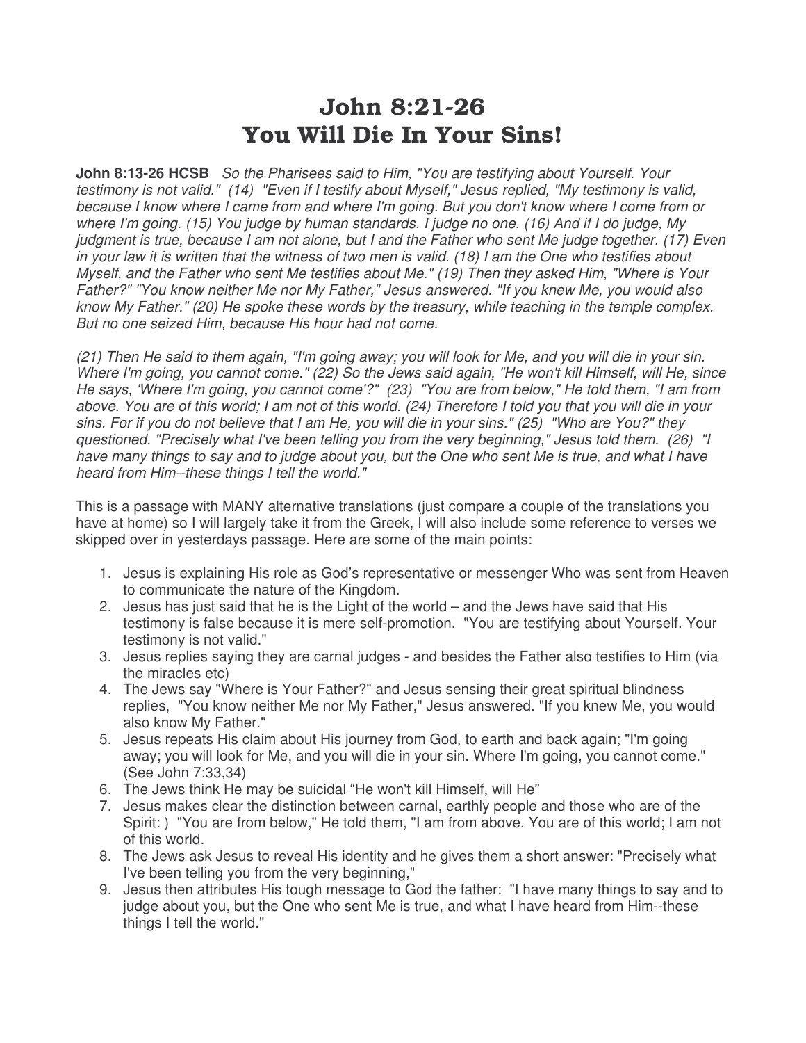# John 8:21-26
# You Will Die In Your Sins!

**John 8:13-26 HCSB** *So the Pharisees said to Him, "You are testifying about Yourself. Your testimony is not valid." (14) "Even if I testify about Myself," Jesus replied, "My testimony is valid, because I know where I came from and where I'm going. But you don't know where I come from or where I'm going. (15) You judge by human standards. I judge no one. (16) And if I do judge, My judgment is true, because I am not alone, but I and the Father who sent Me judge together. (17) Even in your law it is written that the witness of two men is valid. (18) I am the One who testifies about Myself, and the Father who sent Me testifies about Me." (19) Then they asked Him, "Where is Your Father?" "You know neither Me nor My Father," Jesus answered. "If you knew Me, you would also know My Father." (20) He spoke these words by the treasury, while teaching in the temple complex. But no one seized Him, because His hour had not come.*

*(21) Then He said to them again, "I'm going away; you will look for Me, and you will die in your sin. Where I'm going, you cannot come." (22) So the Jews said again, "He won't kill Himself, will He, since He says, 'Where I'm going, you cannot come'?" (23) "You are from below," He told them, "I am from above. You are of this world; I am not of this world. (24) Therefore I told you that you will die in your sins. For if you do not believe that I am He, you will die in your sins." (25) "Who are You?" they questioned. "Precisely what I've been telling you from the very beginning," Jesus told them. (26) "I have many things to say and to judge about you, but the One who sent Me is true, and what I have heard from Him--these things I tell the world."*

This is a passage with MANY alternative translations (just compare a couple of the translations you have at home) so I will largely take it from the Greek, I will also include some reference to verses we skipped over in yesterdays passage. Here are some of the main points:

1. Jesus is explaining His role as God's representative or messenger Who was sent from Heaven to communicate the nature of the Kingdom.
2. Jesus has just said that he is the Light of the world – and the Jews have said that His testimony is false because it is mere self-promotion. "You are testifying about Yourself. Your testimony is not valid."
3. Jesus replies saying they are carnal judges - and besides the Father also testifies to Him (via the miracles etc)
4. The Jews say "Where is Your Father?" and Jesus sensing their great spiritual blindness replies, "You know neither Me nor My Father," Jesus answered. "If you knew Me, you would also know My Father."
5. Jesus repeats His claim about His journey from God, to earth and back again; "I'm going away; you will look for Me, and you will die in your sin. Where I'm going, you cannot come." (See John 7:33,34)
6. The Jews think He may be suicidal "He won't kill Himself, will He"
7. Jesus makes clear the distinction between carnal, earthly people and those who are of the Spirit: ) "You are from below," He told them, "I am from above. You are of this world; I am not of this world.
8. The Jews ask Jesus to reveal His identity and he gives them a short answer: "Precisely what I've been telling you from the very beginning,"
9. Jesus then attributes His tough message to God the father: "I have many things to say and to judge about you, but the One who sent Me is true, and what I have heard from Him--these things I tell the world."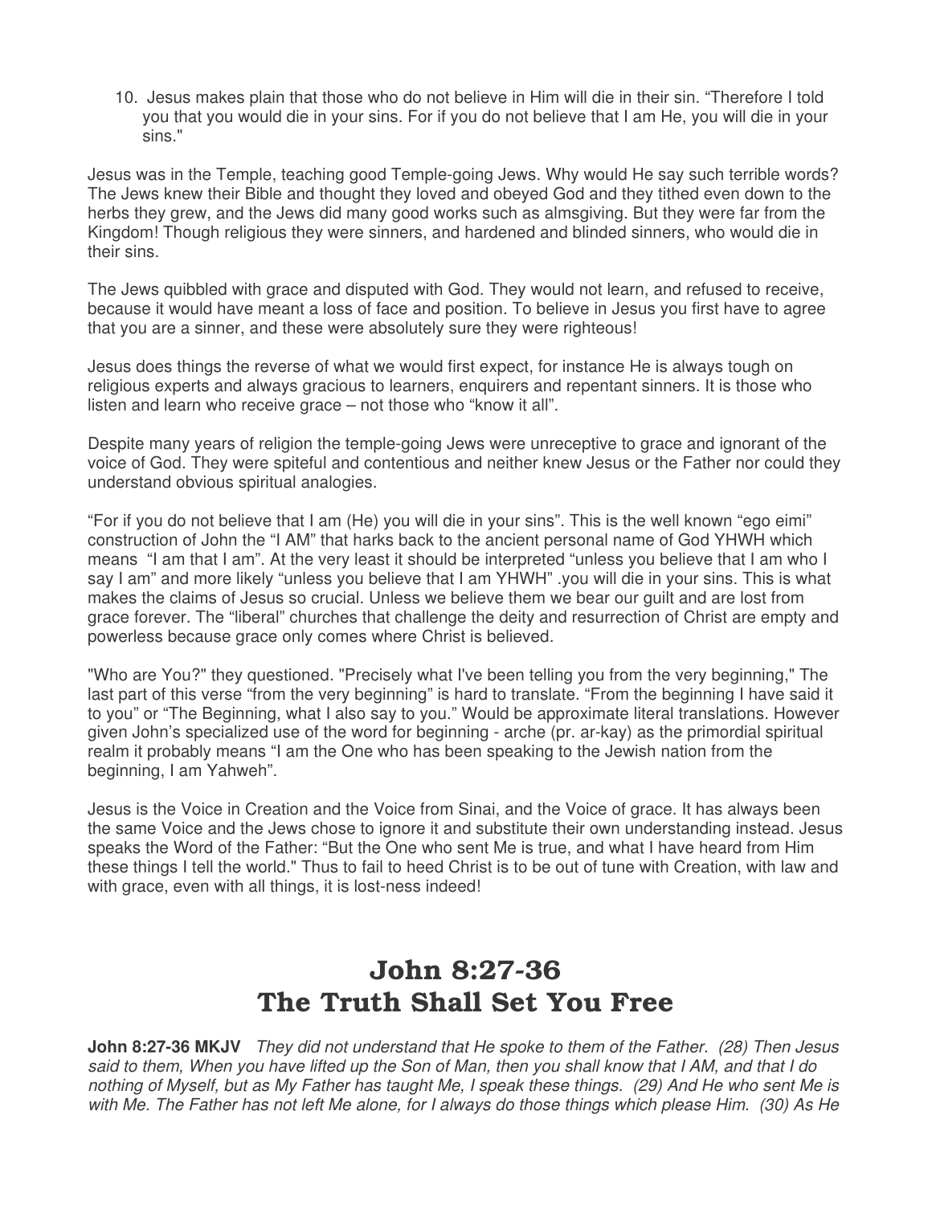10. Jesus makes plain that those who do not believe in Him will die in their sin. "Therefore I told you that you would die in your sins. For if you do not believe that I am He, you will die in your sins."

Jesus was in the Temple, teaching good Temple-going Jews. Why would He say such terrible words? The Jews knew their Bible and thought they loved and obeyed God and they tithed even down to the herbs they grew, and the Jews did many good works such as almsgiving. But they were far from the Kingdom! Though religious they were sinners, and hardened and blinded sinners, who would die in their sins.

The Jews quibbled with grace and disputed with God. They would not learn, and refused to receive, because it would have meant a loss of face and position. To believe in Jesus you first have to agree that you are a sinner, and these were absolutely sure they were righteous!

Jesus does things the reverse of what we would first expect, for instance He is always tough on religious experts and always gracious to learners, enquirers and repentant sinners. It is those who listen and learn who receive grace – not those who "know it all".

Despite many years of religion the temple-going Jews were unreceptive to grace and ignorant of the voice of God. They were spiteful and contentious and neither knew Jesus or the Father nor could they understand obvious spiritual analogies.

"For if you do not believe that I am (He) you will die in your sins". This is the well known "ego eimi" construction of John the "I AM" that harks back to the ancient personal name of God YHWH which means "I am that I am". At the very least it should be interpreted "unless you believe that I am who I say I am" and more likely "unless you believe that I am YHWH" .you will die in your sins. This is what makes the claims of Jesus so crucial. Unless we believe them we bear our guilt and are lost from grace forever. The "liberal" churches that challenge the deity and resurrection of Christ are empty and powerless because grace only comes where Christ is believed.

"Who are You?" they questioned. "Precisely what I've been telling you from the very beginning," The last part of this verse "from the very beginning" is hard to translate. "From the beginning I have said it to you" or "The Beginning, what I also say to you." Would be approximate literal translations. However given John's specialized use of the word for beginning - arche (pr. ar-kay) as the primordial spiritual realm it probably means "I am the One who has been speaking to the Jewish nation from the beginning, I am Yahweh".

Jesus is the Voice in Creation and the Voice from Sinai, and the Voice of grace. It has always been the same Voice and the Jews chose to ignore it and substitute their own understanding instead. Jesus speaks the Word of the Father: "But the One who sent Me is true, and what I have heard from Him these things I tell the world." Thus to fail to heed Christ is to be out of tune with Creation, with law and with grace, even with all things, it is lost-ness indeed!

# John 8:27-36
# The Truth Shall Set You Free

**John 8:27-36 MKJV** *They did not understand that He spoke to them of the Father. (28) Then Jesus said to them, When you have lifted up the Son of Man, then you shall know that I AM, and that I do nothing of Myself, but as My Father has taught Me, I speak these things. (29) And He who sent Me is with Me. The Father has not left Me alone, for I always do those things which please Him. (30) As He*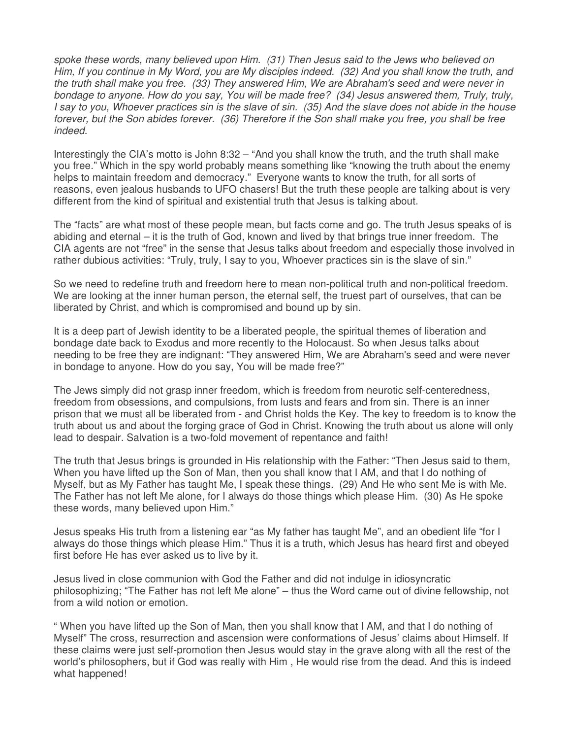*spoke these words, many believed upon Him. (31) Then Jesus said to the Jews who believed on Him, If you continue in My Word, you are My disciples indeed. (32) And you shall know the truth, and the truth shall make you free. (33) They answered Him, We are Abraham's seed and were never in bondage to anyone. How do you say, You will be made free? (34) Jesus answered them, Truly, truly, I say to you, Whoever practices sin is the slave of sin. (35) And the slave does not abide in the house forever, but the Son abides forever. (36) Therefore if the Son shall make you free, you shall be free indeed.*

Interestingly the CIA's motto is John 8:32 – "And you shall know the truth, and the truth shall make you free." Which in the spy world probably means something like "knowing the truth about the enemy helps to maintain freedom and democracy." Everyone wants to know the truth, for all sorts of reasons, even jealous husbands to UFO chasers! But the truth these people are talking about is very different from the kind of spiritual and existential truth that Jesus is talking about.

The "facts" are what most of these people mean, but facts come and go. The truth Jesus speaks of is abiding and eternal – it is the truth of God, known and lived by that brings true inner freedom. The CIA agents are not "free" in the sense that Jesus talks about freedom and especially those involved in rather dubious activities: "Truly, truly, I say to you, Whoever practices sin is the slave of sin."

So we need to redefine truth and freedom here to mean non-political truth and non-political freedom. We are looking at the inner human person, the eternal self, the truest part of ourselves, that can be liberated by Christ, and which is compromised and bound up by sin.

It is a deep part of Jewish identity to be a liberated people, the spiritual themes of liberation and bondage date back to Exodus and more recently to the Holocaust. So when Jesus talks about needing to be free they are indignant: "They answered Him, We are Abraham's seed and were never in bondage to anyone. How do you say, You will be made free?"

The Jews simply did not grasp inner freedom, which is freedom from neurotic self-centeredness, freedom from obsessions, and compulsions, from lusts and fears and from sin. There is an inner prison that we must all be liberated from - and Christ holds the Key. The key to freedom is to know the truth about us and about the forging grace of God in Christ. Knowing the truth about us alone will only lead to despair. Salvation is a two-fold movement of repentance and faith!

The truth that Jesus brings is grounded in His relationship with the Father: "Then Jesus said to them, When you have lifted up the Son of Man, then you shall know that I AM, and that I do nothing of Myself, but as My Father has taught Me, I speak these things. (29) And He who sent Me is with Me. The Father has not left Me alone, for I always do those things which please Him. (30) As He spoke these words, many believed upon Him."

Jesus speaks His truth from a listening ear "as My father has taught Me", and an obedient life "for I always do those things which please Him." Thus it is a truth, which Jesus has heard first and obeyed first before He has ever asked us to live by it.

Jesus lived in close communion with God the Father and did not indulge in idiosyncratic philosophizing; "The Father has not left Me alone" – thus the Word came out of divine fellowship, not from a wild notion or emotion.

" When you have lifted up the Son of Man, then you shall know that I AM, and that I do nothing of Myself" The cross, resurrection and ascension were conformations of Jesus' claims about Himself. If these claims were just self-promotion then Jesus would stay in the grave along with all the rest of the world's philosophers, but if God was really with Him , He would rise from the dead. And this is indeed what happened!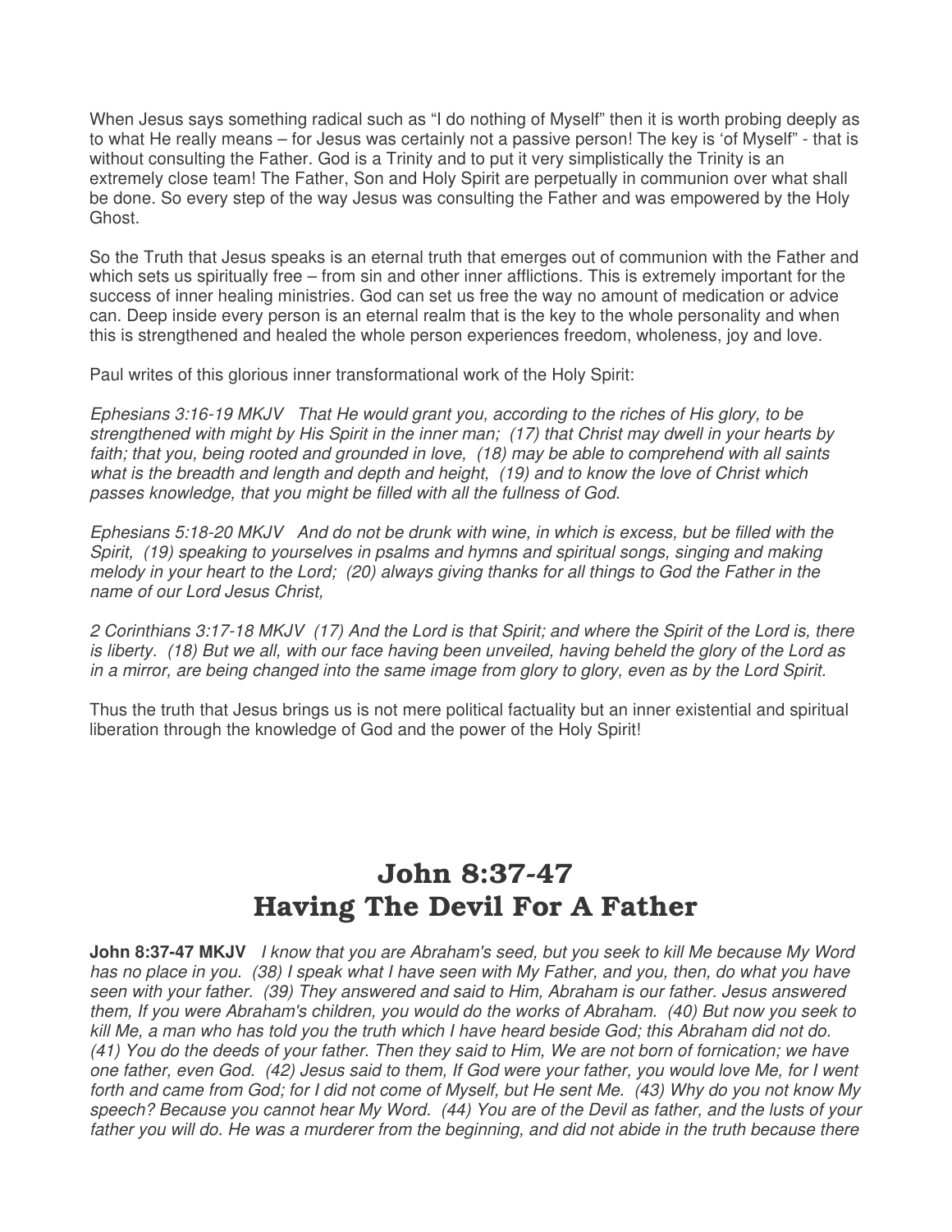When Jesus says something radical such as "I do nothing of Myself" then it is worth probing deeply as to what He really means – for Jesus was certainly not a passive person! The key is 'of Myself" - that is without consulting the Father. God is a Trinity and to put it very simplistically the Trinity is an extremely close team! The Father, Son and Holy Spirit are perpetually in communion over what shall be done. So every step of the way Jesus was consulting the Father and was empowered by the Holy Ghost.

So the Truth that Jesus speaks is an eternal truth that emerges out of communion with the Father and which sets us spiritually free – from sin and other inner afflictions. This is extremely important for the success of inner healing ministries. God can set us free the way no amount of medication or advice can. Deep inside every person is an eternal realm that is the key to the whole personality and when this is strengthened and healed the whole person experiences freedom, wholeness, joy and love.

Paul writes of this glorious inner transformational work of the Holy Spirit:

*Ephesians 3:16-19 MKJV That He would grant you, according to the riches of His glory, to be strengthened with might by His Spirit in the inner man; (17) that Christ may dwell in your hearts by faith; that you, being rooted and grounded in love, (18) may be able to comprehend with all saints what is the breadth and length and depth and height, (19) and to know the love of Christ which passes knowledge, that you might be filled with all the fullness of God.*

*Ephesians 5:18-20 MKJV And do not be drunk with wine, in which is excess, but be filled with the Spirit, (19) speaking to yourselves in psalms and hymns and spiritual songs, singing and making melody in your heart to the Lord; (20) always giving thanks for all things to God the Father in the name of our Lord Jesus Christ,*

*2 Corinthians 3:17-18 MKJV (17) And the Lord is that Spirit; and where the Spirit of the Lord is, there is liberty. (18) But we all, with our face having been unveiled, having beheld the glory of the Lord as in a mirror, are being changed into the same image from glory to glory, even as by the Lord Spirit.*

Thus the truth that Jesus brings us is not mere political factuality but an inner existential and spiritual liberation through the knowledge of God and the power of the Holy Spirit!

# John 8:37-47
# Having The Devil For A Father

**John 8:37-47 MKJV** *I know that you are Abraham's seed, but you seek to kill Me because My Word has no place in you. (38) I speak what I have seen with My Father, and you, then, do what you have seen with your father. (39) They answered and said to Him, Abraham is our father. Jesus answered them, If you were Abraham's children, you would do the works of Abraham. (40) But now you seek to kill Me, a man who has told you the truth which I have heard beside God; this Abraham did not do. (41) You do the deeds of your father. Then they said to Him, We are not born of fornication; we have one father, even God. (42) Jesus said to them, If God were your father, you would love Me, for I went forth and came from God; for I did not come of Myself, but He sent Me. (43) Why do you not know My speech? Because you cannot hear My Word. (44) You are of the Devil as father, and the lusts of your father you will do. He was a murderer from the beginning, and did not abide in the truth because there*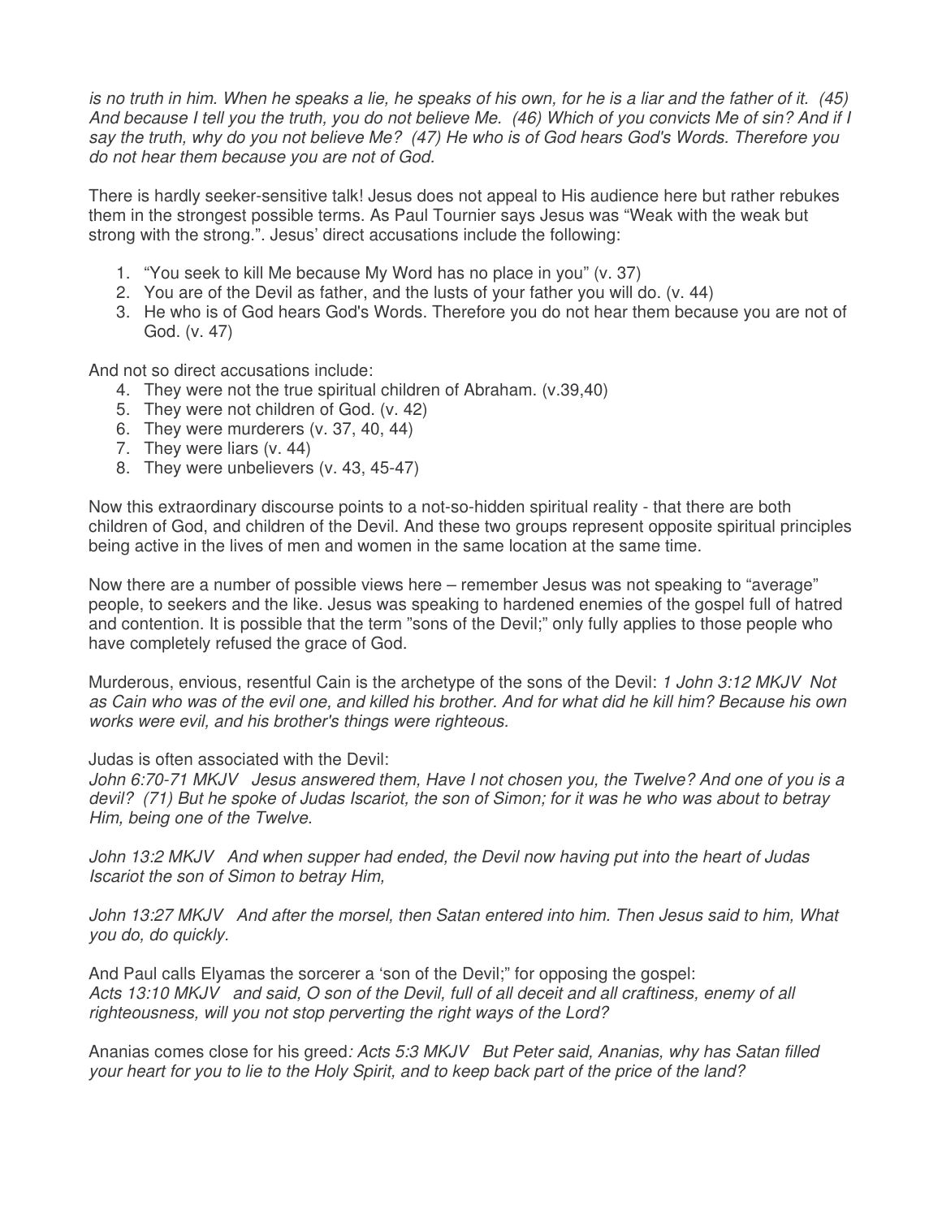*is no truth in him. When he speaks a lie, he speaks of his own, for he is a liar and the father of it. (45) And because I tell you the truth, you do not believe Me. (46) Which of you convicts Me of sin? And if I say the truth, why do you not believe Me? (47) He who is of God hears God's Words. Therefore you do not hear them because you are not of God.*

There is hardly seeker-sensitive talk! Jesus does not appeal to His audience here but rather rebukes them in the strongest possible terms. As Paul Tournier says Jesus was "Weak with the weak but strong with the strong.". Jesus' direct accusations include the following:

1. "You seek to kill Me because My Word has no place in you" (v. 37)
2. You are of the Devil as father, and the lusts of your father you will do. (v. 44)
3. He who is of God hears God's Words. Therefore you do not hear them because you are not of God. (v. 47)

And not so direct accusations include:

4. They were not the true spiritual children of Abraham. (v.39,40)
5. They were not children of God. (v. 42)
6. They were murderers (v. 37, 40, 44)
7. They were liars (v. 44)
8. They were unbelievers (v. 43, 45-47)

Now this extraordinary discourse points to a not-so-hidden spiritual reality - that there are both children of God, and children of the Devil. And these two groups represent opposite spiritual principles being active in the lives of men and women in the same location at the same time.

Now there are a number of possible views here – remember Jesus was not speaking to "average" people, to seekers and the like. Jesus was speaking to hardened enemies of the gospel full of hatred and contention. It is possible that the term "sons of the Devil;" only fully applies to those people who have completely refused the grace of God.

Murderous, envious, resentful Cain is the archetype of the sons of the Devil: *1 John 3:12 MKJV Not as Cain who was of the evil one, and killed his brother. And for what did he kill him? Because his own works were evil, and his brother's things were righteous.*

Judas is often associated with the Devil:
*John 6:70-71 MKJV Jesus answered them, Have I not chosen you, the Twelve? And one of you is a devil? (71) But he spoke of Judas Iscariot, the son of Simon; for it was he who was about to betray Him, being one of the Twelve.*

*John 13:2 MKJV And when supper had ended, the Devil now having put into the heart of Judas Iscariot the son of Simon to betray Him,*

*John 13:27 MKJV And after the morsel, then Satan entered into him. Then Jesus said to him, What you do, do quickly.*

And Paul calls Elyamas the sorcerer a 'son of the Devil;" for opposing the gospel:
*Acts 13:10 MKJV and said, O son of the Devil, full of all deceit and all craftiness, enemy of all righteousness, will you not stop perverting the right ways of the Lord?*

Ananias comes close for his greed*: Acts 5:3 MKJV But Peter said, Ananias, why has Satan filled your heart for you to lie to the Holy Spirit, and to keep back part of the price of the land?*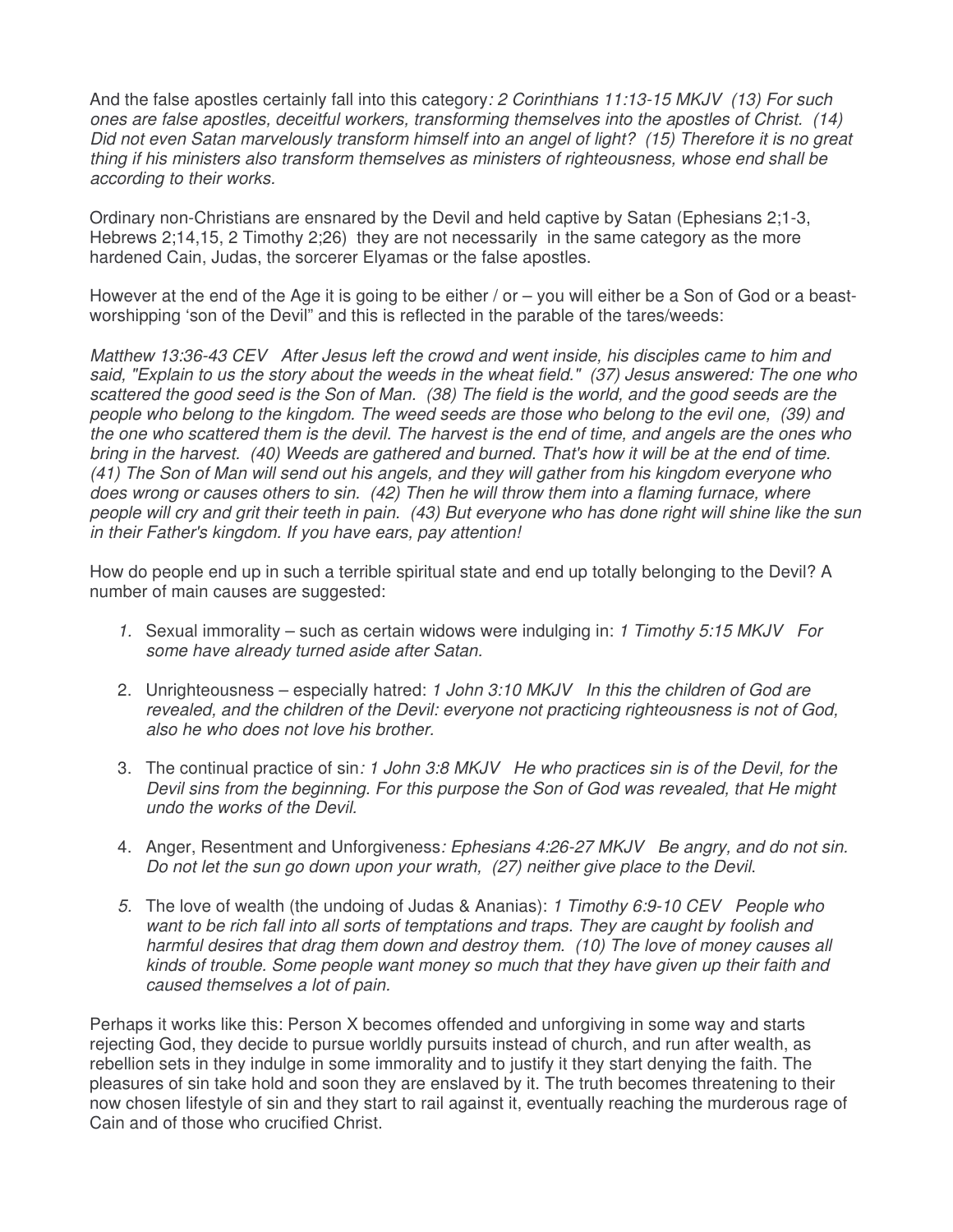And the false apostles certainly fall into this category*: 2 Corinthians 11:13-15 MKJV (13) For such ones are false apostles, deceitful workers, transforming themselves into the apostles of Christ. (14) Did not even Satan marvelously transform himself into an angel of light? (15) Therefore it is no great thing if his ministers also transform themselves as ministers of righteousness, whose end shall be according to their works.*

Ordinary non-Christians are ensnared by the Devil and held captive by Satan (Ephesians 2;1-3, Hebrews 2;14,15, 2 Timothy 2;26) they are not necessarily in the same category as the more hardened Cain, Judas, the sorcerer Elyamas or the false apostles.

However at the end of the Age it is going to be either / or – you will either be a Son of God or a beast-worshipping 'son of the Devil" and this is reflected in the parable of the tares/weeds:

*Matthew 13:36-43 CEV After Jesus left the crowd and went inside, his disciples came to him and said, "Explain to us the story about the weeds in the wheat field." (37) Jesus answered: The one who scattered the good seed is the Son of Man. (38) The field is the world, and the good seeds are the people who belong to the kingdom. The weed seeds are those who belong to the evil one, (39) and the one who scattered them is the devil. The harvest is the end of time, and angels are the ones who bring in the harvest. (40) Weeds are gathered and burned. That's how it will be at the end of time. (41) The Son of Man will send out his angels, and they will gather from his kingdom everyone who does wrong or causes others to sin. (42) Then he will throw them into a flaming furnace, where people will cry and grit their teeth in pain. (43) But everyone who has done right will shine like the sun in their Father's kingdom. If you have ears, pay attention!*

How do people end up in such a terrible spiritual state and end up totally belonging to the Devil? A number of main causes are suggested:

1. Sexual immorality – such as certain widows were indulging in: *1 Timothy 5:15 MKJV For some have already turned aside after Satan.*

2. Unrighteousness – especially hatred: *1 John 3:10 MKJV In this the children of God are revealed, and the children of the Devil: everyone not practicing righteousness is not of God, also he who does not love his brother.*

3. The continual practice of sin*: 1 John 3:8 MKJV He who practices sin is of the Devil, for the Devil sins from the beginning. For this purpose the Son of God was revealed, that He might undo the works of the Devil.*

4. Anger, Resentment and Unforgiveness*: Ephesians 4:26-27 MKJV Be angry, and do not sin. Do not let the sun go down upon your wrath, (27) neither give place to the Devil.*

5. The love of wealth (the undoing of Judas & Ananias): *1 Timothy 6:9-10 CEV People who want to be rich fall into all sorts of temptations and traps. They are caught by foolish and harmful desires that drag them down and destroy them. (10) The love of money causes all kinds of trouble. Some people want money so much that they have given up their faith and caused themselves a lot of pain.*

Perhaps it works like this: Person X becomes offended and unforgiving in some way and starts rejecting God, they decide to pursue worldly pursuits instead of church, and run after wealth, as rebellion sets in they indulge in some immorality and to justify it they start denying the faith. The pleasures of sin take hold and soon they are enslaved by it. The truth becomes threatening to their now chosen lifestyle of sin and they start to rail against it, eventually reaching the murderous rage of Cain and of those who crucified Christ.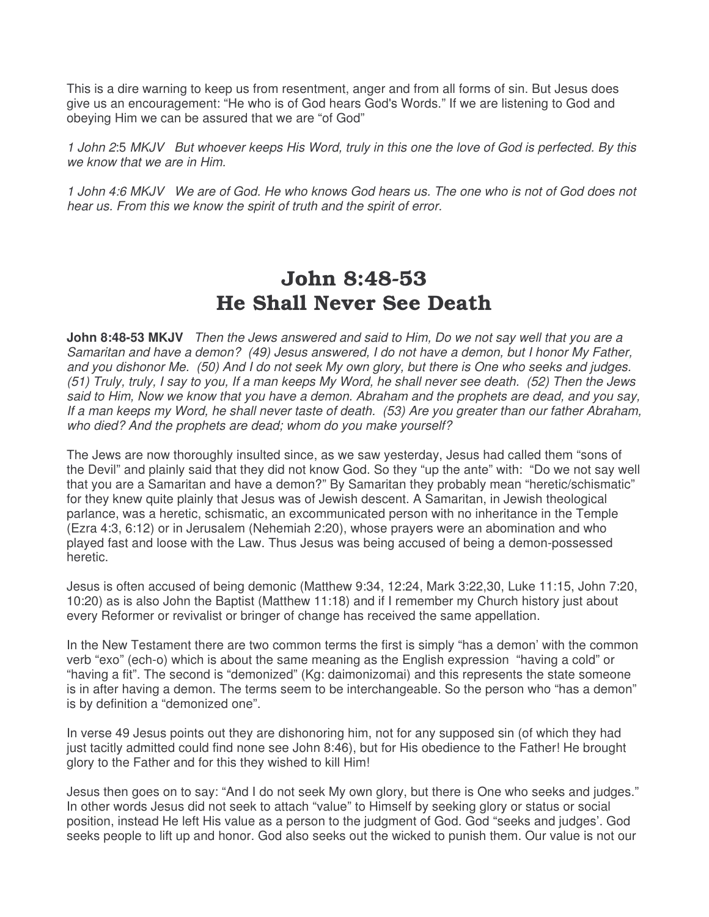This is a dire warning to keep us from resentment, anger and from all forms of sin. But Jesus does give us an encouragement: “He who is of God hears God's Words.” If we are listening to God and obeying Him we can be assured that we are “of God”

*1 John 2:5 MKJV But whoever keeps His Word, truly in this one the love of God is perfected. By this we know that we are in Him.*

*1 John 4:6 MKJV We are of God. He who knows God hears us. The one who is not of God does not hear us. From this we know the spirit of truth and the spirit of error.*

# John 8:48-53
# He Shall Never See Death

**John 8:48-53 MKJV** *Then the Jews answered and said to Him, Do we not say well that you are a Samaritan and have a demon? (49) Jesus answered, I do not have a demon, but I honor My Father, and you dishonor Me. (50) And I do not seek My own glory, but there is One who seeks and judges. (51) Truly, truly, I say to you, If a man keeps My Word, he shall never see death. (52) Then the Jews said to Him, Now we know that you have a demon. Abraham and the prophets are dead, and you say, If a man keeps my Word, he shall never taste of death. (53) Are you greater than our father Abraham, who died? And the prophets are dead; whom do you make yourself?*

The Jews are now thoroughly insulted since, as we saw yesterday, Jesus had called them “sons of the Devil” and plainly said that they did not know God. So they “up the ante” with: “Do we not say well that you are a Samaritan and have a demon?” By Samaritan they probably mean “heretic/schismatic” for they knew quite plainly that Jesus was of Jewish descent. A Samaritan, in Jewish theological parlance, was a heretic, schismatic, an excommunicated person with no inheritance in the Temple (Ezra 4:3, 6:12) or in Jerusalem (Nehemiah 2:20), whose prayers were an abomination and who played fast and loose with the Law. Thus Jesus was being accused of being a demon-possessed heretic.

Jesus is often accused of being demonic (Matthew 9:34, 12:24, Mark 3:22,30, Luke 11:15, John 7:20, 10:20) as is also John the Baptist (Matthew 11:18) and if I remember my Church history just about every Reformer or revivalist or bringer of change has received the same appellation.

In the New Testament there are two common terms the first is simply “has a demon’ with the common verb “exo” (ech-o) which is about the same meaning as the English expression “having a cold” or “having a fit”. The second is “demonized” (Kg: daimonizomai) and this represents the state someone is in after having a demon. The terms seem to be interchangeable. So the person who “has a demon” is by definition a “demonized one”.

In verse 49 Jesus points out they are dishonoring him, not for any supposed sin (of which they had just tacitly admitted could find none see John 8:46), but for His obedience to the Father! He brought glory to the Father and for this they wished to kill Him!

Jesus then goes on to say: “And I do not seek My own glory, but there is One who seeks and judges.” In other words Jesus did not seek to attach “value” to Himself by seeking glory or status or social position, instead He left His value as a person to the judgment of God. God “seeks and judges’. God seeks people to lift up and honor. God also seeks out the wicked to punish them. Our value is not our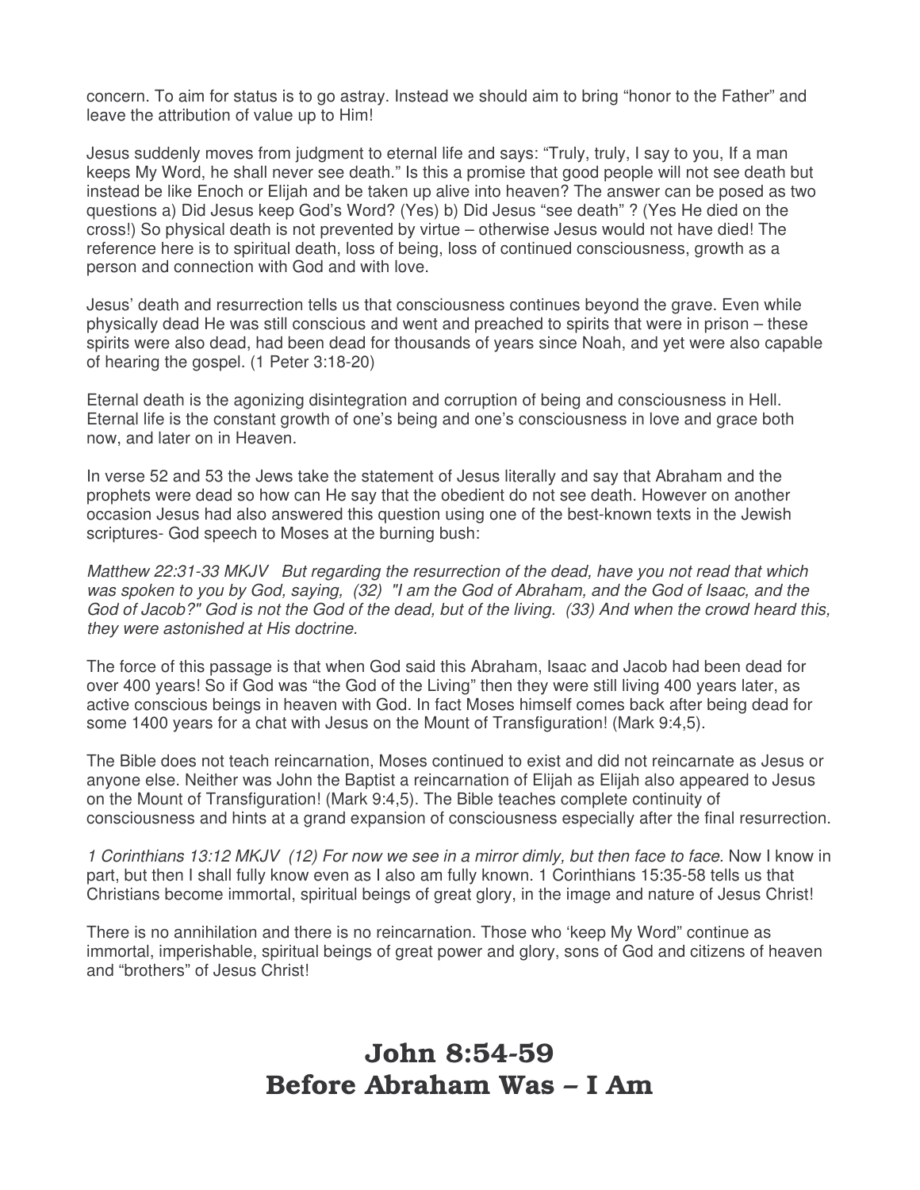concern. To aim for status is to go astray. Instead we should aim to bring "honor to the Father" and leave the attribution of value up to Him!

Jesus suddenly moves from judgment to eternal life and says: "Truly, truly, I say to you, If a man keeps My Word, he shall never see death." Is this a promise that good people will not see death but instead be like Enoch or Elijah and be taken up alive into heaven? The answer can be posed as two questions a) Did Jesus keep God's Word? (Yes) b) Did Jesus "see death" ? (Yes He died on the cross!) So physical death is not prevented by virtue – otherwise Jesus would not have died! The reference here is to spiritual death, loss of being, loss of continued consciousness, growth as a person and connection with God and with love.

Jesus' death and resurrection tells us that consciousness continues beyond the grave. Even while physically dead He was still conscious and went and preached to spirits that were in prison – these spirits were also dead, had been dead for thousands of years since Noah, and yet were also capable of hearing the gospel. (1 Peter 3:18-20)

Eternal death is the agonizing disintegration and corruption of being and consciousness in Hell. Eternal life is the constant growth of one's being and one's consciousness in love and grace both now, and later on in Heaven.

In verse 52 and 53 the Jews take the statement of Jesus literally and say that Abraham and the prophets were dead so how can He say that the obedient do not see death. However on another occasion Jesus had also answered this question using one of the best-known texts in the Jewish scriptures- God speech to Moses at the burning bush:

*Matthew 22:31-33 MKJV But regarding the resurrection of the dead, have you not read that which was spoken to you by God, saying, (32) "I am the God of Abraham, and the God of Isaac, and the God of Jacob?" God is not the God of the dead, but of the living. (33) And when the crowd heard this, they were astonished at His doctrine.*

The force of this passage is that when God said this Abraham, Isaac and Jacob had been dead for over 400 years! So if God was "the God of the Living" then they were still living 400 years later, as active conscious beings in heaven with God. In fact Moses himself comes back after being dead for some 1400 years for a chat with Jesus on the Mount of Transfiguration! (Mark 9:4,5).

The Bible does not teach reincarnation, Moses continued to exist and did not reincarnate as Jesus or anyone else. Neither was John the Baptist a reincarnation of Elijah as Elijah also appeared to Jesus on the Mount of Transfiguration! (Mark 9:4,5). The Bible teaches complete continuity of consciousness and hints at a grand expansion of consciousness especially after the final resurrection.

*1 Corinthians 13:12 MKJV (12) For now we see in a mirror dimly, but then face to face.* Now I know in part, but then I shall fully know even as I also am fully known. 1 Corinthians 15:35-58 tells us that Christians become immortal, spiritual beings of great glory, in the image and nature of Jesus Christ!

There is no annihilation and there is no reincarnation. Those who 'keep My Word" continue as immortal, imperishable, spiritual beings of great power and glory, sons of God and citizens of heaven and "brothers" of Jesus Christ!

# John 8:54-59
# Before Abraham Was – I Am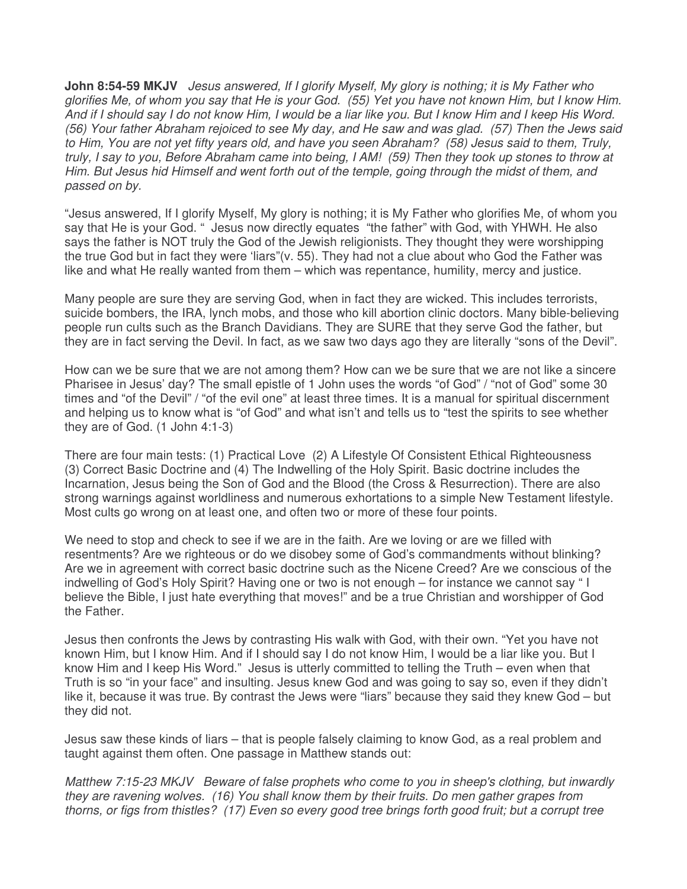**John 8:54-59 MKJV** *Jesus answered, If I glorify Myself, My glory is nothing; it is My Father who glorifies Me, of whom you say that He is your God. (55) Yet you have not known Him, but I know Him. And if I should say I do not know Him, I would be a liar like you. But I know Him and I keep His Word. (56) Your father Abraham rejoiced to see My day, and He saw and was glad. (57) Then the Jews said to Him, You are not yet fifty years old, and have you seen Abraham? (58) Jesus said to them, Truly, truly, I say to you, Before Abraham came into being, I AM! (59) Then they took up stones to throw at Him. But Jesus hid Himself and went forth out of the temple, going through the midst of them, and passed on by.*

"Jesus answered, If I glorify Myself, My glory is nothing; it is My Father who glorifies Me, of whom you say that He is your God. " Jesus now directly equates "the father" with God, with YHWH. He also says the father is NOT truly the God of the Jewish religionists. They thought they were worshipping the true God but in fact they were 'liars"(v. 55). They had not a clue about who God the Father was like and what He really wanted from them – which was repentance, humility, mercy and justice.

Many people are sure they are serving God, when in fact they are wicked. This includes terrorists, suicide bombers, the IRA, lynch mobs, and those who kill abortion clinic doctors. Many bible-believing people run cults such as the Branch Davidians. They are SURE that they serve God the father, but they are in fact serving the Devil. In fact, as we saw two days ago they are literally "sons of the Devil".

How can we be sure that we are not among them? How can we be sure that we are not like a sincere Pharisee in Jesus' day? The small epistle of 1 John uses the words "of God" / "not of God" some 30 times and "of the Devil" / "of the evil one" at least three times. It is a manual for spiritual discernment and helping us to know what is "of God" and what isn't and tells us to "test the spirits to see whether they are of God. (1 John 4:1-3)

There are four main tests: (1) Practical Love (2) A Lifestyle Of Consistent Ethical Righteousness (3) Correct Basic Doctrine and (4) The Indwelling of the Holy Spirit. Basic doctrine includes the Incarnation, Jesus being the Son of God and the Blood (the Cross & Resurrection). There are also strong warnings against worldliness and numerous exhortations to a simple New Testament lifestyle. Most cults go wrong on at least one, and often two or more of these four points.

We need to stop and check to see if we are in the faith. Are we loving or are we filled with resentments? Are we righteous or do we disobey some of God's commandments without blinking? Are we in agreement with correct basic doctrine such as the Nicene Creed? Are we conscious of the indwelling of God's Holy Spirit? Having one or two is not enough – for instance we cannot say " I believe the Bible, I just hate everything that moves!" and be a true Christian and worshipper of God the Father.

Jesus then confronts the Jews by contrasting His walk with God, with their own. "Yet you have not known Him, but I know Him. And if I should say I do not know Him, I would be a liar like you. But I know Him and I keep His Word." Jesus is utterly committed to telling the Truth – even when that Truth is so "in your face" and insulting. Jesus knew God and was going to say so, even if they didn't like it, because it was true. By contrast the Jews were "liars" because they said they knew God – but they did not.

Jesus saw these kinds of liars – that is people falsely claiming to know God, as a real problem and taught against them often. One passage in Matthew stands out:

*Matthew 7:15-23 MKJV Beware of false prophets who come to you in sheep's clothing, but inwardly they are ravening wolves. (16) You shall know them by their fruits. Do men gather grapes from thorns, or figs from thistles? (17) Even so every good tree brings forth good fruit; but a corrupt tree*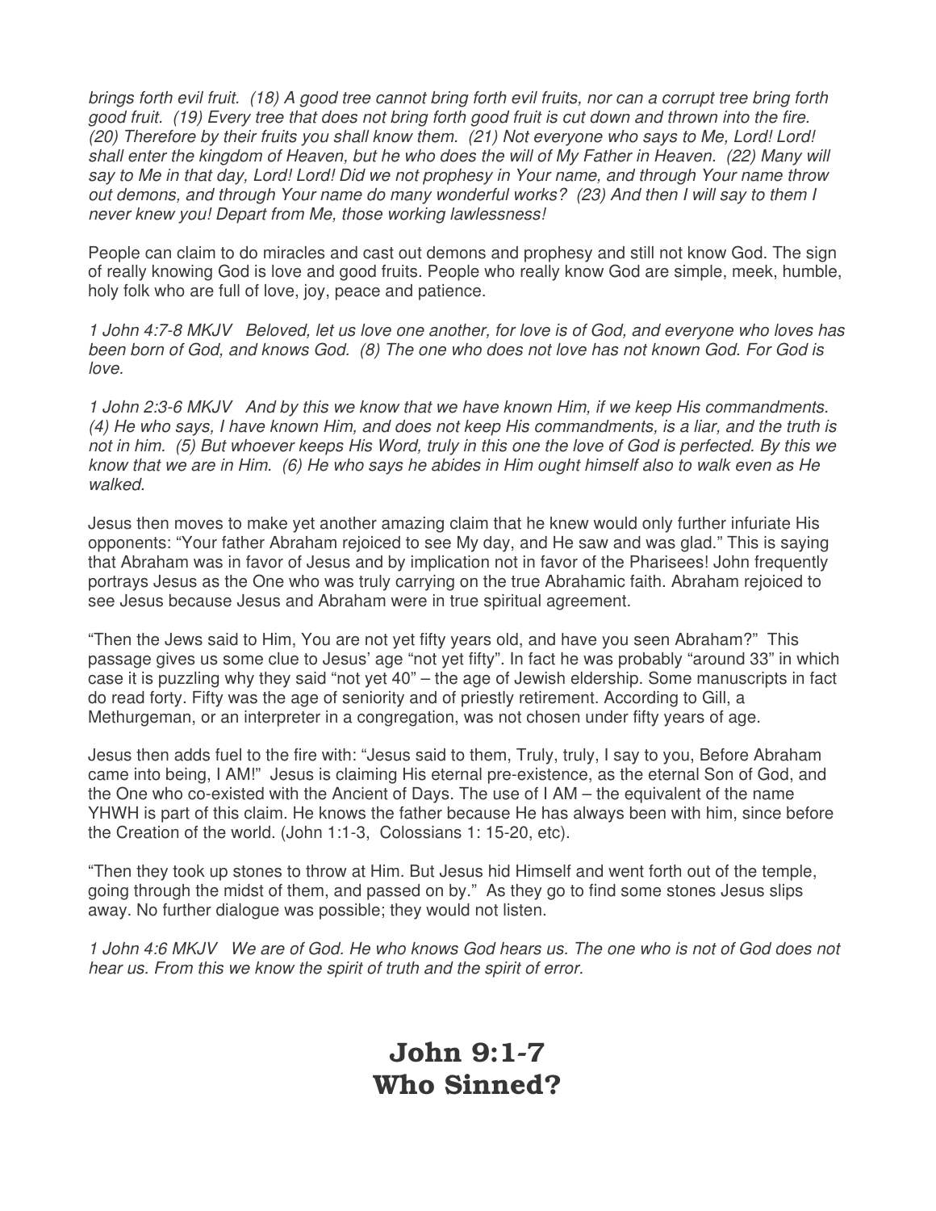*brings forth evil fruit. (18) A good tree cannot bring forth evil fruits, nor can a corrupt tree bring forth good fruit. (19) Every tree that does not bring forth good fruit is cut down and thrown into the fire. (20) Therefore by their fruits you shall know them. (21) Not everyone who says to Me, Lord! Lord! shall enter the kingdom of Heaven, but he who does the will of My Father in Heaven. (22) Many will say to Me in that day, Lord! Lord! Did we not prophesy in Your name, and through Your name throw out demons, and through Your name do many wonderful works? (23) And then I will say to them I never knew you! Depart from Me, those working lawlessness!*

People can claim to do miracles and cast out demons and prophesy and still not know God. The sign of really knowing God is love and good fruits. People who really know God are simple, meek, humble, holy folk who are full of love, joy, peace and patience.

*1 John 4:7-8 MKJV Beloved, let us love one another, for love is of God, and everyone who loves has been born of God, and knows God. (8) The one who does not love has not known God. For God is love.*

*1 John 2:3-6 MKJV And by this we know that we have known Him, if we keep His commandments. (4) He who says, I have known Him, and does not keep His commandments, is a liar, and the truth is not in him. (5) But whoever keeps His Word, truly in this one the love of God is perfected. By this we know that we are in Him. (6) He who says he abides in Him ought himself also to walk even as He walked.*

Jesus then moves to make yet another amazing claim that he knew would only further infuriate His opponents: "Your father Abraham rejoiced to see My day, and He saw and was glad." This is saying that Abraham was in favor of Jesus and by implication not in favor of the Pharisees! John frequently portrays Jesus as the One who was truly carrying on the true Abrahamic faith. Abraham rejoiced to see Jesus because Jesus and Abraham were in true spiritual agreement.

"Then the Jews said to Him, You are not yet fifty years old, and have you seen Abraham?" This passage gives us some clue to Jesus' age "not yet fifty". In fact he was probably "around 33" in which case it is puzzling why they said "not yet 40" – the age of Jewish eldership. Some manuscripts in fact do read forty. Fifty was the age of seniority and of priestly retirement. According to Gill, a Methurgeman, or an interpreter in a congregation, was not chosen under fifty years of age.

Jesus then adds fuel to the fire with: "Jesus said to them, Truly, truly, I say to you, Before Abraham came into being, I AM!" Jesus is claiming His eternal pre-existence, as the eternal Son of God, and the One who co-existed with the Ancient of Days. The use of I AM – the equivalent of the name YHWH is part of this claim. He knows the father because He has always been with him, since before the Creation of the world. (John 1:1-3, Colossians 1: 15-20, etc).

"Then they took up stones to throw at Him. But Jesus hid Himself and went forth out of the temple, going through the midst of them, and passed on by." As they go to find some stones Jesus slips away. No further dialogue was possible; they would not listen.

*1 John 4:6 MKJV We are of God. He who knows God hears us. The one who is not of God does not hear us. From this we know the spirit of truth and the spirit of error.*

# John 9:1-7
# Who Sinned?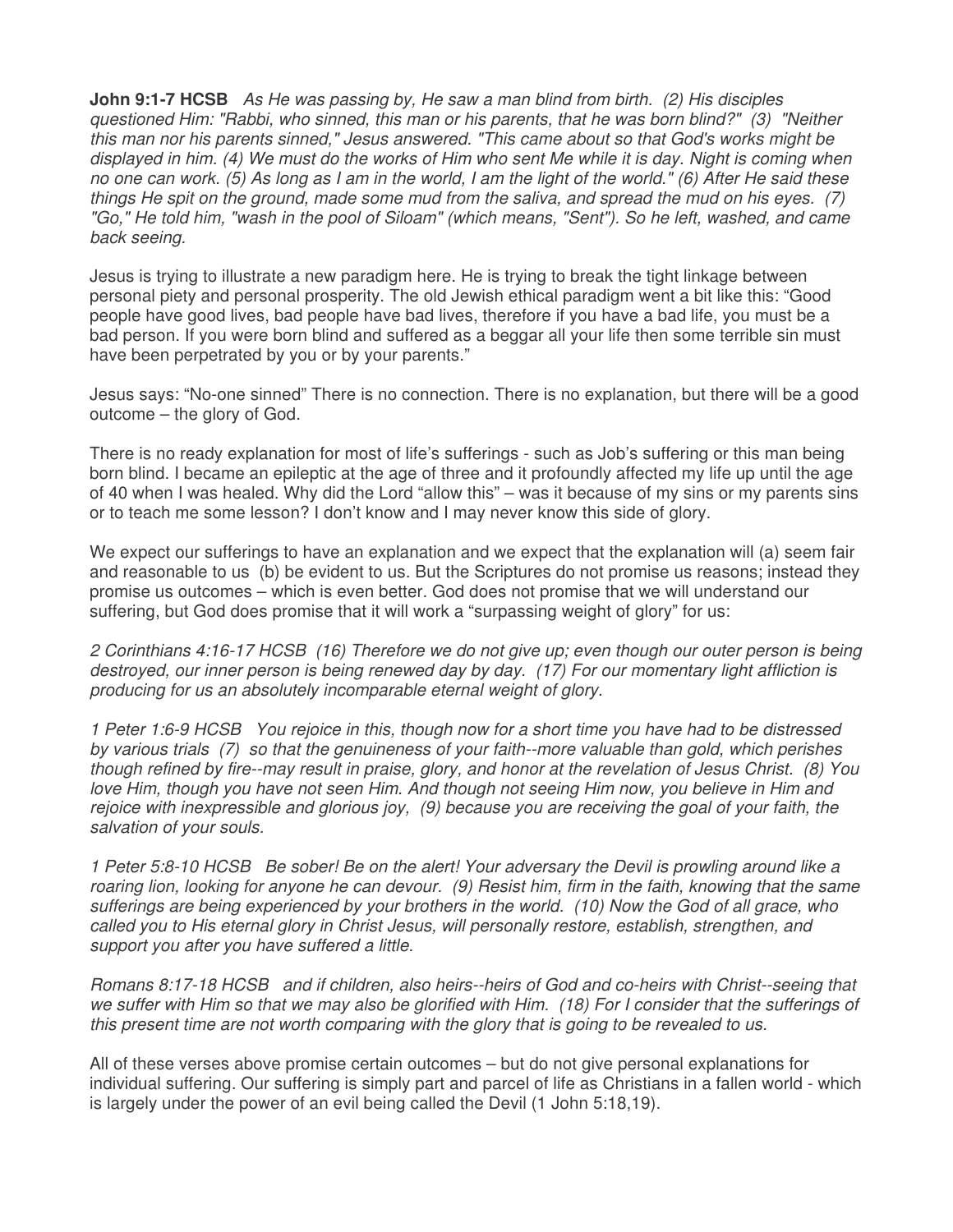**John 9:1-7 HCSB** *As He was passing by, He saw a man blind from birth. (2) His disciples questioned Him: "Rabbi, who sinned, this man or his parents, that he was born blind?" (3) "Neither this man nor his parents sinned," Jesus answered. "This came about so that God's works might be displayed in him. (4) We must do the works of Him who sent Me while it is day. Night is coming when no one can work. (5) As long as I am in the world, I am the light of the world." (6) After He said these things He spit on the ground, made some mud from the saliva, and spread the mud on his eyes. (7) "Go," He told him, "wash in the pool of Siloam" (which means, "Sent"). So he left, washed, and came back seeing.*

Jesus is trying to illustrate a new paradigm here. He is trying to break the tight linkage between personal piety and personal prosperity. The old Jewish ethical paradigm went a bit like this: "Good people have good lives, bad people have bad lives, therefore if you have a bad life, you must be a bad person. If you were born blind and suffered as a beggar all your life then some terrible sin must have been perpetrated by you or by your parents."

Jesus says: "No-one sinned" There is no connection. There is no explanation, but there will be a good outcome – the glory of God.

There is no ready explanation for most of life's sufferings - such as Job's suffering or this man being born blind. I became an epileptic at the age of three and it profoundly affected my life up until the age of 40 when I was healed. Why did the Lord "allow this" – was it because of my sins or my parents sins or to teach me some lesson? I don't know and I may never know this side of glory.

We expect our sufferings to have an explanation and we expect that the explanation will (a) seem fair and reasonable to us (b) be evident to us. But the Scriptures do not promise us reasons; instead they promise us outcomes – which is even better. God does not promise that we will understand our suffering, but God does promise that it will work a "surpassing weight of glory" for us:

*2 Corinthians 4:16-17 HCSB (16) Therefore we do not give up; even though our outer person is being destroyed, our inner person is being renewed day by day. (17) For our momentary light affliction is producing for us an absolutely incomparable eternal weight of glory.*

*1 Peter 1:6-9 HCSB You rejoice in this, though now for a short time you have had to be distressed by various trials (7) so that the genuineness of your faith--more valuable than gold, which perishes though refined by fire--may result in praise, glory, and honor at the revelation of Jesus Christ. (8) You love Him, though you have not seen Him. And though not seeing Him now, you believe in Him and rejoice with inexpressible and glorious joy, (9) because you are receiving the goal of your faith, the salvation of your souls.*

*1 Peter 5:8-10 HCSB Be sober! Be on the alert! Your adversary the Devil is prowling around like a roaring lion, looking for anyone he can devour. (9) Resist him, firm in the faith, knowing that the same sufferings are being experienced by your brothers in the world. (10) Now the God of all grace, who called you to His eternal glory in Christ Jesus, will personally restore, establish, strengthen, and support you after you have suffered a little.*

*Romans 8:17-18 HCSB and if children, also heirs--heirs of God and co-heirs with Christ--seeing that we suffer with Him so that we may also be glorified with Him. (18) For I consider that the sufferings of this present time are not worth comparing with the glory that is going to be revealed to us.*

All of these verses above promise certain outcomes – but do not give personal explanations for individual suffering. Our suffering is simply part and parcel of life as Christians in a fallen world - which is largely under the power of an evil being called the Devil (1 John 5:18,19).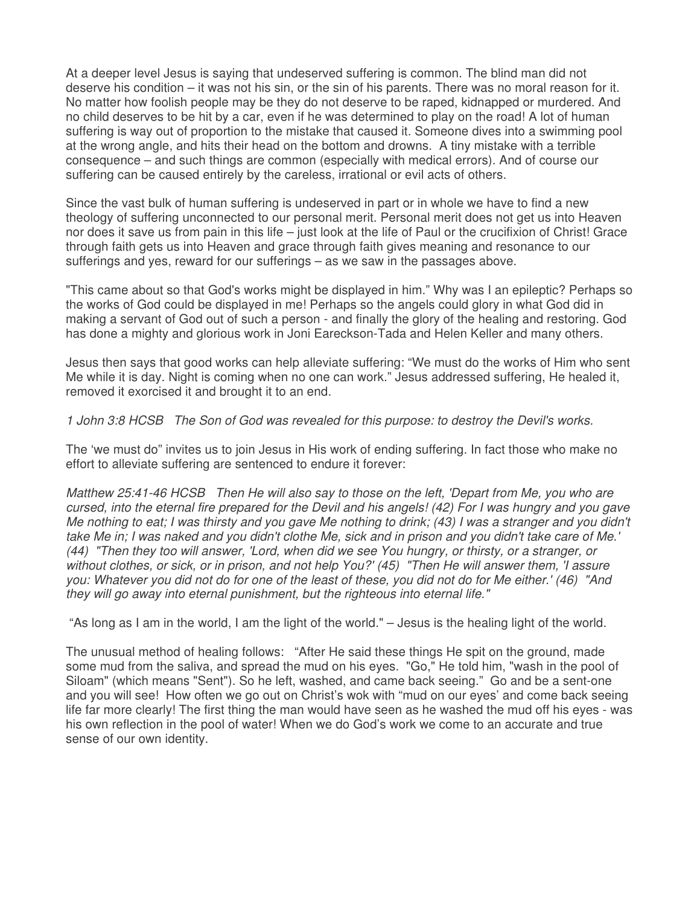At a deeper level Jesus is saying that undeserved suffering is common. The blind man did not deserve his condition – it was not his sin, or the sin of his parents. There was no moral reason for it. No matter how foolish people may be they do not deserve to be raped, kidnapped or murdered. And no child deserves to be hit by a car, even if he was determined to play on the road! A lot of human suffering is way out of proportion to the mistake that caused it. Someone dives into a swimming pool at the wrong angle, and hits their head on the bottom and drowns. A tiny mistake with a terrible consequence – and such things are common (especially with medical errors). And of course our suffering can be caused entirely by the careless, irrational or evil acts of others.

Since the vast bulk of human suffering is undeserved in part or in whole we have to find a new theology of suffering unconnected to our personal merit. Personal merit does not get us into Heaven nor does it save us from pain in this life – just look at the life of Paul or the crucifixion of Christ! Grace through faith gets us into Heaven and grace through faith gives meaning and resonance to our sufferings and yes, reward for our sufferings – as we saw in the passages above.

"This came about so that God's works might be displayed in him." Why was I an epileptic? Perhaps so the works of God could be displayed in me! Perhaps so the angels could glory in what God did in making a servant of God out of such a person - and finally the glory of the healing and restoring. God has done a mighty and glorious work in Joni Eareckson-Tada and Helen Keller and many others.

Jesus then says that good works can help alleviate suffering: "We must do the works of Him who sent Me while it is day. Night is coming when no one can work." Jesus addressed suffering, He healed it, removed it exorcised it and brought it to an end.

*1 John 3:8 HCSB The Son of God was revealed for this purpose: to destroy the Devil's works.*

The 'we must do" invites us to join Jesus in His work of ending suffering. In fact those who make no effort to alleviate suffering are sentenced to endure it forever:

*Matthew 25:41-46 HCSB Then He will also say to those on the left, 'Depart from Me, you who are cursed, into the eternal fire prepared for the Devil and his angels! (42) For I was hungry and you gave Me nothing to eat; I was thirsty and you gave Me nothing to drink; (43) I was a stranger and you didn't take Me in; I was naked and you didn't clothe Me, sick and in prison and you didn't take care of Me.' (44) "Then they too will answer, 'Lord, when did we see You hungry, or thirsty, or a stranger, or without clothes, or sick, or in prison, and not help You?' (45) "Then He will answer them, 'I assure you: Whatever you did not do for one of the least of these, you did not do for Me either.' (46) "And they will go away into eternal punishment, but the righteous into eternal life."*

"As long as I am in the world, I am the light of the world." – Jesus is the healing light of the world.

The unusual method of healing follows: "After He said these things He spit on the ground, made some mud from the saliva, and spread the mud on his eyes. "Go," He told him, "wash in the pool of Siloam" (which means "Sent"). So he left, washed, and came back seeing." Go and be a sent-one and you will see! How often we go out on Christ's wok with "mud on our eyes' and come back seeing life far more clearly! The first thing the man would have seen as he washed the mud off his eyes - was his own reflection in the pool of water! When we do God's work we come to an accurate and true sense of our own identity.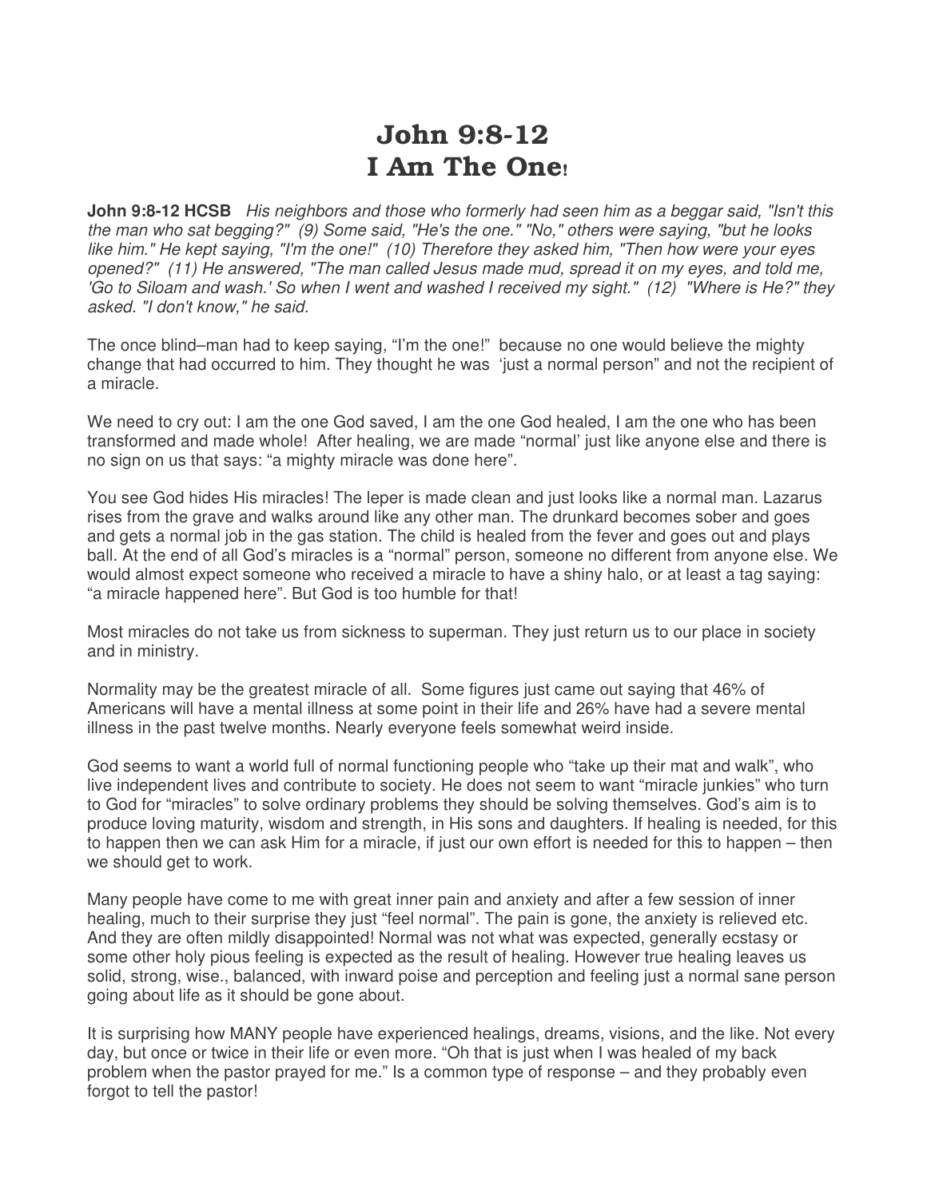# John 9:8-12
# I Am The One!

**John 9:8-12 HCSB** *His neighbors and those who formerly had seen him as a beggar said, "Isn't this the man who sat begging?" (9) Some said, "He's the one." "No," others were saying, "but he looks like him." He kept saying, "I'm the one!" (10) Therefore they asked him, "Then how were your eyes opened?" (11) He answered, "The man called Jesus made mud, spread it on my eyes, and told me, 'Go to Siloam and wash.' So when I went and washed I received my sight." (12) "Where is He?" they asked. "I don't know," he said.*

The once blind–man had to keep saying, "I'm the one!" because no one would believe the mighty change that had occurred to him. They thought he was 'just a normal person" and not the recipient of a miracle.

We need to cry out: I am the one God saved, I am the one God healed, I am the one who has been transformed and made whole! After healing, we are made "normal' just like anyone else and there is no sign on us that says: "a mighty miracle was done here".

You see God hides His miracles! The leper is made clean and just looks like a normal man. Lazarus rises from the grave and walks around like any other man. The drunkard becomes sober and goes and gets a normal job in the gas station. The child is healed from the fever and goes out and plays ball. At the end of all God's miracles is a "normal" person, someone no different from anyone else. We would almost expect someone who received a miracle to have a shiny halo, or at least a tag saying: "a miracle happened here". But God is too humble for that!

Most miracles do not take us from sickness to superman. They just return us to our place in society and in ministry.

Normality may be the greatest miracle of all. Some figures just came out saying that 46% of Americans will have a mental illness at some point in their life and 26% have had a severe mental illness in the past twelve months. Nearly everyone feels somewhat weird inside.

God seems to want a world full of normal functioning people who "take up their mat and walk", who live independent lives and contribute to society. He does not seem to want "miracle junkies" who turn to God for "miracles" to solve ordinary problems they should be solving themselves. God's aim is to produce loving maturity, wisdom and strength, in His sons and daughters. If healing is needed, for this to happen then we can ask Him for a miracle, if just our own effort is needed for this to happen – then we should get to work.

Many people have come to me with great inner pain and anxiety and after a few session of inner healing, much to their surprise they just "feel normal". The pain is gone, the anxiety is relieved etc. And they are often mildly disappointed! Normal was not what was expected, generally ecstasy or some other holy pious feeling is expected as the result of healing. However true healing leaves us solid, strong, wise., balanced, with inward poise and perception and feeling just a normal sane person going about life as it should be gone about.

It is surprising how MANY people have experienced healings, dreams, visions, and the like. Not every day, but once or twice in their life or even more. "Oh that is just when I was healed of my back problem when the pastor prayed for me." Is a common type of response – and they probably even forgot to tell the pastor!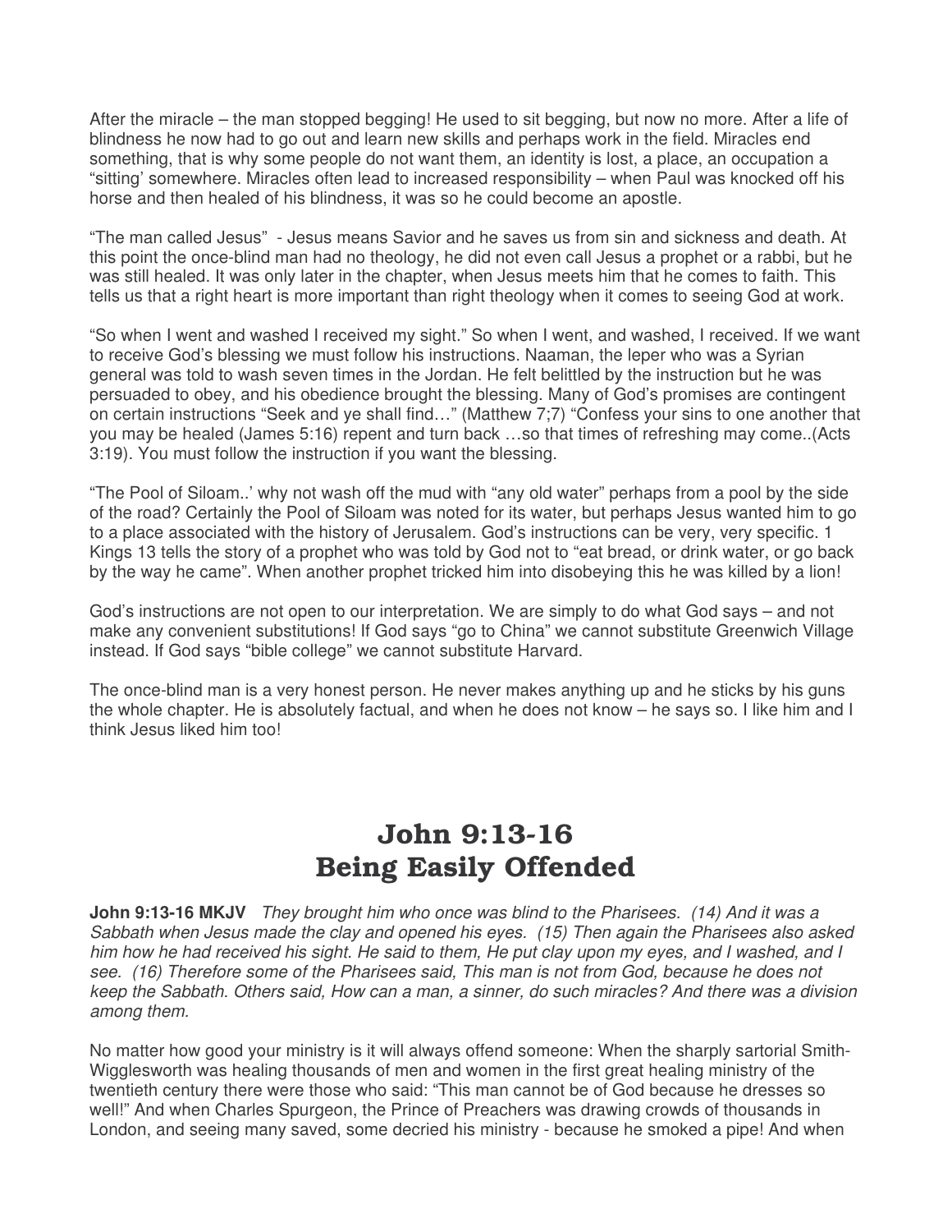After the miracle – the man stopped begging! He used to sit begging, but now no more. After a life of blindness he now had to go out and learn new skills and perhaps work in the field. Miracles end something, that is why some people do not want them, an identity is lost, a place, an occupation a "sitting' somewhere. Miracles often lead to increased responsibility – when Paul was knocked off his horse and then healed of his blindness, it was so he could become an apostle.

"The man called Jesus" - Jesus means Savior and he saves us from sin and sickness and death. At this point the once-blind man had no theology, he did not even call Jesus a prophet or a rabbi, but he was still healed. It was only later in the chapter, when Jesus meets him that he comes to faith. This tells us that a right heart is more important than right theology when it comes to seeing God at work.

"So when I went and washed I received my sight." So when I went, and washed, I received. If we want to receive God's blessing we must follow his instructions. Naaman, the leper who was a Syrian general was told to wash seven times in the Jordan. He felt belittled by the instruction but he was persuaded to obey, and his obedience brought the blessing. Many of God's promises are contingent on certain instructions "Seek and ye shall find…" (Matthew 7;7) "Confess your sins to one another that you may be healed (James 5:16) repent and turn back …so that times of refreshing may come..(Acts 3:19). You must follow the instruction if you want the blessing.

"The Pool of Siloam..' why not wash off the mud with "any old water" perhaps from a pool by the side of the road? Certainly the Pool of Siloam was noted for its water, but perhaps Jesus wanted him to go to a place associated with the history of Jerusalem. God's instructions can be very, very specific. 1 Kings 13 tells the story of a prophet who was told by God not to "eat bread, or drink water, or go back by the way he came". When another prophet tricked him into disobeying this he was killed by a lion!

God's instructions are not open to our interpretation. We are simply to do what God says – and not make any convenient substitutions! If God says "go to China" we cannot substitute Greenwich Village instead. If God says "bible college" we cannot substitute Harvard.

The once-blind man is a very honest person. He never makes anything up and he sticks by his guns the whole chapter. He is absolutely factual, and when he does not know – he says so. I like him and I think Jesus liked him too!

# John 9:13-16
# Being Easily Offended

**John 9:13-16 MKJV** *They brought him who once was blind to the Pharisees. (14) And it was a Sabbath when Jesus made the clay and opened his eyes. (15) Then again the Pharisees also asked him how he had received his sight. He said to them, He put clay upon my eyes, and I washed, and I see. (16) Therefore some of the Pharisees said, This man is not from God, because he does not keep the Sabbath. Others said, How can a man, a sinner, do such miracles? And there was a division among them.*

No matter how good your ministry is it will always offend someone: When the sharply sartorial Smith-Wigglesworth was healing thousands of men and women in the first great healing ministry of the twentieth century there were those who said: "This man cannot be of God because he dresses so well!" And when Charles Spurgeon, the Prince of Preachers was drawing crowds of thousands in London, and seeing many saved, some decried his ministry - because he smoked a pipe! And when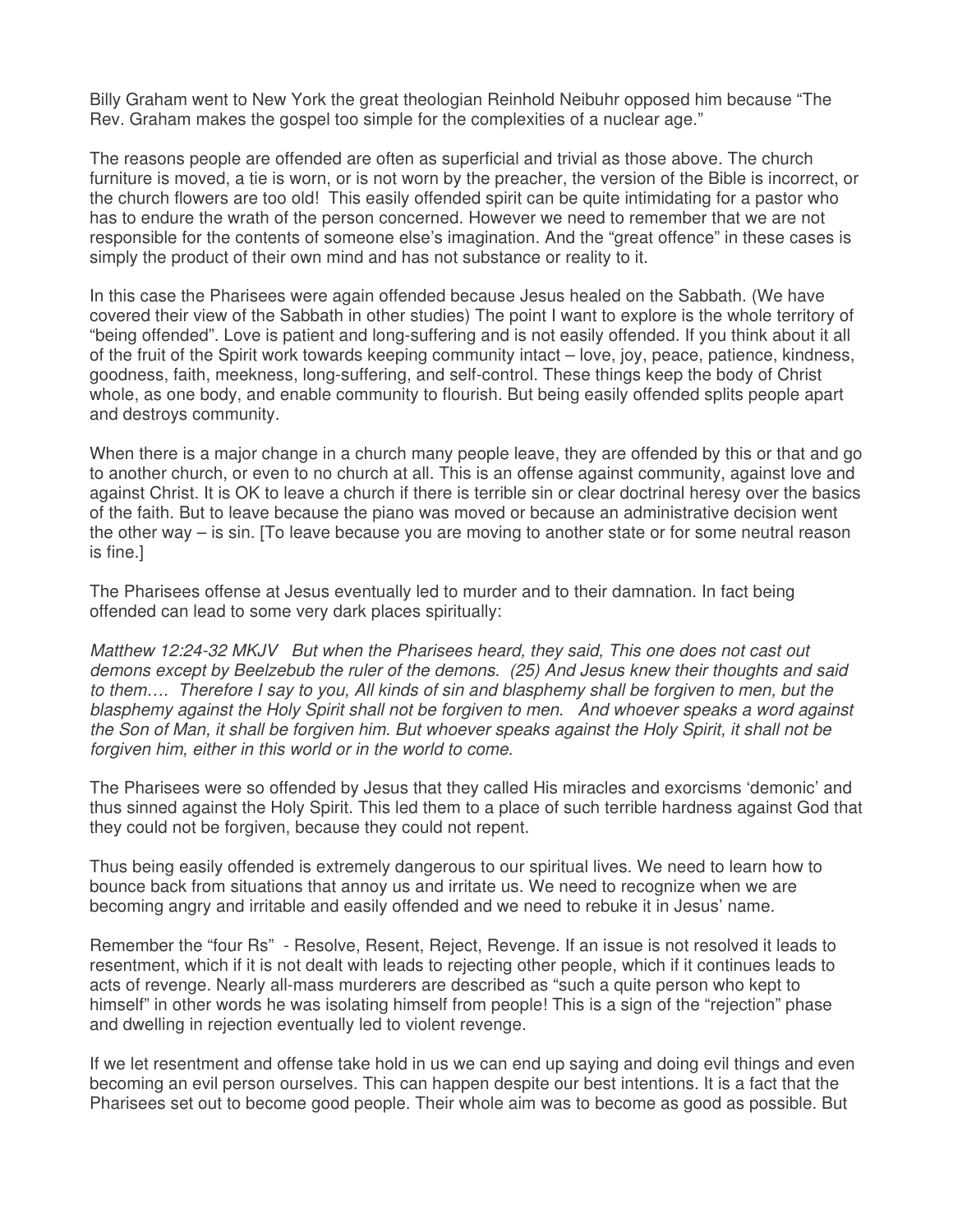Billy Graham went to New York the great theologian Reinhold Neibuhr opposed him because "The Rev. Graham makes the gospel too simple for the complexities of a nuclear age."

The reasons people are offended are often as superficial and trivial as those above. The church furniture is moved, a tie is worn, or is not worn by the preacher, the version of the Bible is incorrect, or the church flowers are too old! This easily offended spirit can be quite intimidating for a pastor who has to endure the wrath of the person concerned. However we need to remember that we are not responsible for the contents of someone else's imagination. And the "great offence" in these cases is simply the product of their own mind and has not substance or reality to it.

In this case the Pharisees were again offended because Jesus healed on the Sabbath. (We have covered their view of the Sabbath in other studies) The point I want to explore is the whole territory of "being offended". Love is patient and long-suffering and is not easily offended. If you think about it all of the fruit of the Spirit work towards keeping community intact – love, joy, peace, patience, kindness, goodness, faith, meekness, long-suffering, and self-control. These things keep the body of Christ whole, as one body, and enable community to flourish. But being easily offended splits people apart and destroys community.

When there is a major change in a church many people leave, they are offended by this or that and go to another church, or even to no church at all. This is an offense against community, against love and against Christ. It is OK to leave a church if there is terrible sin or clear doctrinal heresy over the basics of the faith. But to leave because the piano was moved or because an administrative decision went the other way – is sin. [To leave because you are moving to another state or for some neutral reason is fine.]

The Pharisees offense at Jesus eventually led to murder and to their damnation. In fact being offended can lead to some very dark places spiritually:

*Matthew 12:24-32 MKJV But when the Pharisees heard, they said, This one does not cast out demons except by Beelzebub the ruler of the demons. (25) And Jesus knew their thoughts and said to them…. Therefore I say to you, All kinds of sin and blasphemy shall be forgiven to men, but the blasphemy against the Holy Spirit shall not be forgiven to men. And whoever speaks a word against the Son of Man, it shall be forgiven him. But whoever speaks against the Holy Spirit, it shall not be forgiven him, either in this world or in the world to come.*

The Pharisees were so offended by Jesus that they called His miracles and exorcisms 'demonic' and thus sinned against the Holy Spirit. This led them to a place of such terrible hardness against God that they could not be forgiven, because they could not repent.

Thus being easily offended is extremely dangerous to our spiritual lives. We need to learn how to bounce back from situations that annoy us and irritate us. We need to recognize when we are becoming angry and irritable and easily offended and we need to rebuke it in Jesus' name.

Remember the "four Rs" - Resolve, Resent, Reject, Revenge. If an issue is not resolved it leads to resentment, which if it is not dealt with leads to rejecting other people, which if it continues leads to acts of revenge. Nearly all-mass murderers are described as "such a quite person who kept to himself" in other words he was isolating himself from people! This is a sign of the "rejection" phase and dwelling in rejection eventually led to violent revenge.

If we let resentment and offense take hold in us we can end up saying and doing evil things and even becoming an evil person ourselves. This can happen despite our best intentions. It is a fact that the Pharisees set out to become good people. Their whole aim was to become as good as possible. But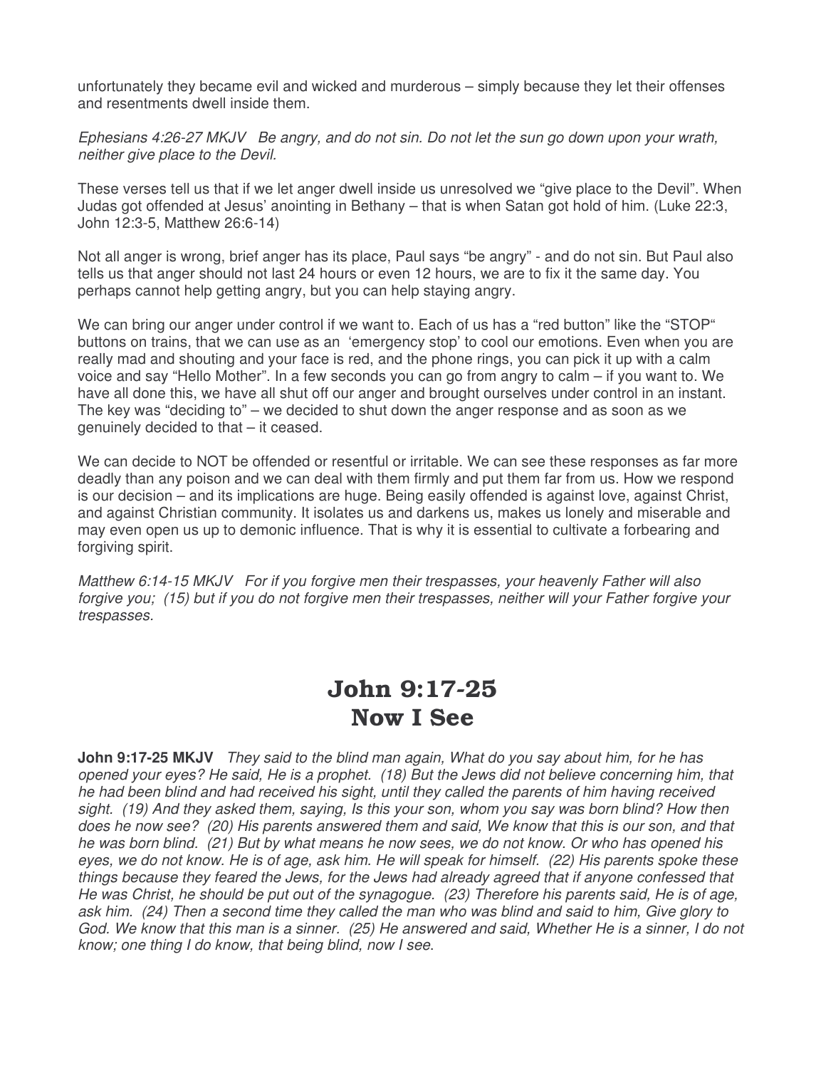unfortunately they became evil and wicked and murderous – simply because they let their offenses and resentments dwell inside them.

*Ephesians 4:26-27 MKJV Be angry, and do not sin. Do not let the sun go down upon your wrath, neither give place to the Devil.*

These verses tell us that if we let anger dwell inside us unresolved we "give place to the Devil". When Judas got offended at Jesus' anointing in Bethany – that is when Satan got hold of him. (Luke 22:3, John 12:3-5, Matthew 26:6-14)

Not all anger is wrong, brief anger has its place, Paul says "be angry" - and do not sin. But Paul also tells us that anger should not last 24 hours or even 12 hours, we are to fix it the same day. You perhaps cannot help getting angry, but you can help staying angry.

We can bring our anger under control if we want to. Each of us has a "red button" like the "STOP" buttons on trains, that we can use as an 'emergency stop' to cool our emotions. Even when you are really mad and shouting and your face is red, and the phone rings, you can pick it up with a calm voice and say "Hello Mother". In a few seconds you can go from angry to calm – if you want to. We have all done this, we have all shut off our anger and brought ourselves under control in an instant. The key was "deciding to" – we decided to shut down the anger response and as soon as we genuinely decided to that – it ceased.

We can decide to NOT be offended or resentful or irritable. We can see these responses as far more deadly than any poison and we can deal with them firmly and put them far from us. How we respond is our decision – and its implications are huge. Being easily offended is against love, against Christ, and against Christian community. It isolates us and darkens us, makes us lonely and miserable and may even open us up to demonic influence. That is why it is essential to cultivate a forbearing and forgiving spirit.

*Matthew 6:14-15 MKJV For if you forgive men their trespasses, your heavenly Father will also forgive you; (15) but if you do not forgive men their trespasses, neither will your Father forgive your trespasses.*

# John 9:17-25
# Now I See

**John 9:17-25 MKJV** *They said to the blind man again, What do you say about him, for he has opened your eyes? He said, He is a prophet. (18) But the Jews did not believe concerning him, that he had been blind and had received his sight, until they called the parents of him having received sight. (19) And they asked them, saying, Is this your son, whom you say was born blind? How then does he now see? (20) His parents answered them and said, We know that this is our son, and that he was born blind. (21) But by what means he now sees, we do not know. Or who has opened his eyes, we do not know. He is of age, ask him. He will speak for himself. (22) His parents spoke these things because they feared the Jews, for the Jews had already agreed that if anyone confessed that He was Christ, he should be put out of the synagogue. (23) Therefore his parents said, He is of age, ask him. (24) Then a second time they called the man who was blind and said to him, Give glory to God. We know that this man is a sinner. (25) He answered and said, Whether He is a sinner, I do not know; one thing I do know, that being blind, now I see.*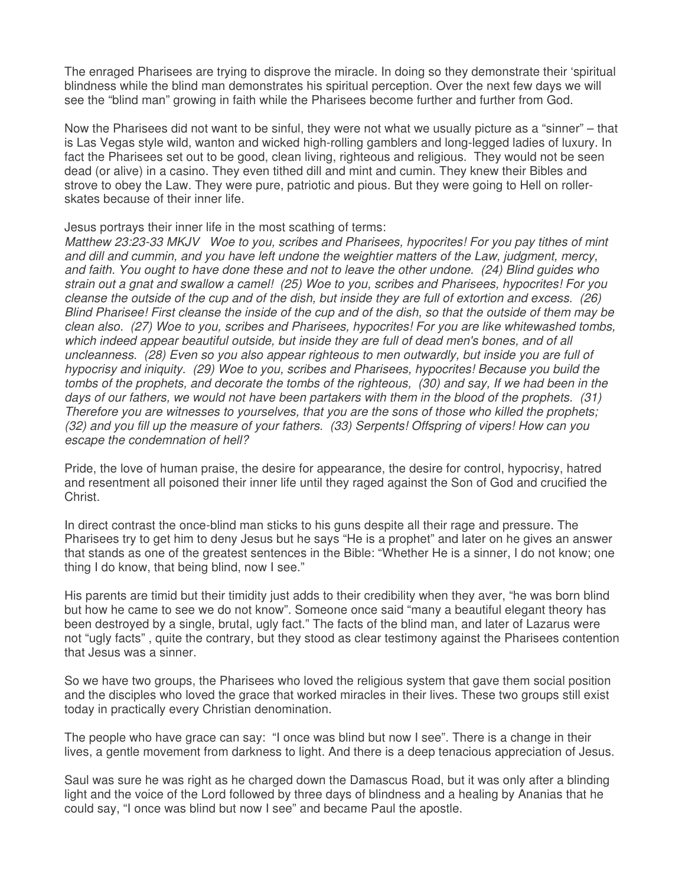The enraged Pharisees are trying to disprove the miracle. In doing so they demonstrate their 'spiritual blindness while the blind man demonstrates his spiritual perception. Over the next few days we will see the "blind man" growing in faith while the Pharisees become further and further from God.

Now the Pharisees did not want to be sinful, they were not what we usually picture as a "sinner" – that is Las Vegas style wild, wanton and wicked high-rolling gamblers and long-legged ladies of luxury. In fact the Pharisees set out to be good, clean living, righteous and religious. They would not be seen dead (or alive) in a casino. They even tithed dill and mint and cumin. They knew their Bibles and strove to obey the Law. They were pure, patriotic and pious. But they were going to Hell on roller-skates because of their inner life.

Jesus portrays their inner life in the most scathing of terms:
*Matthew 23:23-33 MKJV Woe to you, scribes and Pharisees, hypocrites! For you pay tithes of mint and dill and cummin, and you have left undone the weightier matters of the Law, judgment, mercy, and faith. You ought to have done these and not to leave the other undone. (24) Blind guides who strain out a gnat and swallow a camel! (25) Woe to you, scribes and Pharisees, hypocrites! For you cleanse the outside of the cup and of the dish, but inside they are full of extortion and excess. (26) Blind Pharisee! First cleanse the inside of the cup and of the dish, so that the outside of them may be clean also. (27) Woe to you, scribes and Pharisees, hypocrites! For you are like whitewashed tombs, which indeed appear beautiful outside, but inside they are full of dead men's bones, and of all uncleanness. (28) Even so you also appear righteous to men outwardly, but inside you are full of hypocrisy and iniquity. (29) Woe to you, scribes and Pharisees, hypocrites! Because you build the tombs of the prophets, and decorate the tombs of the righteous, (30) and say, If we had been in the days of our fathers, we would not have been partakers with them in the blood of the prophets. (31) Therefore you are witnesses to yourselves, that you are the sons of those who killed the prophets; (32) and you fill up the measure of your fathers. (33) Serpents! Offspring of vipers! How can you escape the condemnation of hell?*

Pride, the love of human praise, the desire for appearance, the desire for control, hypocrisy, hatred and resentment all poisoned their inner life until they raged against the Son of God and crucified the Christ.

In direct contrast the once-blind man sticks to his guns despite all their rage and pressure. The Pharisees try to get him to deny Jesus but he says "He is a prophet" and later on he gives an answer that stands as one of the greatest sentences in the Bible: "Whether He is a sinner, I do not know; one thing I do know, that being blind, now I see."

His parents are timid but their timidity just adds to their credibility when they aver, "he was born blind but how he came to see we do not know". Someone once said "many a beautiful elegant theory has been destroyed by a single, brutal, ugly fact." The facts of the blind man, and later of Lazarus were not "ugly facts" , quite the contrary, but they stood as clear testimony against the Pharisees contention that Jesus was a sinner.

So we have two groups, the Pharisees who loved the religious system that gave them social position and the disciples who loved the grace that worked miracles in their lives. These two groups still exist today in practically every Christian denomination.

The people who have grace can say: "I once was blind but now I see". There is a change in their lives, a gentle movement from darkness to light. And there is a deep tenacious appreciation of Jesus.

Saul was sure he was right as he charged down the Damascus Road, but it was only after a blinding light and the voice of the Lord followed by three days of blindness and a healing by Ananias that he could say, "I once was blind but now I see" and became Paul the apostle.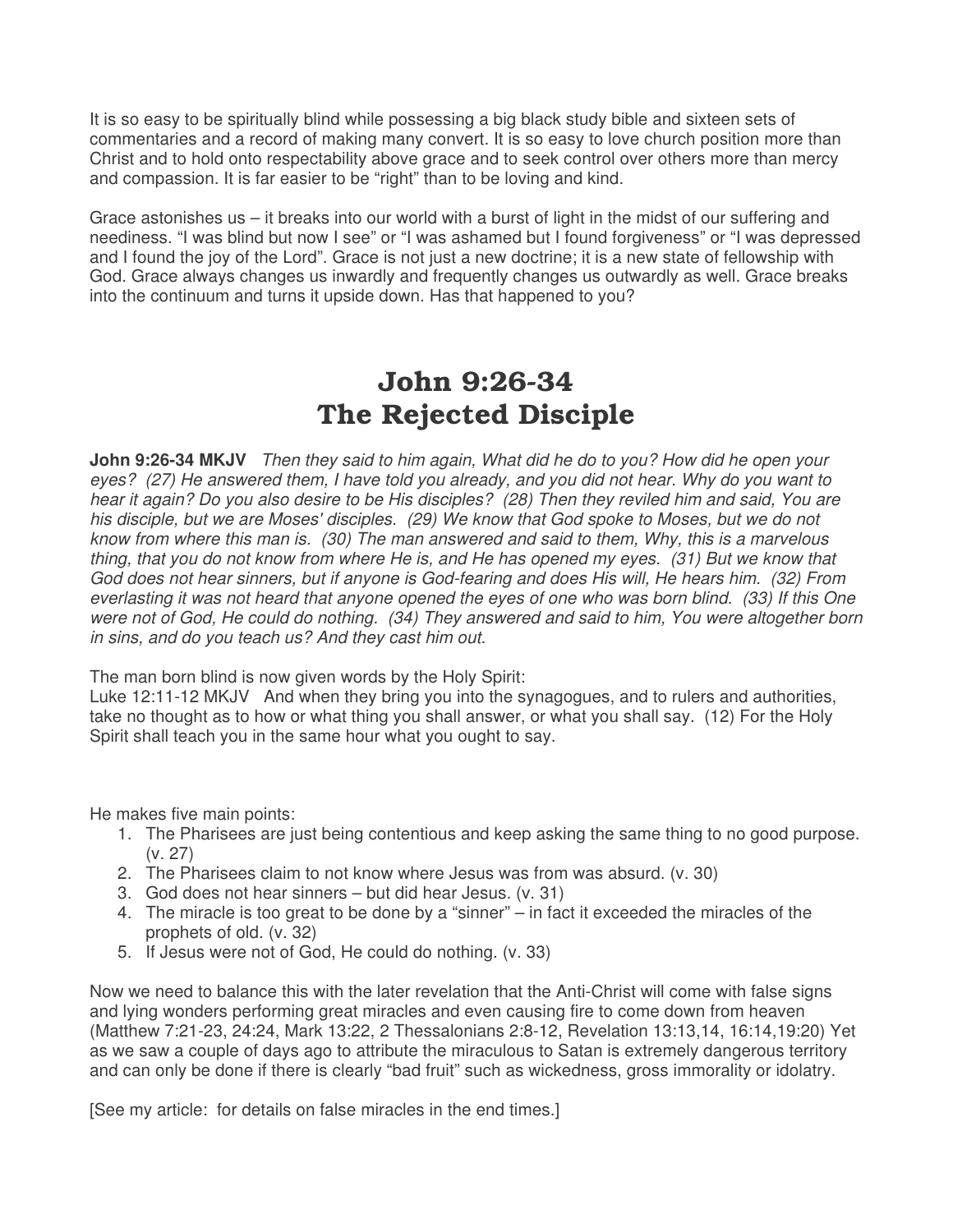It is so easy to be spiritually blind while possessing a big black study bible and sixteen sets of commentaries and a record of making many convert. It is so easy to love church position more than Christ and to hold onto respectability above grace and to seek control over others more than mercy and compassion. It is far easier to be "right" than to be loving and kind.

Grace astonishes us – it breaks into our world with a burst of light in the midst of our suffering and neediness. "I was blind but now I see" or "I was ashamed but I found forgiveness" or "I was depressed and I found the joy of the Lord". Grace is not just a new doctrine; it is a new state of fellowship with God. Grace always changes us inwardly and frequently changes us outwardly as well. Grace breaks into the continuum and turns it upside down. Has that happened to you?

# John 9:26-34
# The Rejected Disciple

**John 9:26-34 MKJV** *Then they said to him again, What did he do to you? How did he open your eyes? (27) He answered them, I have told you already, and you did not hear. Why do you want to hear it again? Do you also desire to be His disciples? (28) Then they reviled him and said, You are his disciple, but we are Moses' disciples. (29) We know that God spoke to Moses, but we do not know from where this man is. (30) The man answered and said to them, Why, this is a marvelous thing, that you do not know from where He is, and He has opened my eyes. (31) But we know that God does not hear sinners, but if anyone is God-fearing and does His will, He hears him. (32) From everlasting it was not heard that anyone opened the eyes of one who was born blind. (33) If this One were not of God, He could do nothing. (34) They answered and said to him, You were altogether born in sins, and do you teach us? And they cast him out.*

The man born blind is now given words by the Holy Spirit:
Luke 12:11-12 MKJV And when they bring you into the synagogues, and to rulers and authorities, take no thought as to how or what thing you shall answer, or what you shall say. (12) For the Holy Spirit shall teach you in the same hour what you ought to say.

He makes five main points:

1. The Pharisees are just being contentious and keep asking the same thing to no good purpose. (v. 27)
2. The Pharisees claim to not know where Jesus was from was absurd. (v. 30)
3. God does not hear sinners – but did hear Jesus. (v. 31)
4. The miracle is too great to be done by a "sinner" – in fact it exceeded the miracles of the prophets of old. (v. 32)
5. If Jesus were not of God, He could do nothing. (v. 33)

Now we need to balance this with the later revelation that the Anti-Christ will come with false signs and lying wonders performing great miracles and even causing fire to come down from heaven (Matthew 7:21-23, 24:24, Mark 13:22, 2 Thessalonians 2:8-12, Revelation 13:13,14, 16:14,19:20) Yet as we saw a couple of days ago to attribute the miraculous to Satan is extremely dangerous territory and can only be done if there is clearly "bad fruit" such as wickedness, gross immorality or idolatry.

[See my article: for details on false miracles in the end times.]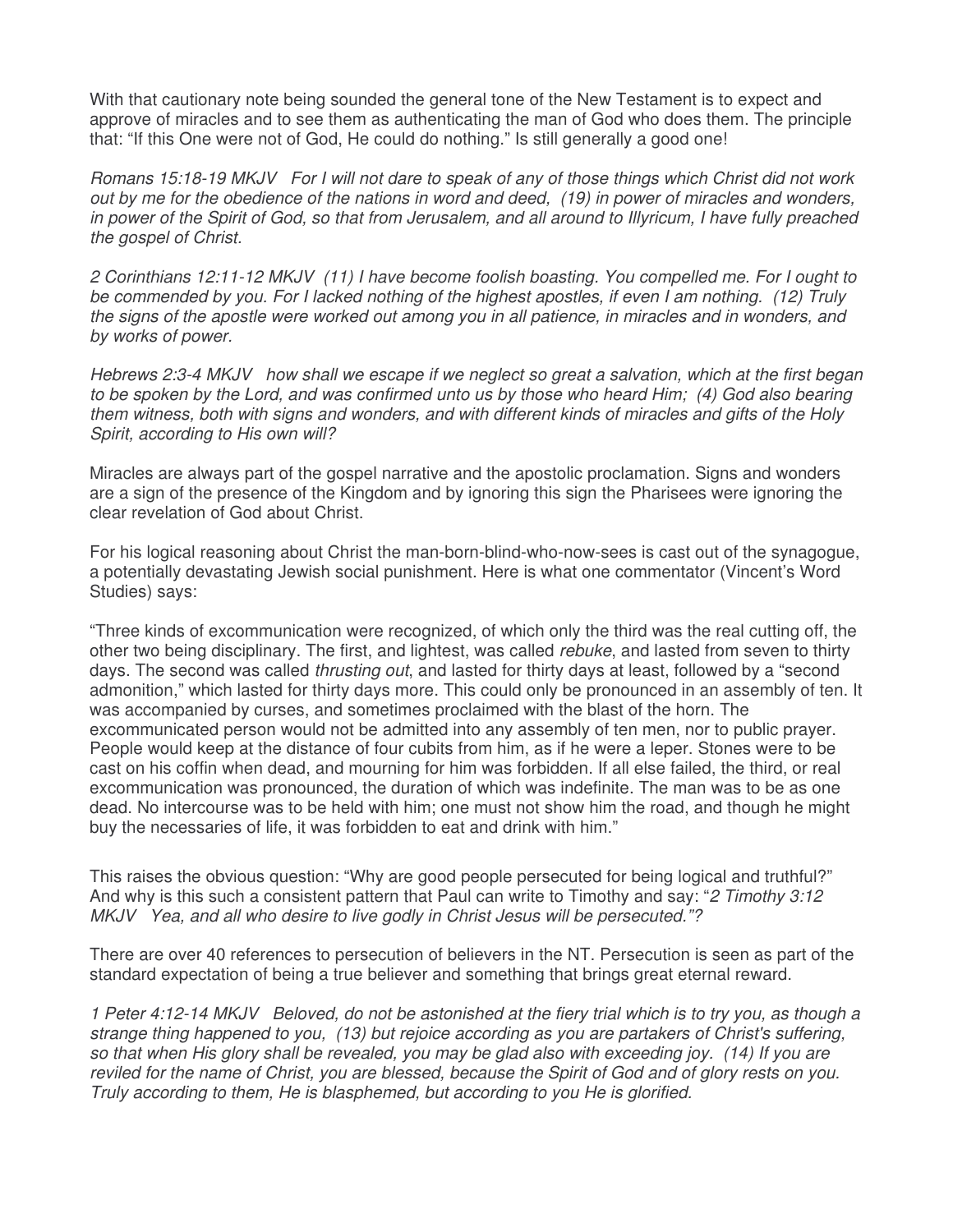With that cautionary note being sounded the general tone of the New Testament is to expect and approve of miracles and to see them as authenticating the man of God who does them. The principle that: "If this One were not of God, He could do nothing." Is still generally a good one!

*Romans 15:18-19 MKJV For I will not dare to speak of any of those things which Christ did not work out by me for the obedience of the nations in word and deed, (19) in power of miracles and wonders, in power of the Spirit of God, so that from Jerusalem, and all around to Illyricum, I have fully preached the gospel of Christ.*

*2 Corinthians 12:11-12 MKJV (11) I have become foolish boasting. You compelled me. For I ought to be commended by you. For I lacked nothing of the highest apostles, if even I am nothing. (12) Truly the signs of the apostle were worked out among you in all patience, in miracles and in wonders, and by works of power.*

*Hebrews 2:3-4 MKJV how shall we escape if we neglect so great a salvation, which at the first began to be spoken by the Lord, and was confirmed unto us by those who heard Him; (4) God also bearing them witness, both with signs and wonders, and with different kinds of miracles and gifts of the Holy Spirit, according to His own will?*

Miracles are always part of the gospel narrative and the apostolic proclamation. Signs and wonders are a sign of the presence of the Kingdom and by ignoring this sign the Pharisees were ignoring the clear revelation of God about Christ.

For his logical reasoning about Christ the man-born-blind-who-now-sees is cast out of the synagogue, a potentially devastating Jewish social punishment. Here is what one commentator (Vincent's Word Studies) says:

"Three kinds of excommunication were recognized, of which only the third was the real cutting off, the other two being disciplinary. The first, and lightest, was called *rebuke*, and lasted from seven to thirty days. The second was called *thrusting out*, and lasted for thirty days at least, followed by a "second admonition," which lasted for thirty days more. This could only be pronounced in an assembly of ten. It was accompanied by curses, and sometimes proclaimed with the blast of the horn. The excommunicated person would not be admitted into any assembly of ten men, nor to public prayer. People would keep at the distance of four cubits from him, as if he were a leper. Stones were to be cast on his coffin when dead, and mourning for him was forbidden. If all else failed, the third, or real excommunication was pronounced, the duration of which was indefinite. The man was to be as one dead. No intercourse was to be held with him; one must not show him the road, and though he might buy the necessaries of life, it was forbidden to eat and drink with him."

This raises the obvious question: "Why are good people persecuted for being logical and truthful?" And why is this such a consistent pattern that Paul can write to Timothy and say: "*2 Timothy 3:12 MKJV Yea, and all who desire to live godly in Christ Jesus will be persecuted."?*

There are over 40 references to persecution of believers in the NT. Persecution is seen as part of the standard expectation of being a true believer and something that brings great eternal reward.

*1 Peter 4:12-14 MKJV Beloved, do not be astonished at the fiery trial which is to try you, as though a strange thing happened to you, (13) but rejoice according as you are partakers of Christ's suffering, so that when His glory shall be revealed, you may be glad also with exceeding joy. (14) If you are reviled for the name of Christ, you are blessed, because the Spirit of God and of glory rests on you. Truly according to them, He is blasphemed, but according to you He is glorified.*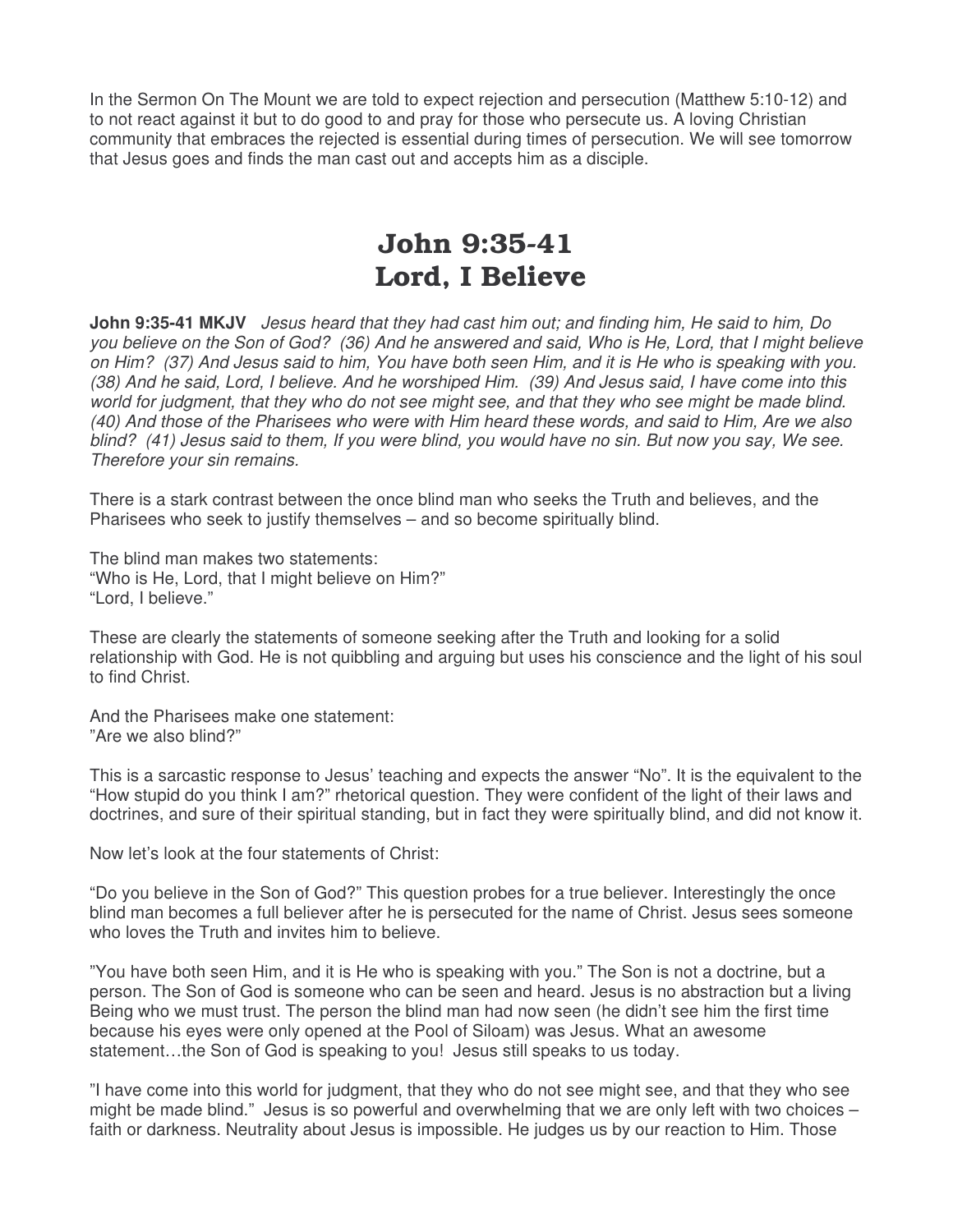In the Sermon On The Mount we are told to expect rejection and persecution (Matthew 5:10-12) and to not react against it but to do good to and pray for those who persecute us. A loving Christian community that embraces the rejected is essential during times of persecution. We will see tomorrow that Jesus goes and finds the man cast out and accepts him as a disciple.

# John 9:35-41
# Lord, I Believe

**John 9:35-41 MKJV** *Jesus heard that they had cast him out; and finding him, He said to him, Do you believe on the Son of God? (36) And he answered and said, Who is He, Lord, that I might believe on Him? (37) And Jesus said to him, You have both seen Him, and it is He who is speaking with you. (38) And he said, Lord, I believe. And he worshiped Him. (39) And Jesus said, I have come into this world for judgment, that they who do not see might see, and that they who see might be made blind. (40) And those of the Pharisees who were with Him heard these words, and said to Him, Are we also blind? (41) Jesus said to them, If you were blind, you would have no sin. But now you say, We see. Therefore your sin remains.*

There is a stark contrast between the once blind man who seeks the Truth and believes, and the Pharisees who seek to justify themselves – and so become spiritually blind.

The blind man makes two statements:
"Who is He, Lord, that I might believe on Him?"
"Lord, I believe."

These are clearly the statements of someone seeking after the Truth and looking for a solid relationship with God. He is not quibbling and arguing but uses his conscience and the light of his soul to find Christ.

And the Pharisees make one statement:
"Are we also blind?"

This is a sarcastic response to Jesus' teaching and expects the answer "No". It is the equivalent to the "How stupid do you think I am?" rhetorical question. They were confident of the light of their laws and doctrines, and sure of their spiritual standing, but in fact they were spiritually blind, and did not know it.

Now let's look at the four statements of Christ:

"Do you believe in the Son of God?" This question probes for a true believer. Interestingly the once blind man becomes a full believer after he is persecuted for the name of Christ. Jesus sees someone who loves the Truth and invites him to believe.

"You have both seen Him, and it is He who is speaking with you." The Son is not a doctrine, but a person. The Son of God is someone who can be seen and heard. Jesus is no abstraction but a living Being who we must trust. The person the blind man had now seen (he didn't see him the first time because his eyes were only opened at the Pool of Siloam) was Jesus. What an awesome statement…the Son of God is speaking to you! Jesus still speaks to us today.

"I have come into this world for judgment, that they who do not see might see, and that they who see might be made blind." Jesus is so powerful and overwhelming that we are only left with two choices – faith or darkness. Neutrality about Jesus is impossible. He judges us by our reaction to Him. Those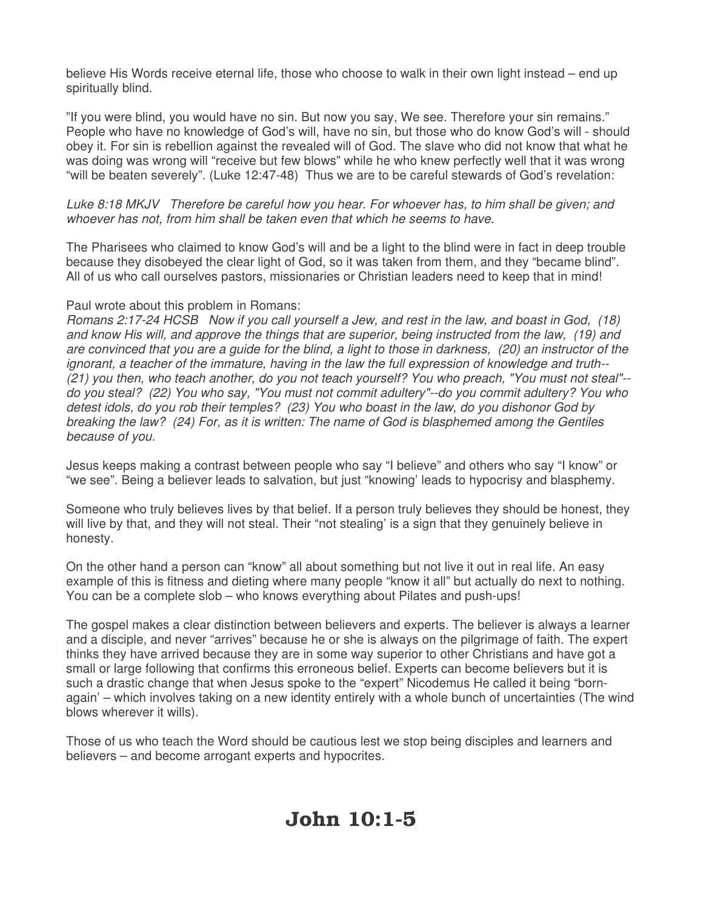believe His Words receive eternal life, those who choose to walk in their own light instead – end up spiritually blind.

"If you were blind, you would have no sin. But now you say, We see. Therefore your sin remains." People who have no knowledge of God's will, have no sin, but those who do know God's will - should obey it. For sin is rebellion against the revealed will of God. The slave who did not know that what he was doing was wrong will "receive but few blows" while he who knew perfectly well that it was wrong "will be beaten severely". (Luke 12:47-48) Thus we are to be careful stewards of God's revelation:

*Luke 8:18 MKJV Therefore be careful how you hear. For whoever has, to him shall be given; and whoever has not, from him shall be taken even that which he seems to have.*

The Pharisees who claimed to know God's will and be a light to the blind were in fact in deep trouble because they disobeyed the clear light of God, so it was taken from them, and they "became blind". All of us who call ourselves pastors, missionaries or Christian leaders need to keep that in mind!

Paul wrote about this problem in Romans:
*Romans 2:17-24 HCSB Now if you call yourself a Jew, and rest in the law, and boast in God, (18) and know His will, and approve the things that are superior, being instructed from the law, (19) and are convinced that you are a guide for the blind, a light to those in darkness, (20) an instructor of the ignorant, a teacher of the immature, having in the law the full expression of knowledge and truth-- (21) you then, who teach another, do you not teach yourself? You who preach, "You must not steal"--do you steal? (22) You who say, "You must not commit adultery"--do you commit adultery? You who detest idols, do you rob their temples? (23) You who boast in the law, do you dishonor God by breaking the law? (24) For, as it is written: The name of God is blasphemed among the Gentiles because of you.*

Jesus keeps making a contrast between people who say "I believe" and others who say "I know" or "we see". Being a believer leads to salvation, but just "knowing' leads to hypocrisy and blasphemy.

Someone who truly believes lives by that belief. If a person truly believes they should be honest, they will live by that, and they will not steal. Their "not stealing' is a sign that they genuinely believe in honesty.

On the other hand a person can "know" all about something but not live it out in real life. An easy example of this is fitness and dieting where many people "know it all" but actually do next to nothing. You can be a complete slob – who knows everything about Pilates and push-ups!

The gospel makes a clear distinction between believers and experts. The believer is always a learner and a disciple, and never "arrives" because he or she is always on the pilgrimage of faith. The expert thinks they have arrived because they are in some way superior to other Christians and have got a small or large following that confirms this erroneous belief. Experts can become believers but it is such a drastic change that when Jesus spoke to the "expert" Nicodemus He called it being "born-again' – which involves taking on a new identity entirely with a whole bunch of uncertainties (The wind blows wherever it wills).

Those of us who teach the Word should be cautious lest we stop being disciples and learners and believers – and become arrogant experts and hypocrites.

# John 10:1-5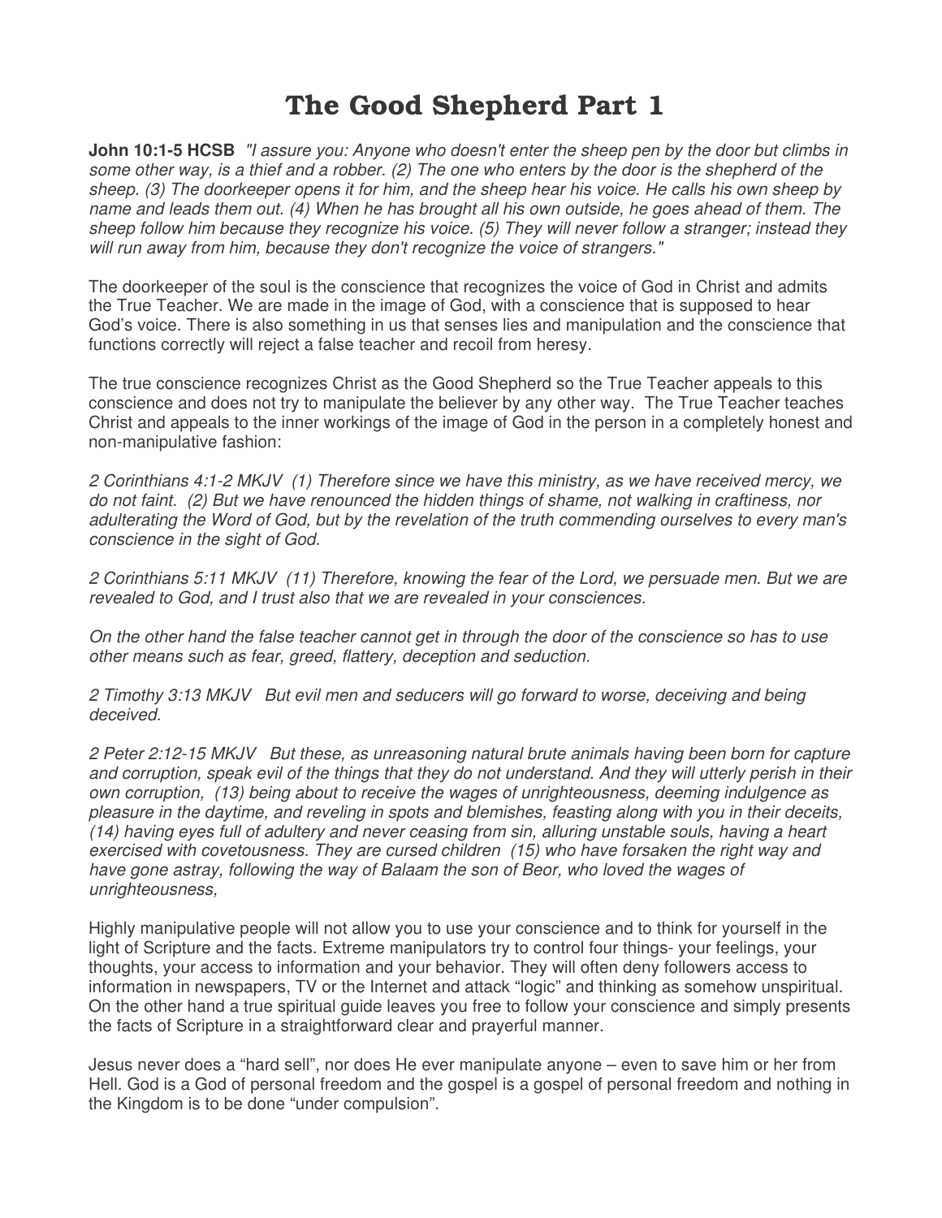# The Good Shepherd Part 1

**John 10:1-5 HCSB** *"I assure you: Anyone who doesn't enter the sheep pen by the door but climbs in some other way, is a thief and a robber. (2) The one who enters by the door is the shepherd of the sheep. (3) The doorkeeper opens it for him, and the sheep hear his voice. He calls his own sheep by name and leads them out. (4) When he has brought all his own outside, he goes ahead of them. The sheep follow him because they recognize his voice. (5) They will never follow a stranger; instead they will run away from him, because they don't recognize the voice of strangers."*

The doorkeeper of the soul is the conscience that recognizes the voice of God in Christ and admits the True Teacher. We are made in the image of God, with a conscience that is supposed to hear God's voice. There is also something in us that senses lies and manipulation and the conscience that functions correctly will reject a false teacher and recoil from heresy.

The true conscience recognizes Christ as the Good Shepherd so the True Teacher appeals to this conscience and does not try to manipulate the believer by any other way. The True Teacher teaches Christ and appeals to the inner workings of the image of God in the person in a completely honest and non-manipulative fashion:

*2 Corinthians 4:1-2 MKJV (1) Therefore since we have this ministry, as we have received mercy, we do not faint. (2) But we have renounced the hidden things of shame, not walking in craftiness, nor adulterating the Word of God, but by the revelation of the truth commending ourselves to every man's conscience in the sight of God.*

*2 Corinthians 5:11 MKJV (11) Therefore, knowing the fear of the Lord, we persuade men. But we are revealed to God, and I trust also that we are revealed in your consciences.*

*On the other hand the false teacher cannot get in through the door of the conscience so has to use other means such as fear, greed, flattery, deception and seduction.*

*2 Timothy 3:13 MKJV But evil men and seducers will go forward to worse, deceiving and being deceived.*

*2 Peter 2:12-15 MKJV But these, as unreasoning natural brute animals having been born for capture and corruption, speak evil of the things that they do not understand. And they will utterly perish in their own corruption, (13) being about to receive the wages of unrighteousness, deeming indulgence as pleasure in the daytime, and reveling in spots and blemishes, feasting along with you in their deceits, (14) having eyes full of adultery and never ceasing from sin, alluring unstable souls, having a heart exercised with covetousness. They are cursed children (15) who have forsaken the right way and have gone astray, following the way of Balaam the son of Beor, who loved the wages of unrighteousness,*

Highly manipulative people will not allow you to use your conscience and to think for yourself in the light of Scripture and the facts. Extreme manipulators try to control four things- your feelings, your thoughts, your access to information and your behavior. They will often deny followers access to information in newspapers, TV or the Internet and attack "logic" and thinking as somehow unspiritual. On the other hand a true spiritual guide leaves you free to follow your conscience and simply presents the facts of Scripture in a straightforward clear and prayerful manner.

Jesus never does a "hard sell", nor does He ever manipulate anyone – even to save him or her from Hell. God is a God of personal freedom and the gospel is a gospel of personal freedom and nothing in the Kingdom is to be done "under compulsion".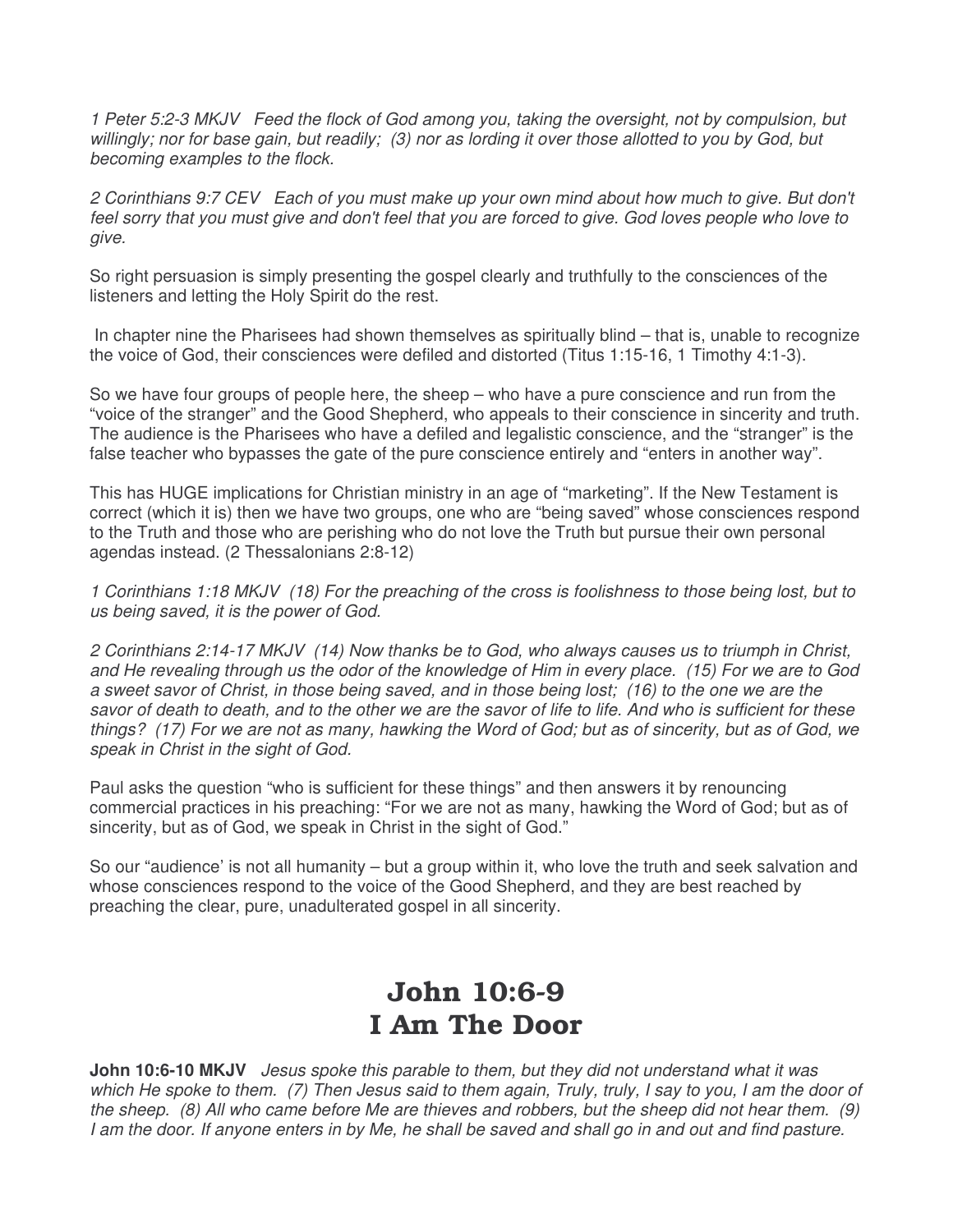*1 Peter 5:2-3 MKJV   Feed the flock of God among you, taking the oversight, not by compulsion, but willingly; nor for base gain, but readily;  (3) nor as lording it over those allotted to you by God, but becoming examples to the flock.*

*2 Corinthians 9:7 CEV   Each of you must make up your own mind about how much to give. But don't feel sorry that you must give and don't feel that you are forced to give. God loves people who love to give.*

So right persuasion is simply presenting the gospel clearly and truthfully to the consciences of the listeners and letting the Holy Spirit do the rest.

In chapter nine the Pharisees had shown themselves as spiritually blind – that is, unable to recognize the voice of God, their consciences were defiled and distorted (Titus 1:15-16, 1 Timothy 4:1-3).

So we have four groups of people here, the sheep – who have a pure conscience and run from the "voice of the stranger" and the Good Shepherd, who appeals to their conscience in sincerity and truth. The audience is the Pharisees who have a defiled and legalistic conscience, and the "stranger" is the false teacher who bypasses the gate of the pure conscience entirely and "enters in another way".

This has HUGE implications for Christian ministry in an age of "marketing". If the New Testament is correct (which it is) then we have two groups, one who are "being saved" whose consciences respond to the Truth and those who are perishing who do not love the Truth but pursue their own personal agendas instead. (2 Thessalonians 2:8-12)

*1 Corinthians 1:18 MKJV  (18) For the preaching of the cross is foolishness to those being lost, but to us being saved, it is the power of God.*

*2 Corinthians 2:14-17 MKJV  (14) Now thanks be to God, who always causes us to triumph in Christ, and He revealing through us the odor of the knowledge of Him in every place.  (15) For we are to God a sweet savor of Christ, in those being saved, and in those being lost;  (16) to the one we are the savor of death to death, and to the other we are the savor of life to life. And who is sufficient for these things?  (17) For we are not as many, hawking the Word of God; but as of sincerity, but as of God, we speak in Christ in the sight of God.*

Paul asks the question "who is sufficient for these things" and then answers it by renouncing commercial practices in his preaching: "For we are not as many, hawking the Word of God; but as of sincerity, but as of God, we speak in Christ in the sight of God."

So our "audience' is not all humanity – but a group within it, who love the truth and seek salvation and whose consciences respond to the voice of the Good Shepherd, and they are best reached by preaching the clear, pure, unadulterated gospel in all sincerity.

# John 10:6-9
# I Am The Door

**John 10:6-10 MKJV**   *Jesus spoke this parable to them, but they did not understand what it was which He spoke to them.  (7) Then Jesus said to them again, Truly, truly, I say to you, I am the door of the sheep.  (8) All who came before Me are thieves and robbers, but the sheep did not hear them.  (9) I am the door. If anyone enters in by Me, he shall be saved and shall go in and out and find pasture.*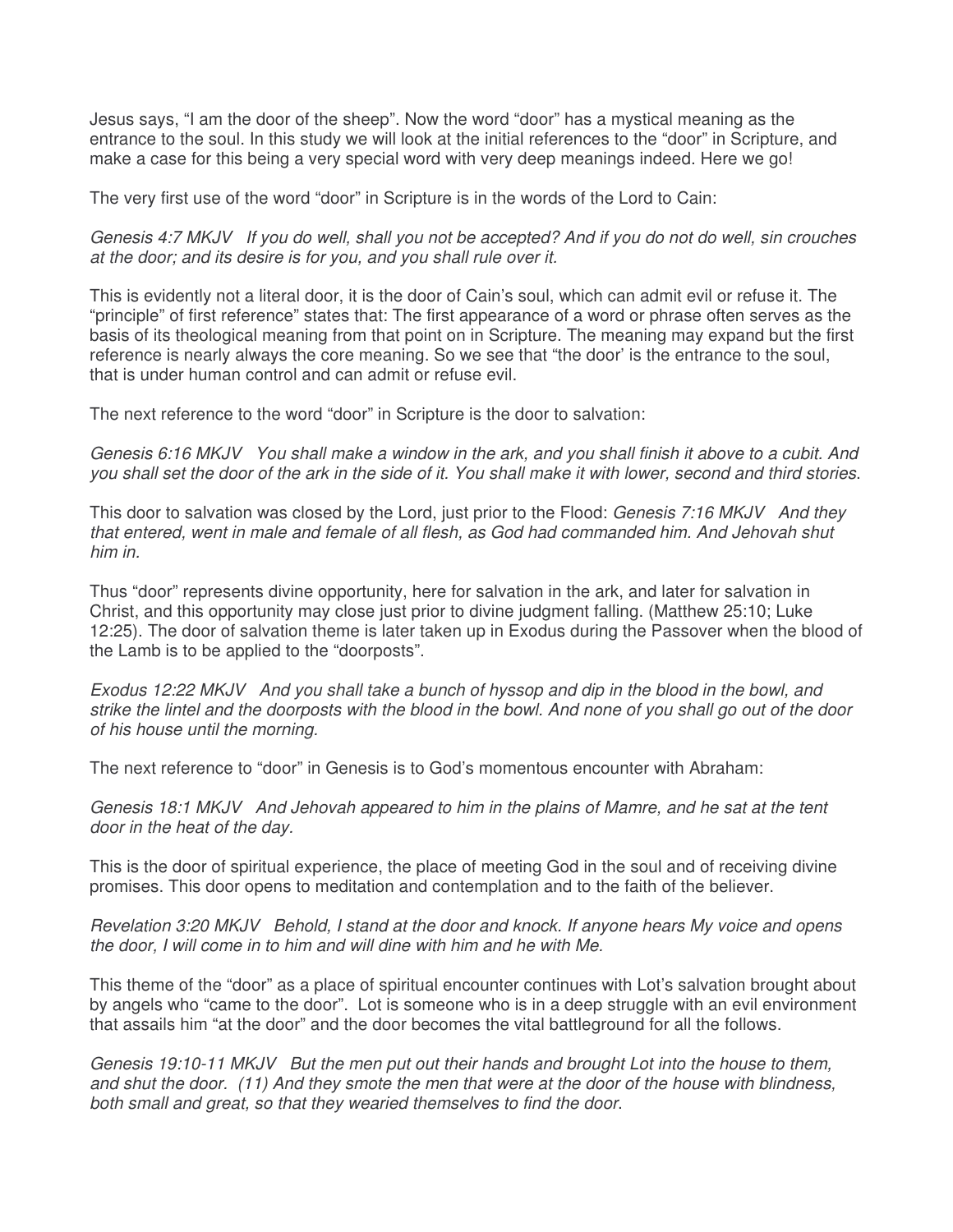Jesus says, “I am the door of the sheep”. Now the word “door” has a mystical meaning as the entrance to the soul. In this study we will look at the initial references to the “door” in Scripture, and make a case for this being a very special word with very deep meanings indeed. Here we go!

The very first use of the word “door” in Scripture is in the words of the Lord to Cain:

*Genesis 4:7 MKJV If you do well, shall you not be accepted? And if you do not do well, sin crouches at the door; and its desire is for you, and you shall rule over it.*

This is evidently not a literal door, it is the door of Cain’s soul, which can admit evil or refuse it. The “principle” of first reference” states that: The first appearance of a word or phrase often serves as the basis of its theological meaning from that point on in Scripture. The meaning may expand but the first reference is nearly always the core meaning. So we see that “the door’ is the entrance to the soul, that is under human control and can admit or refuse evil.

The next reference to the word “door” in Scripture is the door to salvation:

*Genesis 6:16 MKJV You shall make a window in the ark, and you shall finish it above to a cubit. And you shall set the door of the ark in the side of it. You shall make it with lower, second and third stories.*

This door to salvation was closed by the Lord, just prior to the Flood: *Genesis 7:16 MKJV And they that entered, went in male and female of all flesh, as God had commanded him. And Jehovah shut him in.*

Thus “door” represents divine opportunity, here for salvation in the ark, and later for salvation in Christ, and this opportunity may close just prior to divine judgment falling. (Matthew 25:10; Luke 12:25). The door of salvation theme is later taken up in Exodus during the Passover when the blood of the Lamb is to be applied to the “doorposts”.

*Exodus 12:22 MKJV And you shall take a bunch of hyssop and dip in the blood in the bowl, and strike the lintel and the doorposts with the blood in the bowl. And none of you shall go out of the door of his house until the morning.*

The next reference to “door” in Genesis is to God’s momentous encounter with Abraham:

*Genesis 18:1 MKJV And Jehovah appeared to him in the plains of Mamre, and he sat at the tent door in the heat of the day.*

This is the door of spiritual experience, the place of meeting God in the soul and of receiving divine promises. This door opens to meditation and contemplation and to the faith of the believer.

*Revelation 3:20 MKJV Behold, I stand at the door and knock. If anyone hears My voice and opens the door, I will come in to him and will dine with him and he with Me.*

This theme of the “door” as a place of spiritual encounter continues with Lot’s salvation brought about by angels who “came to the door”. Lot is someone who is in a deep struggle with an evil environment that assails him “at the door” and the door becomes the vital battleground for all the follows.

*Genesis 19:10-11 MKJV But the men put out their hands and brought Lot into the house to them, and shut the door. (11) And they smote the men that were at the door of the house with blindness, both small and great, so that they wearied themselves to find the door.*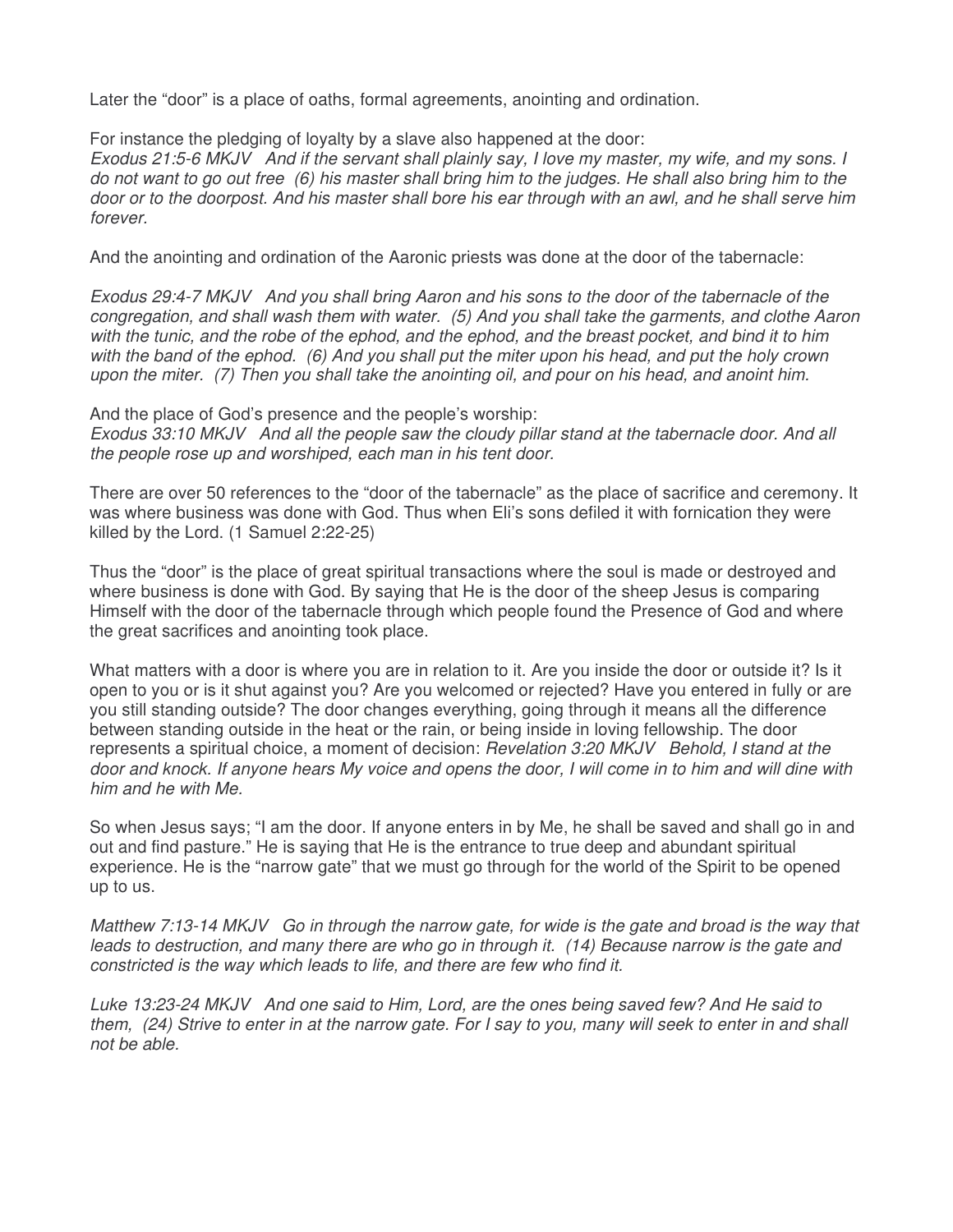Later the “door” is a place of oaths, formal agreements, anointing and ordination.

For instance the pledging of loyalty by a slave also happened at the door:
*Exodus 21:5-6 MKJV And if the servant shall plainly say, I love my master, my wife, and my sons. I do not want to go out free (6) his master shall bring him to the judges. He shall also bring him to the door or to the doorpost. And his master shall bore his ear through with an awl, and he shall serve him forever.*

And the anointing and ordination of the Aaronic priests was done at the door of the tabernacle:

*Exodus 29:4-7 MKJV And you shall bring Aaron and his sons to the door of the tabernacle of the congregation, and shall wash them with water. (5) And you shall take the garments, and clothe Aaron with the tunic, and the robe of the ephod, and the ephod, and the breast pocket, and bind it to him with the band of the ephod. (6) And you shall put the miter upon his head, and put the holy crown upon the miter. (7) Then you shall take the anointing oil, and pour on his head, and anoint him.*

And the place of God’s presence and the people’s worship:
*Exodus 33:10 MKJV And all the people saw the cloudy pillar stand at the tabernacle door. And all the people rose up and worshiped, each man in his tent door.*

There are over 50 references to the “door of the tabernacle” as the place of sacrifice and ceremony. It was where business was done with God. Thus when Eli’s sons defiled it with fornication they were killed by the Lord. (1 Samuel 2:22-25)

Thus the “door” is the place of great spiritual transactions where the soul is made or destroyed and where business is done with God. By saying that He is the door of the sheep Jesus is comparing Himself with the door of the tabernacle through which people found the Presence of God and where the great sacrifices and anointing took place.

What matters with a door is where you are in relation to it. Are you inside the door or outside it? Is it open to you or is it shut against you? Are you welcomed or rejected? Have you entered in fully or are you still standing outside? The door changes everything, going through it means all the difference between standing outside in the heat or the rain, or being inside in loving fellowship. The door represents a spiritual choice, a moment of decision: *Revelation 3:20 MKJV Behold, I stand at the door and knock. If anyone hears My voice and opens the door, I will come in to him and will dine with him and he with Me.*

So when Jesus says; “I am the door. If anyone enters in by Me, he shall be saved and shall go in and out and find pasture.” He is saying that He is the entrance to true deep and abundant spiritual experience. He is the “narrow gate” that we must go through for the world of the Spirit to be opened up to us.

*Matthew 7:13-14 MKJV Go in through the narrow gate, for wide is the gate and broad is the way that leads to destruction, and many there are who go in through it. (14) Because narrow is the gate and constricted is the way which leads to life, and there are few who find it.*

*Luke 13:23-24 MKJV And one said to Him, Lord, are the ones being saved few? And He said to them, (24) Strive to enter in at the narrow gate. For I say to you, many will seek to enter in and shall not be able.*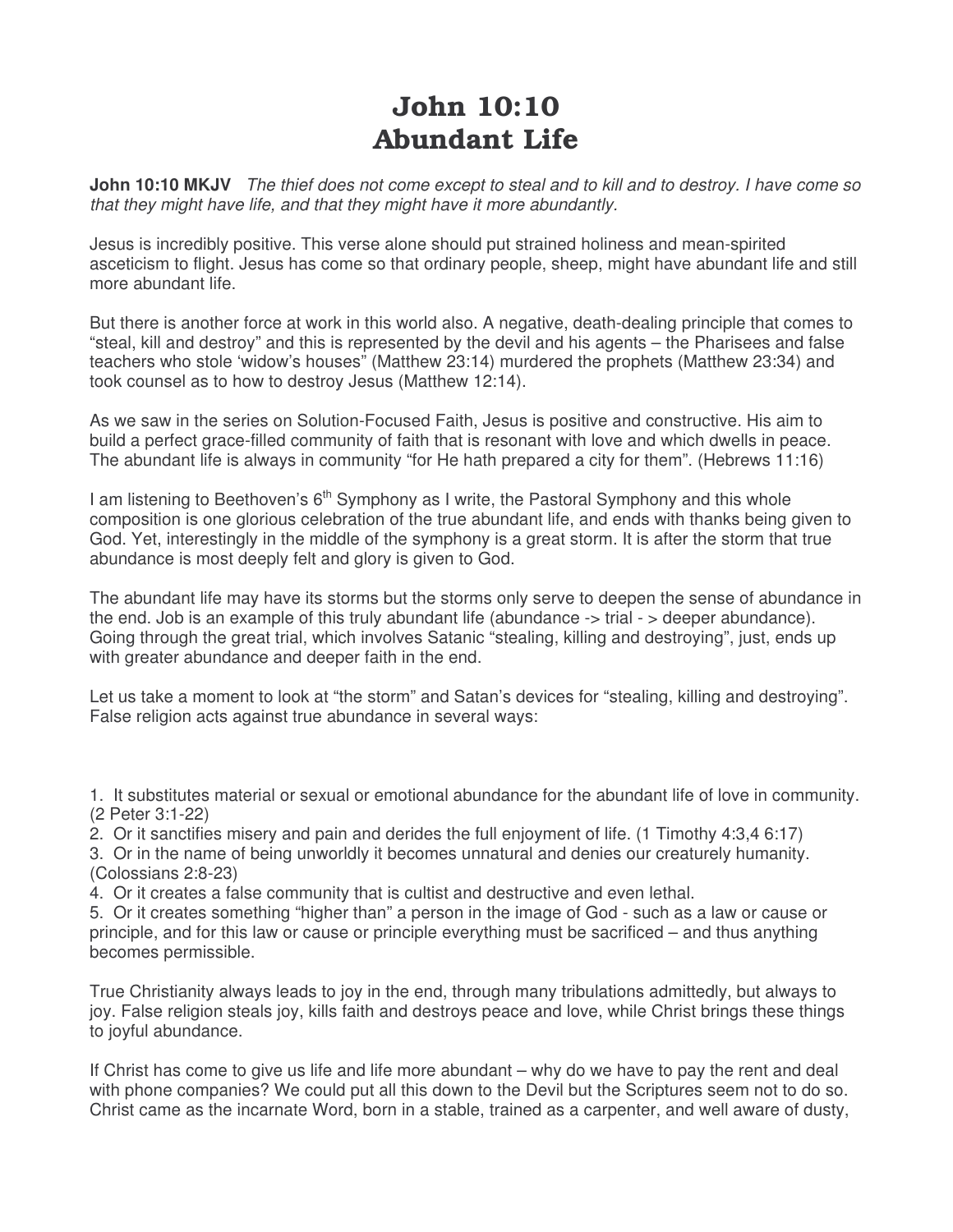# John 10:10
# Abundant Life

**John 10:10 MKJV** *The thief does not come except to steal and to kill and to destroy. I have come so that they might have life, and that they might have it more abundantly.*

Jesus is incredibly positive. This verse alone should put strained holiness and mean-spirited asceticism to flight. Jesus has come so that ordinary people, sheep, might have abundant life and still more abundant life.

But there is another force at work in this world also. A negative, death-dealing principle that comes to "steal, kill and destroy" and this is represented by the devil and his agents – the Pharisees and false teachers who stole 'widow's houses" (Matthew 23:14) murdered the prophets (Matthew 23:34) and took counsel as to how to destroy Jesus (Matthew 12:14).

As we saw in the series on Solution-Focused Faith, Jesus is positive and constructive. His aim to build a perfect grace-filled community of faith that is resonant with love and which dwells in peace. The abundant life is always in community "for He hath prepared a city for them". (Hebrews 11:16)

I am listening to Beethoven's 6th Symphony as I write, the Pastoral Symphony and this whole composition is one glorious celebration of the true abundant life, and ends with thanks being given to God. Yet, interestingly in the middle of the symphony is a great storm. It is after the storm that true abundance is most deeply felt and glory is given to God.

The abundant life may have its storms but the storms only serve to deepen the sense of abundance in the end. Job is an example of this truly abundant life (abundance -> trial - > deeper abundance). Going through the great trial, which involves Satanic "stealing, killing and destroying", just, ends up with greater abundance and deeper faith in the end.

Let us take a moment to look at "the storm" and Satan's devices for "stealing, killing and destroying". False religion acts against true abundance in several ways:

1. It substitutes material or sexual or emotional abundance for the abundant life of love in community. (2 Peter 3:1-22)
2. Or it sanctifies misery and pain and derides the full enjoyment of life. (1 Timothy 4:3,4 6:17)
3. Or in the name of being unworldly it becomes unnatural and denies our creaturely humanity. (Colossians 2:8-23)
4. Or it creates a false community that is cultist and destructive and even lethal.
5. Or it creates something "higher than" a person in the image of God - such as a law or cause or principle, and for this law or cause or principle everything must be sacrificed – and thus anything becomes permissible.

True Christianity always leads to joy in the end, through many tribulations admittedly, but always to joy. False religion steals joy, kills faith and destroys peace and love, while Christ brings these things to joyful abundance.

If Christ has come to give us life and life more abundant – why do we have to pay the rent and deal with phone companies? We could put all this down to the Devil but the Scriptures seem not to do so. Christ came as the incarnate Word, born in a stable, trained as a carpenter, and well aware of dusty,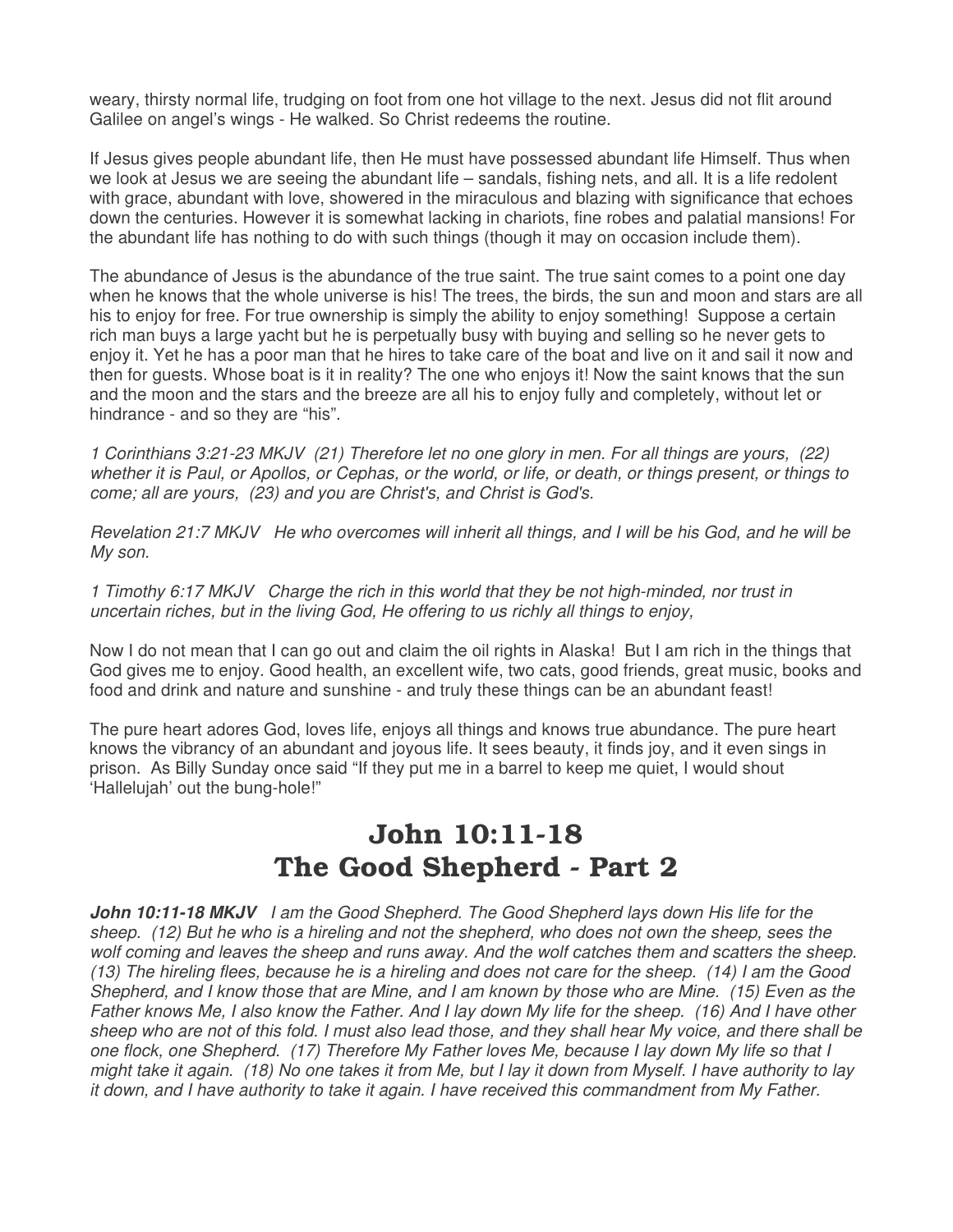weary, thirsty normal life, trudging on foot from one hot village to the next. Jesus did not flit around Galilee on angel's wings - He walked. So Christ redeems the routine.

If Jesus gives people abundant life, then He must have possessed abundant life Himself. Thus when we look at Jesus we are seeing the abundant life – sandals, fishing nets, and all. It is a life redolent with grace, abundant with love, showered in the miraculous and blazing with significance that echoes down the centuries. However it is somewhat lacking in chariots, fine robes and palatial mansions! For the abundant life has nothing to do with such things (though it may on occasion include them).

The abundance of Jesus is the abundance of the true saint. The true saint comes to a point one day when he knows that the whole universe is his! The trees, the birds, the sun and moon and stars are all his to enjoy for free. For true ownership is simply the ability to enjoy something! Suppose a certain rich man buys a large yacht but he is perpetually busy with buying and selling so he never gets to enjoy it. Yet he has a poor man that he hires to take care of the boat and live on it and sail it now and then for guests. Whose boat is it in reality? The one who enjoys it! Now the saint knows that the sun and the moon and the stars and the breeze are all his to enjoy fully and completely, without let or hindrance - and so they are "his".

*1 Corinthians 3:21-23 MKJV (21) Therefore let no one glory in men. For all things are yours, (22) whether it is Paul, or Apollos, or Cephas, or the world, or life, or death, or things present, or things to come; all are yours, (23) and you are Christ's, and Christ is God's.*

*Revelation 21:7 MKJV He who overcomes will inherit all things, and I will be his God, and he will be My son.*

*1 Timothy 6:17 MKJV Charge the rich in this world that they be not high-minded, nor trust in uncertain riches, but in the living God, He offering to us richly all things to enjoy,*

Now I do not mean that I can go out and claim the oil rights in Alaska! But I am rich in the things that God gives me to enjoy. Good health, an excellent wife, two cats, good friends, great music, books and food and drink and nature and sunshine - and truly these things can be an abundant feast!

The pure heart adores God, loves life, enjoys all things and knows true abundance. The pure heart knows the vibrancy of an abundant and joyous life. It sees beauty, it finds joy, and it even sings in prison. As Billy Sunday once said "If they put me in a barrel to keep me quiet, I would shout 'Hallelujah' out the bung-hole!"

# John 10:11-18
# The Good Shepherd - Part 2

***John 10:11-18 MKJV*** *I am the Good Shepherd. The Good Shepherd lays down His life for the sheep. (12) But he who is a hireling and not the shepherd, who does not own the sheep, sees the wolf coming and leaves the sheep and runs away. And the wolf catches them and scatters the sheep. (13) The hireling flees, because he is a hireling and does not care for the sheep. (14) I am the Good Shepherd, and I know those that are Mine, and I am known by those who are Mine. (15) Even as the Father knows Me, I also know the Father. And I lay down My life for the sheep. (16) And I have other sheep who are not of this fold. I must also lead those, and they shall hear My voice, and there shall be one flock, one Shepherd. (17) Therefore My Father loves Me, because I lay down My life so that I might take it again. (18) No one takes it from Me, but I lay it down from Myself. I have authority to lay it down, and I have authority to take it again. I have received this commandment from My Father.*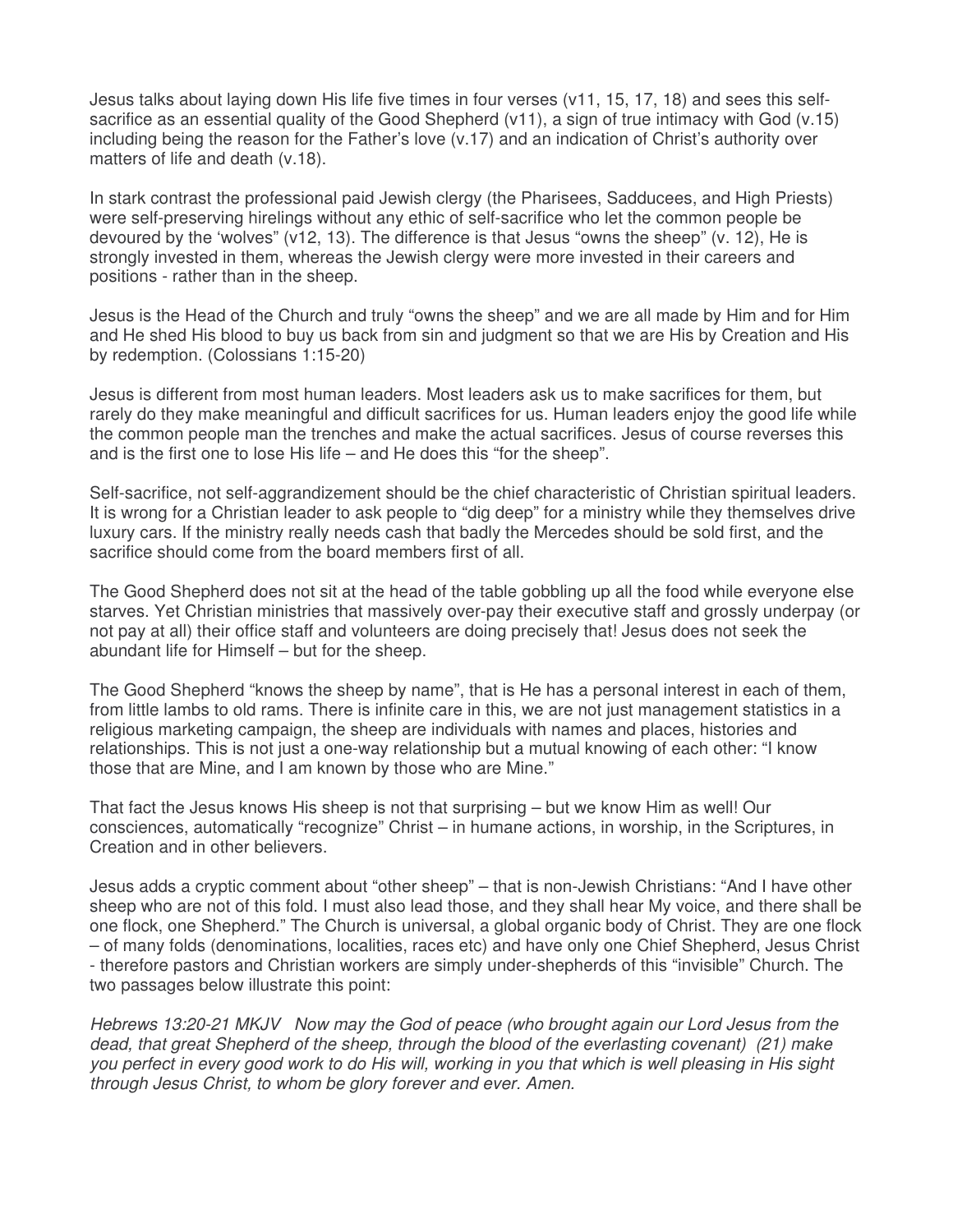Jesus talks about laying down His life five times in four verses (v11, 15, 17, 18) and sees this self-sacrifice as an essential quality of the Good Shepherd (v11), a sign of true intimacy with God (v.15) including being the reason for the Father's love (v.17) and an indication of Christ's authority over matters of life and death (v.18).

In stark contrast the professional paid Jewish clergy (the Pharisees, Sadducees, and High Priests) were self-preserving hirelings without any ethic of self-sacrifice who let the common people be devoured by the 'wolves" (v12, 13). The difference is that Jesus "owns the sheep" (v. 12), He is strongly invested in them, whereas the Jewish clergy were more invested in their careers and positions - rather than in the sheep.

Jesus is the Head of the Church and truly "owns the sheep" and we are all made by Him and for Him and He shed His blood to buy us back from sin and judgment so that we are His by Creation and His by redemption. (Colossians 1:15-20)

Jesus is different from most human leaders. Most leaders ask us to make sacrifices for them, but rarely do they make meaningful and difficult sacrifices for us. Human leaders enjoy the good life while the common people man the trenches and make the actual sacrifices. Jesus of course reverses this and is the first one to lose His life – and He does this "for the sheep".

Self-sacrifice, not self-aggrandizement should be the chief characteristic of Christian spiritual leaders. It is wrong for a Christian leader to ask people to "dig deep" for a ministry while they themselves drive luxury cars. If the ministry really needs cash that badly the Mercedes should be sold first, and the sacrifice should come from the board members first of all.

The Good Shepherd does not sit at the head of the table gobbling up all the food while everyone else starves. Yet Christian ministries that massively over-pay their executive staff and grossly underpay (or not pay at all) their office staff and volunteers are doing precisely that! Jesus does not seek the abundant life for Himself – but for the sheep.

The Good Shepherd "knows the sheep by name", that is He has a personal interest in each of them, from little lambs to old rams. There is infinite care in this, we are not just management statistics in a religious marketing campaign, the sheep are individuals with names and places, histories and relationships. This is not just a one-way relationship but a mutual knowing of each other: "I know those that are Mine, and I am known by those who are Mine."

That fact the Jesus knows His sheep is not that surprising – but we know Him as well! Our consciences, automatically "recognize" Christ – in humane actions, in worship, in the Scriptures, in Creation and in other believers.

Jesus adds a cryptic comment about "other sheep" – that is non-Jewish Christians: "And I have other sheep who are not of this fold. I must also lead those, and they shall hear My voice, and there shall be one flock, one Shepherd." The Church is universal, a global organic body of Christ. They are one flock – of many folds (denominations, localities, races etc) and have only one Chief Shepherd, Jesus Christ - therefore pastors and Christian workers are simply under-shepherds of this "invisible" Church. The two passages below illustrate this point:

*Hebrews 13:20-21 MKJV Now may the God of peace (who brought again our Lord Jesus from the dead, that great Shepherd of the sheep, through the blood of the everlasting covenant) (21) make you perfect in every good work to do His will, working in you that which is well pleasing in His sight through Jesus Christ, to whom be glory forever and ever. Amen.*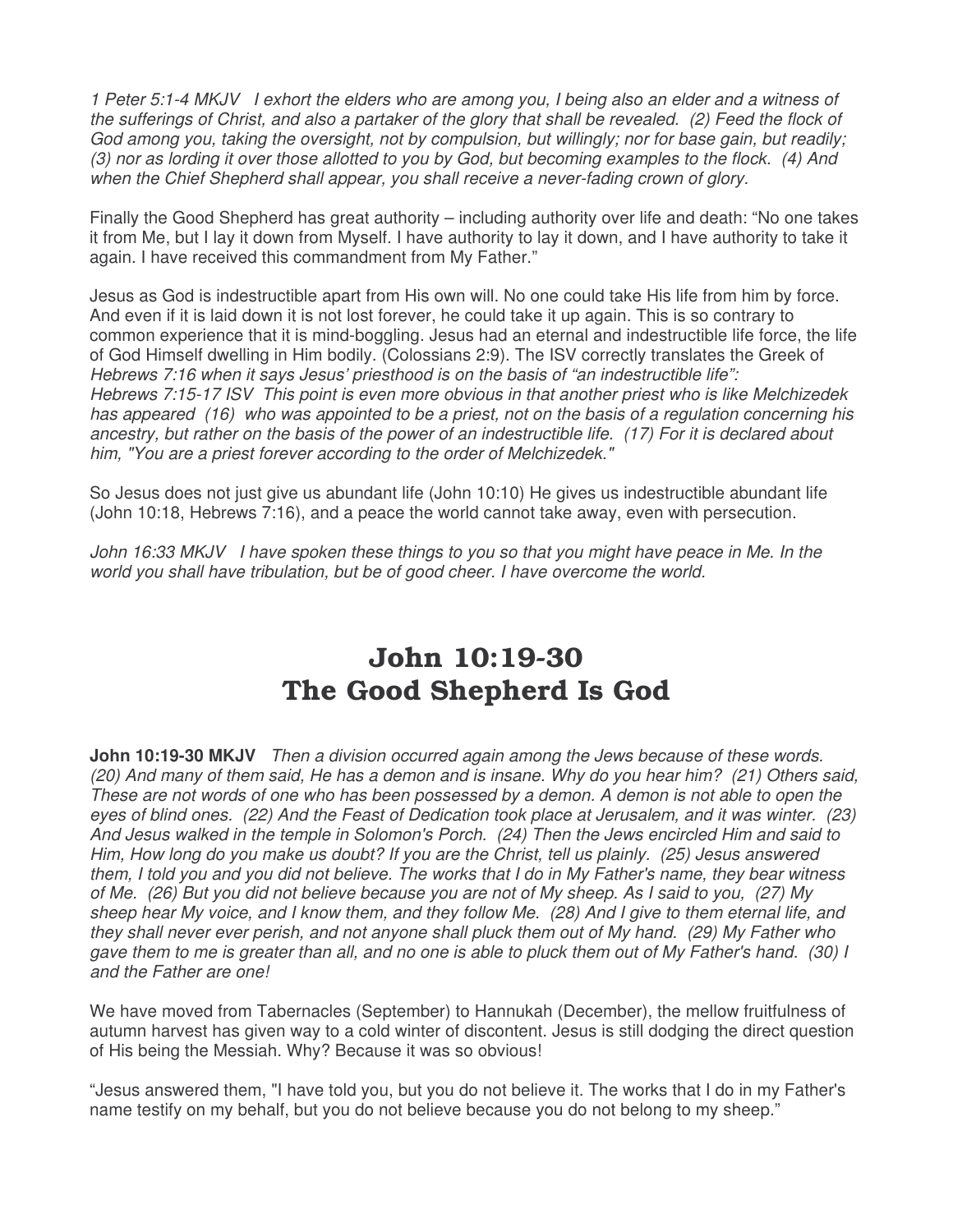*1 Peter 5:1-4 MKJV I exhort the elders who are among you, I being also an elder and a witness of the sufferings of Christ, and also a partaker of the glory that shall be revealed. (2) Feed the flock of God among you, taking the oversight, not by compulsion, but willingly; nor for base gain, but readily; (3) nor as lording it over those allotted to you by God, but becoming examples to the flock. (4) And when the Chief Shepherd shall appear, you shall receive a never-fading crown of glory.*

Finally the Good Shepherd has great authority – including authority over life and death: "No one takes it from Me, but I lay it down from Myself. I have authority to lay it down, and I have authority to take it again. I have received this commandment from My Father."

Jesus as God is indestructible apart from His own will. No one could take His life from him by force. And even if it is laid down it is not lost forever, he could take it up again. This is so contrary to common experience that it is mind-boggling. Jesus had an eternal and indestructible life force, the life of God Himself dwelling in Him bodily. (Colossians 2:9). The ISV correctly translates the Greek of *Hebrews 7:16 when it says Jesus' priesthood is on the basis of "an indestructible life":*
*Hebrews 7:15-17 ISV This point is even more obvious in that another priest who is like Melchizedek has appeared (16) who was appointed to be a priest, not on the basis of a regulation concerning his ancestry, but rather on the basis of the power of an indestructible life. (17) For it is declared about him, "You are a priest forever according to the order of Melchizedek."*

So Jesus does not just give us abundant life (John 10:10) He gives us indestructible abundant life (John 10:18, Hebrews 7:16), and a peace the world cannot take away, even with persecution.

*John 16:33 MKJV I have spoken these things to you so that you might have peace in Me. In the world you shall have tribulation, but be of good cheer. I have overcome the world.*

# John 10:19-30
# The Good Shepherd Is God

**John 10:19-30 MKJV** *Then a division occurred again among the Jews because of these words. (20) And many of them said, He has a demon and is insane. Why do you hear him? (21) Others said, These are not words of one who has been possessed by a demon. A demon is not able to open the eyes of blind ones. (22) And the Feast of Dedication took place at Jerusalem, and it was winter. (23) And Jesus walked in the temple in Solomon's Porch. (24) Then the Jews encircled Him and said to Him, How long do you make us doubt? If you are the Christ, tell us plainly. (25) Jesus answered them, I told you and you did not believe. The works that I do in My Father's name, they bear witness of Me. (26) But you did not believe because you are not of My sheep. As I said to you, (27) My sheep hear My voice, and I know them, and they follow Me. (28) And I give to them eternal life, and they shall never ever perish, and not anyone shall pluck them out of My hand. (29) My Father who gave them to me is greater than all, and no one is able to pluck them out of My Father's hand. (30) I and the Father are one!*

We have moved from Tabernacles (September) to Hannukah (December), the mellow fruitfulness of autumn harvest has given way to a cold winter of discontent. Jesus is still dodging the direct question of His being the Messiah. Why? Because it was so obvious!

"Jesus answered them, "I have told you, but you do not believe it. The works that I do in my Father's name testify on my behalf, but you do not believe because you do not belong to my sheep."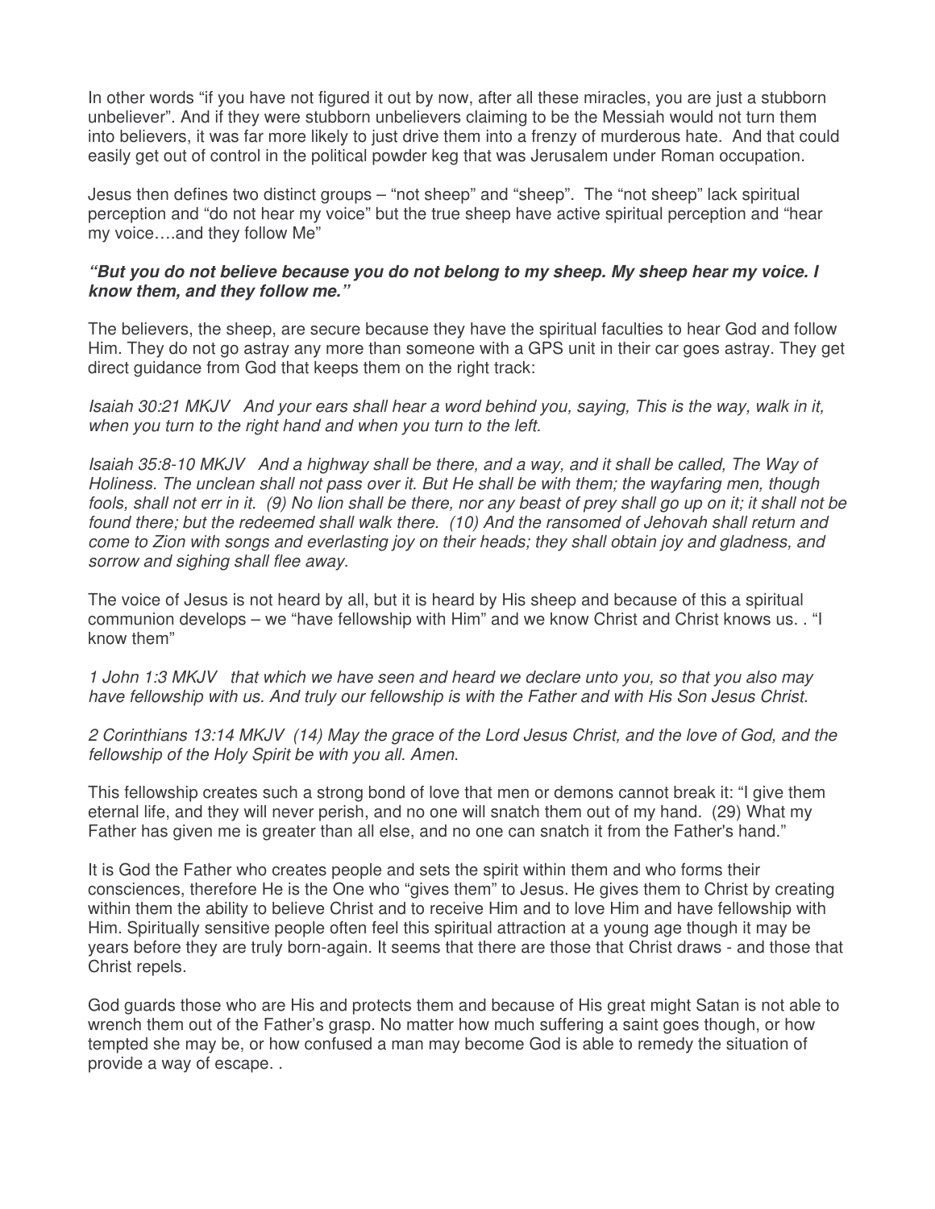In other words “if you have not figured it out by now, after all these miracles, you are just a stubborn unbeliever”. And if they were stubborn unbelievers claiming to be the Messiah would not turn them into believers, it was far more likely to just drive them into a frenzy of murderous hate. And that could easily get out of control in the political powder keg that was Jerusalem under Roman occupation.

Jesus then defines two distinct groups – “not sheep” and “sheep”. The “not sheep” lack spiritual perception and “do not hear my voice” but the true sheep have active spiritual perception and “hear my voice….and they follow Me”

***“But you do not believe because you do not belong to my sheep. My sheep hear my voice. I know them, and they follow me.”***

The believers, the sheep, are secure because they have the spiritual faculties to hear God and follow Him. They do not go astray any more than someone with a GPS unit in their car goes astray. They get direct guidance from God that keeps them on the right track:

*Isaiah 30:21 MKJV And your ears shall hear a word behind you, saying, This is the way, walk in it, when you turn to the right hand and when you turn to the left.*

*Isaiah 35:8-10 MKJV And a highway shall be there, and a way, and it shall be called, The Way of Holiness. The unclean shall not pass over it. But He shall be with them; the wayfaring men, though fools, shall not err in it. (9) No lion shall be there, nor any beast of prey shall go up on it; it shall not be found there; but the redeemed shall walk there. (10) And the ransomed of Jehovah shall return and come to Zion with songs and everlasting joy on their heads; they shall obtain joy and gladness, and sorrow and sighing shall flee away.*

The voice of Jesus is not heard by all, but it is heard by His sheep and because of this a spiritual communion develops – we “have fellowship with Him” and we know Christ and Christ knows us. . “I know them”

*1 John 1:3 MKJV that which we have seen and heard we declare unto you, so that you also may have fellowship with us. And truly our fellowship is with the Father and with His Son Jesus Christ.*

*2 Corinthians 13:14 MKJV (14) May the grace of the Lord Jesus Christ, and the love of God, and the fellowship of the Holy Spirit be with you all. Amen.*

This fellowship creates such a strong bond of love that men or demons cannot break it: “I give them eternal life, and they will never perish, and no one will snatch them out of my hand. (29) What my Father has given me is greater than all else, and no one can snatch it from the Father's hand.”

It is God the Father who creates people and sets the spirit within them and who forms their consciences, therefore He is the One who “gives them” to Jesus. He gives them to Christ by creating within them the ability to believe Christ and to receive Him and to love Him and have fellowship with Him. Spiritually sensitive people often feel this spiritual attraction at a young age though it may be years before they are truly born-again. It seems that there are those that Christ draws - and those that Christ repels.

God guards those who are His and protects them and because of His great might Satan is not able to wrench them out of the Father’s grasp. No matter how much suffering a saint goes though, or how tempted she may be, or how confused a man may become God is able to remedy the situation of provide a way of escape. .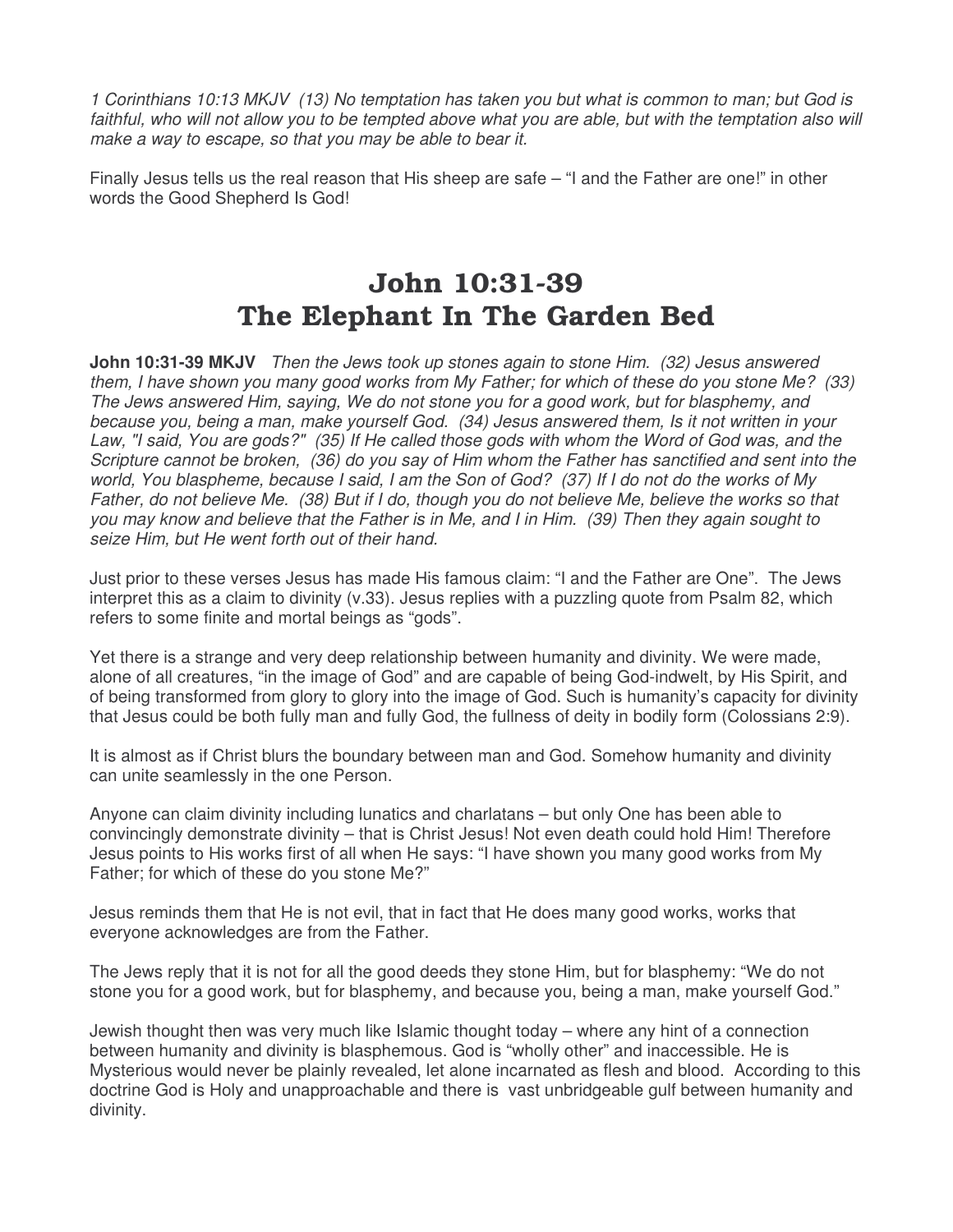*1 Corinthians 10:13 MKJV (13) No temptation has taken you but what is common to man; but God is faithful, who will not allow you to be tempted above what you are able, but with the temptation also will make a way to escape, so that you may be able to bear it.*

Finally Jesus tells us the real reason that His sheep are safe – "I and the Father are one!" in other words the Good Shepherd Is God!

# John 10:31-39
# The Elephant In The Garden Bed

**John 10:31-39 MKJV** *Then the Jews took up stones again to stone Him. (32) Jesus answered them, I have shown you many good works from My Father; for which of these do you stone Me? (33) The Jews answered Him, saying, We do not stone you for a good work, but for blasphemy, and because you, being a man, make yourself God. (34) Jesus answered them, Is it not written in your Law, "I said, You are gods?" (35) If He called those gods with whom the Word of God was, and the Scripture cannot be broken, (36) do you say of Him whom the Father has sanctified and sent into the world, You blaspheme, because I said, I am the Son of God? (37) If I do not do the works of My Father, do not believe Me. (38) But if I do, though you do not believe Me, believe the works so that you may know and believe that the Father is in Me, and I in Him. (39) Then they again sought to seize Him, but He went forth out of their hand.*

Just prior to these verses Jesus has made His famous claim: "I and the Father are One". The Jews interpret this as a claim to divinity (v.33). Jesus replies with a puzzling quote from Psalm 82, which refers to some finite and mortal beings as "gods".

Yet there is a strange and very deep relationship between humanity and divinity. We were made, alone of all creatures, "in the image of God" and are capable of being God-indwelt, by His Spirit, and of being transformed from glory to glory into the image of God. Such is humanity's capacity for divinity that Jesus could be both fully man and fully God, the fullness of deity in bodily form (Colossians 2:9).

It is almost as if Christ blurs the boundary between man and God. Somehow humanity and divinity can unite seamlessly in the one Person.

Anyone can claim divinity including lunatics and charlatans – but only One has been able to convincingly demonstrate divinity – that is Christ Jesus! Not even death could hold Him! Therefore Jesus points to His works first of all when He says: "I have shown you many good works from My Father; for which of these do you stone Me?"

Jesus reminds them that He is not evil, that in fact that He does many good works, works that everyone acknowledges are from the Father.

The Jews reply that it is not for all the good deeds they stone Him, but for blasphemy: "We do not stone you for a good work, but for blasphemy, and because you, being a man, make yourself God."

Jewish thought then was very much like Islamic thought today – where any hint of a connection between humanity and divinity is blasphemous. God is "wholly other" and inaccessible. He is Mysterious would never be plainly revealed, let alone incarnated as flesh and blood. According to this doctrine God is Holy and unapproachable and there is vast unbridgeable gulf between humanity and divinity.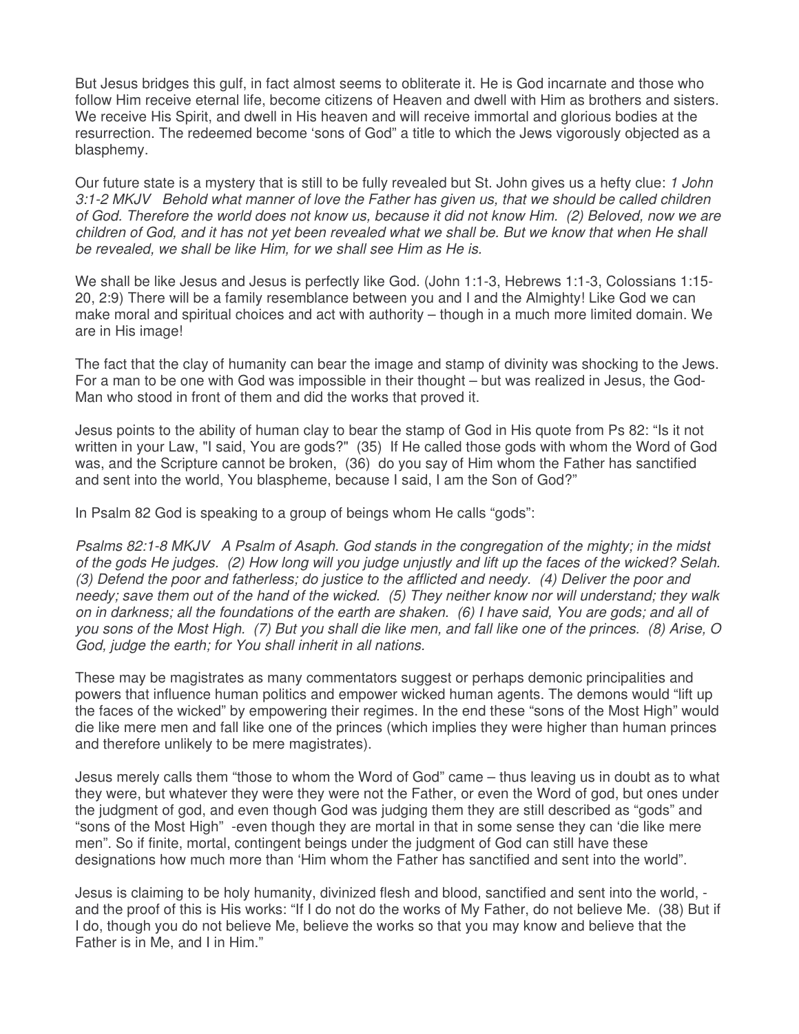But Jesus bridges this gulf, in fact almost seems to obliterate it. He is God incarnate and those who follow Him receive eternal life, become citizens of Heaven and dwell with Him as brothers and sisters. We receive His Spirit, and dwell in His heaven and will receive immortal and glorious bodies at the resurrection. The redeemed become 'sons of God" a title to which the Jews vigorously objected as a blasphemy.

Our future state is a mystery that is still to be fully revealed but St. John gives us a hefty clue: *1 John 3:1-2 MKJV  Behold what manner of love the Father has given us, that we should be called children of God. Therefore the world does not know us, because it did not know Him. (2) Beloved, now we are children of God, and it has not yet been revealed what we shall be. But we know that when He shall be revealed, we shall be like Him, for we shall see Him as He is.*

We shall be like Jesus and Jesus is perfectly like God. (John 1:1-3, Hebrews 1:1-3, Colossians 1:15-20, 2:9) There will be a family resemblance between you and I and the Almighty! Like God we can make moral and spiritual choices and act with authority – though in a much more limited domain. We are in His image!

The fact that the clay of humanity can bear the image and stamp of divinity was shocking to the Jews. For a man to be one with God was impossible in their thought – but was realized in Jesus, the God-Man who stood in front of them and did the works that proved it.

Jesus points to the ability of human clay to bear the stamp of God in His quote from Ps 82: "Is it not written in your Law, "I said, You are gods?" (35) If He called those gods with whom the Word of God was, and the Scripture cannot be broken, (36) do you say of Him whom the Father has sanctified and sent into the world, You blaspheme, because I said, I am the Son of God?"

In Psalm 82 God is speaking to a group of beings whom He calls "gods":

*Psalms 82:1-8 MKJV  A Psalm of Asaph. God stands in the congregation of the mighty; in the midst of the gods He judges. (2) How long will you judge unjustly and lift up the faces of the wicked? Selah. (3) Defend the poor and fatherless; do justice to the afflicted and needy. (4) Deliver the poor and needy; save them out of the hand of the wicked. (5) They neither know nor will understand; they walk on in darkness; all the foundations of the earth are shaken. (6) I have said, You are gods; and all of you sons of the Most High. (7) But you shall die like men, and fall like one of the princes. (8) Arise, O God, judge the earth; for You shall inherit in all nations.*

These may be magistrates as many commentators suggest or perhaps demonic principalities and powers that influence human politics and empower wicked human agents. The demons would "lift up the faces of the wicked" by empowering their regimes. In the end these "sons of the Most High" would die like mere men and fall like one of the princes (which implies they were higher than human princes and therefore unlikely to be mere magistrates).

Jesus merely calls them "those to whom the Word of God" came – thus leaving us in doubt as to what they were, but whatever they were they were not the Father, or even the Word of god, but ones under the judgment of god, and even though God was judging them they are still described as "gods" and "sons of the Most High" -even though they are mortal in that in some sense they can 'die like mere men". So if finite, mortal, contingent beings under the judgment of God can still have these designations how much more than 'Him whom the Father has sanctified and sent into the world".

Jesus is claiming to be holy humanity, divinized flesh and blood, sanctified and sent into the world, - and the proof of this is His works: "If I do not do the works of My Father, do not believe Me. (38) But if I do, though you do not believe Me, believe the works so that you may know and believe that the Father is in Me, and I in Him."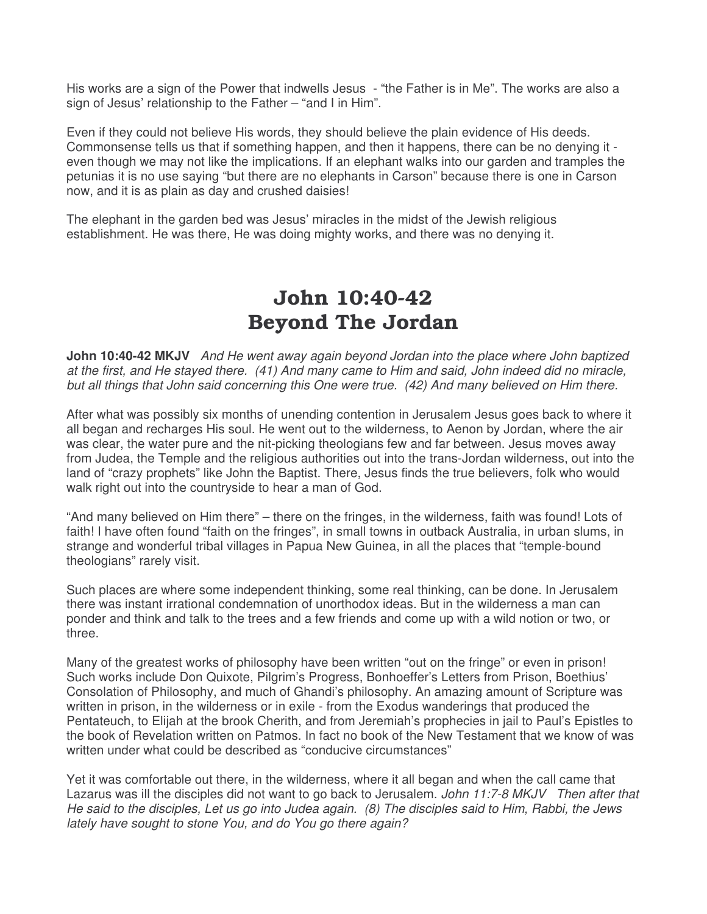His works are a sign of the Power that indwells Jesus - "the Father is in Me". The works are also a sign of Jesus' relationship to the Father – "and I in Him".

Even if they could not believe His words, they should believe the plain evidence of His deeds. Commonsense tells us that if something happen, and then it happens, there can be no denying it - even though we may not like the implications. If an elephant walks into our garden and tramples the petunias it is no use saying "but there are no elephants in Carson" because there is one in Carson now, and it is as plain as day and crushed daisies!

The elephant in the garden bed was Jesus' miracles in the midst of the Jewish religious establishment. He was there, He was doing mighty works, and there was no denying it.

# John 10:40-42
# Beyond The Jordan

**John 10:40-42 MKJV** *And He went away again beyond Jordan into the place where John baptized at the first, and He stayed there. (41) And many came to Him and said, John indeed did no miracle, but all things that John said concerning this One were true. (42) And many believed on Him there.*

After what was possibly six months of unending contention in Jerusalem Jesus goes back to where it all began and recharges His soul. He went out to the wilderness, to Aenon by Jordan, where the air was clear, the water pure and the nit-picking theologians few and far between. Jesus moves away from Judea, the Temple and the religious authorities out into the trans-Jordan wilderness, out into the land of "crazy prophets" like John the Baptist. There, Jesus finds the true believers, folk who would walk right out into the countryside to hear a man of God.

"And many believed on Him there" – there on the fringes, in the wilderness, faith was found! Lots of faith! I have often found "faith on the fringes", in small towns in outback Australia, in urban slums, in strange and wonderful tribal villages in Papua New Guinea, in all the places that "temple-bound theologians" rarely visit.

Such places are where some independent thinking, some real thinking, can be done. In Jerusalem there was instant irrational condemnation of unorthodox ideas. But in the wilderness a man can ponder and think and talk to the trees and a few friends and come up with a wild notion or two, or three.

Many of the greatest works of philosophy have been written "out on the fringe" or even in prison! Such works include Don Quixote, Pilgrim's Progress, Bonhoeffer's Letters from Prison, Boethius' Consolation of Philosophy, and much of Ghandi's philosophy. An amazing amount of Scripture was written in prison, in the wilderness or in exile - from the Exodus wanderings that produced the Pentateuch, to Elijah at the brook Cherith, and from Jeremiah's prophecies in jail to Paul's Epistles to the book of Revelation written on Patmos. In fact no book of the New Testament that we know of was written under what could be described as "conducive circumstances"

Yet it was comfortable out there, in the wilderness, where it all began and when the call came that Lazarus was ill the disciples did not want to go back to Jerusalem. *John 11:7-8 MKJV Then after that He said to the disciples, Let us go into Judea again. (8) The disciples said to Him, Rabbi, the Jews lately have sought to stone You, and do You go there again?*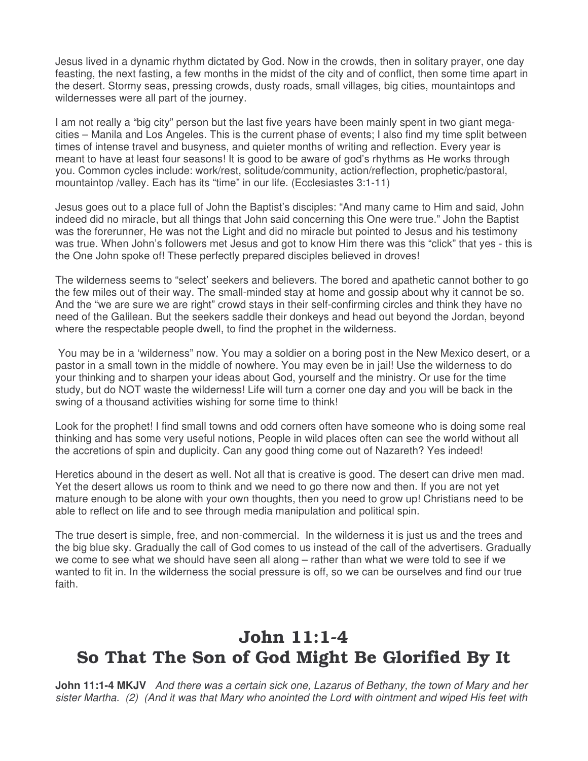Jesus lived in a dynamic rhythm dictated by God. Now in the crowds, then in solitary prayer, one day feasting, the next fasting, a few months in the midst of the city and of conflict, then some time apart in the desert. Stormy seas, pressing crowds, dusty roads, small villages, big cities, mountaintops and wildernesses were all part of the journey.

I am not really a "big city" person but the last five years have been mainly spent in two giant mega-cities – Manila and Los Angeles. This is the current phase of events; I also find my time split between times of intense travel and busyness, and quieter months of writing and reflection. Every year is meant to have at least four seasons! It is good to be aware of god's rhythms as He works through you. Common cycles include: work/rest, solitude/community, action/reflection, prophetic/pastoral, mountaintop /valley. Each has its "time" in our life. (Ecclesiastes 3:1-11)

Jesus goes out to a place full of John the Baptist's disciples: "And many came to Him and said, John indeed did no miracle, but all things that John said concerning this One were true." John the Baptist was the forerunner, He was not the Light and did no miracle but pointed to Jesus and his testimony was true. When John's followers met Jesus and got to know Him there was this "click" that yes - this is the One John spoke of! These perfectly prepared disciples believed in droves!

The wilderness seems to "select' seekers and believers. The bored and apathetic cannot bother to go the few miles out of their way. The small-minded stay at home and gossip about why it cannot be so. And the "we are sure we are right" crowd stays in their self-confirming circles and think they have no need of the Galilean. But the seekers saddle their donkeys and head out beyond the Jordan, beyond where the respectable people dwell, to find the prophet in the wilderness.

You may be in a 'wilderness" now. You may a soldier on a boring post in the New Mexico desert, or a pastor in a small town in the middle of nowhere. You may even be in jail! Use the wilderness to do your thinking and to sharpen your ideas about God, yourself and the ministry. Or use for the time study, but do NOT waste the wilderness! Life will turn a corner one day and you will be back in the swing of a thousand activities wishing for some time to think!

Look for the prophet! I find small towns and odd corners often have someone who is doing some real thinking and has some very useful notions, People in wild places often can see the world without all the accretions of spin and duplicity. Can any good thing come out of Nazareth? Yes indeed!

Heretics abound in the desert as well. Not all that is creative is good. The desert can drive men mad. Yet the desert allows us room to think and we need to go there now and then. If you are not yet mature enough to be alone with your own thoughts, then you need to grow up! Christians need to be able to reflect on life and to see through media manipulation and political spin.

The true desert is simple, free, and non-commercial. In the wilderness it is just us and the trees and the big blue sky. Gradually the call of God comes to us instead of the call of the advertisers. Gradually we come to see what we should have seen all along – rather than what we were told to see if we wanted to fit in. In the wilderness the social pressure is off, so we can be ourselves and find our true faith.

# John 11:1-4
# So That The Son of God Might Be Glorified By It

**John 11:1-4 MKJV** *And there was a certain sick one, Lazarus of Bethany, the town of Mary and her sister Martha. (2) (And it was that Mary who anointed the Lord with ointment and wiped His feet with*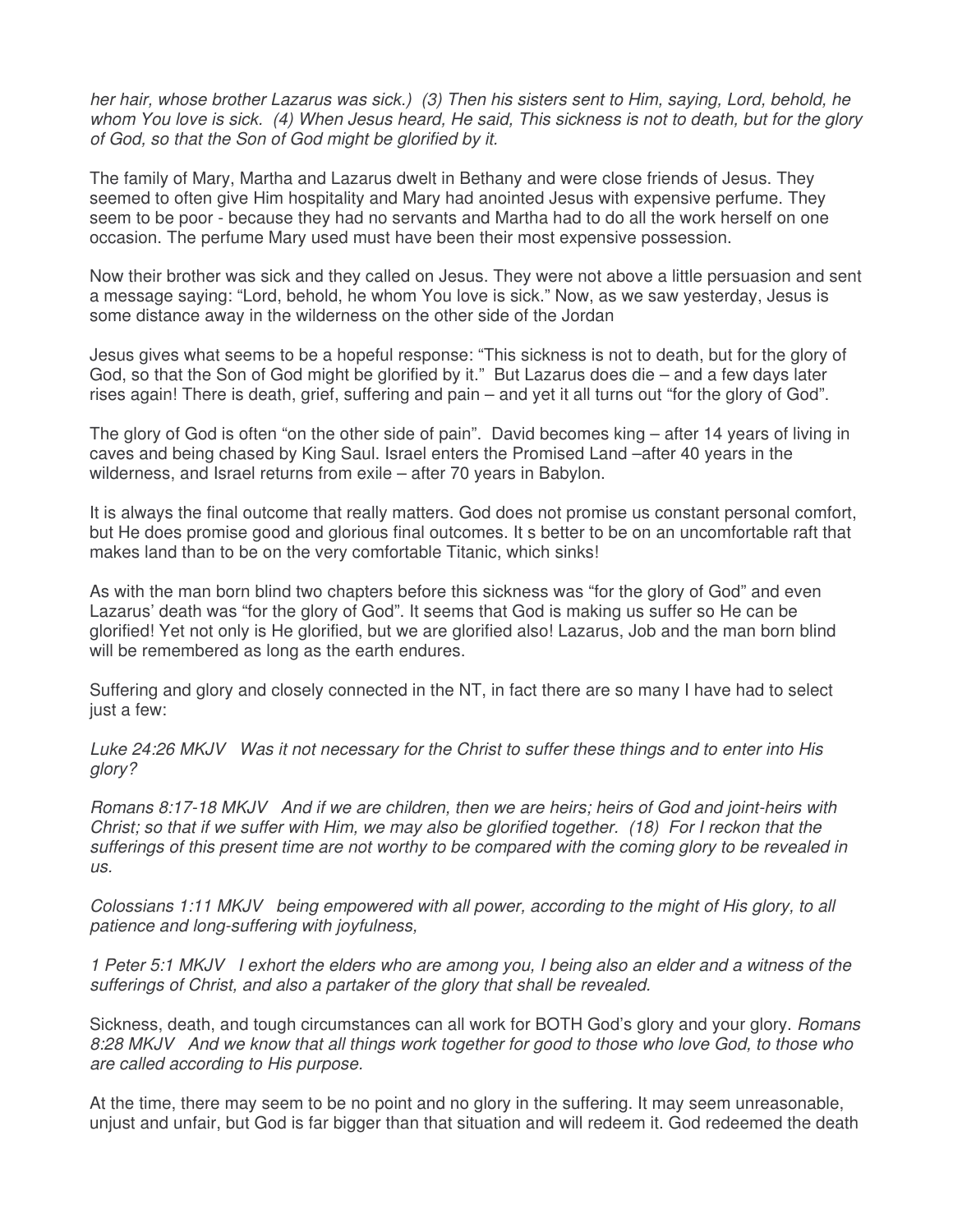*her hair, whose brother Lazarus was sick.) (3) Then his sisters sent to Him, saying, Lord, behold, he whom You love is sick. (4) When Jesus heard, He said, This sickness is not to death, but for the glory of God, so that the Son of God might be glorified by it.*

The family of Mary, Martha and Lazarus dwelt in Bethany and were close friends of Jesus. They seemed to often give Him hospitality and Mary had anointed Jesus with expensive perfume. They seem to be poor - because they had no servants and Martha had to do all the work herself on one occasion. The perfume Mary used must have been their most expensive possession.

Now their brother was sick and they called on Jesus. They were not above a little persuasion and sent a message saying: "Lord, behold, he whom You love is sick." Now, as we saw yesterday, Jesus is some distance away in the wilderness on the other side of the Jordan

Jesus gives what seems to be a hopeful response: "This sickness is not to death, but for the glory of God, so that the Son of God might be glorified by it." But Lazarus does die – and a few days later rises again! There is death, grief, suffering and pain – and yet it all turns out "for the glory of God".

The glory of God is often "on the other side of pain". David becomes king – after 14 years of living in caves and being chased by King Saul. Israel enters the Promised Land –after 40 years in the wilderness, and Israel returns from exile – after 70 years in Babylon.

It is always the final outcome that really matters. God does not promise us constant personal comfort, but He does promise good and glorious final outcomes. It s better to be on an uncomfortable raft that makes land than to be on the very comfortable Titanic, which sinks!

As with the man born blind two chapters before this sickness was "for the glory of God" and even Lazarus' death was "for the glory of God". It seems that God is making us suffer so He can be glorified! Yet not only is He glorified, but we are glorified also! Lazarus, Job and the man born blind will be remembered as long as the earth endures.

Suffering and glory and closely connected in the NT, in fact there are so many I have had to select just a few:

*Luke 24:26 MKJV Was it not necessary for the Christ to suffer these things and to enter into His glory?*

*Romans 8:17-18 MKJV And if we are children, then we are heirs; heirs of God and joint-heirs with Christ; so that if we suffer with Him, we may also be glorified together. (18) For I reckon that the sufferings of this present time are not worthy to be compared with the coming glory to be revealed in us.*

*Colossians 1:11 MKJV being empowered with all power, according to the might of His glory, to all patience and long-suffering with joyfulness,*

*1 Peter 5:1 MKJV I exhort the elders who are among you, I being also an elder and a witness of the sufferings of Christ, and also a partaker of the glory that shall be revealed.*

Sickness, death, and tough circumstances can all work for BOTH God's glory and your glory. *Romans 8:28 MKJV And we know that all things work together for good to those who love God, to those who are called according to His purpose.*

At the time, there may seem to be no point and no glory in the suffering. It may seem unreasonable, unjust and unfair, but God is far bigger than that situation and will redeem it. God redeemed the death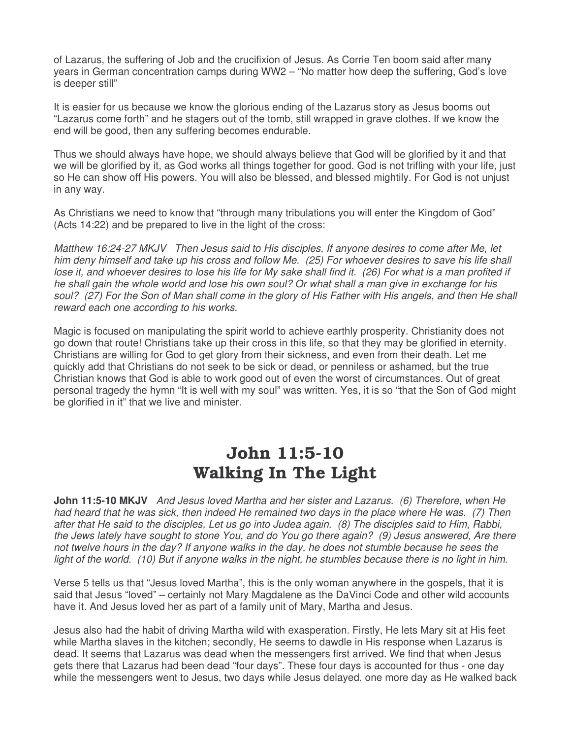of Lazarus, the suffering of Job and the crucifixion of Jesus. As Corrie Ten boom said after many years in German concentration camps during WW2 – "No matter how deep the suffering, God's love is deeper still"

It is easier for us because we know the glorious ending of the Lazarus story as Jesus booms out "Lazarus come forth" and he stagers out of the tomb, still wrapped in grave clothes. If we know the end will be good, then any suffering becomes endurable.

Thus we should always have hope, we should always believe that God will be glorified by it and that we will be glorified by it, as God works all things together for good. God is not trifling with your life, just so He can show off His powers. You will also be blessed, and blessed mightily. For God is not unjust in any way.

As Christians we need to know that "through many tribulations you will enter the Kingdom of God" (Acts 14:22) and be prepared to live in the light of the cross:

*Matthew 16:24-27 MKJV Then Jesus said to His disciples, If anyone desires to come after Me, let him deny himself and take up his cross and follow Me. (25) For whoever desires to save his life shall lose it, and whoever desires to lose his life for My sake shall find it. (26) For what is a man profited if he shall gain the whole world and lose his own soul? Or what shall a man give in exchange for his soul? (27) For the Son of Man shall come in the glory of His Father with His angels, and then He shall reward each one according to his works.*

Magic is focused on manipulating the spirit world to achieve earthly prosperity. Christianity does not go down that route! Christians take up their cross in this life, so that they may be glorified in eternity. Christians are willing for God to get glory from their sickness, and even from their death. Let me quickly add that Christians do not seek to be sick or dead, or penniless or ashamed, but the true Christian knows that God is able to work good out of even the worst of circumstances. Out of great personal tragedy the hymn "It is well with my soul" was written. Yes, it is so "that the Son of God might be glorified in it" that we live and minister.

# John 11:5-10
# Walking In The Light

**John 11:5-10 MKJV** *And Jesus loved Martha and her sister and Lazarus. (6) Therefore, when He had heard that he was sick, then indeed He remained two days in the place where He was. (7) Then after that He said to the disciples, Let us go into Judea again. (8) The disciples said to Him, Rabbi, the Jews lately have sought to stone You, and do You go there again? (9) Jesus answered, Are there not twelve hours in the day? If anyone walks in the day, he does not stumble because he sees the light of the world. (10) But if anyone walks in the night, he stumbles because there is no light in him.*

Verse 5 tells us that "Jesus loved Martha", this is the only woman anywhere in the gospels, that it is said that Jesus "loved" – certainly not Mary Magdalene as the DaVinci Code and other wild accounts have it. And Jesus loved her as part of a family unit of Mary, Martha and Jesus.

Jesus also had the habit of driving Martha wild with exasperation. Firstly, He lets Mary sit at His feet while Martha slaves in the kitchen; secondly, He seems to dawdle in His response when Lazarus is dead. It seems that Lazarus was dead when the messengers first arrived. We find that when Jesus gets there that Lazarus had been dead "four days". These four days is accounted for thus - one day while the messengers went to Jesus, two days while Jesus delayed, one more day as He walked back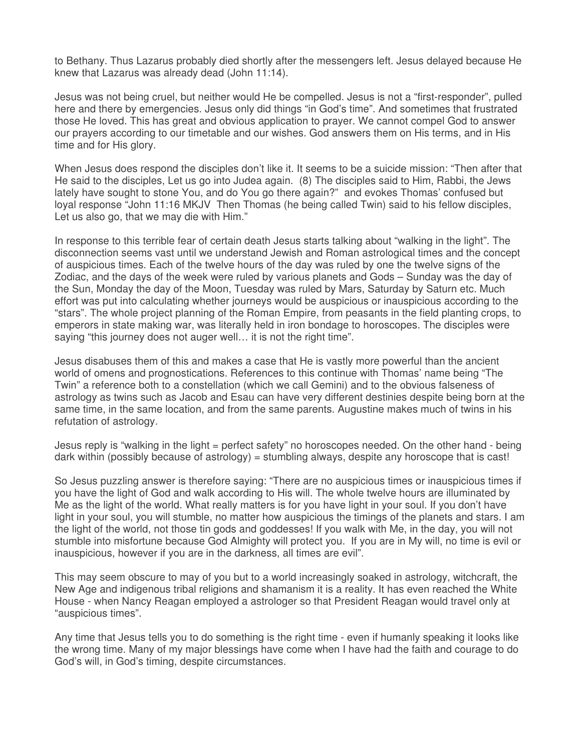to Bethany. Thus Lazarus probably died shortly after the messengers left. Jesus delayed because He knew that Lazarus was already dead (John 11:14).

Jesus was not being cruel, but neither would He be compelled. Jesus is not a "first-responder", pulled here and there by emergencies. Jesus only did things "in God's time". And sometimes that frustrated those He loved. This has great and obvious application to prayer. We cannot compel God to answer our prayers according to our timetable and our wishes. God answers them on His terms, and in His time and for His glory.

When Jesus does respond the disciples don't like it. It seems to be a suicide mission: "Then after that He said to the disciples, Let us go into Judea again. (8) The disciples said to Him, Rabbi, the Jews lately have sought to stone You, and do You go there again?" and evokes Thomas' confused but loyal response "John 11:16 MKJV Then Thomas (he being called Twin) said to his fellow disciples, Let us also go, that we may die with Him."

In response to this terrible fear of certain death Jesus starts talking about "walking in the light". The disconnection seems vast until we understand Jewish and Roman astrological times and the concept of auspicious times. Each of the twelve hours of the day was ruled by one the twelve signs of the Zodiac, and the days of the week were ruled by various planets and Gods – Sunday was the day of the Sun, Monday the day of the Moon, Tuesday was ruled by Mars, Saturday by Saturn etc. Much effort was put into calculating whether journeys would be auspicious or inauspicious according to the "stars". The whole project planning of the Roman Empire, from peasants in the field planting crops, to emperors in state making war, was literally held in iron bondage to horoscopes. The disciples were saying "this journey does not auger well… it is not the right time".

Jesus disabuses them of this and makes a case that He is vastly more powerful than the ancient world of omens and prognostications. References to this continue with Thomas' name being "The Twin" a reference both to a constellation (which we call Gemini) and to the obvious falseness of astrology as twins such as Jacob and Esau can have very different destinies despite being born at the same time, in the same location, and from the same parents. Augustine makes much of twins in his refutation of astrology.

Jesus reply is "walking in the light = perfect safety" no horoscopes needed. On the other hand - being dark within (possibly because of astrology) = stumbling always, despite any horoscope that is cast!

So Jesus puzzling answer is therefore saying: "There are no auspicious times or inauspicious times if you have the light of God and walk according to His will. The whole twelve hours are illuminated by Me as the light of the world. What really matters is for you have light in your soul. If you don't have light in your soul, you will stumble, no matter how auspicious the timings of the planets and stars. I am the light of the world, not those tin gods and goddesses! If you walk with Me, in the day, you will not stumble into misfortune because God Almighty will protect you. If you are in My will, no time is evil or inauspicious, however if you are in the darkness, all times are evil".

This may seem obscure to may of you but to a world increasingly soaked in astrology, witchcraft, the New Age and indigenous tribal religions and shamanism it is a reality. It has even reached the White House - when Nancy Reagan employed a astrologer so that President Reagan would travel only at "auspicious times".

Any time that Jesus tells you to do something is the right time - even if humanly speaking it looks like the wrong time. Many of my major blessings have come when I have had the faith and courage to do God's will, in God's timing, despite circumstances.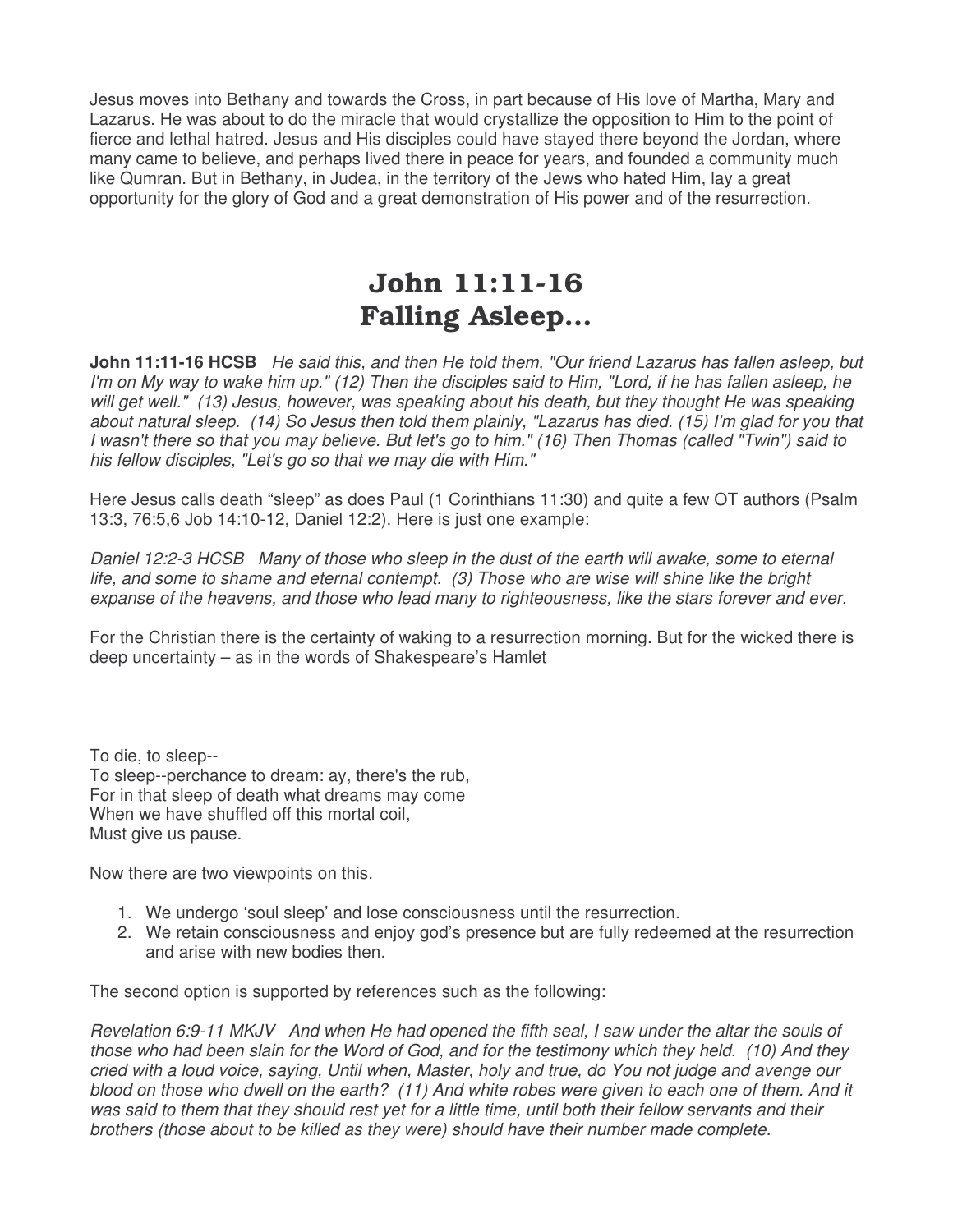Jesus moves into Bethany and towards the Cross, in part because of His love of Martha, Mary and Lazarus. He was about to do the miracle that would crystallize the opposition to Him to the point of fierce and lethal hatred. Jesus and His disciples could have stayed there beyond the Jordan, where many came to believe, and perhaps lived there in peace for years, and founded a community much like Qumran. But in Bethany, in Judea, in the territory of the Jews who hated Him, lay a great opportunity for the glory of God and a great demonstration of His power and of the resurrection.

# John 11:11-16
# Falling Asleep…

**John 11:11-16 HCSB** *He said this, and then He told them, "Our friend Lazarus has fallen asleep, but I'm on My way to wake him up." (12) Then the disciples said to Him, "Lord, if he has fallen asleep, he will get well." (13) Jesus, however, was speaking about his death, but they thought He was speaking about natural sleep. (14) So Jesus then told them plainly, "Lazarus has died. (15) I'm glad for you that I wasn't there so that you may believe. But let's go to him." (16) Then Thomas (called "Twin") said to his fellow disciples, "Let's go so that we may die with Him."*

Here Jesus calls death "sleep" as does Paul (1 Corinthians 11:30) and quite a few OT authors (Psalm 13:3, 76:5,6 Job 14:10-12, Daniel 12:2). Here is just one example:

*Daniel 12:2-3 HCSB Many of those who sleep in the dust of the earth will awake, some to eternal life, and some to shame and eternal contempt. (3) Those who are wise will shine like the bright expanse of the heavens, and those who lead many to righteousness, like the stars forever and ever.*

For the Christian there is the certainty of waking to a resurrection morning. But for the wicked there is deep uncertainty – as in the words of Shakespeare's Hamlet

To die, to sleep--  
To sleep--perchance to dream: ay, there's the rub,  
For in that sleep of death what dreams may come  
When we have shuffled off this mortal coil,  
Must give us pause.

Now there are two viewpoints on this.

1. We undergo 'soul sleep' and lose consciousness until the resurrection.
2. We retain consciousness and enjoy god's presence but are fully redeemed at the resurrection and arise with new bodies then.

The second option is supported by references such as the following:

*Revelation 6:9-11 MKJV And when He had opened the fifth seal, I saw under the altar the souls of those who had been slain for the Word of God, and for the testimony which they held. (10) And they cried with a loud voice, saying, Until when, Master, holy and true, do You not judge and avenge our blood on those who dwell on the earth? (11) And white robes were given to each one of them. And it was said to them that they should rest yet for a little time, until both their fellow servants and their brothers (those about to be killed as they were) should have their number made complete.*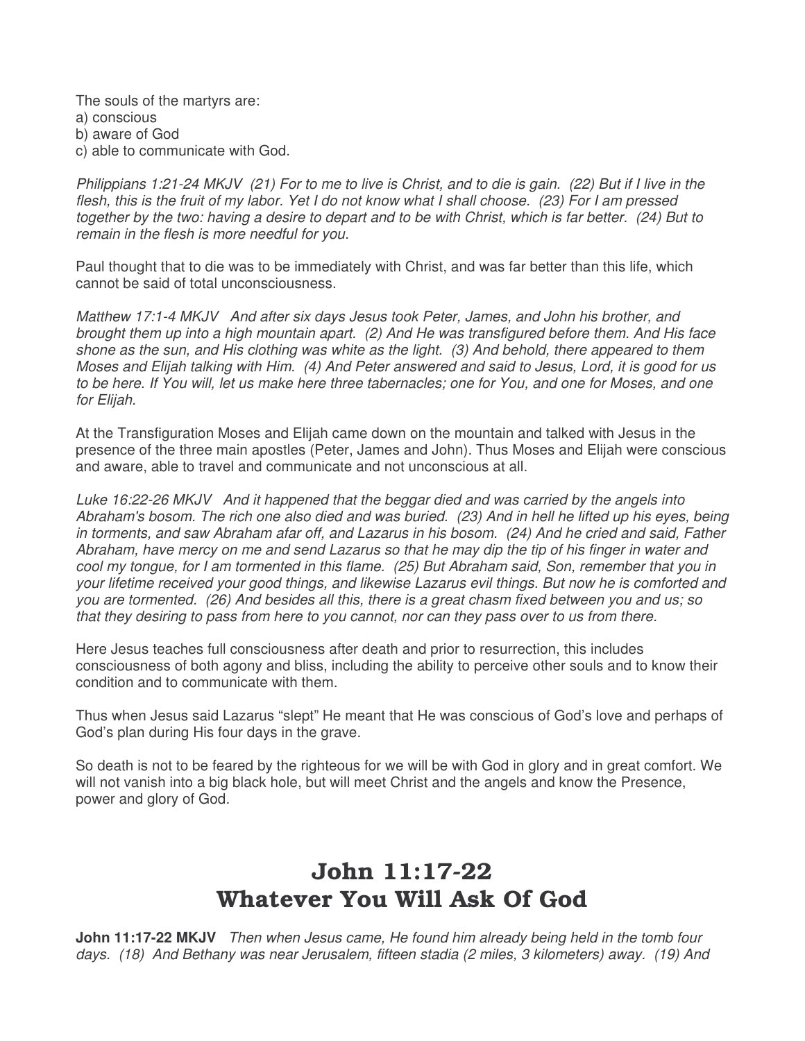The souls of the martyrs are:
a) conscious
b) aware of God
c) able to communicate with God.

*Philippians 1:21-24 MKJV (21) For to me to live is Christ, and to die is gain. (22) But if I live in the flesh, this is the fruit of my labor. Yet I do not know what I shall choose. (23) For I am pressed together by the two: having a desire to depart and to be with Christ, which is far better. (24) But to remain in the flesh is more needful for you.*

Paul thought that to die was to be immediately with Christ, and was far better than this life, which cannot be said of total unconsciousness.

*Matthew 17:1-4 MKJV And after six days Jesus took Peter, James, and John his brother, and brought them up into a high mountain apart. (2) And He was transfigured before them. And His face shone as the sun, and His clothing was white as the light. (3) And behold, there appeared to them Moses and Elijah talking with Him. (4) And Peter answered and said to Jesus, Lord, it is good for us to be here. If You will, let us make here three tabernacles; one for You, and one for Moses, and one for Elijah.*

At the Transfiguration Moses and Elijah came down on the mountain and talked with Jesus in the presence of the three main apostles (Peter, James and John). Thus Moses and Elijah were conscious and aware, able to travel and communicate and not unconscious at all.

*Luke 16:22-26 MKJV And it happened that the beggar died and was carried by the angels into Abraham's bosom. The rich one also died and was buried. (23) And in hell he lifted up his eyes, being in torments, and saw Abraham afar off, and Lazarus in his bosom. (24) And he cried and said, Father Abraham, have mercy on me and send Lazarus so that he may dip the tip of his finger in water and cool my tongue, for I am tormented in this flame. (25) But Abraham said, Son, remember that you in your lifetime received your good things, and likewise Lazarus evil things. But now he is comforted and you are tormented. (26) And besides all this, there is a great chasm fixed between you and us; so that they desiring to pass from here to you cannot, nor can they pass over to us from there.*

Here Jesus teaches full consciousness after death and prior to resurrection, this includes consciousness of both agony and bliss, including the ability to perceive other souls and to know their condition and to communicate with them.

Thus when Jesus said Lazarus "slept" He meant that He was conscious of God's love and perhaps of God's plan during His four days in the grave.

So death is not to be feared by the righteous for we will be with God in glory and in great comfort. We will not vanish into a big black hole, but will meet Christ and the angels and know the Presence, power and glory of God.

# John 11:17-22
# Whatever You Will Ask Of God

**John 11:17-22 MKJV** *Then when Jesus came, He found him already being held in the tomb four days. (18) And Bethany was near Jerusalem, fifteen stadia (2 miles, 3 kilometers) away. (19) And*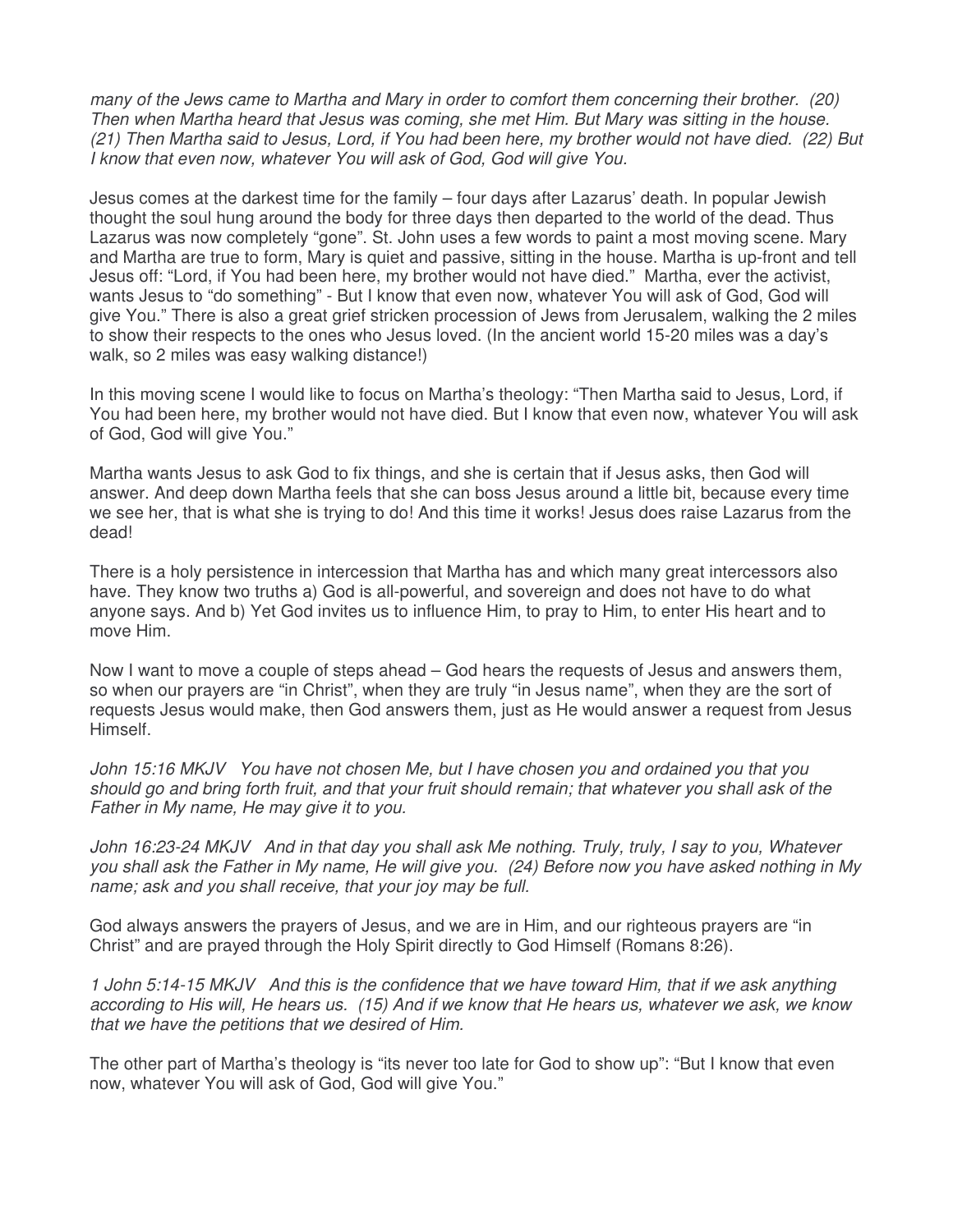*many of the Jews came to Martha and Mary in order to comfort them concerning their brother. (20) Then when Martha heard that Jesus was coming, she met Him. But Mary was sitting in the house. (21) Then Martha said to Jesus, Lord, if You had been here, my brother would not have died. (22) But I know that even now, whatever You will ask of God, God will give You.*

Jesus comes at the darkest time for the family – four days after Lazarus' death. In popular Jewish thought the soul hung around the body for three days then departed to the world of the dead. Thus Lazarus was now completely "gone". St. John uses a few words to paint a most moving scene. Mary and Martha are true to form, Mary is quiet and passive, sitting in the house. Martha is up-front and tell Jesus off: "Lord, if You had been here, my brother would not have died." Martha, ever the activist, wants Jesus to "do something" - But I know that even now, whatever You will ask of God, God will give You." There is also a great grief stricken procession of Jews from Jerusalem, walking the 2 miles to show their respects to the ones who Jesus loved. (In the ancient world 15-20 miles was a day's walk, so 2 miles was easy walking distance!)

In this moving scene I would like to focus on Martha's theology: "Then Martha said to Jesus, Lord, if You had been here, my brother would not have died. But I know that even now, whatever You will ask of God, God will give You."

Martha wants Jesus to ask God to fix things, and she is certain that if Jesus asks, then God will answer. And deep down Martha feels that she can boss Jesus around a little bit, because every time we see her, that is what she is trying to do! And this time it works! Jesus does raise Lazarus from the dead!

There is a holy persistence in intercession that Martha has and which many great intercessors also have. They know two truths a) God is all-powerful, and sovereign and does not have to do what anyone says. And b) Yet God invites us to influence Him, to pray to Him, to enter His heart and to move Him.

Now I want to move a couple of steps ahead – God hears the requests of Jesus and answers them, so when our prayers are "in Christ", when they are truly "in Jesus name", when they are the sort of requests Jesus would make, then God answers them, just as He would answer a request from Jesus Himself.

*John 15:16 MKJV You have not chosen Me, but I have chosen you and ordained you that you should go and bring forth fruit, and that your fruit should remain; that whatever you shall ask of the Father in My name, He may give it to you.*

*John 16:23-24 MKJV And in that day you shall ask Me nothing. Truly, truly, I say to you, Whatever you shall ask the Father in My name, He will give you. (24) Before now you have asked nothing in My name; ask and you shall receive, that your joy may be full.*

God always answers the prayers of Jesus, and we are in Him, and our righteous prayers are "in Christ" and are prayed through the Holy Spirit directly to God Himself (Romans 8:26).

*1 John 5:14-15 MKJV And this is the confidence that we have toward Him, that if we ask anything according to His will, He hears us. (15) And if we know that He hears us, whatever we ask, we know that we have the petitions that we desired of Him.*

The other part of Martha's theology is "its never too late for God to show up": "But I know that even now, whatever You will ask of God, God will give You."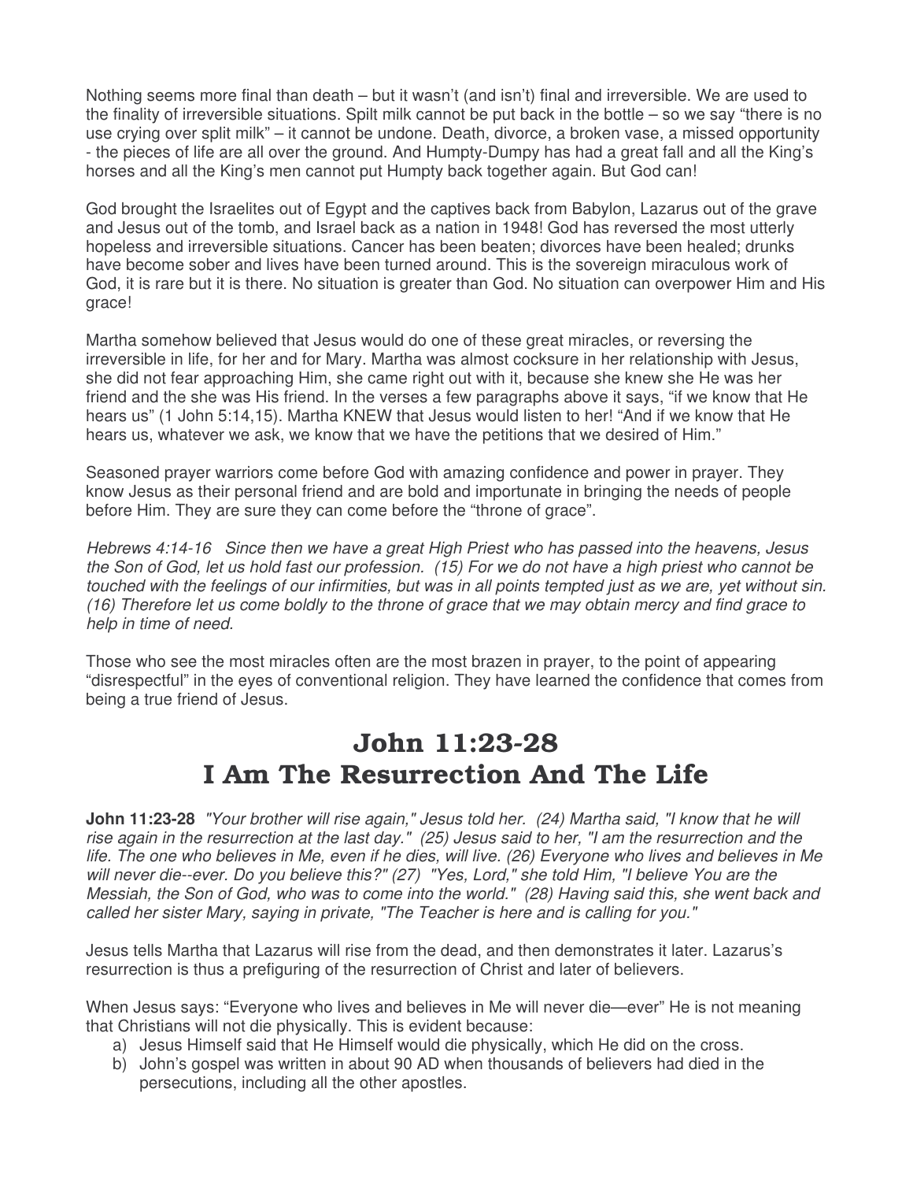Nothing seems more final than death – but it wasn't (and isn't) final and irreversible. We are used to the finality of irreversible situations. Spilt milk cannot be put back in the bottle – so we say "there is no use crying over split milk" – it cannot be undone. Death, divorce, a broken vase, a missed opportunity - the pieces of life are all over the ground. And Humpty-Dumpy has had a great fall and all the King's horses and all the King's men cannot put Humpty back together again. But God can!

God brought the Israelites out of Egypt and the captives back from Babylon, Lazarus out of the grave and Jesus out of the tomb, and Israel back as a nation in 1948! God has reversed the most utterly hopeless and irreversible situations. Cancer has been beaten; divorces have been healed; drunks have become sober and lives have been turned around. This is the sovereign miraculous work of God, it is rare but it is there. No situation is greater than God. No situation can overpower Him and His grace!

Martha somehow believed that Jesus would do one of these great miracles, or reversing the irreversible in life, for her and for Mary. Martha was almost cocksure in her relationship with Jesus, she did not fear approaching Him, she came right out with it, because she knew she He was her friend and the she was His friend. In the verses a few paragraphs above it says, "if we know that He hears us" (1 John 5:14,15). Martha KNEW that Jesus would listen to her! "And if we know that He hears us, whatever we ask, we know that we have the petitions that we desired of Him."

Seasoned prayer warriors come before God with amazing confidence and power in prayer. They know Jesus as their personal friend and are bold and importunate in bringing the needs of people before Him. They are sure they can come before the "throne of grace".

*Hebrews 4:14-16 Since then we have a great High Priest who has passed into the heavens, Jesus the Son of God, let us hold fast our profession. (15) For we do not have a high priest who cannot be touched with the feelings of our infirmities, but was in all points tempted just as we are, yet without sin. (16) Therefore let us come boldly to the throne of grace that we may obtain mercy and find grace to help in time of need.*

Those who see the most miracles often are the most brazen in prayer, to the point of appearing "disrespectful" in the eyes of conventional religion. They have learned the confidence that comes from being a true friend of Jesus.

# John 11:23-28
# I Am The Resurrection And The Life

**John 11:23-28** *"Your brother will rise again," Jesus told her. (24) Martha said, "I know that he will rise again in the resurrection at the last day." (25) Jesus said to her, "I am the resurrection and the life. The one who believes in Me, even if he dies, will live. (26) Everyone who lives and believes in Me will never die--ever. Do you believe this?" (27) "Yes, Lord," she told Him, "I believe You are the Messiah, the Son of God, who was to come into the world." (28) Having said this, she went back and called her sister Mary, saying in private, "The Teacher is here and is calling for you."*

Jesus tells Martha that Lazarus will rise from the dead, and then demonstrates it later. Lazarus's resurrection is thus a prefiguring of the resurrection of Christ and later of believers.

When Jesus says: "Everyone who lives and believes in Me will never die—ever" He is not meaning that Christians will not die physically. This is evident because:

a) Jesus Himself said that He Himself would die physically, which He did on the cross.
b) John's gospel was written in about 90 AD when thousands of believers had died in the persecutions, including all the other apostles.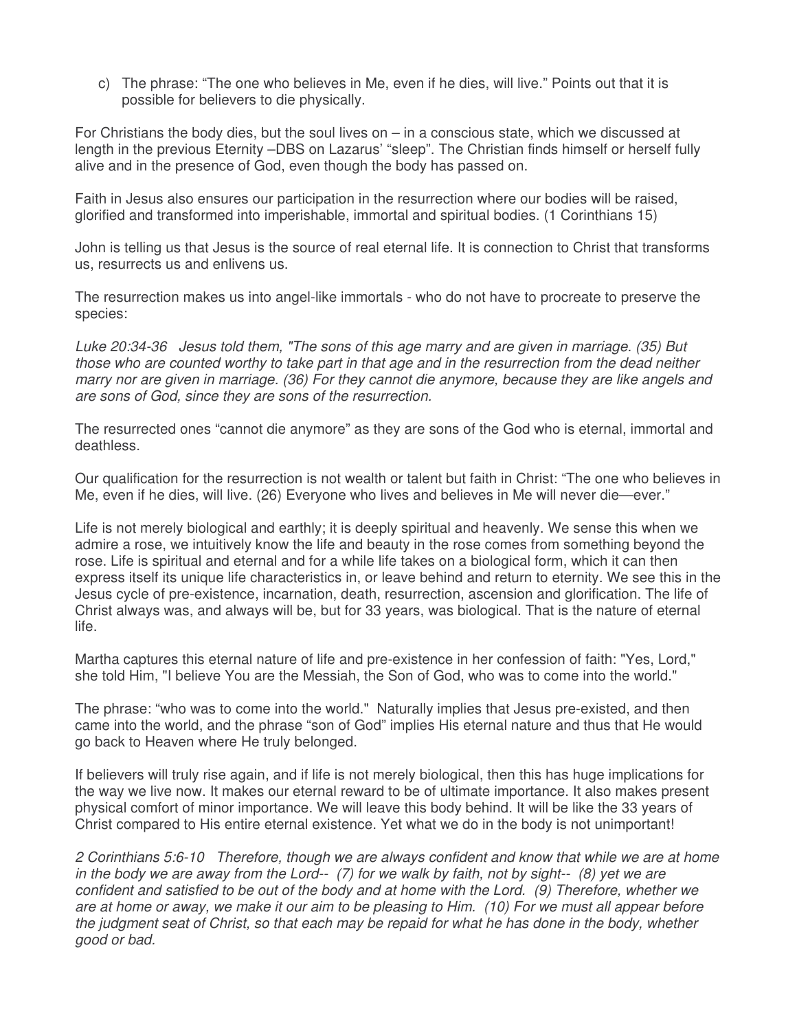c) The phrase: "The one who believes in Me, even if he dies, will live." Points out that it is possible for believers to die physically.

For Christians the body dies, but the soul lives on – in a conscious state, which we discussed at length in the previous Eternity –DBS on Lazarus' "sleep". The Christian finds himself or herself fully alive and in the presence of God, even though the body has passed on.

Faith in Jesus also ensures our participation in the resurrection where our bodies will be raised, glorified and transformed into imperishable, immortal and spiritual bodies. (1 Corinthians 15)

John is telling us that Jesus is the source of real eternal life. It is connection to Christ that transforms us, resurrects us and enlivens us.

The resurrection makes us into angel-like immortals - who do not have to procreate to preserve the species:

*Luke 20:34-36 Jesus told them, "The sons of this age marry and are given in marriage. (35) But those who are counted worthy to take part in that age and in the resurrection from the dead neither marry nor are given in marriage. (36) For they cannot die anymore, because they are like angels and are sons of God, since they are sons of the resurrection.*

The resurrected ones "cannot die anymore" as they are sons of the God who is eternal, immortal and deathless.

Our qualification for the resurrection is not wealth or talent but faith in Christ: "The one who believes in Me, even if he dies, will live. (26) Everyone who lives and believes in Me will never die—ever."

Life is not merely biological and earthly; it is deeply spiritual and heavenly. We sense this when we admire a rose, we intuitively know the life and beauty in the rose comes from something beyond the rose. Life is spiritual and eternal and for a while life takes on a biological form, which it can then express itself its unique life characteristics in, or leave behind and return to eternity. We see this in the Jesus cycle of pre-existence, incarnation, death, resurrection, ascension and glorification. The life of Christ always was, and always will be, but for 33 years, was biological. That is the nature of eternal life.

Martha captures this eternal nature of life and pre-existence in her confession of faith: "Yes, Lord," she told Him, "I believe You are the Messiah, the Son of God, who was to come into the world."

The phrase: "who was to come into the world." Naturally implies that Jesus pre-existed, and then came into the world, and the phrase "son of God" implies His eternal nature and thus that He would go back to Heaven where He truly belonged.

If believers will truly rise again, and if life is not merely biological, then this has huge implications for the way we live now. It makes our eternal reward to be of ultimate importance. It also makes present physical comfort of minor importance. We will leave this body behind. It will be like the 33 years of Christ compared to His entire eternal existence. Yet what we do in the body is not unimportant!

*2 Corinthians 5:6-10 Therefore, though we are always confident and know that while we are at home in the body we are away from the Lord-- (7) for we walk by faith, not by sight-- (8) yet we are confident and satisfied to be out of the body and at home with the Lord. (9) Therefore, whether we are at home or away, we make it our aim to be pleasing to Him. (10) For we must all appear before the judgment seat of Christ, so that each may be repaid for what he has done in the body, whether good or bad.*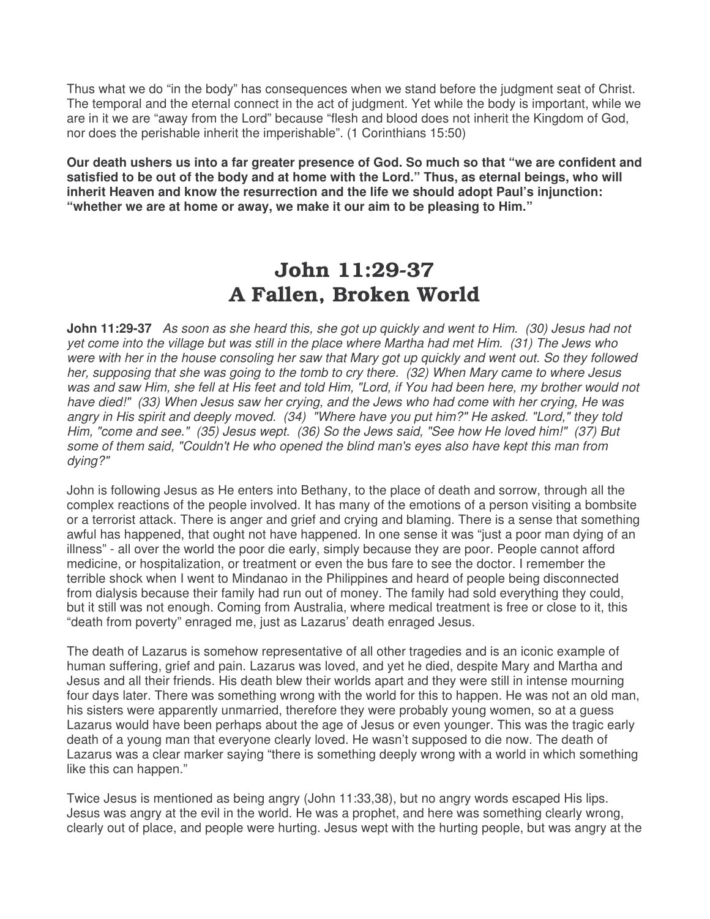Thus what we do “in the body” has consequences when we stand before the judgment seat of Christ. The temporal and the eternal connect in the act of judgment. Yet while the body is important, while we are in it we are “away from the Lord” because “flesh and blood does not inherit the Kingdom of God, nor does the perishable inherit the imperishable”. (1 Corinthians 15:50)

**Our death ushers us into a far greater presence of God. So much so that “we are confident and satisfied to be out of the body and at home with the Lord.” Thus, as eternal beings, who will inherit Heaven and know the resurrection and the life we should adopt Paul’s injunction: “whether we are at home or away, we make it our aim to be pleasing to Him.”**

# John 11:29-37
# A Fallen, Broken World

**John 11:29-37** *As soon as she heard this, she got up quickly and went to Him. (30) Jesus had not yet come into the village but was still in the place where Martha had met Him. (31) The Jews who were with her in the house consoling her saw that Mary got up quickly and went out. So they followed her, supposing that she was going to the tomb to cry there. (32) When Mary came to where Jesus was and saw Him, she fell at His feet and told Him, "Lord, if You had been here, my brother would not have died!" (33) When Jesus saw her crying, and the Jews who had come with her crying, He was angry in His spirit and deeply moved. (34) "Where have you put him?" He asked. "Lord," they told Him, "come and see." (35) Jesus wept. (36) So the Jews said, "See how He loved him!" (37) But some of them said, "Couldn't He who opened the blind man's eyes also have kept this man from dying?"*

John is following Jesus as He enters into Bethany, to the place of death and sorrow, through all the complex reactions of the people involved. It has many of the emotions of a person visiting a bombsite or a terrorist attack. There is anger and grief and crying and blaming. There is a sense that something awful has happened, that ought not have happened. In one sense it was “just a poor man dying of an illness” - all over the world the poor die early, simply because they are poor. People cannot afford medicine, or hospitalization, or treatment or even the bus fare to see the doctor. I remember the terrible shock when I went to Mindanao in the Philippines and heard of people being disconnected from dialysis because their family had run out of money. The family had sold everything they could, but it still was not enough. Coming from Australia, where medical treatment is free or close to it, this “death from poverty” enraged me, just as Lazarus’ death enraged Jesus.

The death of Lazarus is somehow representative of all other tragedies and is an iconic example of human suffering, grief and pain. Lazarus was loved, and yet he died, despite Mary and Martha and Jesus and all their friends. His death blew their worlds apart and they were still in intense mourning four days later. There was something wrong with the world for this to happen. He was not an old man, his sisters were apparently unmarried, therefore they were probably young women, so at a guess Lazarus would have been perhaps about the age of Jesus or even younger. This was the tragic early death of a young man that everyone clearly loved. He wasn’t supposed to die now. The death of Lazarus was a clear marker saying “there is something deeply wrong with a world in which something like this can happen.”

Twice Jesus is mentioned as being angry (John 11:33,38), but no angry words escaped His lips. Jesus was angry at the evil in the world. He was a prophet, and here was something clearly wrong, clearly out of place, and people were hurting. Jesus wept with the hurting people, but was angry at the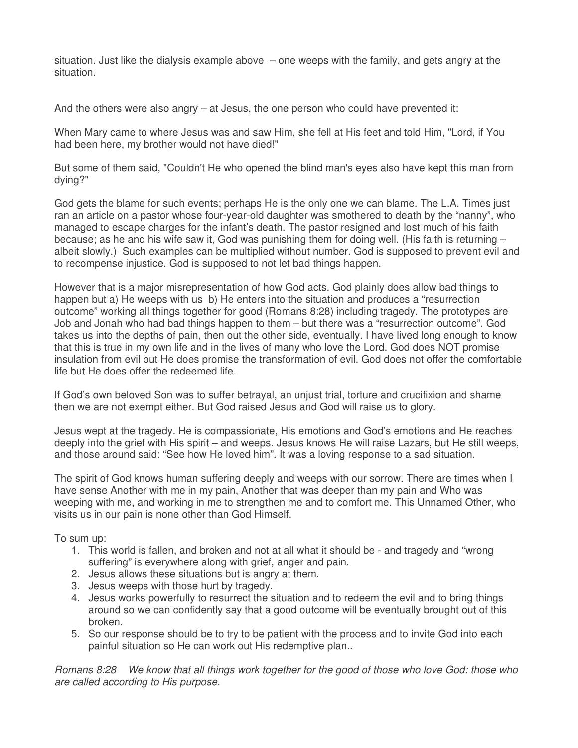situation. Just like the dialysis example above – one weeps with the family, and gets angry at the situation.

And the others were also angry – at Jesus, the one person who could have prevented it:

When Mary came to where Jesus was and saw Him, she fell at His feet and told Him, "Lord, if You had been here, my brother would not have died!"

But some of them said, "Couldn't He who opened the blind man's eyes also have kept this man from dying?"

God gets the blame for such events; perhaps He is the only one we can blame. The L.A. Times just ran an article on a pastor whose four-year-old daughter was smothered to death by the "nanny", who managed to escape charges for the infant's death. The pastor resigned and lost much of his faith because; as he and his wife saw it, God was punishing them for doing well. (His faith is returning – albeit slowly.) Such examples can be multiplied without number. God is supposed to prevent evil and to recompense injustice. God is supposed to not let bad things happen.

However that is a major misrepresentation of how God acts. God plainly does allow bad things to happen but a) He weeps with us b) He enters into the situation and produces a "resurrection outcome" working all things together for good (Romans 8:28) including tragedy. The prototypes are Job and Jonah who had bad things happen to them – but there was a "resurrection outcome". God takes us into the depths of pain, then out the other side, eventually. I have lived long enough to know that this is true in my own life and in the lives of many who love the Lord. God does NOT promise insulation from evil but He does promise the transformation of evil. God does not offer the comfortable life but He does offer the redeemed life.

If God's own beloved Son was to suffer betrayal, an unjust trial, torture and crucifixion and shame then we are not exempt either. But God raised Jesus and God will raise us to glory.

Jesus wept at the tragedy. He is compassionate, His emotions and God's emotions and He reaches deeply into the grief with His spirit – and weeps. Jesus knows He will raise Lazars, but He still weeps, and those around said: "See how He loved him". It was a loving response to a sad situation.

The spirit of God knows human suffering deeply and weeps with our sorrow. There are times when I have sense Another with me in my pain, Another that was deeper than my pain and Who was weeping with me, and working in me to strengthen me and to comfort me. This Unnamed Other, who visits us in our pain is none other than God Himself.

To sum up:

1. This world is fallen, and broken and not at all what it should be - and tragedy and "wrong suffering" is everywhere along with grief, anger and pain.
2. Jesus allows these situations but is angry at them.
3. Jesus weeps with those hurt by tragedy.
4. Jesus works powerfully to resurrect the situation and to redeem the evil and to bring things around so we can confidently say that a good outcome will be eventually brought out of this broken.
5. So our response should be to try to be patient with the process and to invite God into each painful situation so He can work out His redemptive plan..

*Romans 8:28 We know that all things work together for the good of those who love God: those who are called according to His purpose.*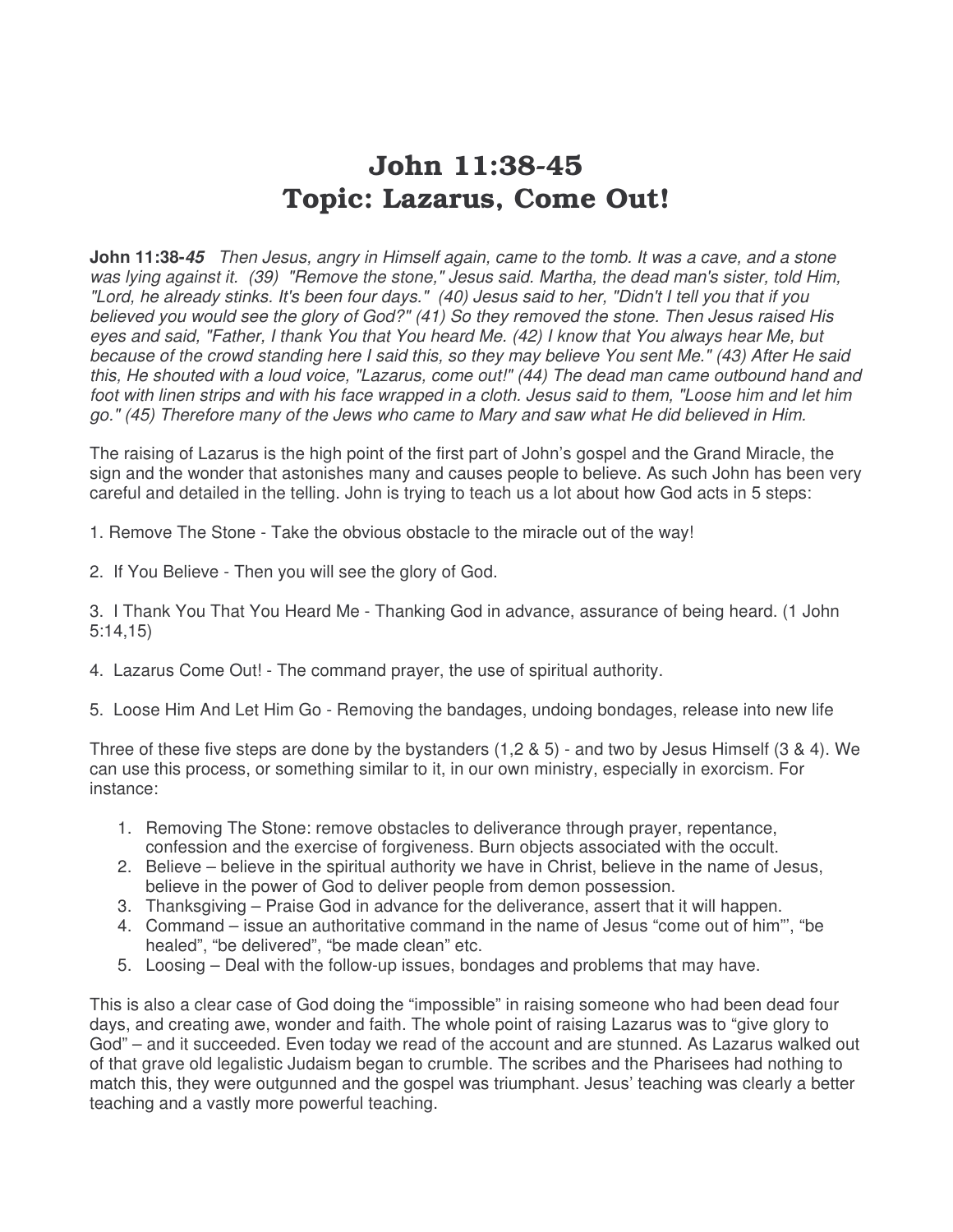# John 11:38-45
# Topic: Lazarus, Come Out!

**John 11:38-*45*** *Then Jesus, angry in Himself again, came to the tomb. It was a cave, and a stone was lying against it. (39) "Remove the stone," Jesus said. Martha, the dead man's sister, told Him, "Lord, he already stinks. It's been four days." (40) Jesus said to her, "Didn't I tell you that if you believed you would see the glory of God?" (41) So they removed the stone. Then Jesus raised His eyes and said, "Father, I thank You that You heard Me. (42) I know that You always hear Me, but because of the crowd standing here I said this, so they may believe You sent Me." (43) After He said this, He shouted with a loud voice, "Lazarus, come out!" (44) The dead man came outbound hand and foot with linen strips and with his face wrapped in a cloth. Jesus said to them, "Loose him and let him go." (45) Therefore many of the Jews who came to Mary and saw what He did believed in Him.*

The raising of Lazarus is the high point of the first part of John's gospel and the Grand Miracle, the sign and the wonder that astonishes many and causes people to believe. As such John has been very careful and detailed in the telling. John is trying to teach us a lot about how God acts in 5 steps:

1. Remove The Stone - Take the obvious obstacle to the miracle out of the way!

2. If You Believe - Then you will see the glory of God.

3. I Thank You That You Heard Me - Thanking God in advance, assurance of being heard. (1 John 5:14,15)

4. Lazarus Come Out! - The command prayer, the use of spiritual authority.

5. Loose Him And Let Him Go - Removing the bandages, undoing bondages, release into new life

Three of these five steps are done by the bystanders (1,2 & 5) - and two by Jesus Himself (3 & 4). We can use this process, or something similar to it, in our own ministry, especially in exorcism. For instance:

1. Removing The Stone: remove obstacles to deliverance through prayer, repentance, confession and the exercise of forgiveness. Burn objects associated with the occult.
2. Believe – believe in the spiritual authority we have in Christ, believe in the name of Jesus, believe in the power of God to deliver people from demon possession.
3. Thanksgiving – Praise God in advance for the deliverance, assert that it will happen.
4. Command – issue an authoritative command in the name of Jesus "come out of him"', "be healed", "be delivered", "be made clean" etc.
5. Loosing – Deal with the follow-up issues, bondages and problems that may have.

This is also a clear case of God doing the "impossible" in raising someone who had been dead four days, and creating awe, wonder and faith. The whole point of raising Lazarus was to "give glory to God" – and it succeeded. Even today we read of the account and are stunned. As Lazarus walked out of that grave old legalistic Judaism began to crumble. The scribes and the Pharisees had nothing to match this, they were outgunned and the gospel was triumphant. Jesus' teaching was clearly a better teaching and a vastly more powerful teaching.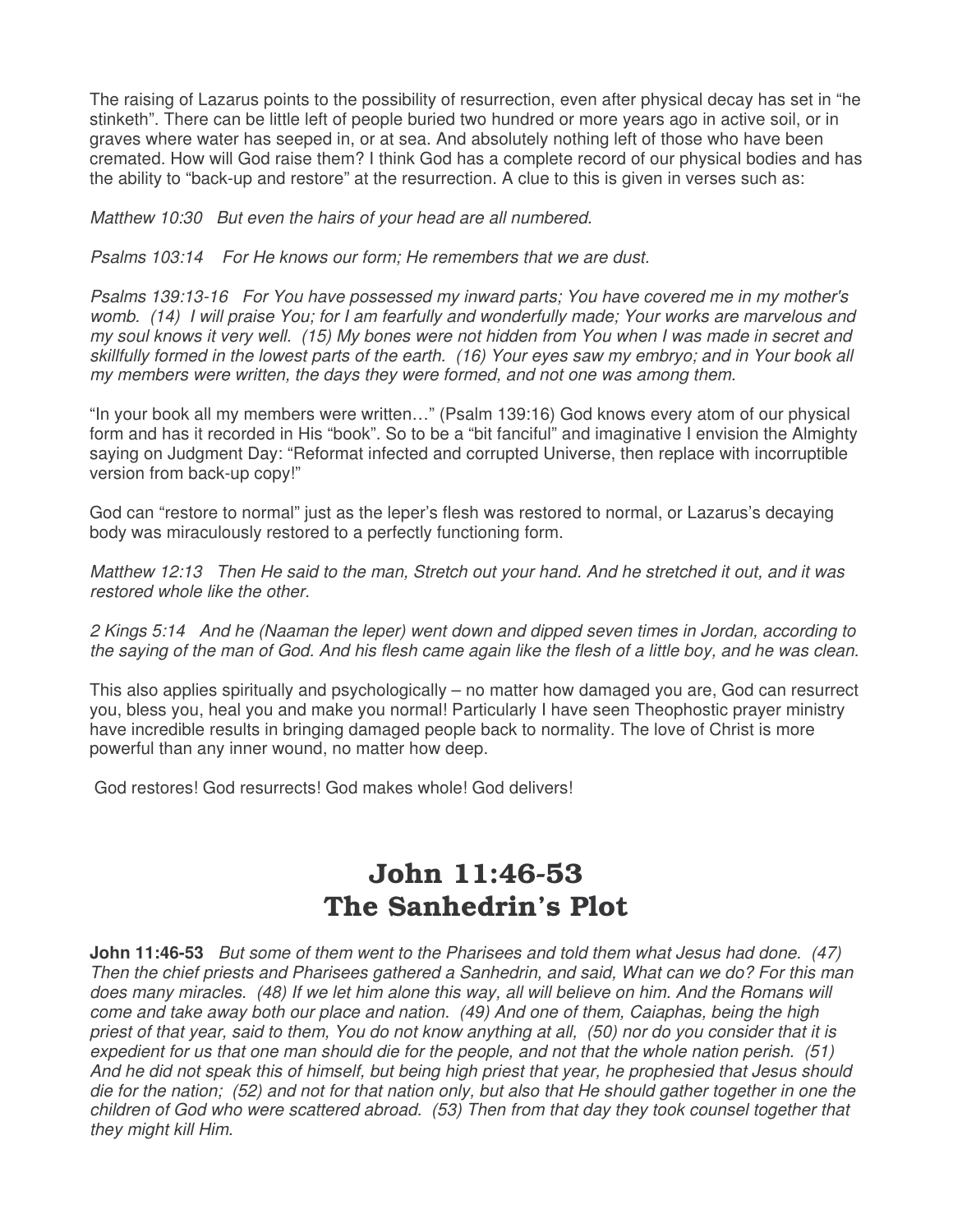The raising of Lazarus points to the possibility of resurrection, even after physical decay has set in "he stinketh". There can be little left of people buried two hundred or more years ago in active soil, or in graves where water has seeped in, or at sea. And absolutely nothing left of those who have been cremated. How will God raise them? I think God has a complete record of our physical bodies and has the ability to "back-up and restore" at the resurrection. A clue to this is given in verses such as:

*Matthew 10:30   But even the hairs of your head are all numbered.*

*Psalms 103:14   For He knows our form; He remembers that we are dust.*

*Psalms 139:13-16   For You have possessed my inward parts; You have covered me in my mother's womb.  (14)  I will praise You; for I am fearfully and wonderfully made; Your works are marvelous and my soul knows it very well.  (15) My bones were not hidden from You when I was made in secret and skillfully formed in the lowest parts of the earth.  (16) Your eyes saw my embryo; and in Your book all my members were written, the days they were formed, and not one was among them.*

"In your book all my members were written…" (Psalm 139:16) God knows every atom of our physical form and has it recorded in His "book". So to be a "bit fanciful" and imaginative I envision the Almighty saying on Judgment Day: "Reformat infected and corrupted Universe, then replace with incorruptible version from back-up copy!"

God can "restore to normal" just as the leper's flesh was restored to normal, or Lazarus's decaying body was miraculously restored to a perfectly functioning form.

*Matthew 12:13   Then He said to the man, Stretch out your hand. And he stretched it out, and it was restored whole like the other.*

*2 Kings 5:14   And he (Naaman the leper) went down and dipped seven times in Jordan, according to the saying of the man of God. And his flesh came again like the flesh of a little boy, and he was clean.*

This also applies spiritually and psychologically – no matter how damaged you are, God can resurrect you, bless you, heal you and make you normal! Particularly I have seen Theophostic prayer ministry have incredible results in bringing damaged people back to normality. The love of Christ is more powerful than any inner wound, no matter how deep.

God restores! God resurrects! God makes whole! God delivers!

# John 11:46-53
# The Sanhedrin's Plot

**John 11:46-53**   *But some of them went to the Pharisees and told them what Jesus had done.  (47) Then the chief priests and Pharisees gathered a Sanhedrin, and said, What can we do? For this man does many miracles.  (48) If we let him alone this way, all will believe on him. And the Romans will come and take away both our place and nation.  (49) And one of them, Caiaphas, being the high priest of that year, said to them, You do not know anything at all,  (50) nor do you consider that it is expedient for us that one man should die for the people, and not that the whole nation perish.  (51) And he did not speak this of himself, but being high priest that year, he prophesied that Jesus should die for the nation;  (52) and not for that nation only, but also that He should gather together in one the children of God who were scattered abroad.  (53) Then from that day they took counsel together that they might kill Him.*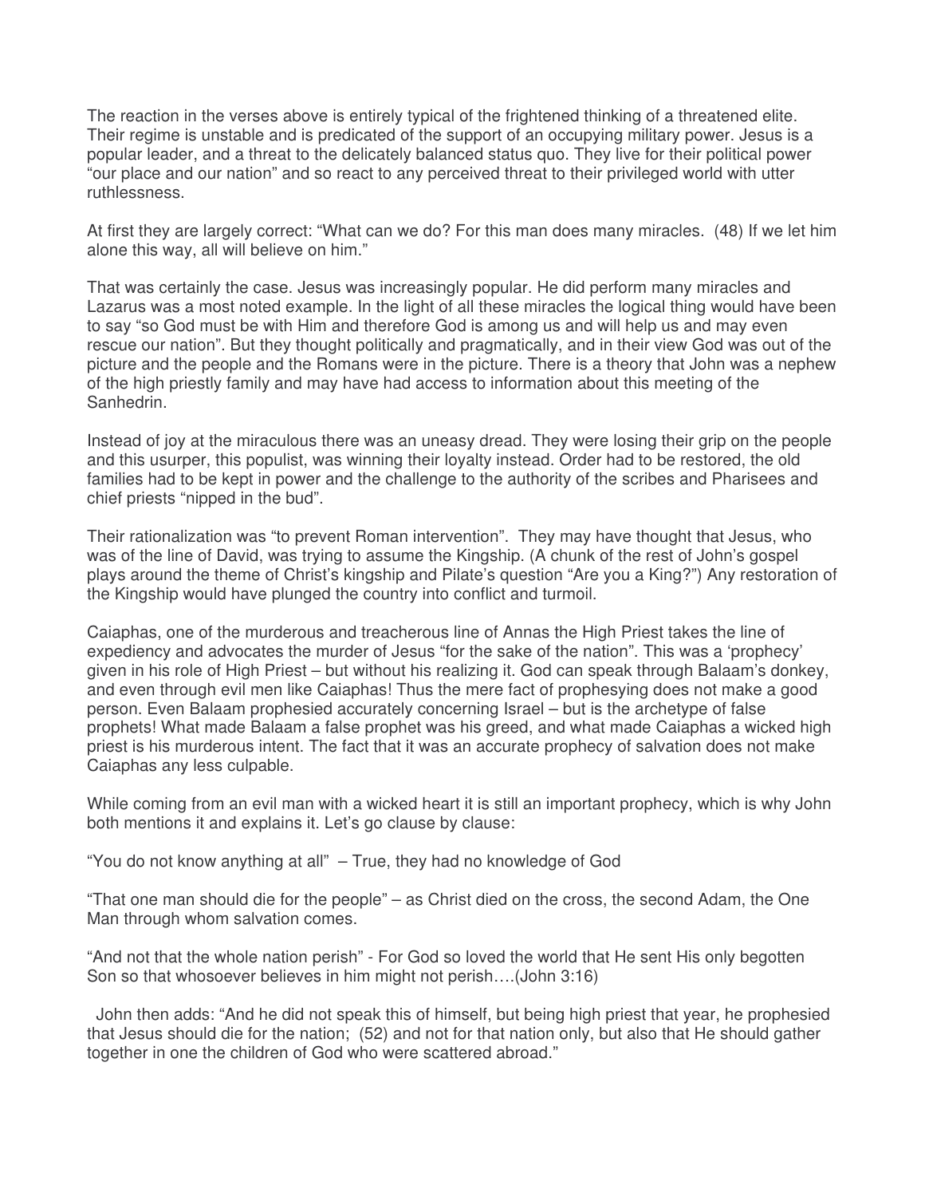The reaction in the verses above is entirely typical of the frightened thinking of a threatened elite. Their regime is unstable and is predicated of the support of an occupying military power. Jesus is a popular leader, and a threat to the delicately balanced status quo. They live for their political power "our place and our nation" and so react to any perceived threat to their privileged world with utter ruthlessness.

At first they are largely correct: "What can we do? For this man does many miracles. (48) If we let him alone this way, all will believe on him."

That was certainly the case. Jesus was increasingly popular. He did perform many miracles and Lazarus was a most noted example. In the light of all these miracles the logical thing would have been to say "so God must be with Him and therefore God is among us and will help us and may even rescue our nation". But they thought politically and pragmatically, and in their view God was out of the picture and the people and the Romans were in the picture. There is a theory that John was a nephew of the high priestly family and may have had access to information about this meeting of the Sanhedrin.

Instead of joy at the miraculous there was an uneasy dread. They were losing their grip on the people and this usurper, this populist, was winning their loyalty instead. Order had to be restored, the old families had to be kept in power and the challenge to the authority of the scribes and Pharisees and chief priests "nipped in the bud".

Their rationalization was "to prevent Roman intervention". They may have thought that Jesus, who was of the line of David, was trying to assume the Kingship. (A chunk of the rest of John's gospel plays around the theme of Christ's kingship and Pilate's question "Are you a King?") Any restoration of the Kingship would have plunged the country into conflict and turmoil.

Caiaphas, one of the murderous and treacherous line of Annas the High Priest takes the line of expediency and advocates the murder of Jesus "for the sake of the nation". This was a 'prophecy' given in his role of High Priest – but without his realizing it. God can speak through Balaam's donkey, and even through evil men like Caiaphas! Thus the mere fact of prophesying does not make a good person. Even Balaam prophesied accurately concerning Israel – but is the archetype of false prophets! What made Balaam a false prophet was his greed, and what made Caiaphas a wicked high priest is his murderous intent. The fact that it was an accurate prophecy of salvation does not make Caiaphas any less culpable.

While coming from an evil man with a wicked heart it is still an important prophecy, which is why John both mentions it and explains it. Let's go clause by clause:

"You do not know anything at all" – True, they had no knowledge of God

"That one man should die for the people" – as Christ died on the cross, the second Adam, the One Man through whom salvation comes.

"And not that the whole nation perish" - For God so loved the world that He sent His only begotten Son so that whosoever believes in him might not perish….(John 3:16)

John then adds: "And he did not speak this of himself, but being high priest that year, he prophesied that Jesus should die for the nation; (52) and not for that nation only, but also that He should gather together in one the children of God who were scattered abroad."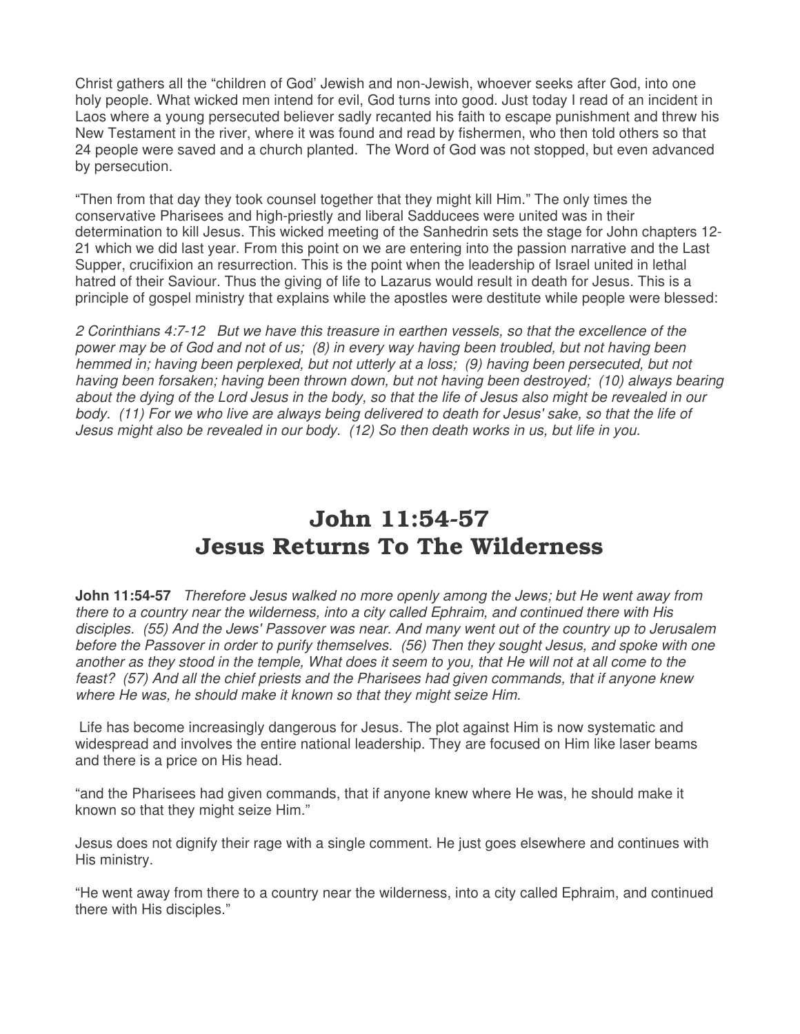Christ gathers all the "children of God' Jewish and non-Jewish, whoever seeks after God, into one holy people. What wicked men intend for evil, God turns into good. Just today I read of an incident in Laos where a young persecuted believer sadly recanted his faith to escape punishment and threw his New Testament in the river, where it was found and read by fishermen, who then told others so that 24 people were saved and a church planted. The Word of God was not stopped, but even advanced by persecution.

"Then from that day they took counsel together that they might kill Him." The only times the conservative Pharisees and high-priestly and liberal Sadducees were united was in their determination to kill Jesus. This wicked meeting of the Sanhedrin sets the stage for John chapters 12-21 which we did last year. From this point on we are entering into the passion narrative and the Last Supper, crucifixion an resurrection. This is the point when the leadership of Israel united in lethal hatred of their Saviour. Thus the giving of life to Lazarus would result in death for Jesus. This is a principle of gospel ministry that explains while the apostles were destitute while people were blessed:

*2 Corinthians 4:7-12 But we have this treasure in earthen vessels, so that the excellence of the power may be of God and not of us; (8) in every way having been troubled, but not having been hemmed in; having been perplexed, but not utterly at a loss; (9) having been persecuted, but not having been forsaken; having been thrown down, but not having been destroyed; (10) always bearing about the dying of the Lord Jesus in the body, so that the life of Jesus also might be revealed in our body. (11) For we who live are always being delivered to death for Jesus' sake, so that the life of Jesus might also be revealed in our body. (12) So then death works in us, but life in you.*

# John 11:54-57
# Jesus Returns To The Wilderness

**John 11:54-57** *Therefore Jesus walked no more openly among the Jews; but He went away from there to a country near the wilderness, into a city called Ephraim, and continued there with His disciples. (55) And the Jews' Passover was near. And many went out of the country up to Jerusalem before the Passover in order to purify themselves. (56) Then they sought Jesus, and spoke with one another as they stood in the temple, What does it seem to you, that He will not at all come to the feast? (57) And all the chief priests and the Pharisees had given commands, that if anyone knew where He was, he should make it known so that they might seize Him.*

Life has become increasingly dangerous for Jesus. The plot against Him is now systematic and widespread and involves the entire national leadership. They are focused on Him like laser beams and there is a price on His head.

"and the Pharisees had given commands, that if anyone knew where He was, he should make it known so that they might seize Him."

Jesus does not dignify their rage with a single comment. He just goes elsewhere and continues with His ministry.

"He went away from there to a country near the wilderness, into a city called Ephraim, and continued there with His disciples."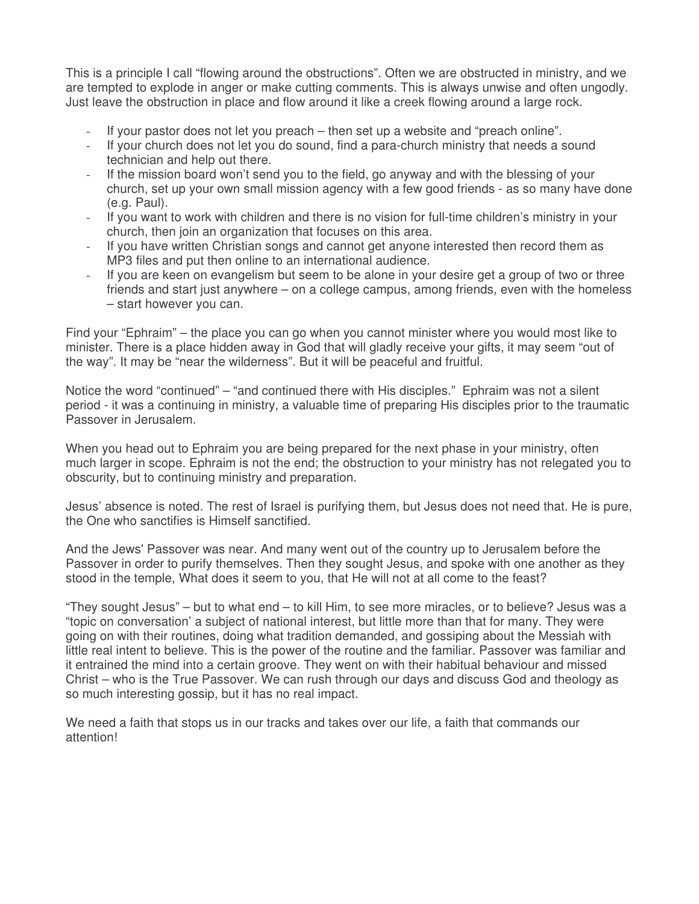This is a principle I call "flowing around the obstructions". Often we are obstructed in ministry, and we are tempted to explode in anger or make cutting comments. This is always unwise and often ungodly. Just leave the obstruction in place and flow around it like a creek flowing around a large rock.

- If your pastor does not let you preach – then set up a website and "preach online".
- If your church does not let you do sound, find a para-church ministry that needs a sound technician and help out there.
- If the mission board won't send you to the field, go anyway and with the blessing of your church, set up your own small mission agency with a few good friends - as so many have done (e.g. Paul).
- If you want to work with children and there is no vision for full-time children's ministry in your church, then join an organization that focuses on this area.
- If you have written Christian songs and cannot get anyone interested then record them as MP3 files and put then online to an international audience.
- If you are keen on evangelism but seem to be alone in your desire get a group of two or three friends and start just anywhere – on a college campus, among friends, even with the homeless – start however you can.

Find your "Ephraim" – the place you can go when you cannot minister where you would most like to minister. There is a place hidden away in God that will gladly receive your gifts, it may seem "out of the way". It may be "near the wilderness". But it will be peaceful and fruitful.

Notice the word "continued" – "and continued there with His disciples." Ephraim was not a silent period - it was a continuing in ministry, a valuable time of preparing His disciples prior to the traumatic Passover in Jerusalem.

When you head out to Ephraim you are being prepared for the next phase in your ministry, often much larger in scope. Ephraim is not the end; the obstruction to your ministry has not relegated you to obscurity, but to continuing ministry and preparation.

Jesus' absence is noted. The rest of Israel is purifying them, but Jesus does not need that. He is pure, the One who sanctifies is Himself sanctified.

And the Jews' Passover was near. And many went out of the country up to Jerusalem before the Passover in order to purify themselves. Then they sought Jesus, and spoke with one another as they stood in the temple, What does it seem to you, that He will not at all come to the feast?

"They sought Jesus" – but to what end – to kill Him, to see more miracles, or to believe? Jesus was a "topic on conversation' a subject of national interest, but little more than that for many. They were going on with their routines, doing what tradition demanded, and gossiping about the Messiah with little real intent to believe. This is the power of the routine and the familiar. Passover was familiar and it entrained the mind into a certain groove. They went on with their habitual behaviour and missed Christ – who is the True Passover. We can rush through our days and discuss God and theology as so much interesting gossip, but it has no real impact.

We need a faith that stops us in our tracks and takes over our life, a faith that commands our attention!